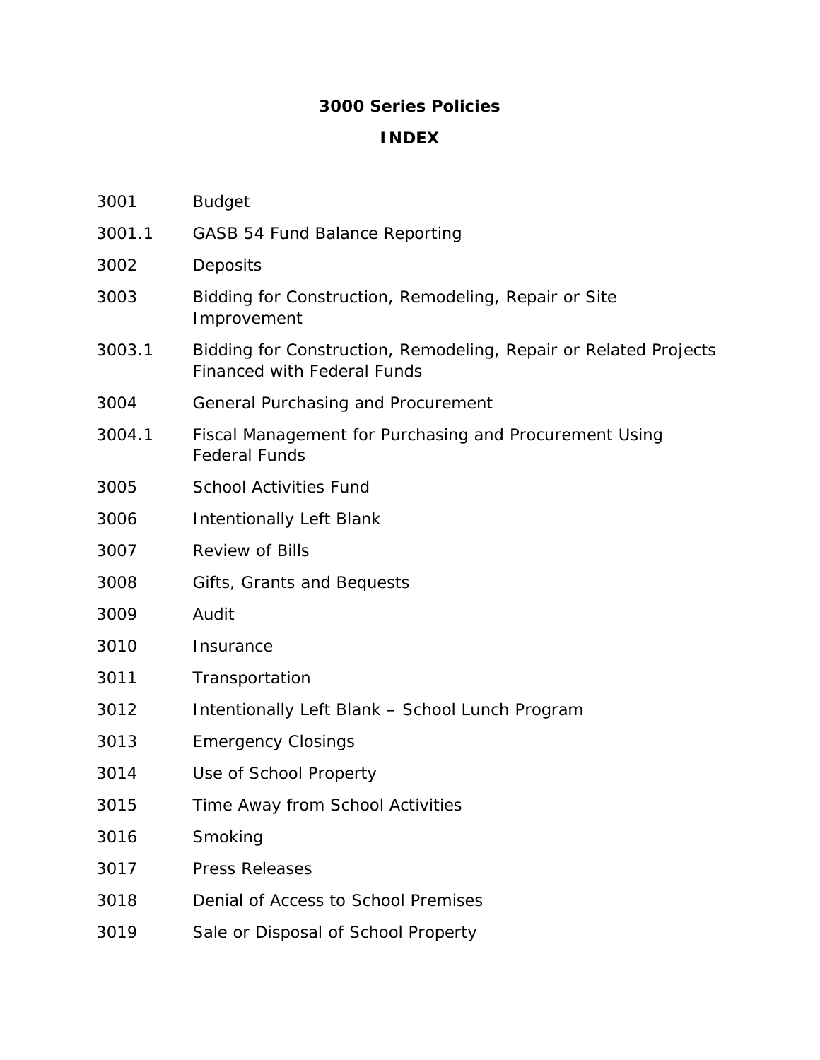# 3000 Series Policies

## INDEX

| | |
|---|---|
| 3001 | Budget |
| 3001.1 | GASB 54 Fund Balance Reporting |
| 3002 | Deposits |
| 3003 | Bidding for Construction, Remodeling, Repair or Site Improvement |
| 3003.1 | Bidding for Construction, Remodeling, Repair or Related Projects Financed with Federal Funds |
| 3004 | General Purchasing and Procurement |
| 3004.1 | Fiscal Management for Purchasing and Procurement Using Federal Funds |
| 3005 | School Activities Fund |
| 3006 | Intentionally Left Blank |
| 3007 | Review of Bills |
| 3008 | Gifts, Grants and Bequests |
| 3009 | Audit |
| 3010 | Insurance |
| 3011 | Transportation |
| 3012 | Intentionally Left Blank – School Lunch Program |
| 3013 | Emergency Closings |
| 3014 | Use of School Property |
| 3015 | Time Away from School Activities |
| 3016 | Smoking |
| 3017 | Press Releases |
| 3018 | Denial of Access to School Premises |
| 3019 | Sale or Disposal of School Property |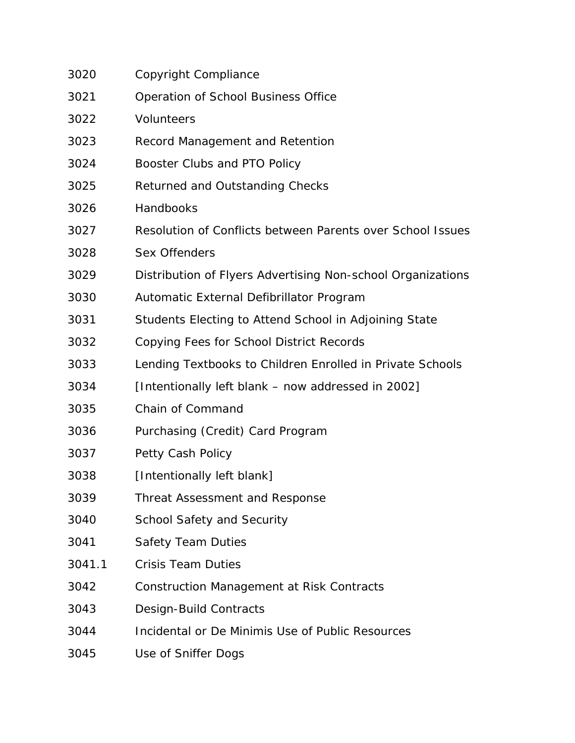| | |
|---|---|
| 3020 | Copyright Compliance |
| 3021 | Operation of School Business Office |
| 3022 | Volunteers |
| 3023 | Record Management and Retention |
| 3024 | Booster Clubs and PTO Policy |
| 3025 | Returned and Outstanding Checks |
| 3026 | Handbooks |
| 3027 | Resolution of Conflicts between Parents over School Issues |
| 3028 | Sex Offenders |
| 3029 | Distribution of Flyers Advertising Non-school Organizations |
| 3030 | Automatic External Defibrillator Program |
| 3031 | Students Electing to Attend School in Adjoining State |
| 3032 | Copying Fees for School District Records |
| 3033 | Lending Textbooks to Children Enrolled in Private Schools |
| 3034 | [Intentionally left blank – now addressed in 2002] |
| 3035 | Chain of Command |
| 3036 | Purchasing (Credit) Card Program |
| 3037 | Petty Cash Policy |
| 3038 | [Intentionally left blank] |
| 3039 | Threat Assessment and Response |
| 3040 | School Safety and Security |
| 3041 | Safety Team Duties |
| 3041.1 | Crisis Team Duties |
| 3042 | Construction Management at Risk Contracts |
| 3043 | Design-Build Contracts |
| 3044 | Incidental or De Minimis Use of Public Resources |
| 3045 | Use of Sniffer Dogs |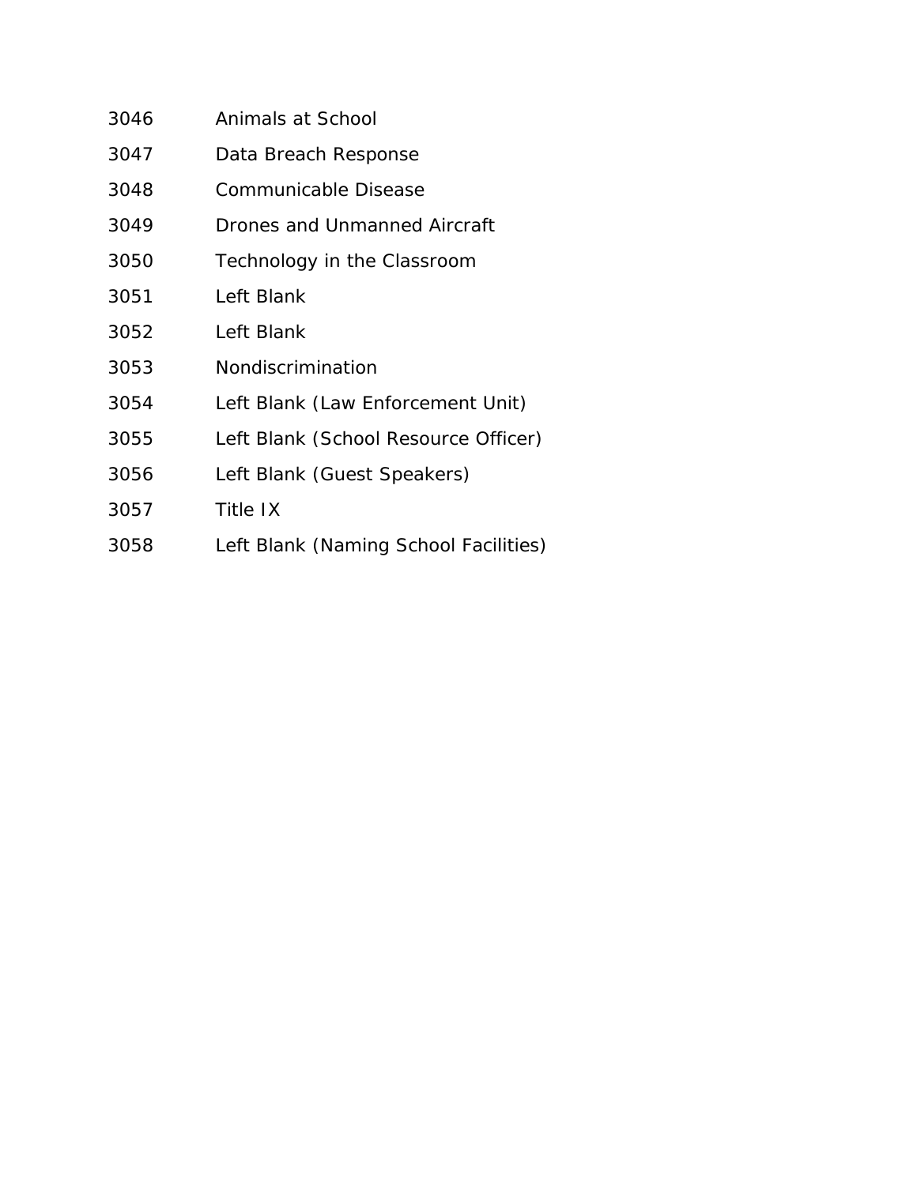| | |
|---|---|
| 3046 | Animals at School |
| 3047 | Data Breach Response |
| 3048 | Communicable Disease |
| 3049 | Drones and Unmanned Aircraft |
| 3050 | Technology in the Classroom |
| 3051 | Left Blank |
| 3052 | Left Blank |
| 3053 | Nondiscrimination |
| 3054 | Left Blank (Law Enforcement Unit) |
| 3055 | Left Blank (School Resource Officer) |
| 3056 | Left Blank (Guest Speakers) |
| 3057 | Title IX |
| 3058 | Left Blank (Naming School Facilities) |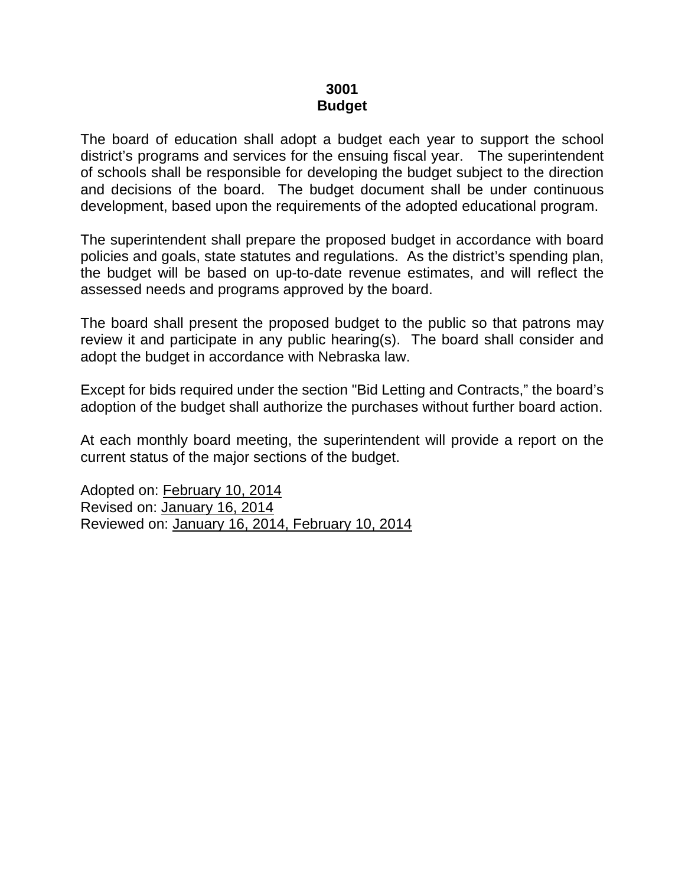# 3001
# Budget

The board of education shall adopt a budget each year to support the school district's programs and services for the ensuing fiscal year. The superintendent of schools shall be responsible for developing the budget subject to the direction and decisions of the board. The budget document shall be under continuous development, based upon the requirements of the adopted educational program.

The superintendent shall prepare the proposed budget in accordance with board policies and goals, state statutes and regulations. As the district's spending plan, the budget will be based on up-to-date revenue estimates, and will reflect the assessed needs and programs approved by the board.

The board shall present the proposed budget to the public so that patrons may review it and participate in any public hearing(s). The board shall consider and adopt the budget in accordance with Nebraska law.

Except for bids required under the section "Bid Letting and Contracts," the board's adoption of the budget shall authorize the purchases without further board action.

At each monthly board meeting, the superintendent will provide a report on the current status of the major sections of the budget.

Adopted on: February 10, 2014
Revised on: January 16, 2014
Reviewed on: January 16, 2014, February 10, 2014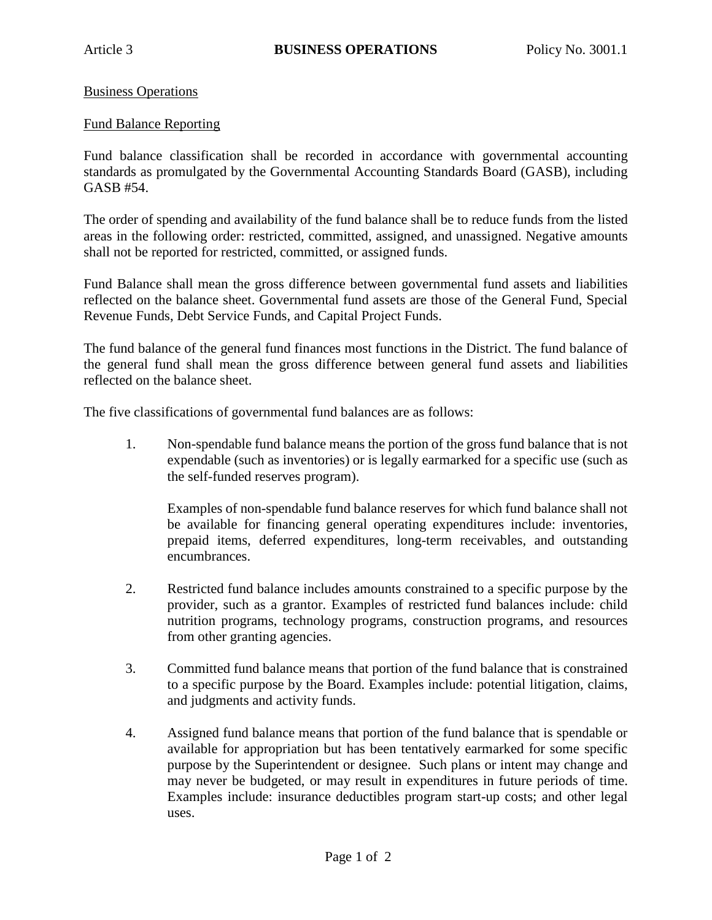Business Operations

Fund Balance Reporting

Fund balance classification shall be recorded in accordance with governmental accounting standards as promulgated by the Governmental Accounting Standards Board (GASB), including GASB #54.

The order of spending and availability of the fund balance shall be to reduce funds from the listed areas in the following order: restricted, committed, assigned, and unassigned. Negative amounts shall not be reported for restricted, committed, or assigned funds.

Fund Balance shall mean the gross difference between governmental fund assets and liabilities reflected on the balance sheet. Governmental fund assets are those of the General Fund, Special Revenue Funds, Debt Service Funds, and Capital Project Funds.

The fund balance of the general fund finances most functions in the District. The fund balance of the general fund shall mean the gross difference between general fund assets and liabilities reflected on the balance sheet.

The five classifications of governmental fund balances are as follows:

1. Non-spendable fund balance means the portion of the gross fund balance that is not expendable (such as inventories) or is legally earmarked for a specific use (such as the self-funded reserves program).

   Examples of non-spendable fund balance reserves for which fund balance shall not be available for financing general operating expenditures include: inventories, prepaid items, deferred expenditures, long-term receivables, and outstanding encumbrances.

2. Restricted fund balance includes amounts constrained to a specific purpose by the provider, such as a grantor. Examples of restricted fund balances include: child nutrition programs, technology programs, construction programs, and resources from other granting agencies.

3. Committed fund balance means that portion of the fund balance that is constrained to a specific purpose by the Board. Examples include: potential litigation, claims, and judgments and activity funds.

4. Assigned fund balance means that portion of the fund balance that is spendable or available for appropriation but has been tentatively earmarked for some specific purpose by the Superintendent or designee. Such plans or intent may change and may never be budgeted, or may result in expenditures in future periods of time. Examples include: insurance deductibles program start-up costs; and other legal uses.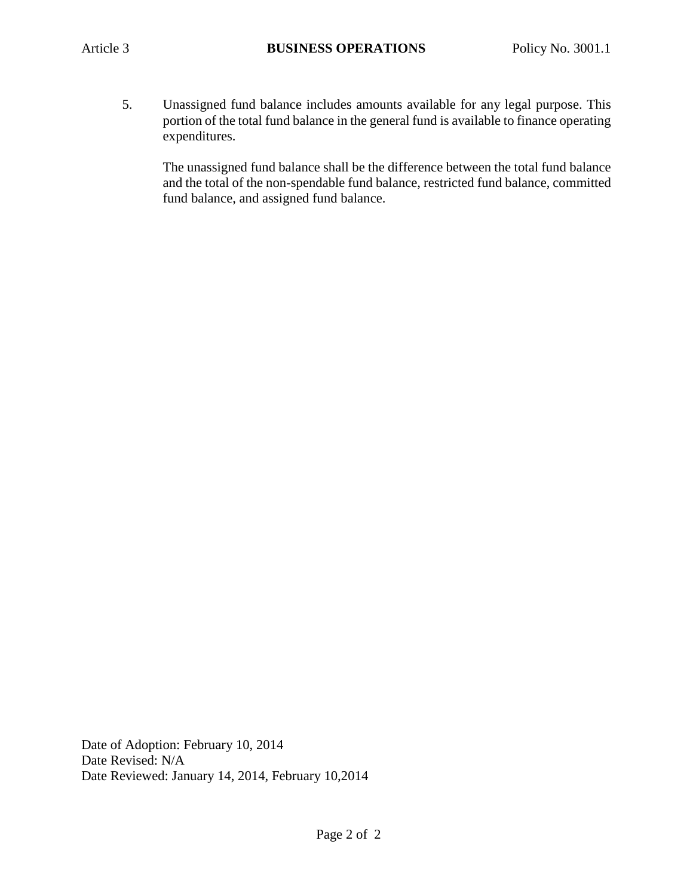5. Unassigned fund balance includes amounts available for any legal purpose. This portion of the total fund balance in the general fund is available to finance operating expenditures.

   The unassigned fund balance shall be the difference between the total fund balance and the total of the non-spendable fund balance, restricted fund balance, committed fund balance, and assigned fund balance.

Date of Adoption: February 10, 2014
Date Revised: N/A
Date Reviewed: January 14, 2014, February 10,2014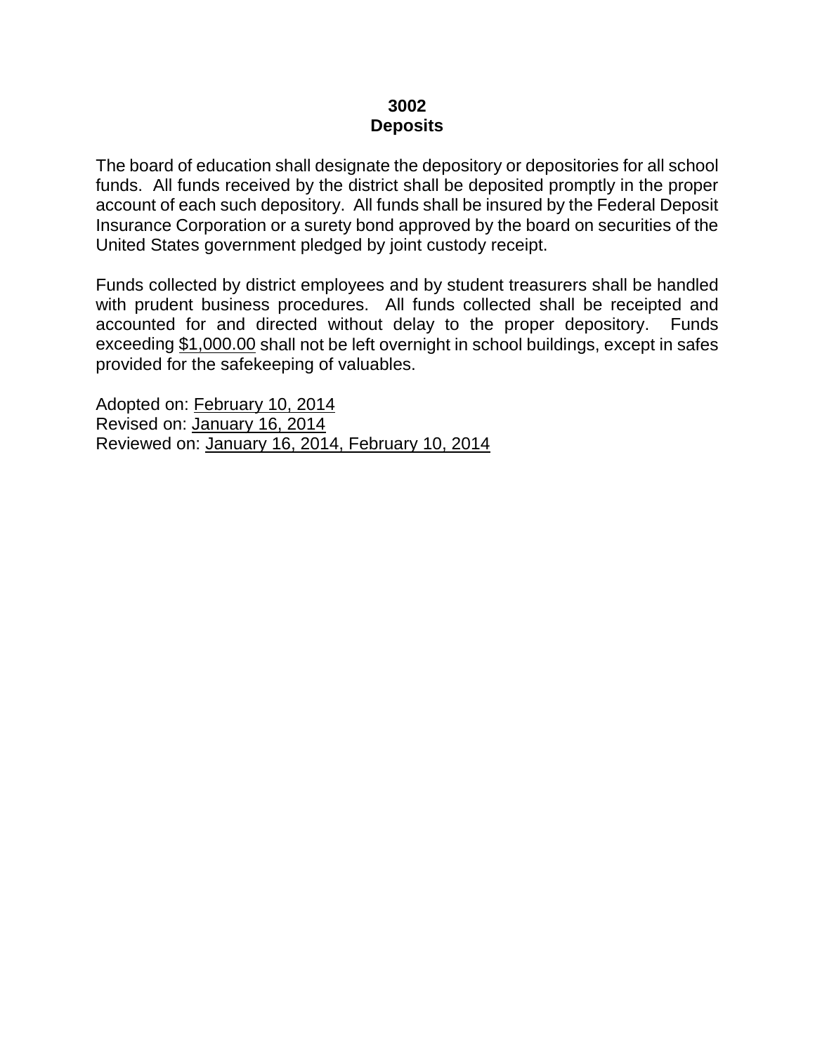**3002**
**Deposits**

The board of education shall designate the depository or depositories for all school funds. All funds received by the district shall be deposited promptly in the proper account of each such depository. All funds shall be insured by the Federal Deposit Insurance Corporation or a surety bond approved by the board on securities of the United States government pledged by joint custody receipt.

Funds collected by district employees and by student treasurers shall be handled with prudent business procedures. All funds collected shall be receipted and accounted for and directed without delay to the proper depository. Funds exceeding $1,000.00 shall not be left overnight in school buildings, except in safes provided for the safekeeping of valuables.

Adopted on: February 10, 2014
Revised on: January 16, 2014
Reviewed on: January 16, 2014, February 10, 2014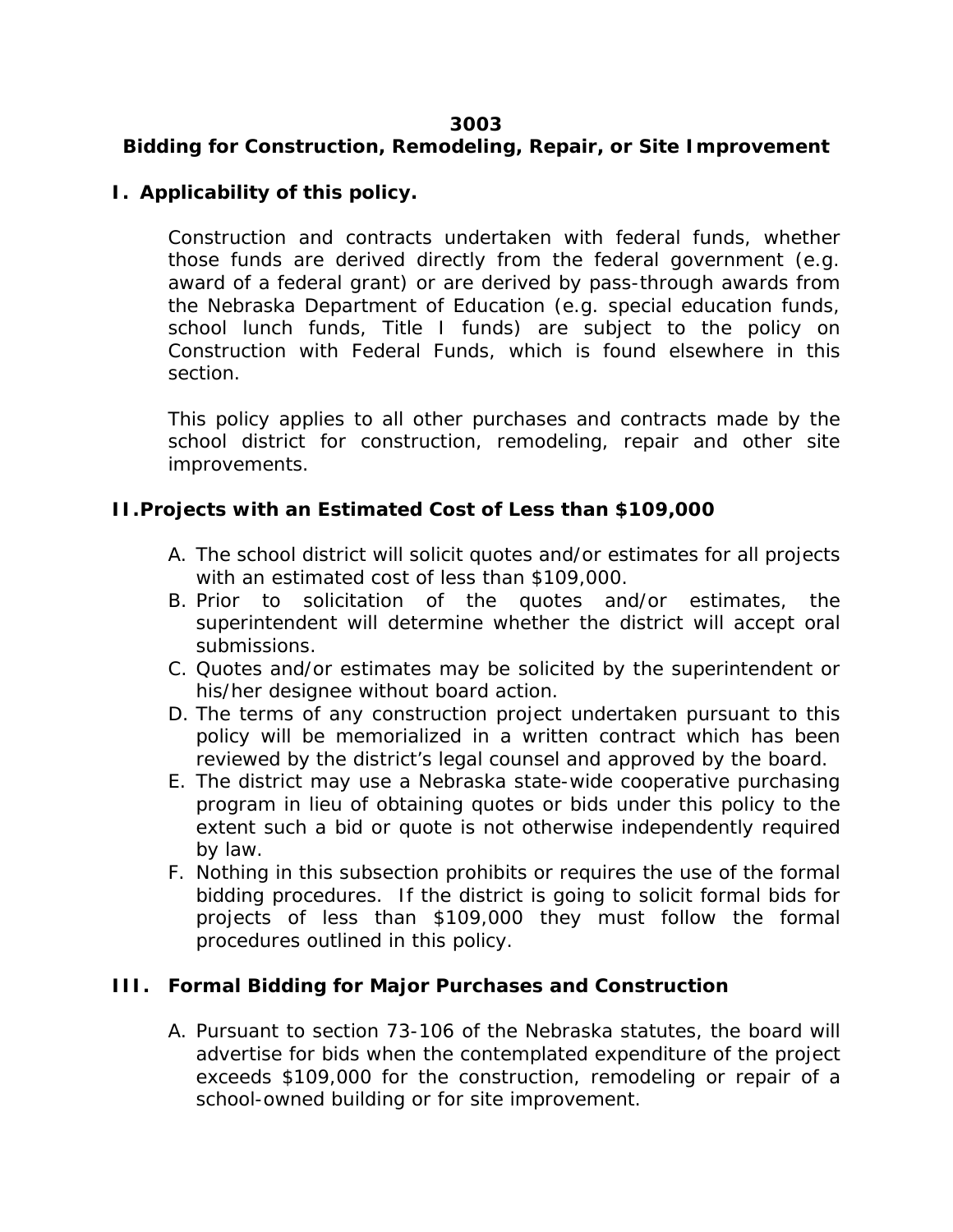# 3003
## Bidding for Construction, Remodeling, Repair, or Site Improvement

### I. Applicability of this policy.

Construction and contracts undertaken with federal funds, whether those funds are derived directly from the federal government (e.g. award of a federal grant) or are derived by pass-through awards from the Nebraska Department of Education (e.g. special education funds, school lunch funds, Title I funds) are subject to the policy on Construction with Federal Funds, which is found elsewhere in this section.

This policy applies to all other purchases and contracts made by the school district for construction, remodeling, repair and other site improvements.

### II. Projects with an Estimated Cost of Less than $109,000

A. The school district will solicit quotes and/or estimates for all projects with an estimated cost of less than $109,000.
B. Prior to solicitation of the quotes and/or estimates, the superintendent will determine whether the district will accept oral submissions.
C. Quotes and/or estimates may be solicited by the superintendent or his/her designee without board action.
D. The terms of any construction project undertaken pursuant to this policy will be memorialized in a written contract which has been reviewed by the district's legal counsel and approved by the board.
E. The district may use a Nebraska state-wide cooperative purchasing program in lieu of obtaining quotes or bids under this policy to the extent such a bid or quote is not otherwise independently required by law.
F. Nothing in this subsection prohibits or requires the use of the formal bidding procedures. If the district is going to solicit formal bids for projects of less than $109,000 they must follow the formal procedures outlined in this policy.

### III. Formal Bidding for Major Purchases and Construction

A. Pursuant to section 73-106 of the Nebraska statutes, the board will advertise for bids when the contemplated expenditure of the project exceeds $109,000 for the construction, remodeling or repair of a school-owned building or for site improvement.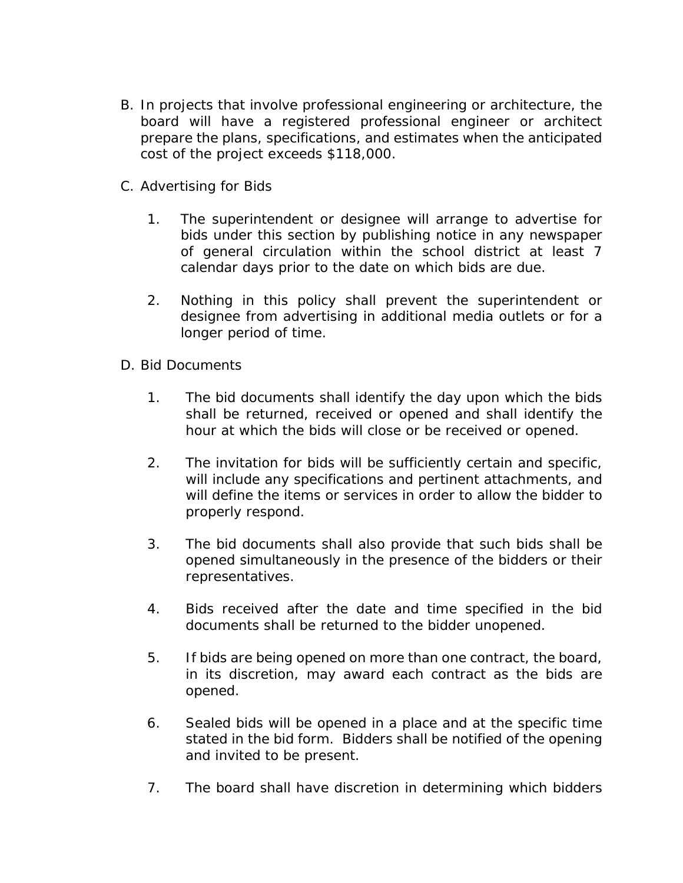B. In projects that involve professional engineering or architecture, the board will have a registered professional engineer or architect prepare the plans, specifications, and estimates when the anticipated cost of the project exceeds $118,000.

C. Advertising for Bids

   1. The superintendent or designee will arrange to advertise for bids under this section by publishing notice in any newspaper of general circulation within the school district at least 7 calendar days prior to the date on which bids are due.

   2. Nothing in this policy shall prevent the superintendent or designee from advertising in additional media outlets or for a longer period of time.

D. Bid Documents

   1. The bid documents shall identify the day upon which the bids shall be returned, received or opened and shall identify the hour at which the bids will close or be received or opened.

   2. The invitation for bids will be sufficiently certain and specific, will include any specifications and pertinent attachments, and will define the items or services in order to allow the bidder to properly respond.

   3. The bid documents shall also provide that such bids shall be opened simultaneously in the presence of the bidders or their representatives.

   4. Bids received after the date and time specified in the bid documents shall be returned to the bidder unopened.

   5. If bids are being opened on more than one contract, the board, in its discretion, may award each contract as the bids are opened.

   6. Sealed bids will be opened in a place and at the specific time stated in the bid form. Bidders shall be notified of the opening and invited to be present.

   7. The board shall have discretion in determining which bidders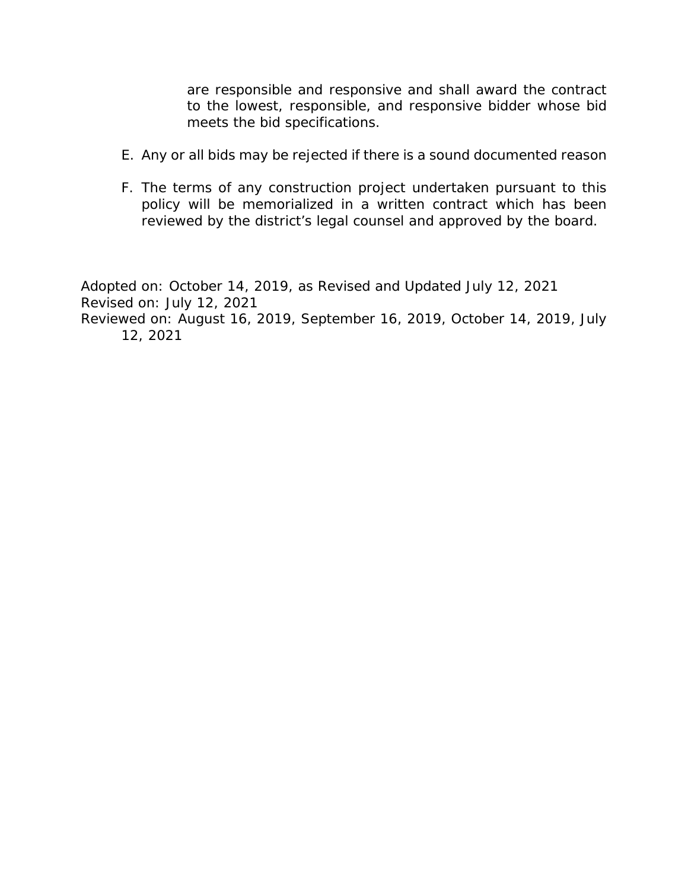are responsible and responsive and shall award the contract to the lowest, responsible, and responsive bidder whose bid meets the bid specifications.

E. Any or all bids may be rejected if there is a sound documented reason

F. The terms of any construction project undertaken pursuant to this policy will be memorialized in a written contract which has been reviewed by the district's legal counsel and approved by the board.

Adopted on: October 14, 2019, as Revised and Updated July 12, 2021
Revised on: July 12, 2021
Reviewed on: August 16, 2019, September 16, 2019, October 14, 2019, July 12, 2021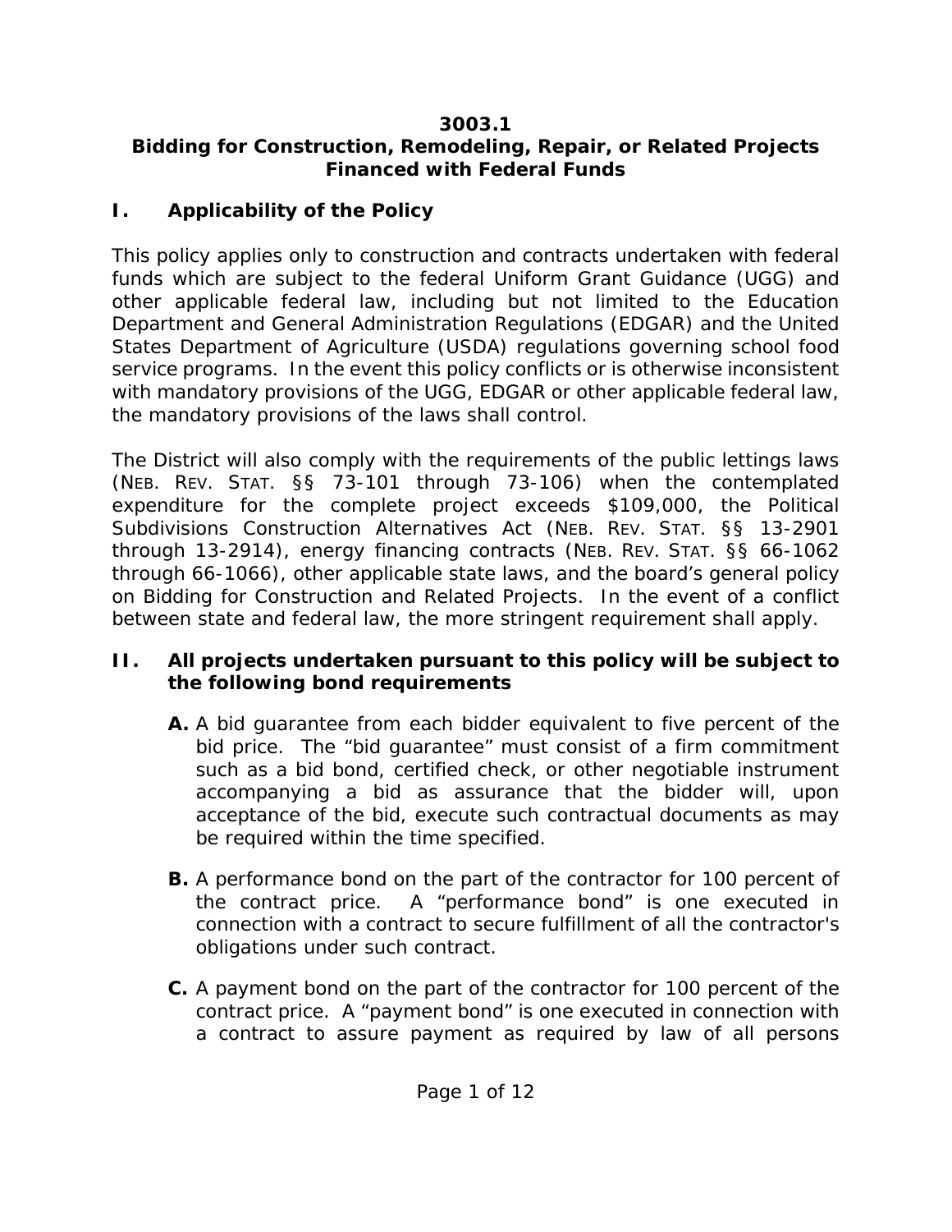# 3003.1
# Bidding for Construction, Remodeling, Repair, or Related Projects Financed with Federal Funds

## I. Applicability of the Policy

This policy applies only to construction and contracts undertaken with federal funds which are subject to the federal Uniform Grant Guidance (UGG) and other applicable federal law, including but not limited to the Education Department and General Administration Regulations (EDGAR) and the United States Department of Agriculture (USDA) regulations governing school food service programs. In the event this policy conflicts or is otherwise inconsistent with mandatory provisions of the UGG, EDGAR or other applicable federal law, the mandatory provisions of the laws shall control.

The District will also comply with the requirements of the public lettings laws (NEB. REV. STAT. §§ 73-101 through 73-106) when the contemplated expenditure for the complete project exceeds $109,000, the Political Subdivisions Construction Alternatives Act (NEB. REV. STAT. §§ 13-2901 through 13-2914), energy financing contracts (NEB. REV. STAT. §§ 66-1062 through 66-1066), other applicable state laws, and the board's general policy on Bidding for Construction and Related Projects. In the event of a conflict between state and federal law, the more stringent requirement shall apply.

## II. All projects undertaken pursuant to this policy will be subject to the following bond requirements

**A.** A bid guarantee from each bidder equivalent to five percent of the bid price. The "bid guarantee" must consist of a firm commitment such as a bid bond, certified check, or other negotiable instrument accompanying a bid as assurance that the bidder will, upon acceptance of the bid, execute such contractual documents as may be required within the time specified.

**B.** A performance bond on the part of the contractor for 100 percent of the contract price. A "performance bond" is one executed in connection with a contract to secure fulfillment of all the contractor's obligations under such contract.

**C.** A payment bond on the part of the contractor for 100 percent of the contract price. A "payment bond" is one executed in connection with a contract to assure payment as required by law of all persons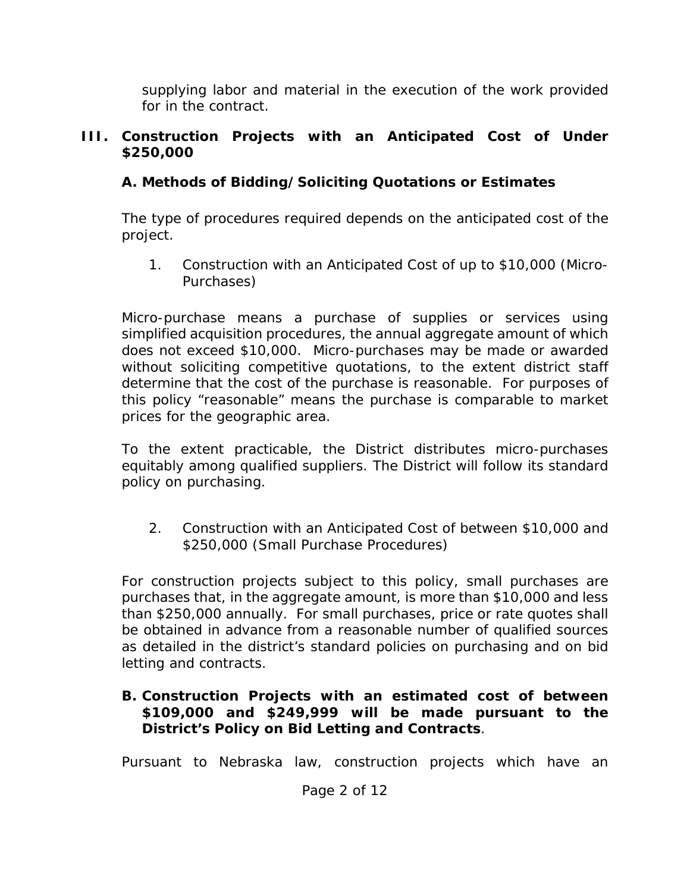supplying labor and material in the execution of the work provided for in the contract.

## III. Construction Projects with an Anticipated Cost of Under $250,000

### A. Methods of Bidding/Soliciting Quotations or Estimates

The type of procedures required depends on the anticipated cost of the project.

1. Construction with an Anticipated Cost of up to $10,000 (Micro-Purchases)

Micro-purchase means a purchase of supplies or services using simplified acquisition procedures, the annual aggregate amount of which does not exceed $10,000. Micro-purchases may be made or awarded without soliciting competitive quotations, to the extent district staff determine that the cost of the purchase is reasonable. For purposes of this policy "reasonable" means the purchase is comparable to market prices for the geographic area.

To the extent practicable, the District distributes micro-purchases equitably among qualified suppliers. The District will follow its standard policy on purchasing.

2. Construction with an Anticipated Cost of between $10,000 and $250,000 (Small Purchase Procedures)

For construction projects subject to this policy, small purchases are purchases that, in the aggregate amount, is more than $10,000 and less than $250,000 annually. For small purchases, price or rate quotes shall be obtained in advance from a reasonable number of qualified sources as detailed in the district's standard policies on purchasing and on bid letting and contracts.

### B. Construction Projects with an estimated cost of between $109,000 and $249,999 will be made pursuant to the District's Policy on Bid Letting and Contracts.

Pursuant to Nebraska law, construction projects which have an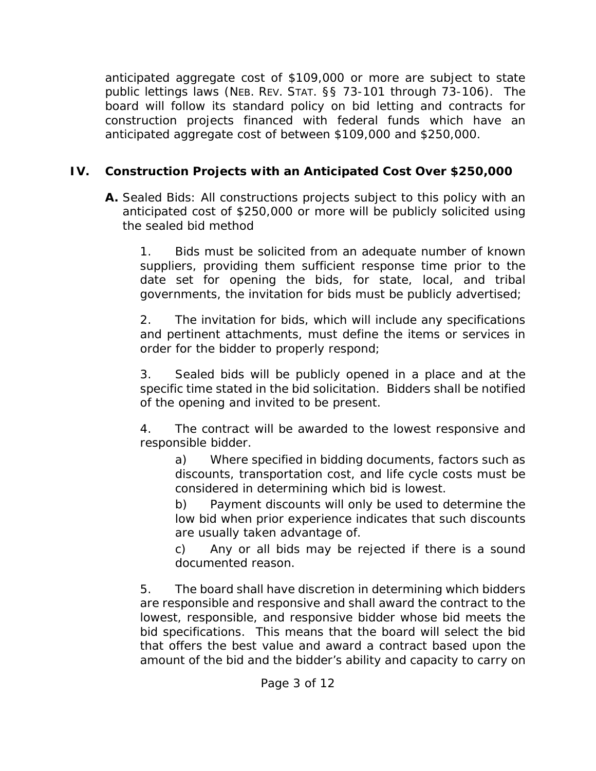anticipated aggregate cost of $109,000 or more are subject to state public lettings laws (NEB. REV. STAT. §§ 73-101 through 73-106). The board will follow its standard policy on bid letting and contracts for construction projects financed with federal funds which have an anticipated aggregate cost of between $109,000 and $250,000.

## IV. Construction Projects with an Anticipated Cost Over $250,000

**A.** Sealed Bids: All constructions projects subject to this policy with an anticipated cost of $250,000 or more will be publicly solicited using the sealed bid method

1. Bids must be solicited from an adequate number of known suppliers, providing them sufficient response time prior to the date set for opening the bids, for state, local, and tribal governments, the invitation for bids must be publicly advertised;

2. The invitation for bids, which will include any specifications and pertinent attachments, must define the items or services in order for the bidder to properly respond;

3. Sealed bids will be publicly opened in a place and at the specific time stated in the bid solicitation. Bidders shall be notified of the opening and invited to be present.

4. The contract will be awarded to the lowest responsive and responsible bidder.

   a) Where specified in bidding documents, factors such as discounts, transportation cost, and life cycle costs must be considered in determining which bid is lowest.

   b) Payment discounts will only be used to determine the low bid when prior experience indicates that such discounts are usually taken advantage of.

   c) Any or all bids may be rejected if there is a sound documented reason.

5. The board shall have discretion in determining which bidders are responsible and responsive and shall award the contract to the lowest, responsible, and responsive bidder whose bid meets the bid specifications. This means that the board will select the bid that offers the best value and award a contract based upon the amount of the bid and the bidder's ability and capacity to carry on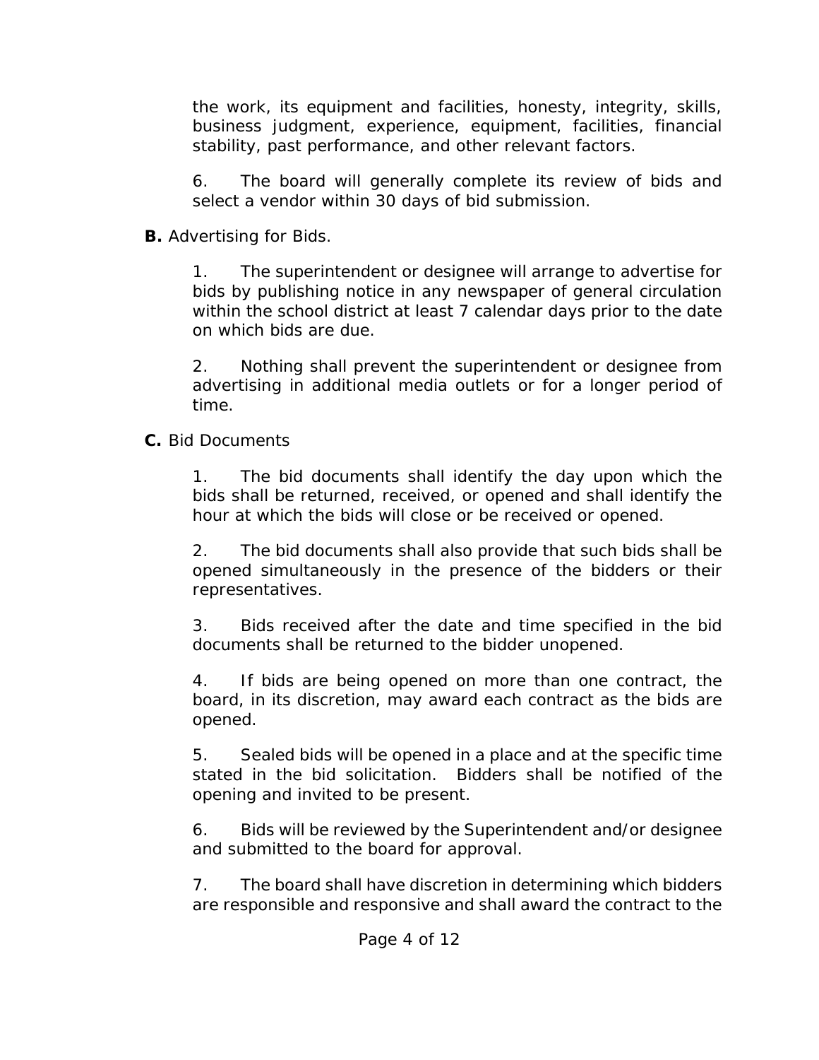the work, its equipment and facilities, honesty, integrity, skills, business judgment, experience, equipment, facilities, financial stability, past performance, and other relevant factors.

6. The board will generally complete its review of bids and select a vendor within 30 days of bid submission.

**B.** Advertising for Bids.

1. The superintendent or designee will arrange to advertise for bids by publishing notice in any newspaper of general circulation within the school district at least 7 calendar days prior to the date on which bids are due.

2. Nothing shall prevent the superintendent or designee from advertising in additional media outlets or for a longer period of time.

**C.** Bid Documents

1. The bid documents shall identify the day upon which the bids shall be returned, received, or opened and shall identify the hour at which the bids will close or be received or opened.

2. The bid documents shall also provide that such bids shall be opened simultaneously in the presence of the bidders or their representatives.

3. Bids received after the date and time specified in the bid documents shall be returned to the bidder unopened.

4. If bids are being opened on more than one contract, the board, in its discretion, may award each contract as the bids are opened.

5. Sealed bids will be opened in a place and at the specific time stated in the bid solicitation. Bidders shall be notified of the opening and invited to be present.

6. Bids will be reviewed by the Superintendent and/or designee and submitted to the board for approval.

7. The board shall have discretion in determining which bidders are responsible and responsive and shall award the contract to the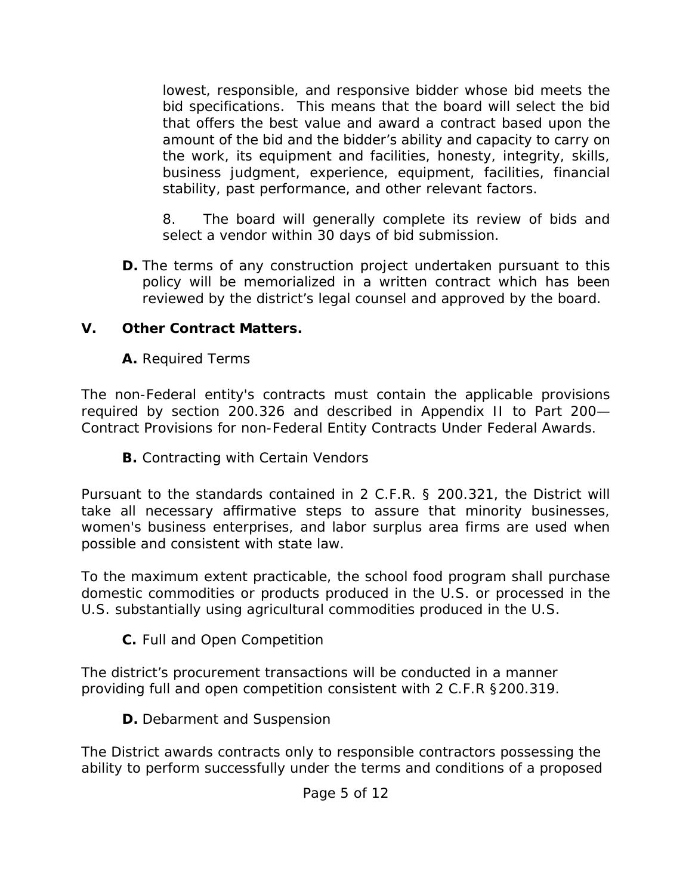lowest, responsible, and responsive bidder whose bid meets the bid specifications. This means that the board will select the bid that offers the best value and award a contract based upon the amount of the bid and the bidder's ability and capacity to carry on the work, its equipment and facilities, honesty, integrity, skills, business judgment, experience, equipment, facilities, financial stability, past performance, and other relevant factors.

8. The board will generally complete its review of bids and select a vendor within 30 days of bid submission.

**D.** The terms of any construction project undertaken pursuant to this policy will be memorialized in a written contract which has been reviewed by the district's legal counsel and approved by the board.

## V. Other Contract Matters.

**A.** Required Terms

The non-Federal entity's contracts must contain the applicable provisions required by section 200.326 and described in Appendix II to Part 200—Contract Provisions for non-Federal Entity Contracts Under Federal Awards.

**B.** Contracting with Certain Vendors

Pursuant to the standards contained in 2 C.F.R. § 200.321, the District will take all necessary affirmative steps to assure that minority businesses, women's business enterprises, and labor surplus area firms are used when possible and consistent with state law.

To the maximum extent practicable, the school food program shall purchase domestic commodities or products produced in the U.S. or processed in the U.S. substantially using agricultural commodities produced in the U.S.

**C.** Full and Open Competition

The district's procurement transactions will be conducted in a manner providing full and open competition consistent with 2 C.F.R §200.319.

**D.** Debarment and Suspension

The District awards contracts only to responsible contractors possessing the ability to perform successfully under the terms and conditions of a proposed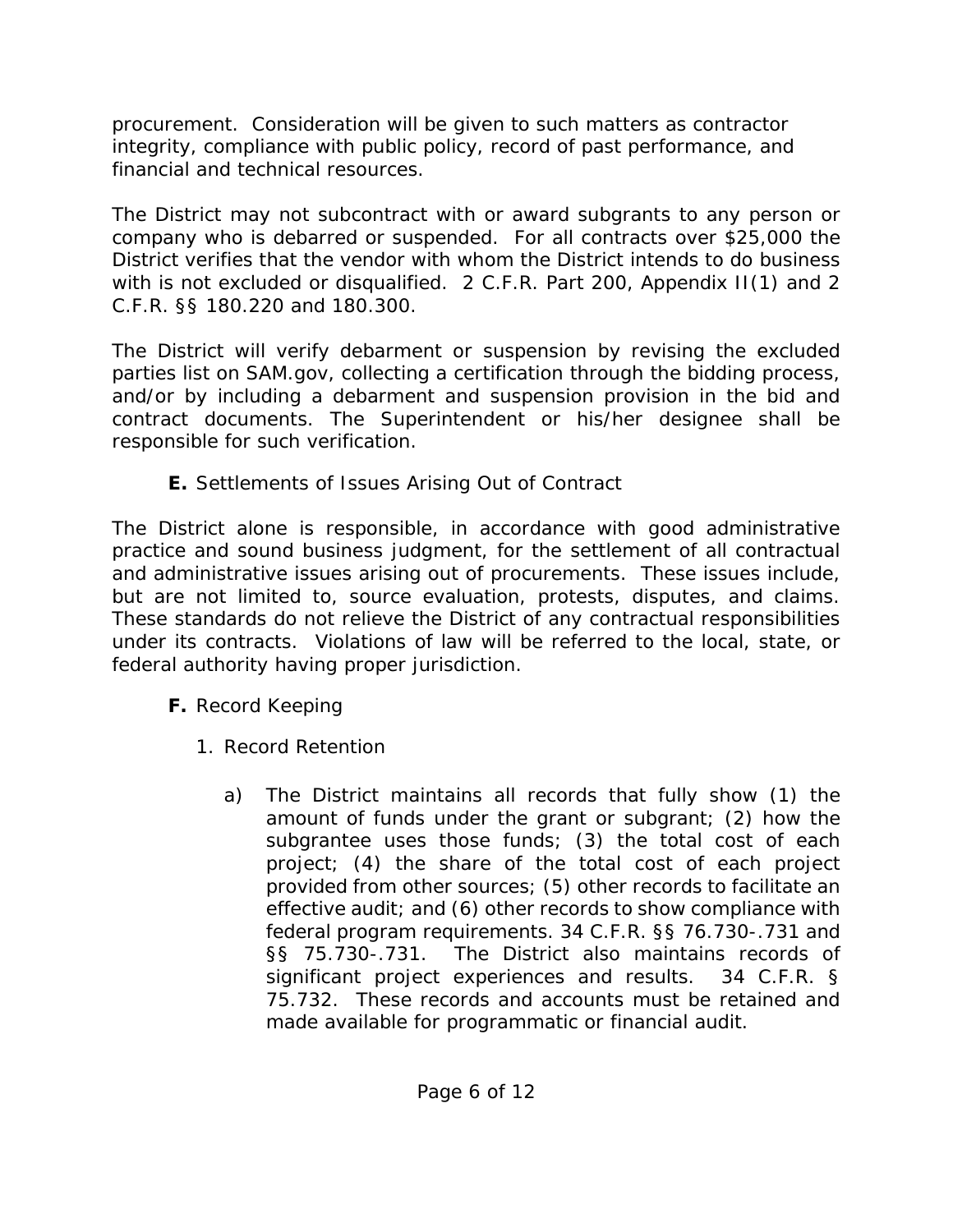procurement. Consideration will be given to such matters as contractor integrity, compliance with public policy, record of past performance, and financial and technical resources.

The District may not subcontract with or award subgrants to any person or company who is debarred or suspended. For all contracts over $25,000 the District verifies that the vendor with whom the District intends to do business with is not excluded or disqualified. 2 C.F.R. Part 200, Appendix II(1) and 2 C.F.R. §§ 180.220 and 180.300.

The District will verify debarment or suspension by revising the excluded parties list on SAM.gov, collecting a certification through the bidding process, and/or by including a debarment and suspension provision in the bid and contract documents. The Superintendent or his/her designee shall be responsible for such verification.

**E.** Settlements of Issues Arising Out of Contract

The District alone is responsible, in accordance with good administrative practice and sound business judgment, for the settlement of all contractual and administrative issues arising out of procurements. These issues include, but are not limited to, source evaluation, protests, disputes, and claims. These standards do not relieve the District of any contractual responsibilities under its contracts. Violations of law will be referred to the local, state, or federal authority having proper jurisdiction.

**F.** Record Keeping

1. Record Retention

   a) The District maintains all records that fully show (1) the amount of funds under the grant or subgrant; (2) how the subgrantee uses those funds; (3) the total cost of each project; (4) the share of the total cost of each project provided from other sources; (5) other records to facilitate an effective audit; and (6) other records to show compliance with federal program requirements. 34 C.F.R. §§ 76.730-.731 and §§ 75.730-.731. The District also maintains records of significant project experiences and results. 34 C.F.R. § 75.732. These records and accounts must be retained and made available for programmatic or financial audit.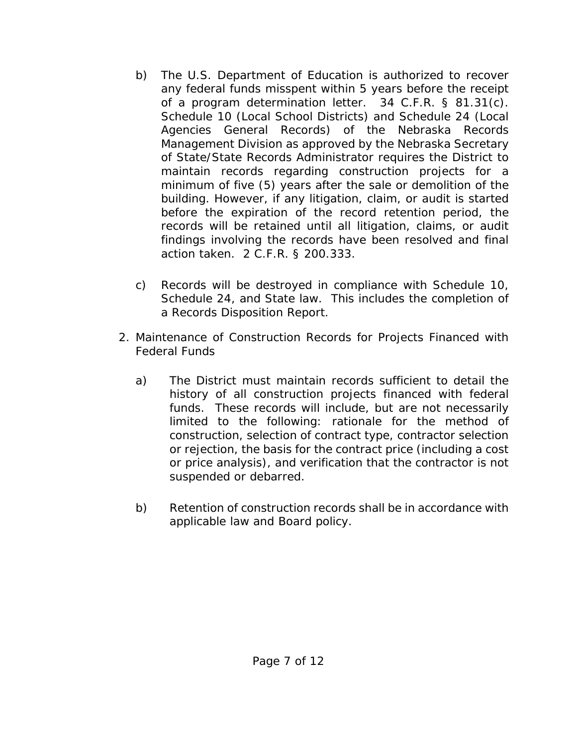b) The U.S. Department of Education is authorized to recover any federal funds misspent within 5 years before the receipt of a program determination letter. 34 C.F.R. § 81.31(c). Schedule 10 (Local School Districts) and Schedule 24 (Local Agencies General Records) of the Nebraska Records Management Division as approved by the Nebraska Secretary of State/State Records Administrator requires the District to maintain records regarding construction projects for a minimum of five (5) years after the sale or demolition of the building. However, if any litigation, claim, or audit is started before the expiration of the record retention period, the records will be retained until all litigation, claims, or audit findings involving the records have been resolved and final action taken. 2 C.F.R. § 200.333.

c) Records will be destroyed in compliance with Schedule 10, Schedule 24, and State law. This includes the completion of a Records Disposition Report.

2. Maintenance of Construction Records for Projects Financed with Federal Funds

   a) The District must maintain records sufficient to detail the history of all construction projects financed with federal funds. These records will include, but are not necessarily limited to the following: rationale for the method of construction, selection of contract type, contractor selection or rejection, the basis for the contract price (including a cost or price analysis), and verification that the contractor is not suspended or debarred.

   b) Retention of construction records shall be in accordance with applicable law and Board policy.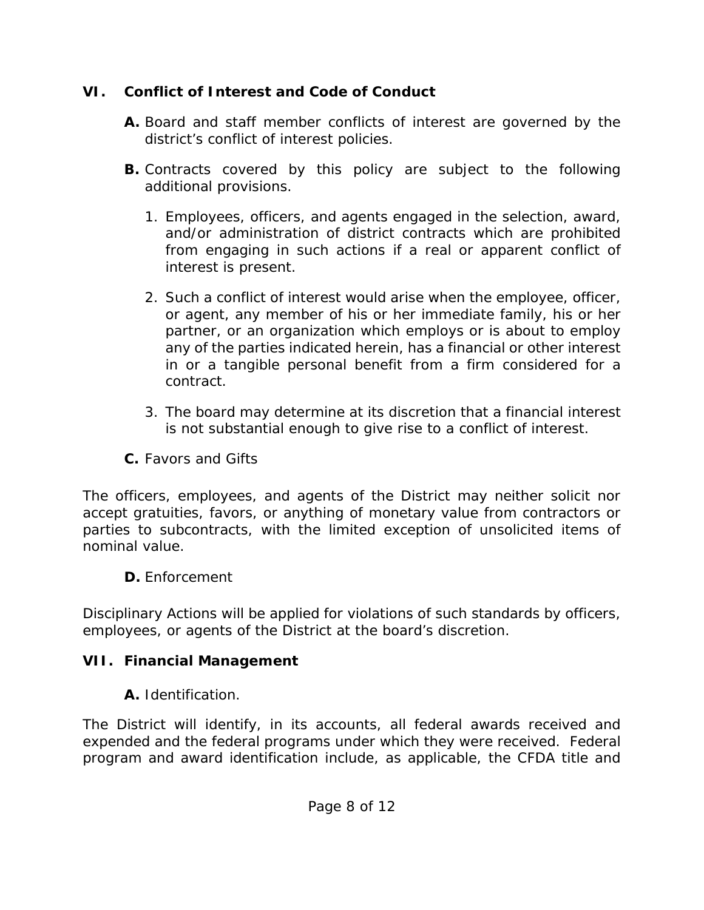## VI. Conflict of Interest and Code of Conduct

**A.** Board and staff member conflicts of interest are governed by the district's conflict of interest policies.

**B.** Contracts covered by this policy are subject to the following additional provisions.

1. Employees, officers, and agents engaged in the selection, award, and/or administration of district contracts which are prohibited from engaging in such actions if a real or apparent conflict of interest is present.

2. Such a conflict of interest would arise when the employee, officer, or agent, any member of his or her immediate family, his or her partner, or an organization which employs or is about to employ any of the parties indicated herein, has a financial or other interest in or a tangible personal benefit from a firm considered for a contract.

3. The board may determine at its discretion that a financial interest is not substantial enough to give rise to a conflict of interest.

**C.** Favors and Gifts

The officers, employees, and agents of the District may neither solicit nor accept gratuities, favors, or anything of monetary value from contractors or parties to subcontracts, with the limited exception of unsolicited items of nominal value.

**D.** Enforcement

Disciplinary Actions will be applied for violations of such standards by officers, employees, or agents of the District at the board's discretion.

## VII. Financial Management

**A.** Identification.

The District will identify, in its accounts, all federal awards received and expended and the federal programs under which they were received. Federal program and award identification include, as applicable, the CFDA title and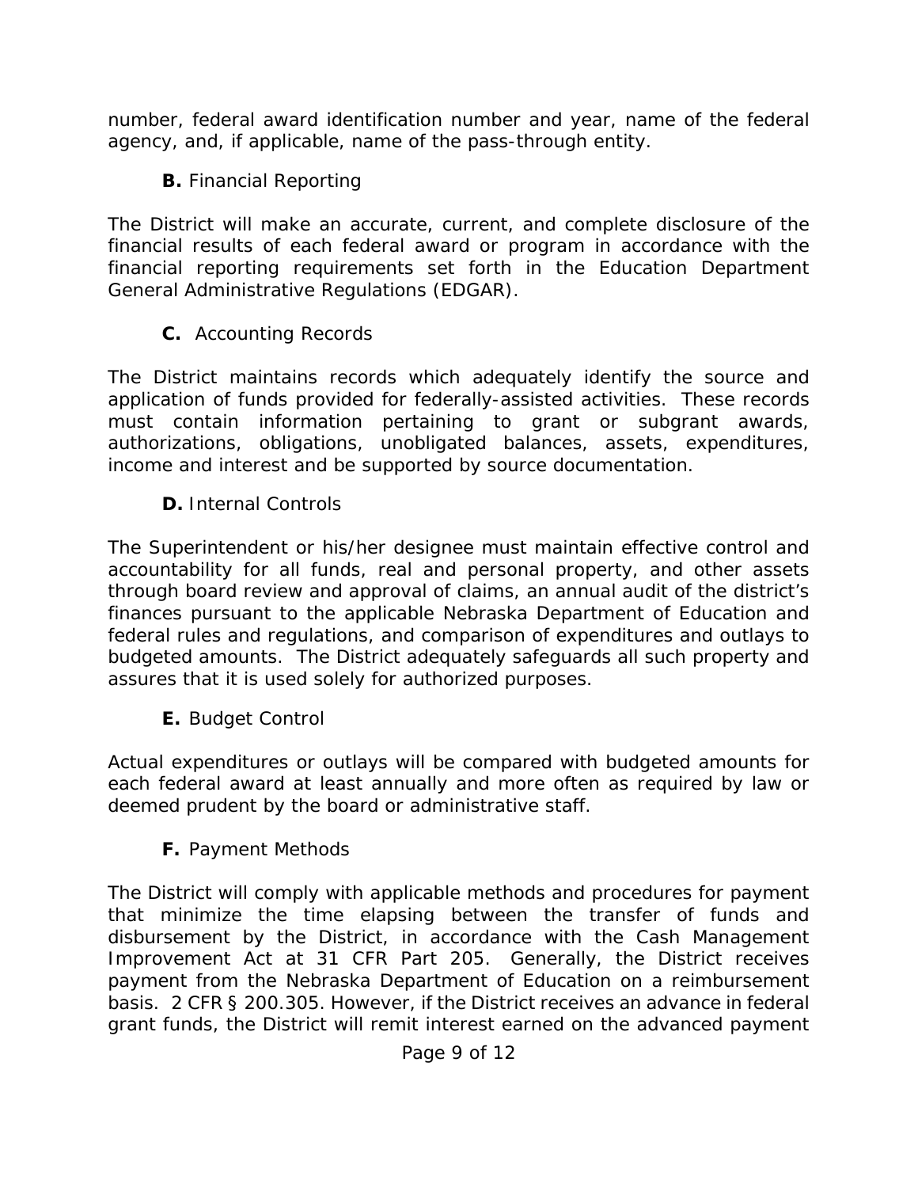number, federal award identification number and year, name of the federal agency, and, if applicable, name of the pass-through entity.

**B.** Financial Reporting

The District will make an accurate, current, and complete disclosure of the financial results of each federal award or program in accordance with the financial reporting requirements set forth in the Education Department General Administrative Regulations (EDGAR).

**C.** Accounting Records

The District maintains records which adequately identify the source and application of funds provided for federally-assisted activities. These records must contain information pertaining to grant or subgrant awards, authorizations, obligations, unobligated balances, assets, expenditures, income and interest and be supported by source documentation.

**D.** Internal Controls

The Superintendent or his/her designee must maintain effective control and accountability for all funds, real and personal property, and other assets through board review and approval of claims, an annual audit of the district's finances pursuant to the applicable Nebraska Department of Education and federal rules and regulations, and comparison of expenditures and outlays to budgeted amounts. The District adequately safeguards all such property and assures that it is used solely for authorized purposes.

**E.** Budget Control

Actual expenditures or outlays will be compared with budgeted amounts for each federal award at least annually and more often as required by law or deemed prudent by the board or administrative staff.

**F.** Payment Methods

The District will comply with applicable methods and procedures for payment that minimize the time elapsing between the transfer of funds and disbursement by the District, in accordance with the Cash Management Improvement Act at 31 CFR Part 205. Generally, the District receives payment from the Nebraska Department of Education on a reimbursement basis. 2 CFR § 200.305. However, if the District receives an advance in federal grant funds, the District will remit interest earned on the advanced payment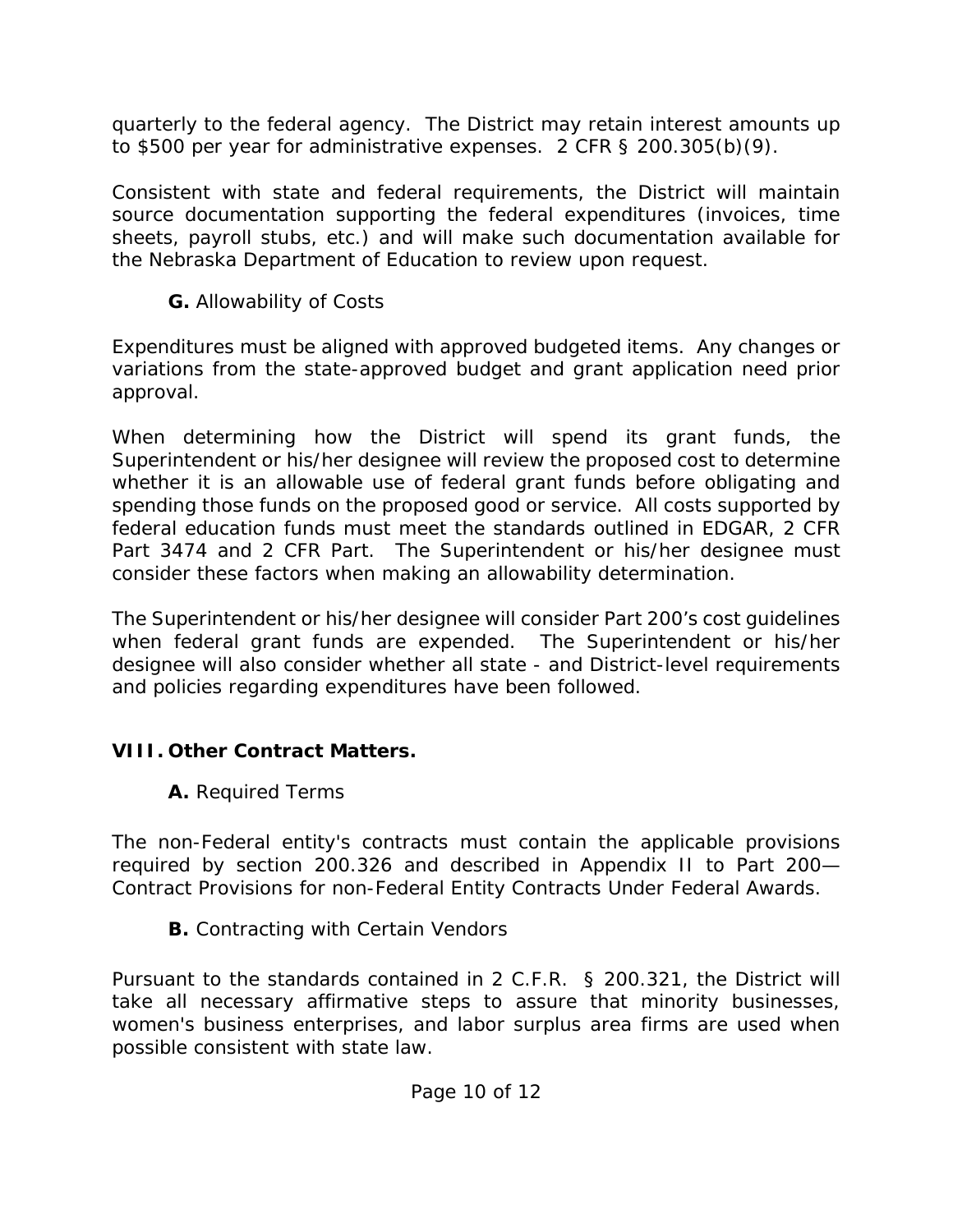quarterly to the federal agency. The District may retain interest amounts up to $500 per year for administrative expenses. 2 CFR § 200.305(b)(9).

Consistent with state and federal requirements, the District will maintain source documentation supporting the federal expenditures (invoices, time sheets, payroll stubs, etc.) and will make such documentation available for the Nebraska Department of Education to review upon request.

**G.** Allowability of Costs

Expenditures must be aligned with approved budgeted items. Any changes or variations from the state-approved budget and grant application need prior approval.

When determining how the District will spend its grant funds, the Superintendent or his/her designee will review the proposed cost to determine whether it is an allowable use of federal grant funds before obligating and spending those funds on the proposed good or service. All costs supported by federal education funds must meet the standards outlined in EDGAR, 2 CFR Part 3474 and 2 CFR Part. The Superintendent or his/her designee must consider these factors when making an allowability determination.

The Superintendent or his/her designee will consider Part 200's cost guidelines when federal grant funds are expended. The Superintendent or his/her designee will also consider whether all state - and District-level requirements and policies regarding expenditures have been followed.

## VIII. Other Contract Matters.

**A.** Required Terms

The non-Federal entity's contracts must contain the applicable provisions required by section 200.326 and described in Appendix II to Part 200—Contract Provisions for non-Federal Entity Contracts Under Federal Awards.

**B.** Contracting with Certain Vendors

Pursuant to the standards contained in 2 C.F.R. § 200.321, the District will take all necessary affirmative steps to assure that minority businesses, women's business enterprises, and labor surplus area firms are used when possible consistent with state law.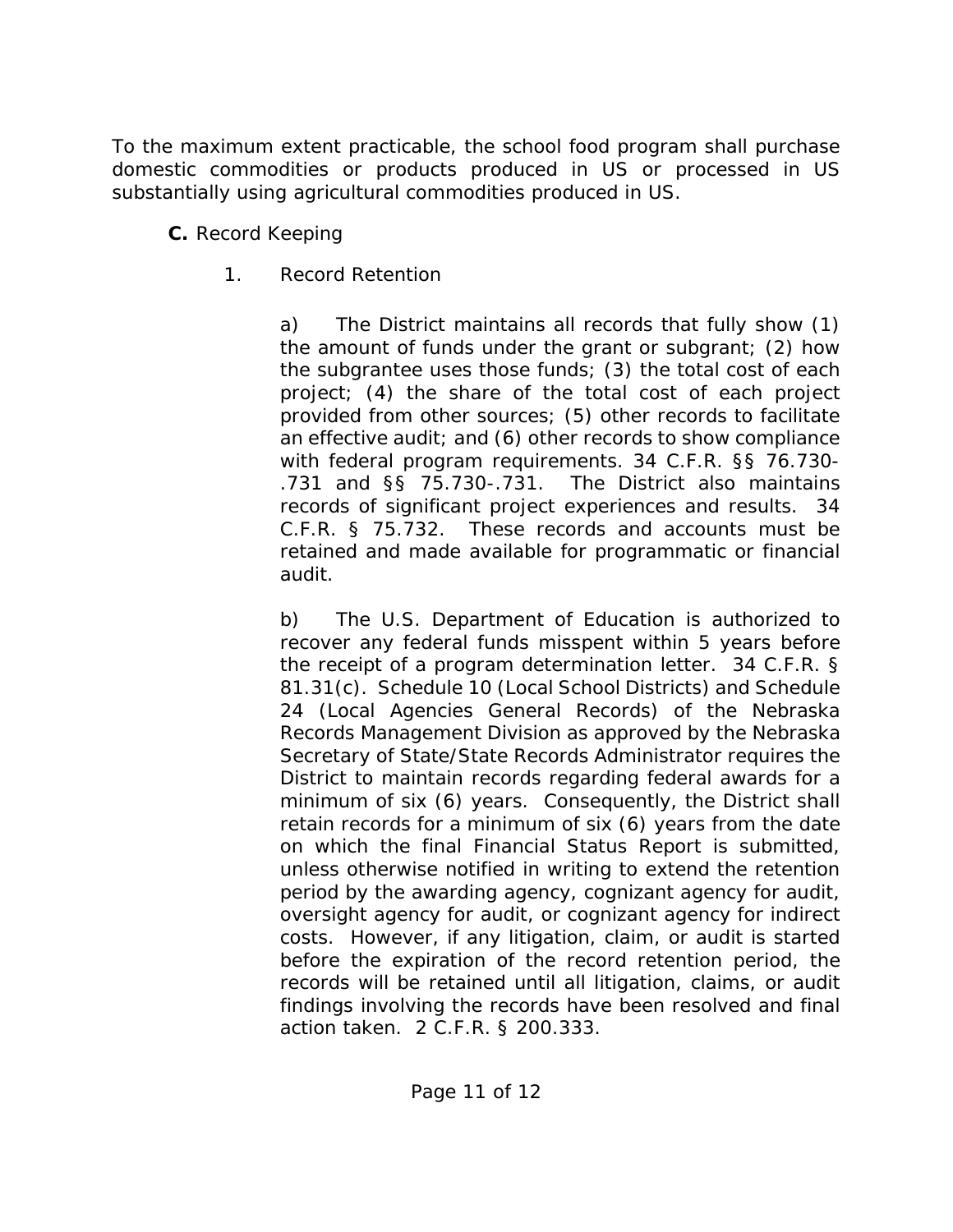To the maximum extent practicable, the school food program shall purchase domestic commodities or products produced in US or processed in US substantially using agricultural commodities produced in US.

**C.** Record Keeping

1. Record Retention

a) The District maintains all records that fully show (1) the amount of funds under the grant or subgrant; (2) how the subgrantee uses those funds; (3) the total cost of each project; (4) the share of the total cost of each project provided from other sources; (5) other records to facilitate an effective audit; and (6) other records to show compliance with federal program requirements. 34 C.F.R. §§ 76.730-.731 and §§ 75.730-.731. The District also maintains records of significant project experiences and results. 34 C.F.R. § 75.732. These records and accounts must be retained and made available for programmatic or financial audit.

b) The U.S. Department of Education is authorized to recover any federal funds misspent within 5 years before the receipt of a program determination letter. 34 C.F.R. § 81.31(c). Schedule 10 (Local School Districts) and Schedule 24 (Local Agencies General Records) of the Nebraska Records Management Division as approved by the Nebraska Secretary of State/State Records Administrator requires the District to maintain records regarding federal awards for a minimum of six (6) years. Consequently, the District shall retain records for a minimum of six (6) years from the date on which the final Financial Status Report is submitted, unless otherwise notified in writing to extend the retention period by the awarding agency, cognizant agency for audit, oversight agency for audit, or cognizant agency for indirect costs. However, if any litigation, claim, or audit is started before the expiration of the record retention period, the records will be retained until all litigation, claims, or audit findings involving the records have been resolved and final action taken. 2 C.F.R. § 200.333.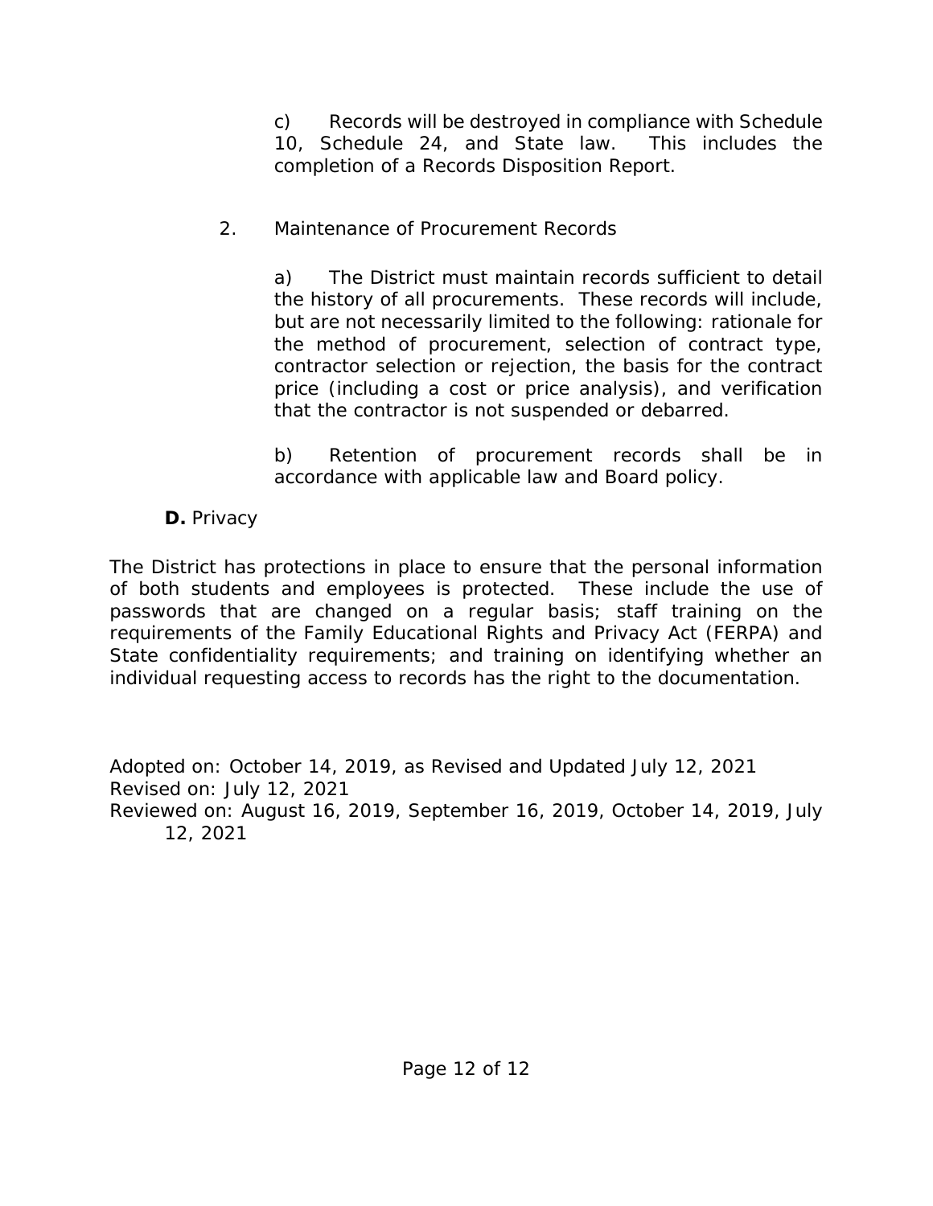c) Records will be destroyed in compliance with Schedule 10, Schedule 24, and State law. This includes the completion of a Records Disposition Report.

2. Maintenance of Procurement Records

a) The District must maintain records sufficient to detail the history of all procurements. These records will include, but are not necessarily limited to the following: rationale for the method of procurement, selection of contract type, contractor selection or rejection, the basis for the contract price (including a cost or price analysis), and verification that the contractor is not suspended or debarred.

b) Retention of procurement records shall be in accordance with applicable law and Board policy.

**D.** Privacy

The District has protections in place to ensure that the personal information of both students and employees is protected. These include the use of passwords that are changed on a regular basis; staff training on the requirements of the Family Educational Rights and Privacy Act (FERPA) and State confidentiality requirements; and training on identifying whether an individual requesting access to records has the right to the documentation.

Adopted on: October 14, 2019, as Revised and Updated July 12, 2021
Revised on: July 12, 2021
Reviewed on: August 16, 2019, September 16, 2019, October 14, 2019, July 12, 2021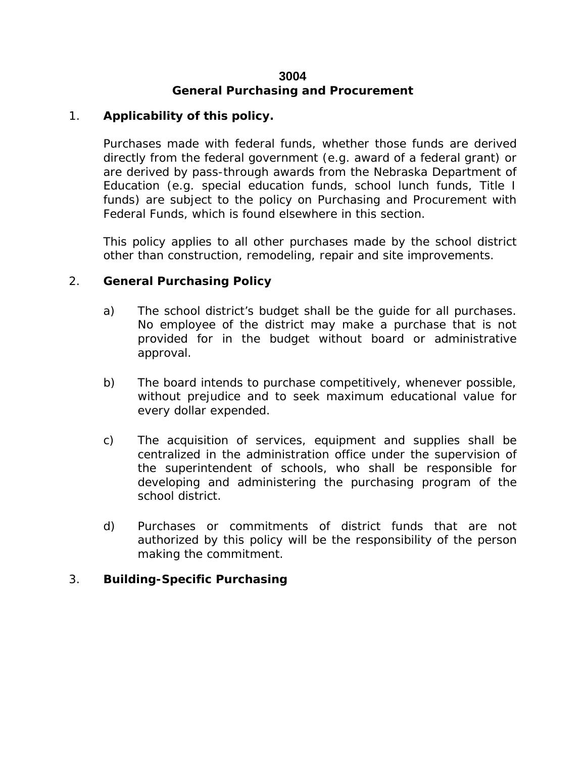# 3004
# General Purchasing and Procurement

1. **Applicability of this policy.**

   Purchases made with federal funds, whether those funds are derived directly from the federal government (e.g. award of a federal grant) or are derived by pass-through awards from the Nebraska Department of Education (e.g. special education funds, school lunch funds, Title I funds) are subject to the policy on Purchasing and Procurement with Federal Funds, which is found elsewhere in this section.

   This policy applies to all other purchases made by the school district other than construction, remodeling, repair and site improvements.

2. **General Purchasing Policy**

   a) The school district's budget shall be the guide for all purchases. No employee of the district may make a purchase that is not provided for in the budget without board or administrative approval.

   b) The board intends to purchase competitively, whenever possible, without prejudice and to seek maximum educational value for every dollar expended.

   c) The acquisition of services, equipment and supplies shall be centralized in the administration office under the supervision of the superintendent of schools, who shall be responsible for developing and administering the purchasing program of the school district.

   d) Purchases or commitments of district funds that are not authorized by this policy will be the responsibility of the person making the commitment.

3. **Building-Specific Purchasing**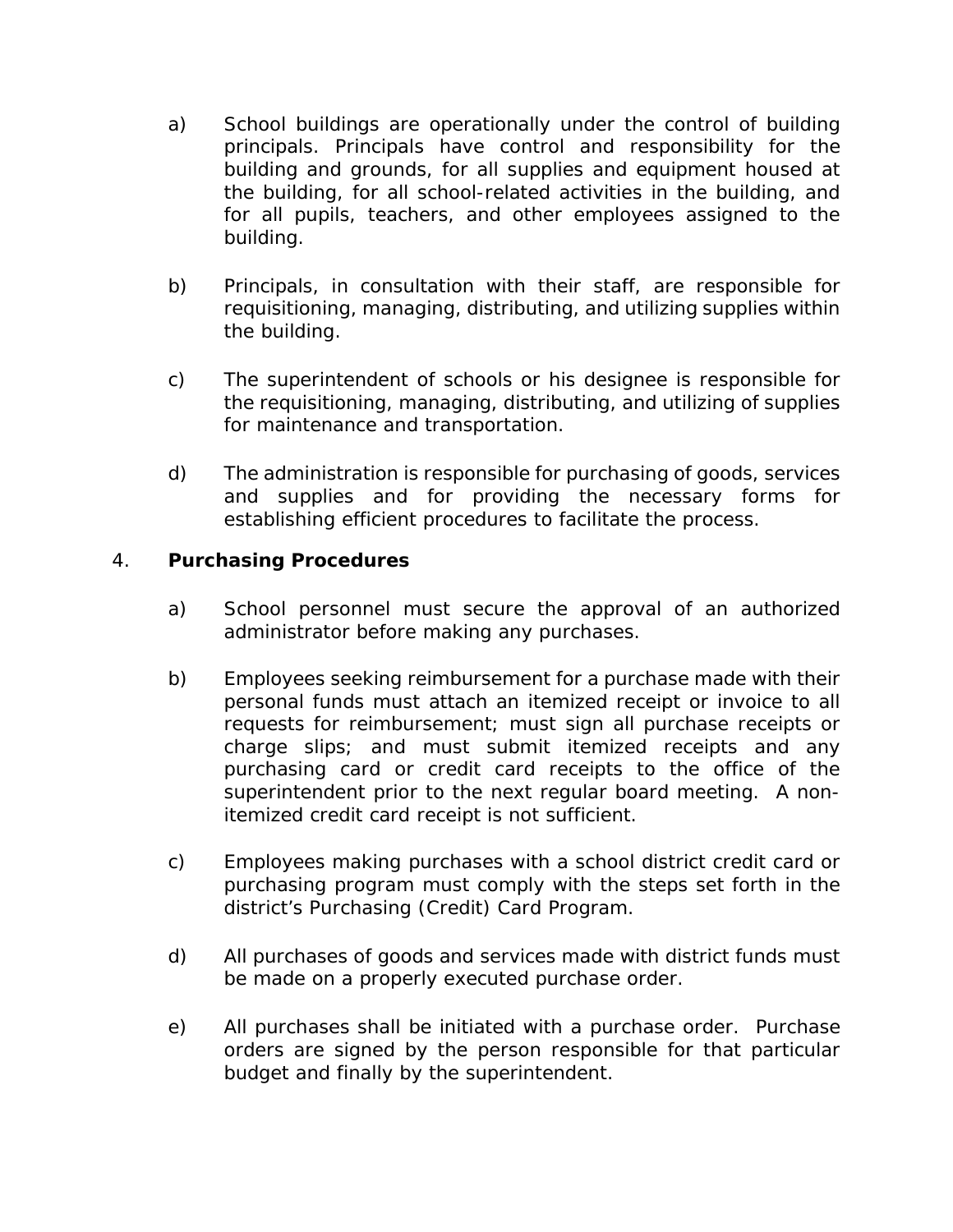a) School buildings are operationally under the control of building principals. Principals have control and responsibility for the building and grounds, for all supplies and equipment housed at the building, for all school-related activities in the building, and for all pupils, teachers, and other employees assigned to the building.

b) Principals, in consultation with their staff, are responsible for requisitioning, managing, distributing, and utilizing supplies within the building.

c) The superintendent of schools or his designee is responsible for the requisitioning, managing, distributing, and utilizing of supplies for maintenance and transportation.

d) The administration is responsible for purchasing of goods, services and supplies and for providing the necessary forms for establishing efficient procedures to facilitate the process.

4. **Purchasing Procedures**

a) School personnel must secure the approval of an authorized administrator before making any purchases.

b) Employees seeking reimbursement for a purchase made with their personal funds must attach an itemized receipt or invoice to all requests for reimbursement; must sign all purchase receipts or charge slips; and must submit itemized receipts and any purchasing card or credit card receipts to the office of the superintendent prior to the next regular board meeting. A non-itemized credit card receipt is not sufficient.

c) Employees making purchases with a school district credit card or purchasing program must comply with the steps set forth in the district's Purchasing (Credit) Card Program.

d) All purchases of goods and services made with district funds must be made on a properly executed purchase order.

e) All purchases shall be initiated with a purchase order. Purchase orders are signed by the person responsible for that particular budget and finally by the superintendent.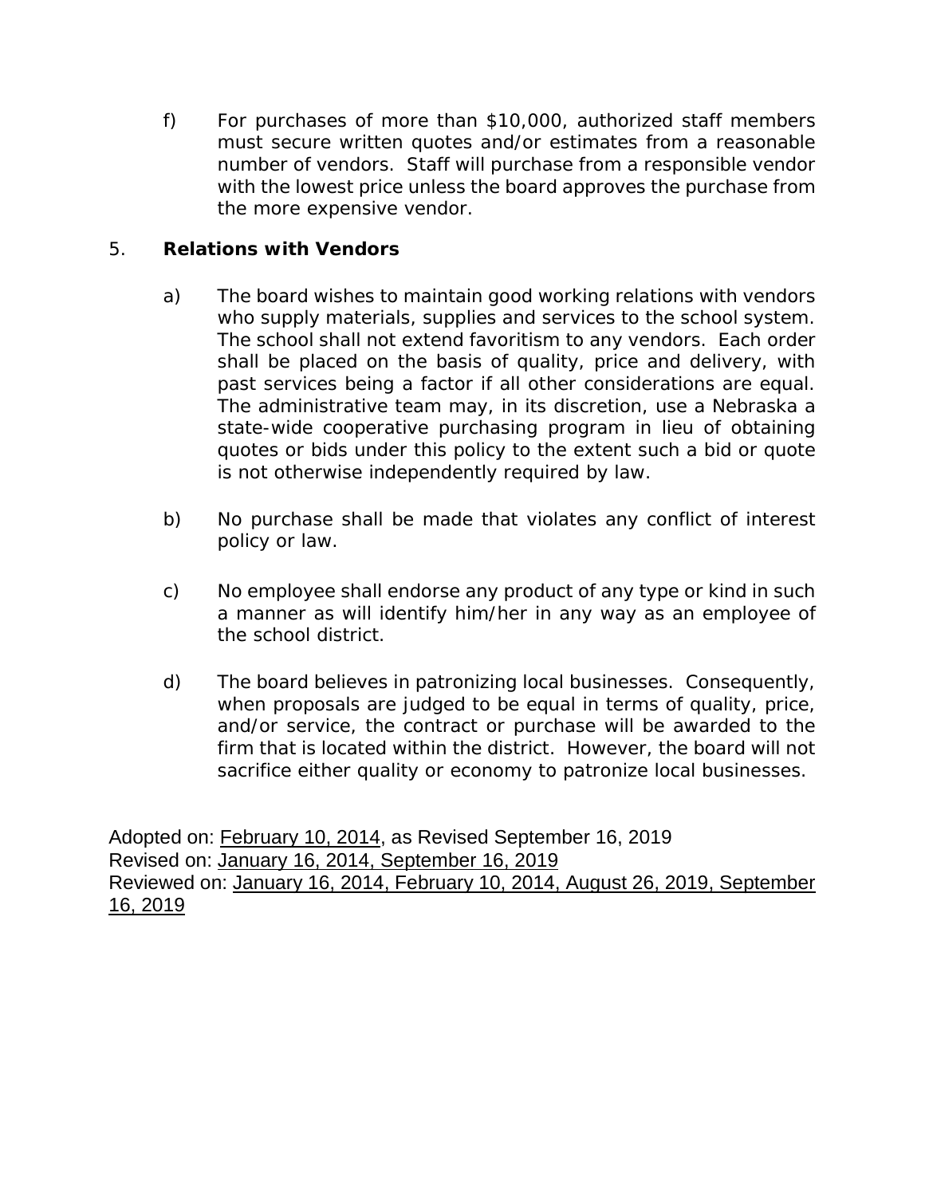f) For purchases of more than $10,000, authorized staff members must secure written quotes and/or estimates from a reasonable number of vendors. Staff will purchase from a responsible vendor with the lowest price unless the board approves the purchase from the more expensive vendor.

5. **Relations with Vendors**

a) The board wishes to maintain good working relations with vendors who supply materials, supplies and services to the school system. The school shall not extend favoritism to any vendors. Each order shall be placed on the basis of quality, price and delivery, with past services being a factor if all other considerations are equal. The administrative team may, in its discretion, use a Nebraska a state-wide cooperative purchasing program in lieu of obtaining quotes or bids under this policy to the extent such a bid or quote is not otherwise independently required by law.

b) No purchase shall be made that violates any conflict of interest policy or law.

c) No employee shall endorse any product of any type or kind in such a manner as will identify him/her in any way as an employee of the school district.

d) The board believes in patronizing local businesses. Consequently, when proposals are judged to be equal in terms of quality, price, and/or service, the contract or purchase will be awarded to the firm that is located within the district. However, the board will not sacrifice either quality or economy to patronize local businesses.

Adopted on: February 10, 2014, as Revised September 16, 2019
Revised on: January 16, 2014, September 16, 2019
Reviewed on: January 16, 2014, February 10, 2014, August 26, 2019, September 16, 2019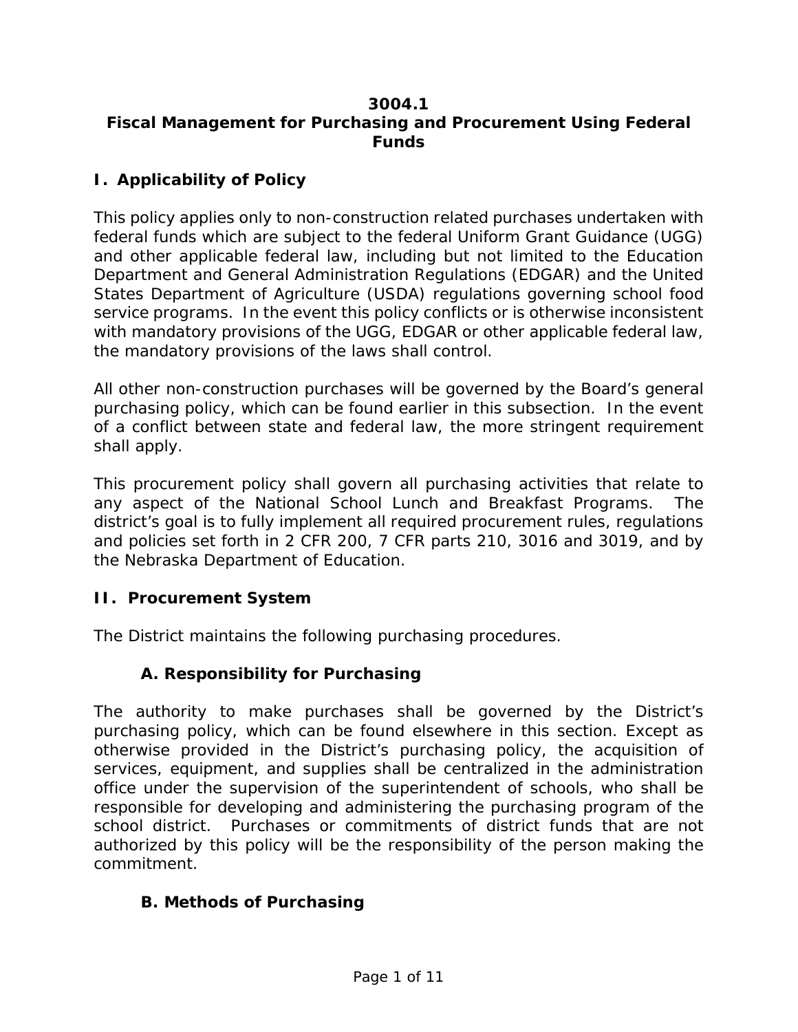# 3004.1
# Fiscal Management for Purchasing and Procurement Using Federal Funds

## I. Applicability of Policy

This policy applies only to non-construction related purchases undertaken with federal funds which are subject to the federal Uniform Grant Guidance (UGG) and other applicable federal law, including but not limited to the Education Department and General Administration Regulations (EDGAR) and the United States Department of Agriculture (USDA) regulations governing school food service programs. In the event this policy conflicts or is otherwise inconsistent with mandatory provisions of the UGG, EDGAR or other applicable federal law, the mandatory provisions of the laws shall control.

All other non-construction purchases will be governed by the Board's general purchasing policy, which can be found earlier in this subsection. In the event of a conflict between state and federal law, the more stringent requirement shall apply.

This procurement policy shall govern all purchasing activities that relate to any aspect of the National School Lunch and Breakfast Programs. The district's goal is to fully implement all required procurement rules, regulations and policies set forth in 2 CFR 200, 7 CFR parts 210, 3016 and 3019, and by the Nebraska Department of Education.

## II. Procurement System

The District maintains the following purchasing procedures.

### A. Responsibility for Purchasing

The authority to make purchases shall be governed by the District's purchasing policy, which can be found elsewhere in this section. Except as otherwise provided in the District's purchasing policy, the acquisition of services, equipment, and supplies shall be centralized in the administration office under the supervision of the superintendent of schools, who shall be responsible for developing and administering the purchasing program of the school district. Purchases or commitments of district funds that are not authorized by this policy will be the responsibility of the person making the commitment.

### B. Methods of Purchasing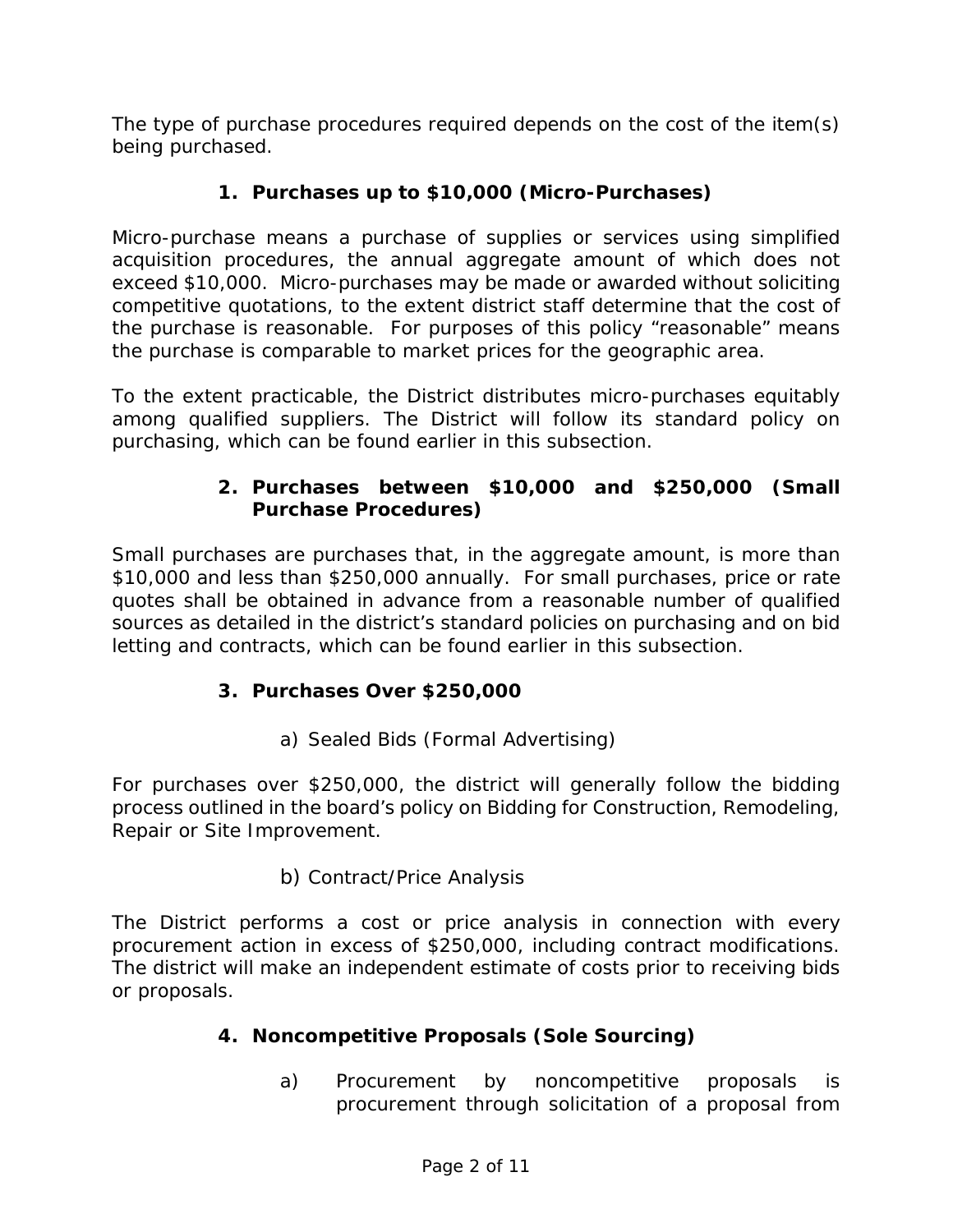The type of purchase procedures required depends on the cost of the item(s) being purchased.

1. **Purchases up to $10,000 (Micro-Purchases)**

Micro-purchase means a purchase of supplies or services using simplified acquisition procedures, the annual aggregate amount of which does not exceed $10,000. Micro-purchases may be made or awarded without soliciting competitive quotations, to the extent district staff determine that the cost of the purchase is reasonable. For purposes of this policy "reasonable" means the purchase is comparable to market prices for the geographic area.

To the extent practicable, the District distributes micro-purchases equitably among qualified suppliers. The District will follow its standard policy on purchasing, which can be found earlier in this subsection.

2. **Purchases between $10,000 and $250,000 (Small Purchase Procedures)**

Small purchases are purchases that, in the aggregate amount, is more than $10,000 and less than $250,000 annually. For small purchases, price or rate quotes shall be obtained in advance from a reasonable number of qualified sources as detailed in the district's standard policies on purchasing and on bid letting and contracts, which can be found earlier in this subsection.

3. **Purchases Over $250,000**

   a) Sealed Bids (Formal Advertising)

For purchases over $250,000, the district will generally follow the bidding process outlined in the board's policy on Bidding for Construction, Remodeling, Repair or Site Improvement.

   b) Contract/Price Analysis

The District performs a cost or price analysis in connection with every procurement action in excess of $250,000, including contract modifications. The district will make an independent estimate of costs prior to receiving bids or proposals.

4. **Noncompetitive Proposals (Sole Sourcing)**

   a) Procurement by noncompetitive proposals is procurement through solicitation of a proposal from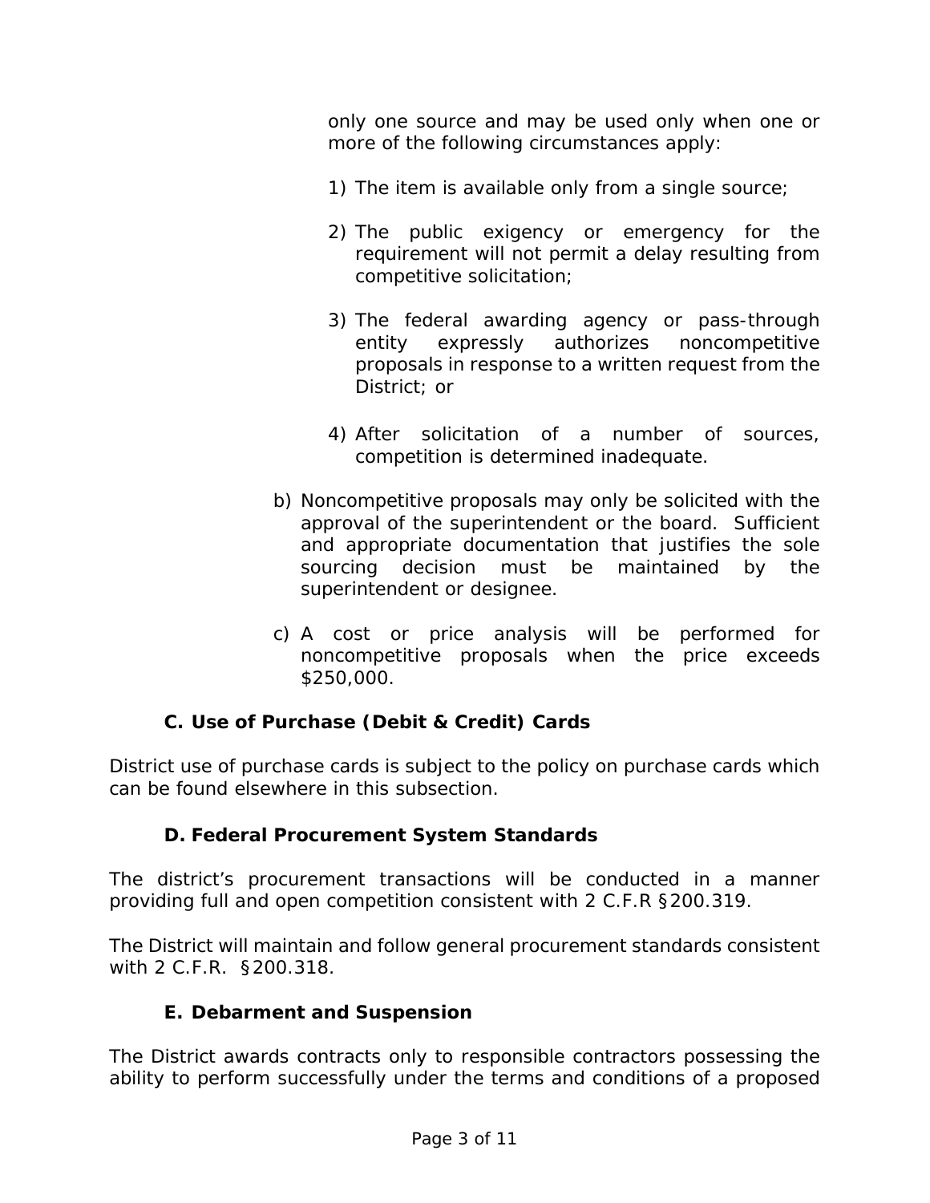only one source and may be used only when one or more of the following circumstances apply:

1) The item is available only from a single source;

2) The public exigency or emergency for the requirement will not permit a delay resulting from competitive solicitation;

3) The federal awarding agency or pass-through entity expressly authorizes noncompetitive proposals in response to a written request from the District; or

4) After solicitation of a number of sources, competition is determined inadequate.

b) Noncompetitive proposals may only be solicited with the approval of the superintendent or the board. Sufficient and appropriate documentation that justifies the sole sourcing decision must be maintained by the superintendent or designee.

c) A cost or price analysis will be performed for noncompetitive proposals when the price exceeds $250,000.

### C. Use of Purchase (Debit & Credit) Cards

District use of purchase cards is subject to the policy on purchase cards which can be found elsewhere in this subsection.

### D. Federal Procurement System Standards

The district's procurement transactions will be conducted in a manner providing full and open competition consistent with 2 C.F.R §200.319.

The District will maintain and follow general procurement standards consistent with 2 C.F.R. §200.318.

### E. Debarment and Suspension

The District awards contracts only to responsible contractors possessing the ability to perform successfully under the terms and conditions of a proposed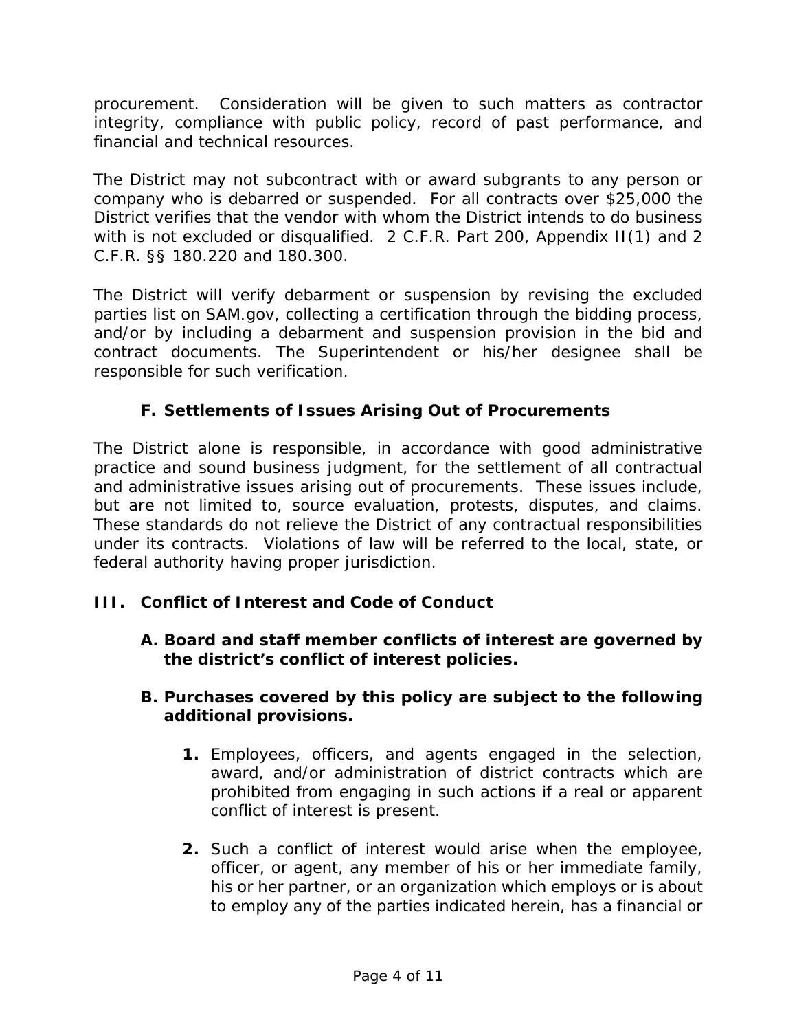procurement. Consideration will be given to such matters as contractor integrity, compliance with public policy, record of past performance, and financial and technical resources.

The District may not subcontract with or award subgrants to any person or company who is debarred or suspended. For all contracts over $25,000 the District verifies that the vendor with whom the District intends to do business with is not excluded or disqualified. 2 C.F.R. Part 200, Appendix II(1) and 2 C.F.R. §§ 180.220 and 180.300.

The District will verify debarment or suspension by revising the excluded parties list on SAM.gov, collecting a certification through the bidding process, and/or by including a debarment and suspension provision in the bid and contract documents. The Superintendent or his/her designee shall be responsible for such verification.

### F. Settlements of Issues Arising Out of Procurements

The District alone is responsible, in accordance with good administrative practice and sound business judgment, for the settlement of all contractual and administrative issues arising out of procurements. These issues include, but are not limited to, source evaluation, protests, disputes, and claims. These standards do not relieve the District of any contractual responsibilities under its contracts. Violations of law will be referred to the local, state, or federal authority having proper jurisdiction.

## III. Conflict of Interest and Code of Conduct

### A. Board and staff member conflicts of interest are governed by the district's conflict of interest policies.

### B. Purchases covered by this policy are subject to the following additional provisions.

1. Employees, officers, and agents engaged in the selection, award, and/or administration of district contracts which are prohibited from engaging in such actions if a real or apparent conflict of interest is present.

2. Such a conflict of interest would arise when the employee, officer, or agent, any member of his or her immediate family, his or her partner, or an organization which employs or is about to employ any of the parties indicated herein, has a financial or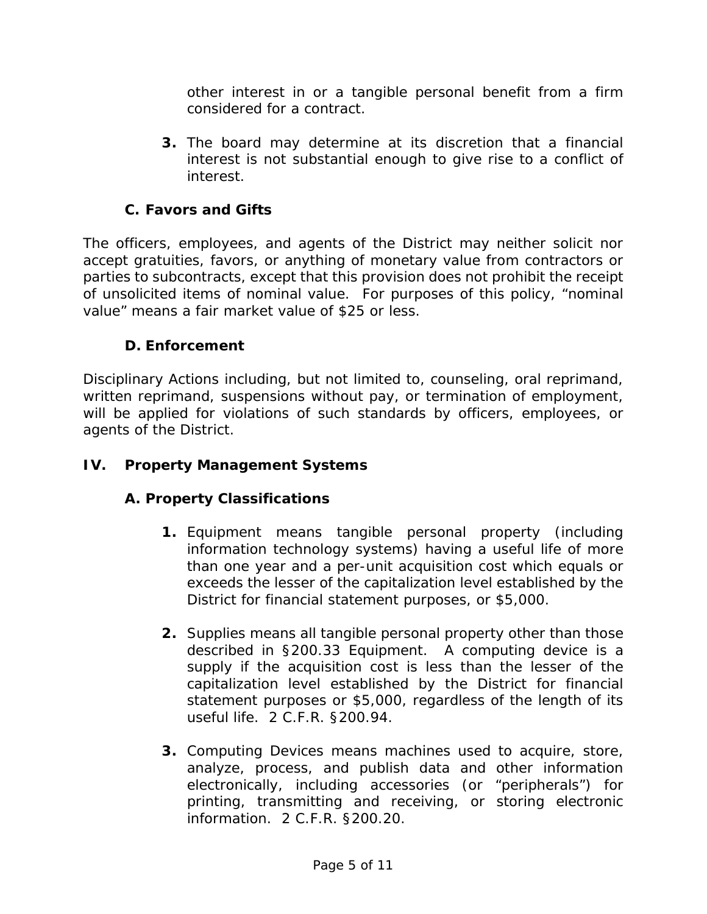other interest in or a tangible personal benefit from a firm considered for a contract.

3. The board may determine at its discretion that a financial interest is not substantial enough to give rise to a conflict of interest.

### C. Favors and Gifts

The officers, employees, and agents of the District may neither solicit nor accept gratuities, favors, or anything of monetary value from contractors or parties to subcontracts, except that this provision does not prohibit the receipt of unsolicited items of nominal value. For purposes of this policy, "nominal value" means a fair market value of $25 or less.

### D. Enforcement

Disciplinary Actions including, but not limited to, counseling, oral reprimand, written reprimand, suspensions without pay, or termination of employment, will be applied for violations of such standards by officers, employees, or agents of the District.

## IV. Property Management Systems

### A. Property Classifications

1. Equipment means tangible personal property (including information technology systems) having a useful life of more than one year and a per-unit acquisition cost which equals or exceeds the lesser of the capitalization level established by the District for financial statement purposes, or $5,000.

2. Supplies means all tangible personal property other than those described in §200.33 Equipment. A computing device is a supply if the acquisition cost is less than the lesser of the capitalization level established by the District for financial statement purposes or $5,000, regardless of the length of its useful life. 2 C.F.R. §200.94.

3. Computing Devices means machines used to acquire, store, analyze, process, and publish data and other information electronically, including accessories (or "peripherals") for printing, transmitting and receiving, or storing electronic information. 2 C.F.R. §200.20.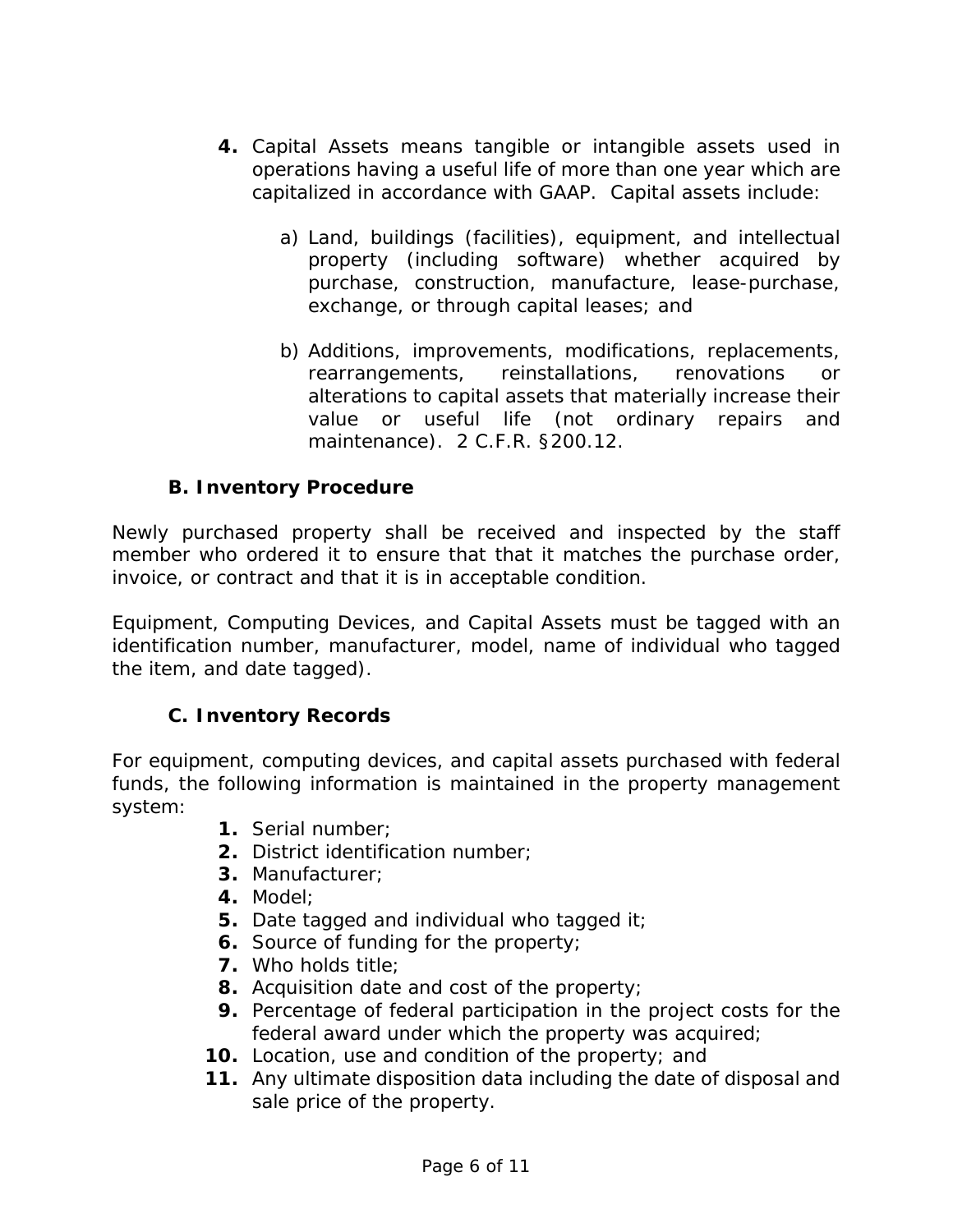4. Capital Assets means tangible or intangible assets used in operations having a useful life of more than one year which are capitalized in accordance with GAAP. Capital assets include:

   a) Land, buildings (facilities), equipment, and intellectual property (including software) whether acquired by purchase, construction, manufacture, lease-purchase, exchange, or through capital leases; and

   b) Additions, improvements, modifications, replacements, rearrangements, reinstallations, renovations or alterations to capital assets that materially increase their value or useful life (not ordinary repairs and maintenance). 2 C.F.R. §200.12.

### B. Inventory Procedure

Newly purchased property shall be received and inspected by the staff member who ordered it to ensure that that it matches the purchase order, invoice, or contract and that it is in acceptable condition.

Equipment, Computing Devices, and Capital Assets must be tagged with an identification number, manufacturer, model, name of individual who tagged the item, and date tagged).

### C. Inventory Records

For equipment, computing devices, and capital assets purchased with federal funds, the following information is maintained in the property management system:

1. Serial number;
2. District identification number;
3. Manufacturer;
4. Model;
5. Date tagged and individual who tagged it;
6. Source of funding for the property;
7. Who holds title;
8. Acquisition date and cost of the property;
9. Percentage of federal participation in the project costs for the federal award under which the property was acquired;
10. Location, use and condition of the property; and
11. Any ultimate disposition data including the date of disposal and sale price of the property.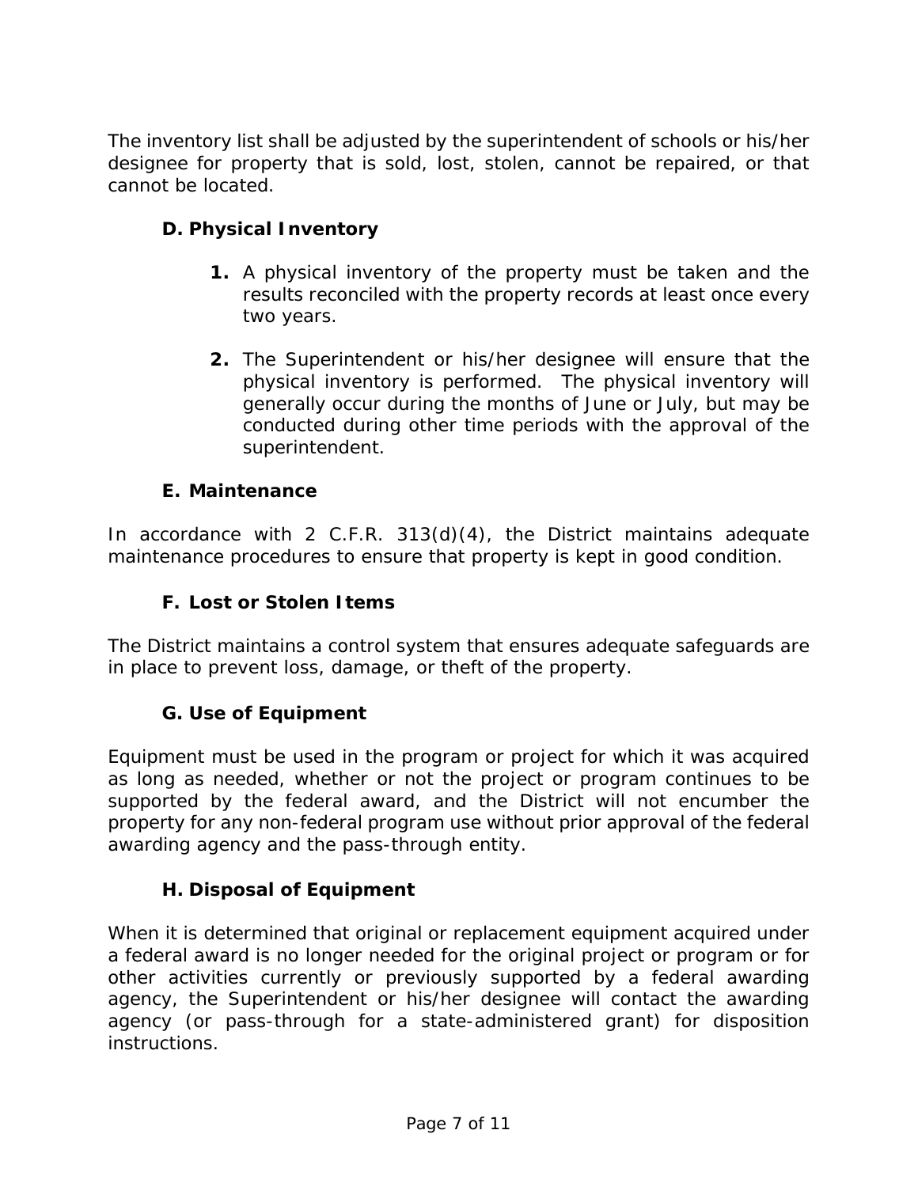The inventory list shall be adjusted by the superintendent of schools or his/her designee for property that is sold, lost, stolen, cannot be repaired, or that cannot be located.

### D. Physical Inventory

1. A physical inventory of the property must be taken and the results reconciled with the property records at least once every two years.

2. The Superintendent or his/her designee will ensure that the physical inventory is performed. The physical inventory will generally occur during the months of June or July, but may be conducted during other time periods with the approval of the superintendent.

### E. Maintenance

In accordance with 2 C.F.R. 313(d)(4), the District maintains adequate maintenance procedures to ensure that property is kept in good condition.

### F. Lost or Stolen Items

The District maintains a control system that ensures adequate safeguards are in place to prevent loss, damage, or theft of the property.

### G. Use of Equipment

Equipment must be used in the program or project for which it was acquired as long as needed, whether or not the project or program continues to be supported by the federal award, and the District will not encumber the property for any non-federal program use without prior approval of the federal awarding agency and the pass-through entity.

### H. Disposal of Equipment

When it is determined that original or replacement equipment acquired under a federal award is no longer needed for the original project or program or for other activities currently or previously supported by a federal awarding agency, the Superintendent or his/her designee will contact the awarding agency (or pass-through for a state-administered grant) for disposition instructions.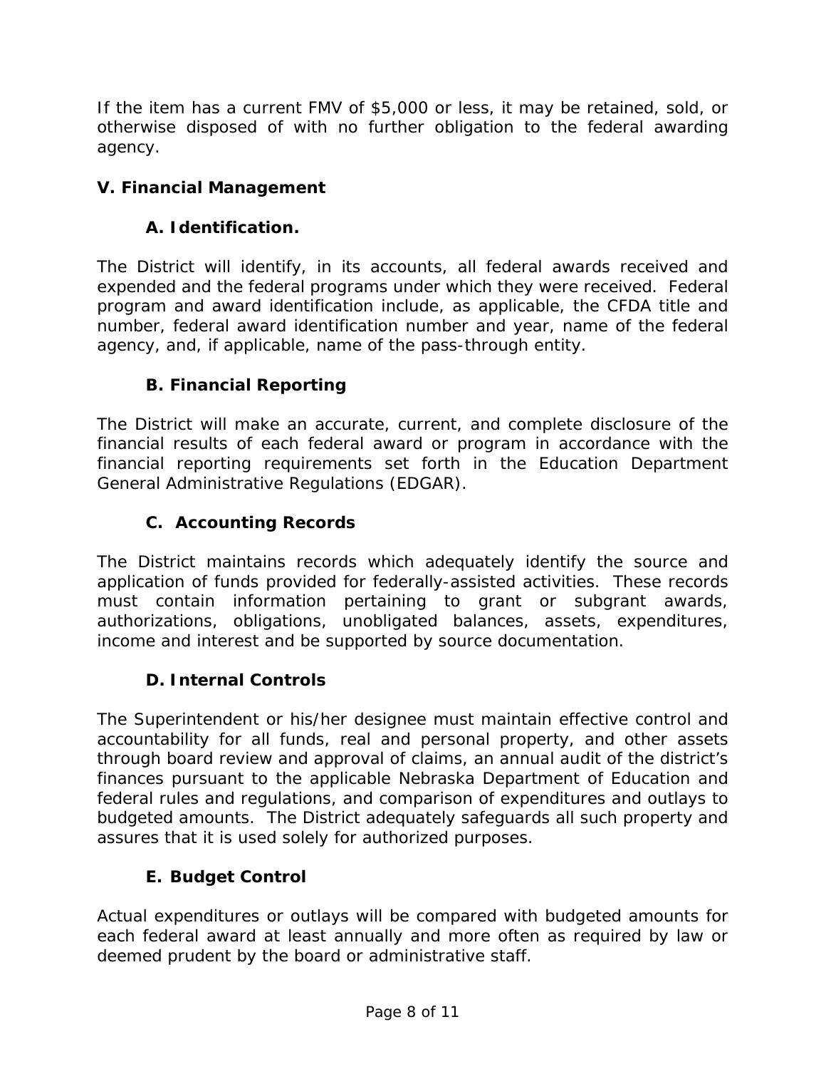If the item has a current FMV of $5,000 or less, it may be retained, sold, or otherwise disposed of with no further obligation to the federal awarding agency.

## V. Financial Management

### A. Identification.

The District will identify, in its accounts, all federal awards received and expended and the federal programs under which they were received. Federal program and award identification include, as applicable, the CFDA title and number, federal award identification number and year, name of the federal agency, and, if applicable, name of the pass-through entity.

### B. Financial Reporting

The District will make an accurate, current, and complete disclosure of the financial results of each federal award or program in accordance with the financial reporting requirements set forth in the Education Department General Administrative Regulations (EDGAR).

### C. Accounting Records

The District maintains records which adequately identify the source and application of funds provided for federally-assisted activities. These records must contain information pertaining to grant or subgrant awards, authorizations, obligations, unobligated balances, assets, expenditures, income and interest and be supported by source documentation.

### D. Internal Controls

The Superintendent or his/her designee must maintain effective control and accountability for all funds, real and personal property, and other assets through board review and approval of claims, an annual audit of the district's finances pursuant to the applicable Nebraska Department of Education and federal rules and regulations, and comparison of expenditures and outlays to budgeted amounts. The District adequately safeguards all such property and assures that it is used solely for authorized purposes.

### E. Budget Control

Actual expenditures or outlays will be compared with budgeted amounts for each federal award at least annually and more often as required by law or deemed prudent by the board or administrative staff.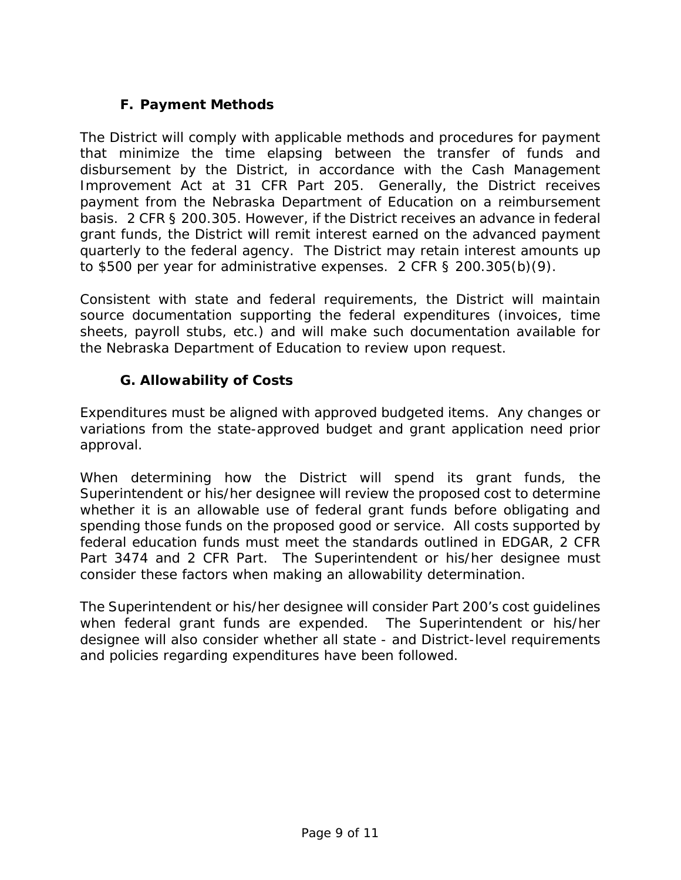### F. Payment Methods

The District will comply with applicable methods and procedures for payment that minimize the time elapsing between the transfer of funds and disbursement by the District, in accordance with the Cash Management Improvement Act at 31 CFR Part 205. Generally, the District receives payment from the Nebraska Department of Education on a reimbursement basis. 2 CFR § 200.305. However, if the District receives an advance in federal grant funds, the District will remit interest earned on the advanced payment quarterly to the federal agency. The District may retain interest amounts up to $500 per year for administrative expenses. 2 CFR § 200.305(b)(9).

Consistent with state and federal requirements, the District will maintain source documentation supporting the federal expenditures (invoices, time sheets, payroll stubs, etc.) and will make such documentation available for the Nebraska Department of Education to review upon request.

### G. Allowability of Costs

Expenditures must be aligned with approved budgeted items. Any changes or variations from the state-approved budget and grant application need prior approval.

When determining how the District will spend its grant funds, the Superintendent or his/her designee will review the proposed cost to determine whether it is an allowable use of federal grant funds before obligating and spending those funds on the proposed good or service. All costs supported by federal education funds must meet the standards outlined in EDGAR, 2 CFR Part 3474 and 2 CFR Part. The Superintendent or his/her designee must consider these factors when making an allowability determination.

The Superintendent or his/her designee will consider Part 200's cost guidelines when federal grant funds are expended. The Superintendent or his/her designee will also consider whether all state - and District-level requirements and policies regarding expenditures have been followed.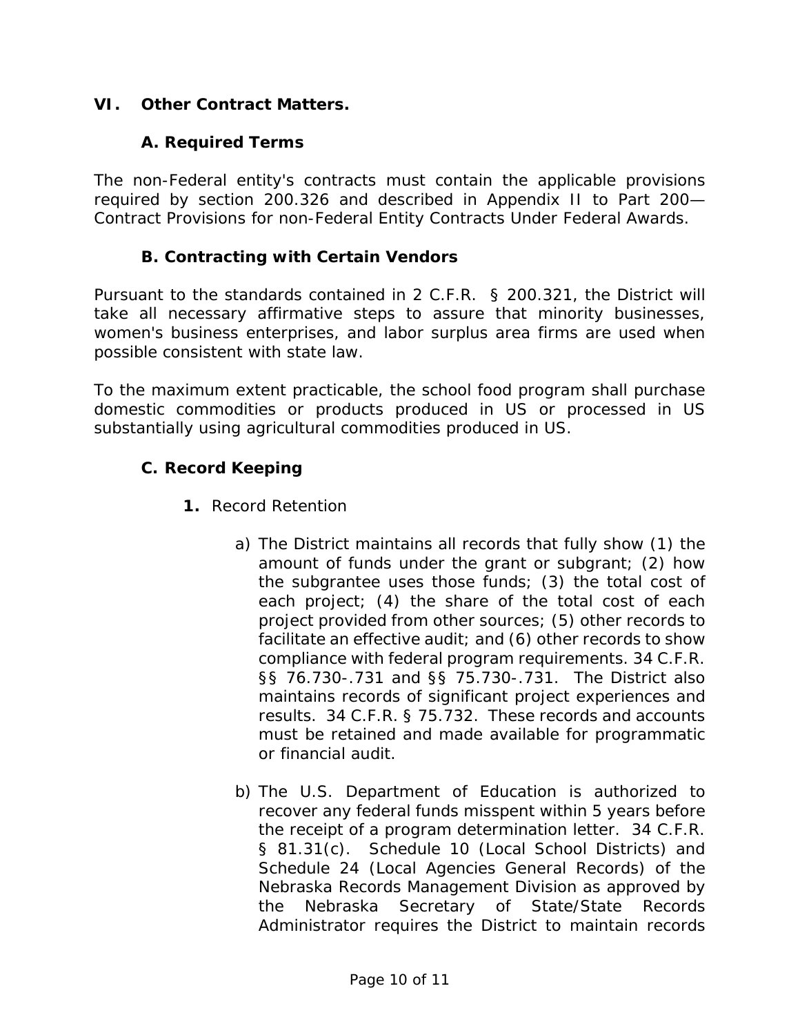## VI. Other Contract Matters.

### A. Required Terms

The non-Federal entity's contracts must contain the applicable provisions required by section 200.326 and described in Appendix II to Part 200—Contract Provisions for non-Federal Entity Contracts Under Federal Awards.

### B. Contracting with Certain Vendors

Pursuant to the standards contained in 2 C.F.R. § 200.321, the District will take all necessary affirmative steps to assure that minority businesses, women's business enterprises, and labor surplus area firms are used when possible consistent with state law.

To the maximum extent practicable, the school food program shall purchase domestic commodities or products produced in US or processed in US substantially using agricultural commodities produced in US.

### C. Record Keeping

**1.** Record Retention

a) The District maintains all records that fully show (1) the amount of funds under the grant or subgrant; (2) how the subgrantee uses those funds; (3) the total cost of each project; (4) the share of the total cost of each project provided from other sources; (5) other records to facilitate an effective audit; and (6) other records to show compliance with federal program requirements. 34 C.F.R. §§ 76.730-.731 and §§ 75.730-.731. The District also maintains records of significant project experiences and results. 34 C.F.R. § 75.732. These records and accounts must be retained and made available for programmatic or financial audit.

b) The U.S. Department of Education is authorized to recover any federal funds misspent within 5 years before the receipt of a program determination letter. 34 C.F.R. § 81.31(c). Schedule 10 (Local School Districts) and Schedule 24 (Local Agencies General Records) of the Nebraska Records Management Division as approved by the Nebraska Secretary of State/State Records Administrator requires the District to maintain records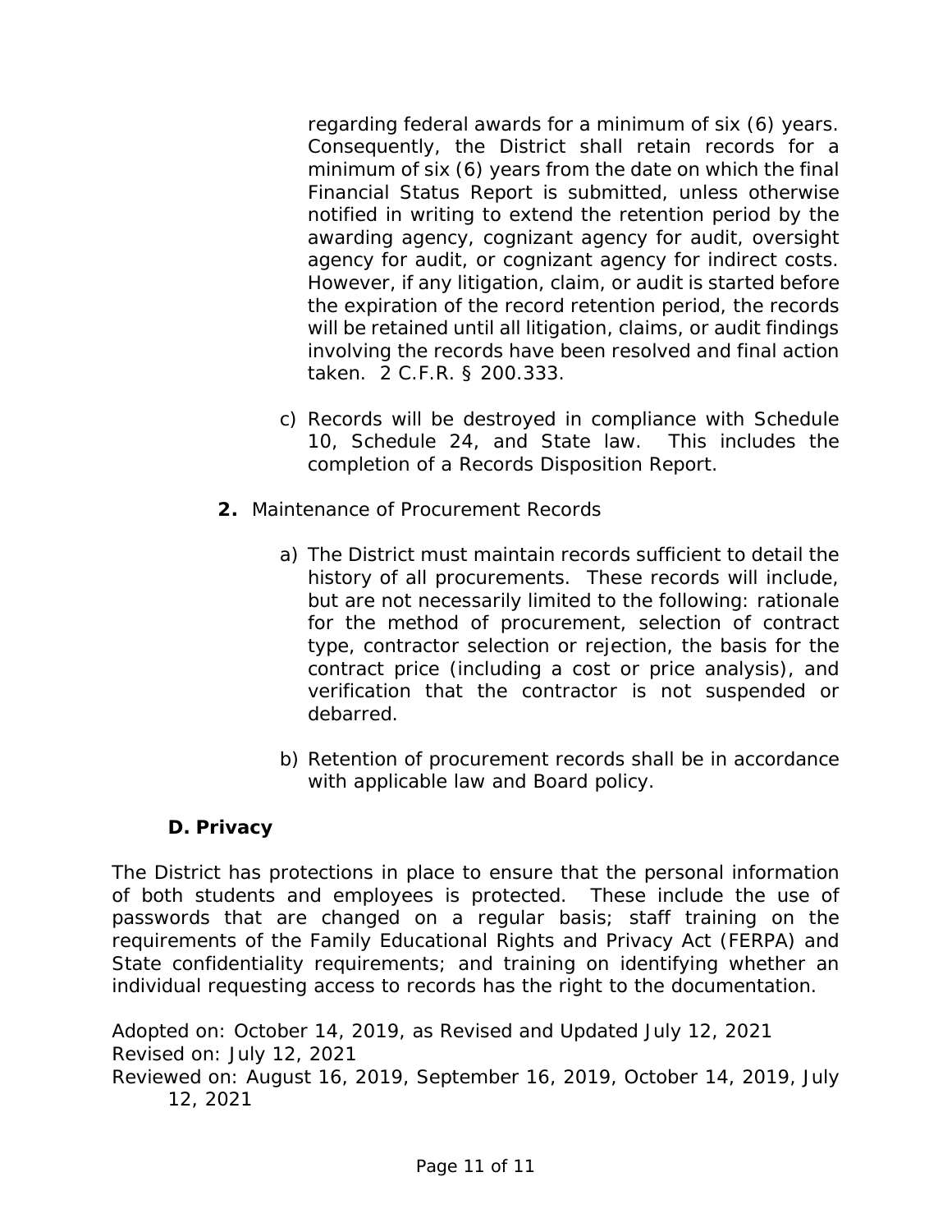regarding federal awards for a minimum of six (6) years. Consequently, the District shall retain records for a minimum of six (6) years from the date on which the final Financial Status Report is submitted, unless otherwise notified in writing to extend the retention period by the awarding agency, cognizant agency for audit, oversight agency for audit, or cognizant agency for indirect costs. However, if any litigation, claim, or audit is started before the expiration of the record retention period, the records will be retained until all litigation, claims, or audit findings involving the records have been resolved and final action taken. 2 C.F.R. § 200.333.

c) Records will be destroyed in compliance with Schedule 10, Schedule 24, and State law. This includes the completion of a Records Disposition Report.

**2.** Maintenance of Procurement Records

a) The District must maintain records sufficient to detail the history of all procurements. These records will include, but are not necessarily limited to the following: rationale for the method of procurement, selection of contract type, contractor selection or rejection, the basis for the contract price (including a cost or price analysis), and verification that the contractor is not suspended or debarred.

b) Retention of procurement records shall be in accordance with applicable law and Board policy.

### D. Privacy

The District has protections in place to ensure that the personal information of both students and employees is protected. These include the use of passwords that are changed on a regular basis; staff training on the requirements of the Family Educational Rights and Privacy Act (FERPA) and State confidentiality requirements; and training on identifying whether an individual requesting access to records has the right to the documentation.

Adopted on: October 14, 2019, as Revised and Updated July 12, 2021
Revised on: July 12, 2021
Reviewed on: August 16, 2019, September 16, 2019, October 14, 2019, July 12, 2021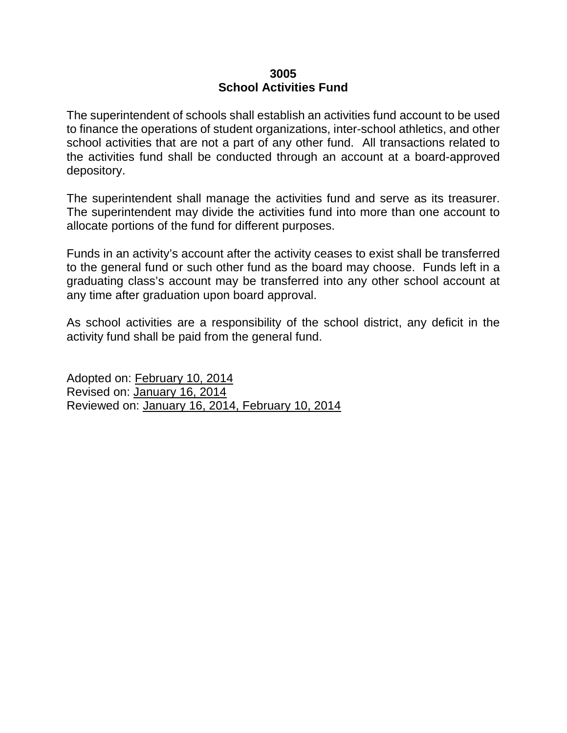# 3005
# School Activities Fund

The superintendent of schools shall establish an activities fund account to be used to finance the operations of student organizations, inter-school athletics, and other school activities that are not a part of any other fund. All transactions related to the activities fund shall be conducted through an account at a board-approved depository.

The superintendent shall manage the activities fund and serve as its treasurer. The superintendent may divide the activities fund into more than one account to allocate portions of the fund for different purposes.

Funds in an activity's account after the activity ceases to exist shall be transferred to the general fund or such other fund as the board may choose. Funds left in a graduating class's account may be transferred into any other school account at any time after graduation upon board approval.

As school activities are a responsibility of the school district, any deficit in the activity fund shall be paid from the general fund.

Adopted on: February 10, 2014
Revised on: January 16, 2014
Reviewed on: January 16, 2014, February 10, 2014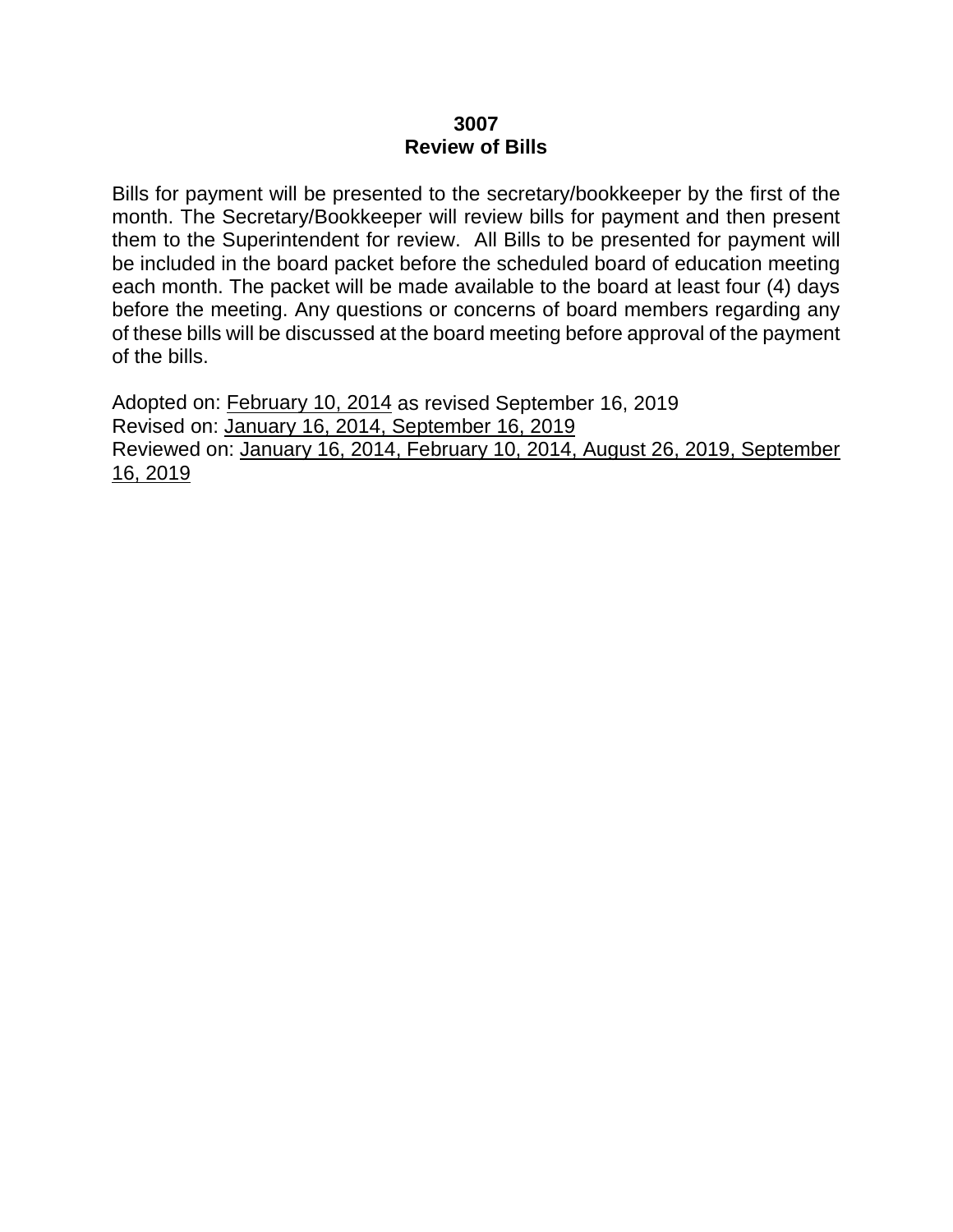# 3007
## Review of Bills

Bills for payment will be presented to the secretary/bookkeeper by the first of the month. The Secretary/Bookkeeper will review bills for payment and then present them to the Superintendent for review. All Bills to be presented for payment will be included in the board packet before the scheduled board of education meeting each month. The packet will be made available to the board at least four (4) days before the meeting. Any questions or concerns of board members regarding any of these bills will be discussed at the board meeting before approval of the payment of the bills.

Adopted on: February 10, 2014 as revised September 16, 2019
Revised on: January 16, 2014, September 16, 2019
Reviewed on: January 16, 2014, February 10, 2014, August 26, 2019, September 16, 2019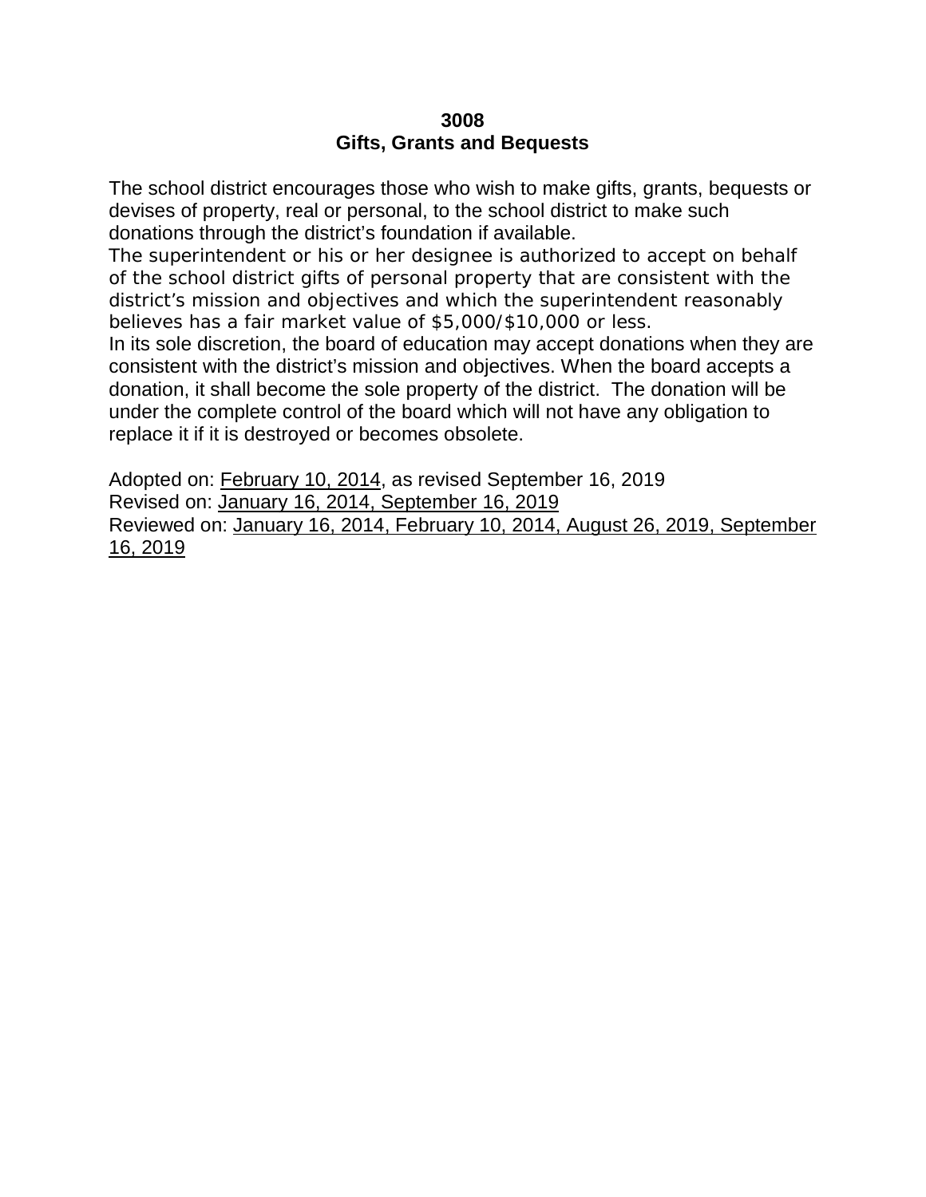**3008**
**Gifts, Grants and Bequests**

The school district encourages those who wish to make gifts, grants, bequests or devises of property, real or personal, to the school district to make such donations through the district's foundation if available.

The superintendent or his or her designee is authorized to accept on behalf of the school district gifts of personal property that are consistent with the district's mission and objectives and which the superintendent reasonably believes has a fair market value of $5,000/$10,000 or less.

In its sole discretion, the board of education may accept donations when they are consistent with the district's mission and objectives. When the board accepts a donation, it shall become the sole property of the district. The donation will be under the complete control of the board which will not have any obligation to replace it if it is destroyed or becomes obsolete.

Adopted on: February 10, 2014, as revised September 16, 2019
Revised on: January 16, 2014, September 16, 2019
Reviewed on: January 16, 2014, February 10, 2014, August 26, 2019, September 16, 2019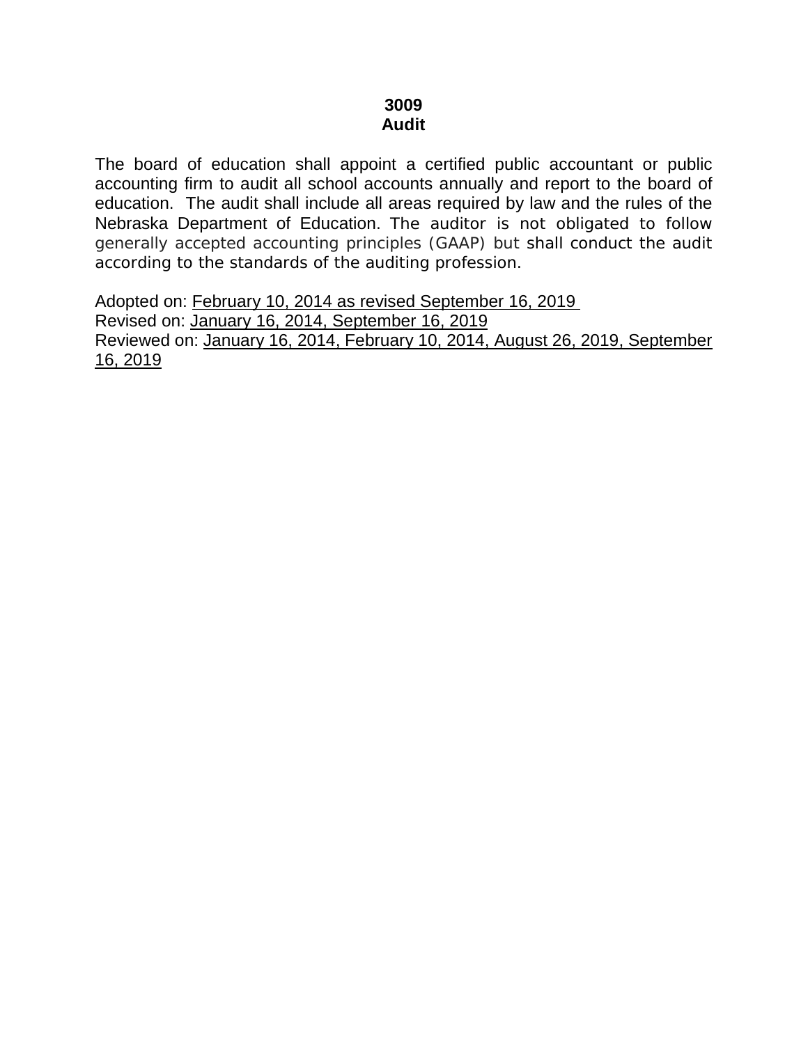**3009**
**Audit**

The board of education shall appoint a certified public accountant or public accounting firm to audit all school accounts annually and report to the board of education. The audit shall include all areas required by law and the rules of the Nebraska Department of Education. The auditor is not obligated to follow generally accepted accounting principles (GAAP) but shall conduct the audit according to the standards of the auditing profession.

Adopted on: February 10, 2014 as revised September 16, 2019
Revised on: January 16, 2014, September 16, 2019
Reviewed on: January 16, 2014, February 10, 2014, August 26, 2019, September 16, 2019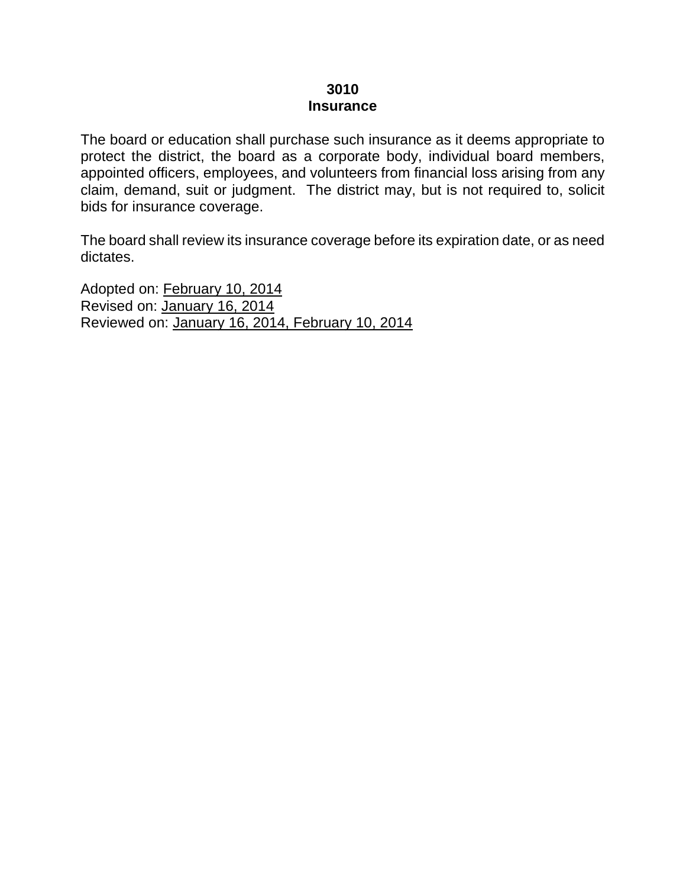# 3010
# Insurance

The board or education shall purchase such insurance as it deems appropriate to protect the district, the board as a corporate body, individual board members, appointed officers, employees, and volunteers from financial loss arising from any claim, demand, suit or judgment. The district may, but is not required to, solicit bids for insurance coverage.

The board shall review its insurance coverage before its expiration date, or as need dictates.

Adopted on: February 10, 2014
Revised on: January 16, 2014
Reviewed on: January 16, 2014, February 10, 2014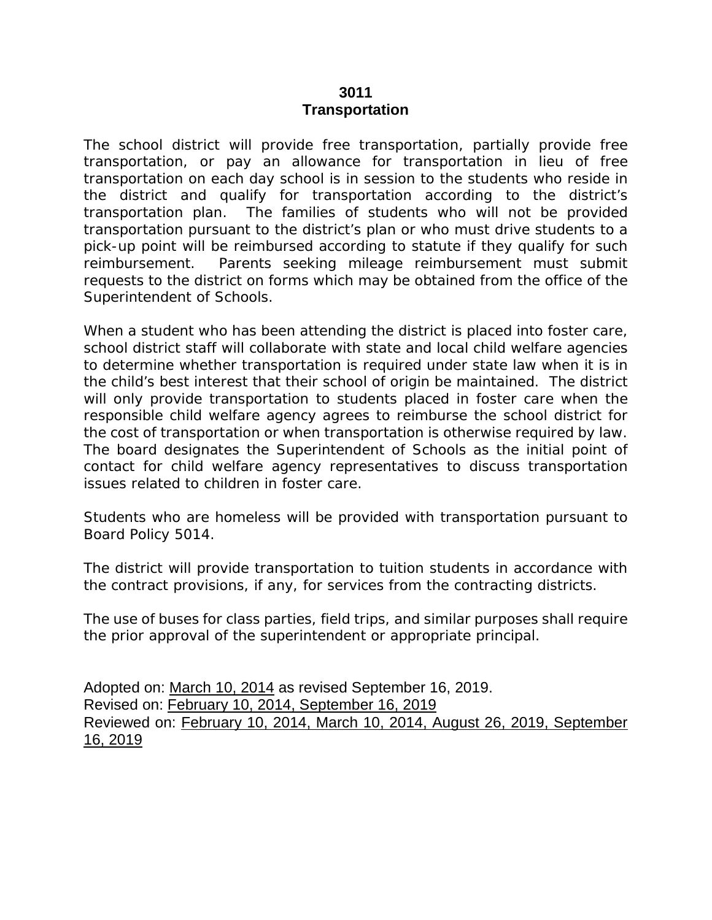# 3011
# Transportation

The school district will provide free transportation, partially provide free transportation, or pay an allowance for transportation in lieu of free transportation on each day school is in session to the students who reside in the district and qualify for transportation according to the district's transportation plan. The families of students who will not be provided transportation pursuant to the district's plan or who must drive students to a pick-up point will be reimbursed according to statute if they qualify for such reimbursement. Parents seeking mileage reimbursement must submit requests to the district on forms which may be obtained from the office of the Superintendent of Schools.

When a student who has been attending the district is placed into foster care, school district staff will collaborate with state and local child welfare agencies to determine whether transportation is required under state law when it is in the child's best interest that their school of origin be maintained. The district will only provide transportation to students placed in foster care when the responsible child welfare agency agrees to reimburse the school district for the cost of transportation or when transportation is otherwise required by law. The board designates the Superintendent of Schools as the initial point of contact for child welfare agency representatives to discuss transportation issues related to children in foster care.

Students who are homeless will be provided with transportation pursuant to Board Policy 5014.

The district will provide transportation to tuition students in accordance with the contract provisions, if any, for services from the contracting districts.

The use of buses for class parties, field trips, and similar purposes shall require the prior approval of the superintendent or appropriate principal.

Adopted on: March 10, 2014 as revised September 16, 2019.
Revised on: February 10, 2014, September 16, 2019
Reviewed on: February 10, 2014, March 10, 2014, August 26, 2019, September 16, 2019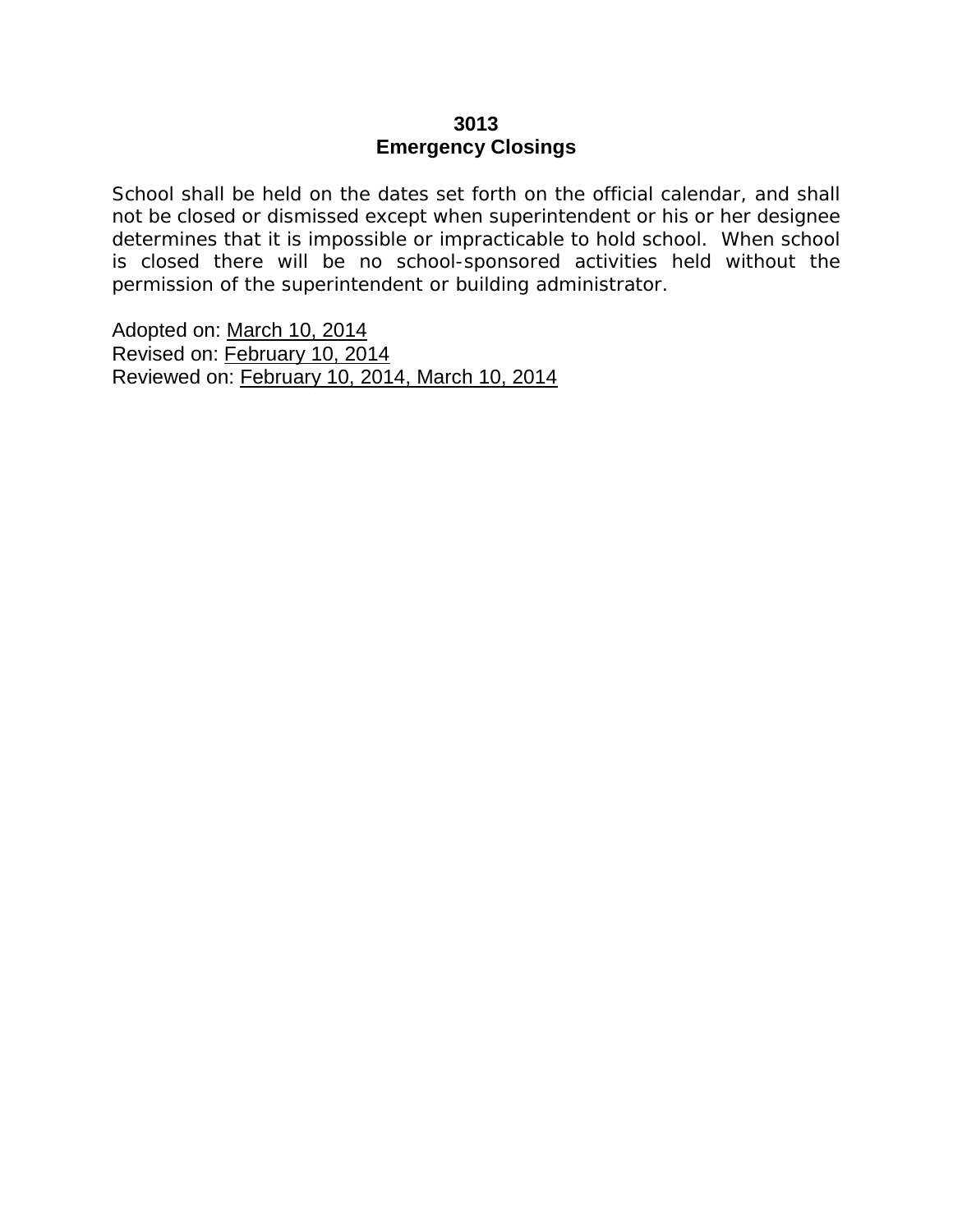# 3013
# Emergency Closings

School shall be held on the dates set forth on the official calendar, and shall not be closed or dismissed except when superintendent or his or her designee determines that it is impossible or impracticable to hold school. When school is closed there will be no school-sponsored activities held without the permission of the superintendent or building administrator.

Adopted on: March 10, 2014
Revised on: February 10, 2014
Reviewed on: February 10, 2014, March 10, 2014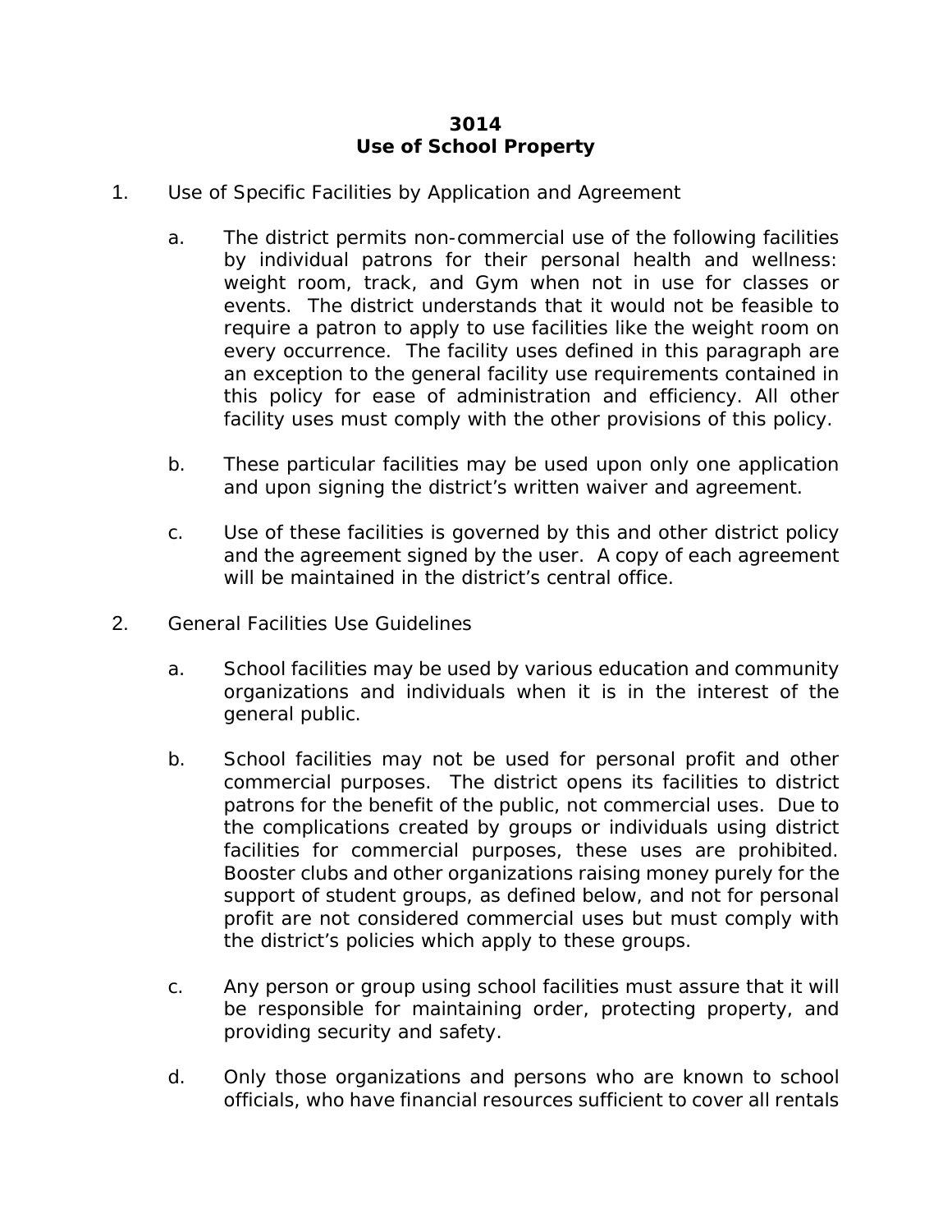# 3014
# Use of School Property

1. Use of Specific Facilities by Application and Agreement

   a. The district permits non-commercial use of the following facilities by individual patrons for their personal health and wellness: weight room, track, and Gym when not in use for classes or events. The district understands that it would not be feasible to require a patron to apply to use facilities like the weight room on every occurrence. The facility uses defined in this paragraph are an exception to the general facility use requirements contained in this policy for ease of administration and efficiency. All other facility uses must comply with the other provisions of this policy.

   b. These particular facilities may be used upon only one application and upon signing the district's written waiver and agreement.

   c. Use of these facilities is governed by this and other district policy and the agreement signed by the user. A copy of each agreement will be maintained in the district's central office.

2. General Facilities Use Guidelines

   a. School facilities may be used by various education and community organizations and individuals when it is in the interest of the general public.

   b. School facilities may not be used for personal profit and other commercial purposes. The district opens its facilities to district patrons for the benefit of the public, not commercial uses. Due to the complications created by groups or individuals using district facilities for commercial purposes, these uses are prohibited. Booster clubs and other organizations raising money purely for the support of student groups, as defined below, and not for personal profit are not considered commercial uses but must comply with the district's policies which apply to these groups.

   c. Any person or group using school facilities must assure that it will be responsible for maintaining order, protecting property, and providing security and safety.

   d. Only those organizations and persons who are known to school officials, who have financial resources sufficient to cover all rentals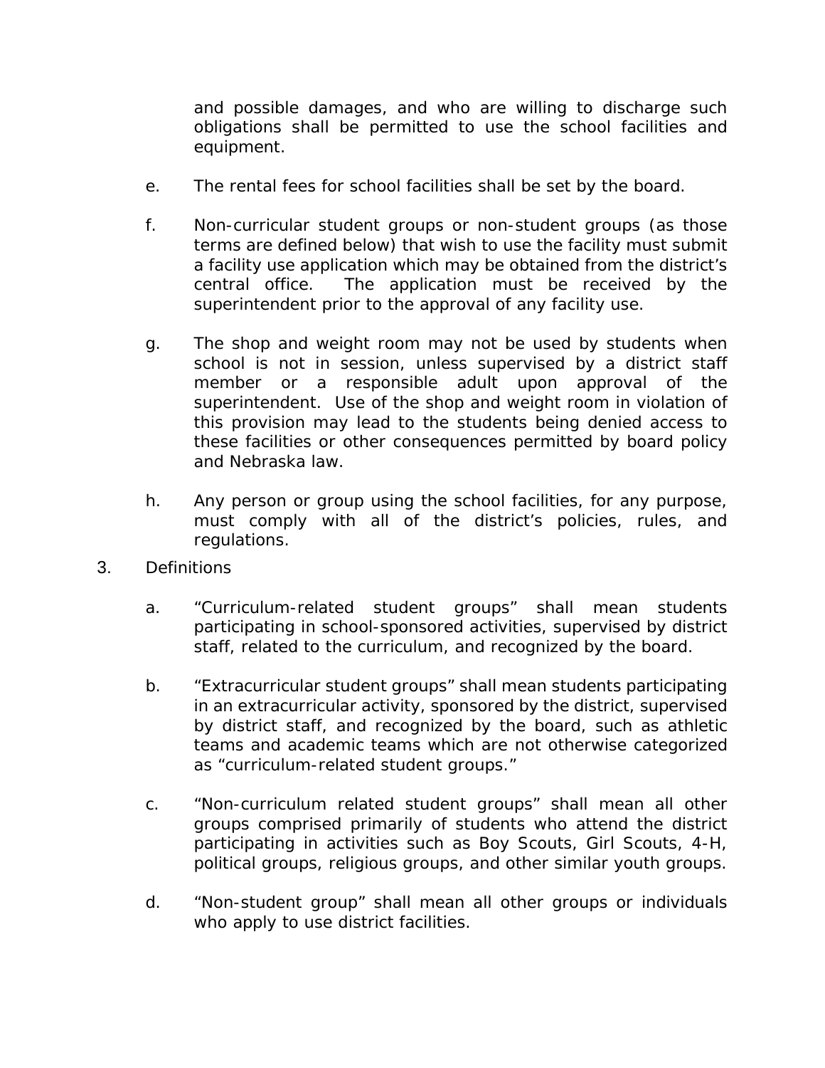and possible damages, and who are willing to discharge such obligations shall be permitted to use the school facilities and equipment.

e. The rental fees for school facilities shall be set by the board.

f. Non-curricular student groups or non-student groups (as those terms are defined below) that wish to use the facility must submit a facility use application which may be obtained from the district's central office. The application must be received by the superintendent prior to the approval of any facility use.

g. The shop and weight room may not be used by students when school is not in session, unless supervised by a district staff member or a responsible adult upon approval of the superintendent. Use of the shop and weight room in violation of this provision may lead to the students being denied access to these facilities or other consequences permitted by board policy and Nebraska law.

h. Any person or group using the school facilities, for any purpose, must comply with all of the district's policies, rules, and regulations.

3. Definitions

a. "Curriculum-related student groups" shall mean students participating in school-sponsored activities, supervised by district staff, related to the curriculum, and recognized by the board.

b. "Extracurricular student groups" shall mean students participating in an extracurricular activity, sponsored by the district, supervised by district staff, and recognized by the board, such as athletic teams and academic teams which are not otherwise categorized as "curriculum-related student groups."

c. "Non-curriculum related student groups" shall mean all other groups comprised primarily of students who attend the district participating in activities such as Boy Scouts, Girl Scouts, 4-H, political groups, religious groups, and other similar youth groups.

d. "Non-student group" shall mean all other groups or individuals who apply to use district facilities.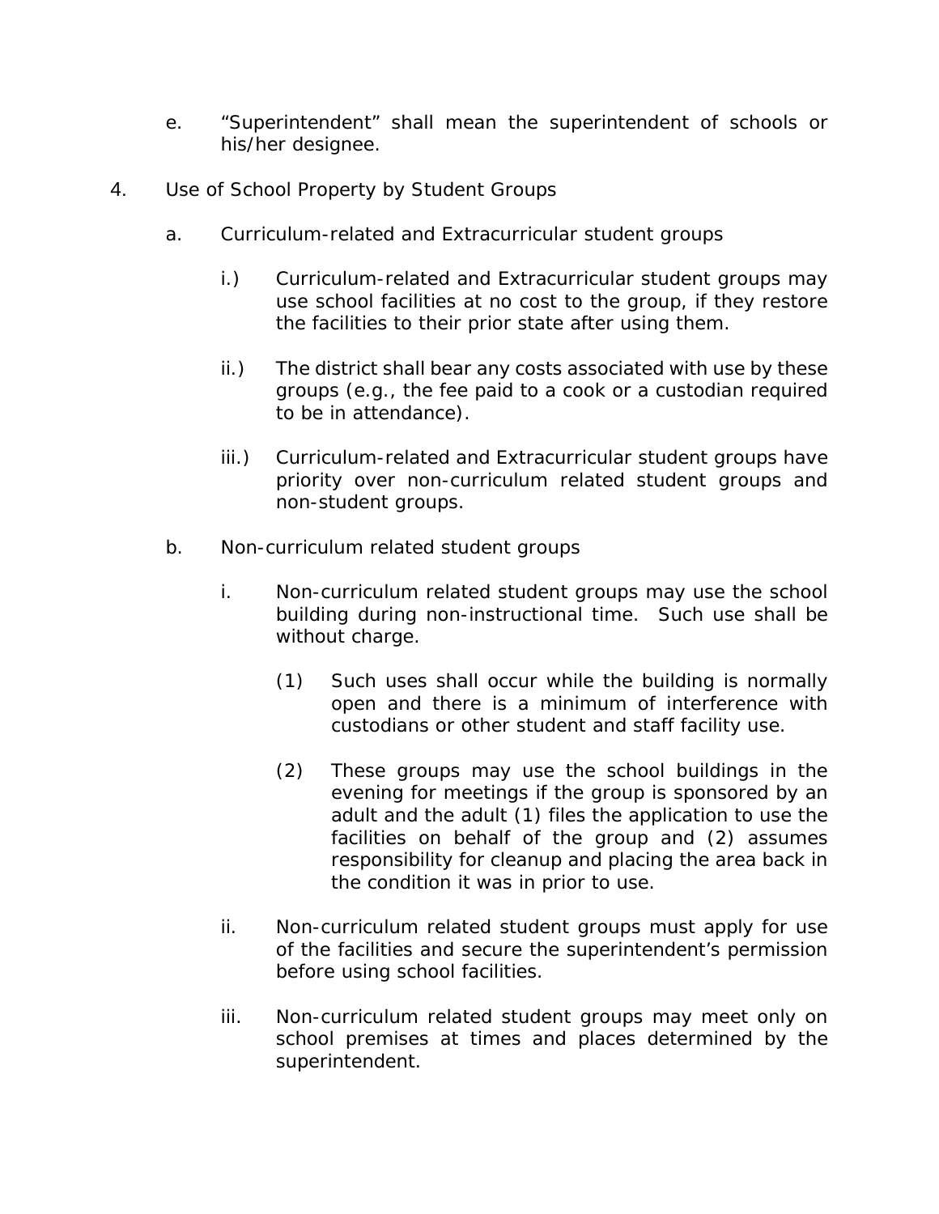e. "Superintendent" shall mean the superintendent of schools or his/her designee.

4. Use of School Property by Student Groups

   a. Curriculum-related and Extracurricular student groups

      i.) Curriculum-related and Extracurricular student groups may use school facilities at no cost to the group, if they restore the facilities to their prior state after using them.

      ii.) The district shall bear any costs associated with use by these groups (e.g., the fee paid to a cook or a custodian required to be in attendance).

      iii.) Curriculum-related and Extracurricular student groups have priority over non-curriculum related student groups and non-student groups.

   b. Non-curriculum related student groups

      i. Non-curriculum related student groups may use the school building during non-instructional time. Such use shall be without charge.

         (1) Such uses shall occur while the building is normally open and there is a minimum of interference with custodians or other student and staff facility use.

         (2) These groups may use the school buildings in the evening for meetings if the group is sponsored by an adult and the adult (1) files the application to use the facilities on behalf of the group and (2) assumes responsibility for cleanup and placing the area back in the condition it was in prior to use.

      ii. Non-curriculum related student groups must apply for use of the facilities and secure the superintendent's permission before using school facilities.

      iii. Non-curriculum related student groups may meet only on school premises at times and places determined by the superintendent.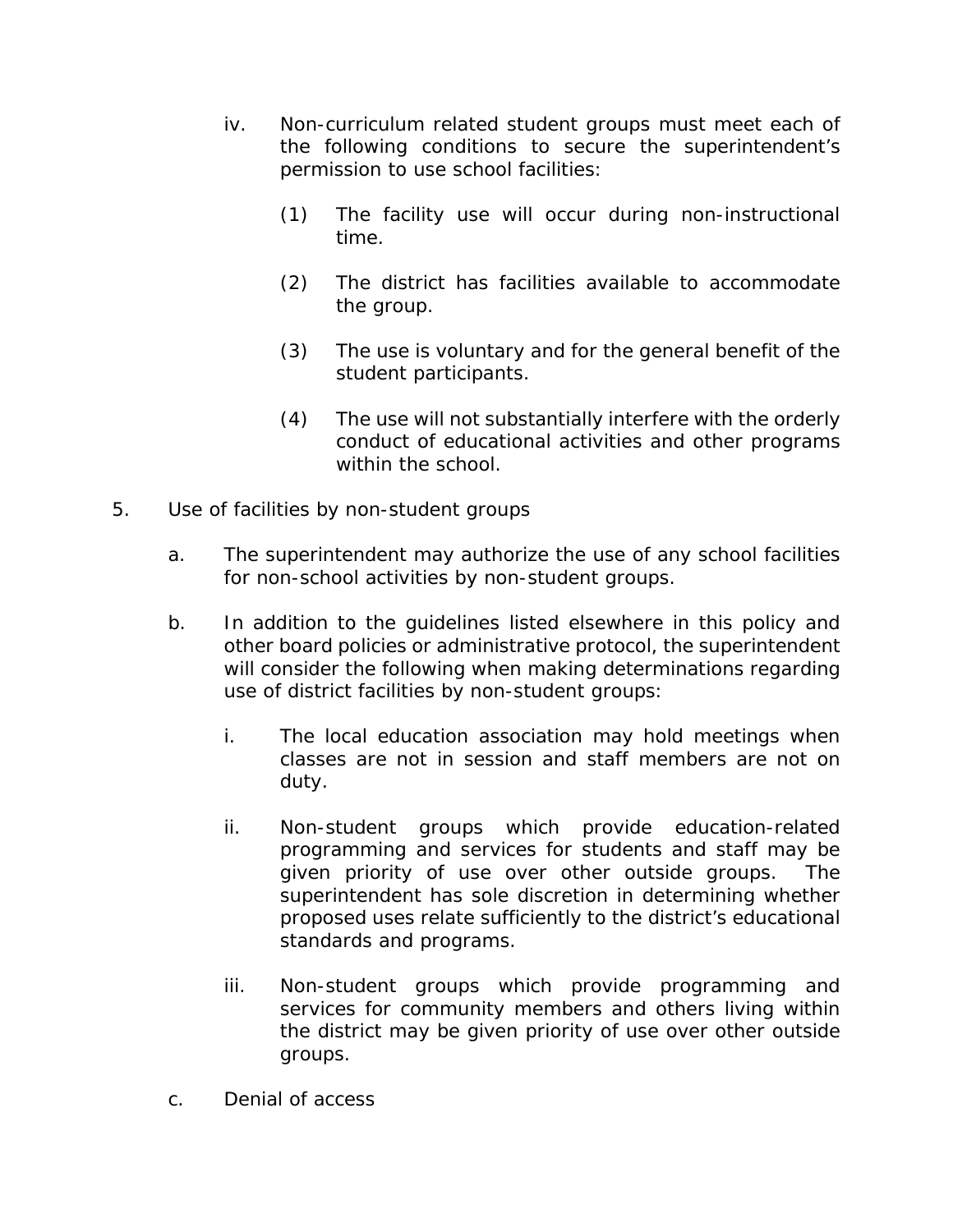iv. Non-curriculum related student groups must meet each of the following conditions to secure the superintendent's permission to use school facilities:

    (1) The facility use will occur during non-instructional time.

    (2) The district has facilities available to accommodate the group.

    (3) The use is voluntary and for the general benefit of the student participants.

    (4) The use will not substantially interfere with the orderly conduct of educational activities and other programs within the school.

5. Use of facilities by non-student groups

    a. The superintendent may authorize the use of any school facilities for non-school activities by non-student groups.

    b. In addition to the guidelines listed elsewhere in this policy and other board policies or administrative protocol, the superintendent will consider the following when making determinations regarding use of district facilities by non-student groups:

        i. The local education association may hold meetings when classes are not in session and staff members are not on duty.

        ii. Non-student groups which provide education-related programming and services for students and staff may be given priority of use over other outside groups. The superintendent has sole discretion in determining whether proposed uses relate sufficiently to the district's educational standards and programs.

        iii. Non-student groups which provide programming and services for community members and others living within the district may be given priority of use over other outside groups.

    c. Denial of access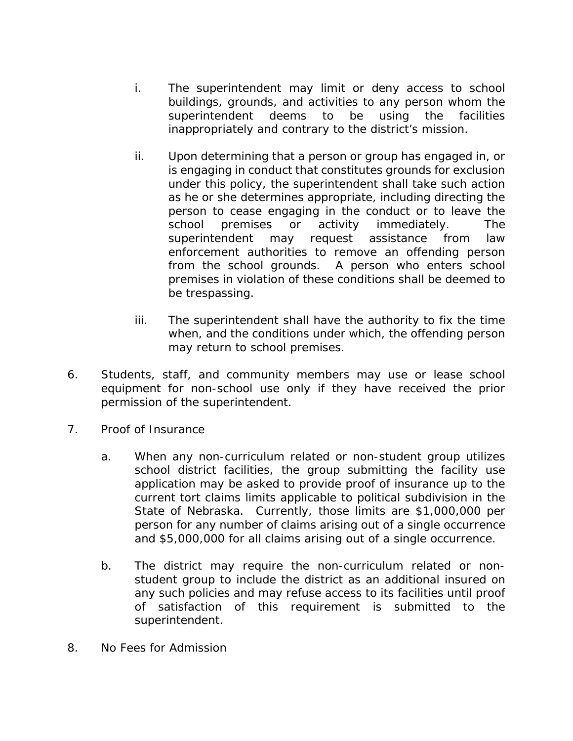i. The superintendent may limit or deny access to school buildings, grounds, and activities to any person whom the superintendent deems to be using the facilities inappropriately and contrary to the district's mission.

   ii. Upon determining that a person or group has engaged in, or is engaging in conduct that constitutes grounds for exclusion under this policy, the superintendent shall take such action as he or she determines appropriate, including directing the person to cease engaging in the conduct or to leave the school premises or activity immediately. The superintendent may request assistance from law enforcement authorities to remove an offending person from the school grounds. A person who enters school premises in violation of these conditions shall be deemed to be trespassing.

   iii. The superintendent shall have the authority to fix the time when, and the conditions under which, the offending person may return to school premises.

6. Students, staff, and community members may use or lease school equipment for non-school use only if they have received the prior permission of the superintendent.

7. Proof of Insurance

   a. When any non-curriculum related or non-student group utilizes school district facilities, the group submitting the facility use application may be asked to provide proof of insurance up to the current tort claims limits applicable to political subdivision in the State of Nebraska. Currently, those limits are $1,000,000 per person for any number of claims arising out of a single occurrence and $5,000,000 for all claims arising out of a single occurrence.

   b. The district may require the non-curriculum related or non-student group to include the district as an additional insured on any such policies and may refuse access to its facilities until proof of satisfaction of this requirement is submitted to the superintendent.

8. No Fees for Admission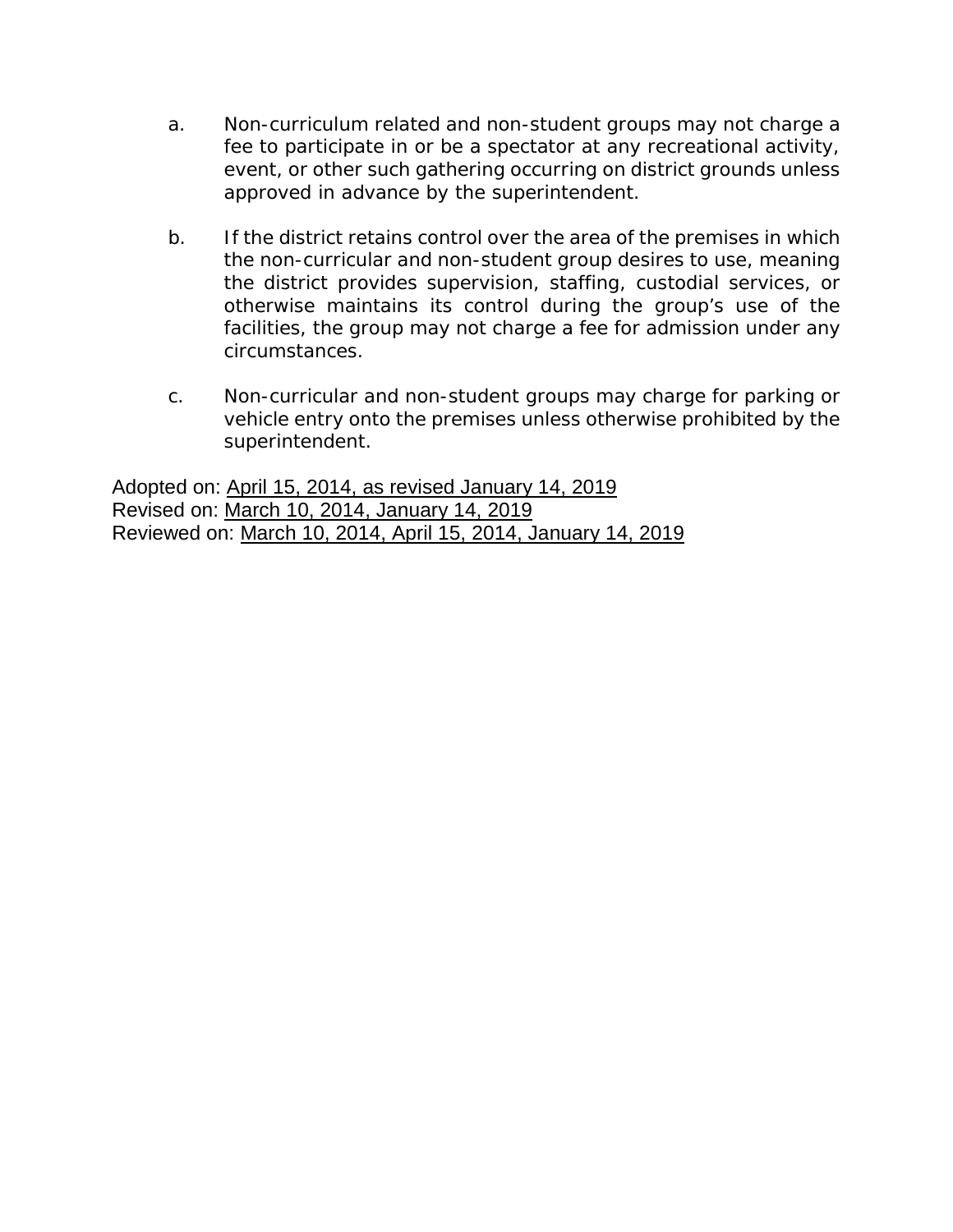a. Non-curriculum related and non-student groups may not charge a fee to participate in or be a spectator at any recreational activity, event, or other such gathering occurring on district grounds unless approved in advance by the superintendent.

b. If the district retains control over the area of the premises in which the non-curricular and non-student group desires to use, meaning the district provides supervision, staffing, custodial services, or otherwise maintains its control during the group's use of the facilities, the group may not charge a fee for admission under any circumstances.

c. Non-curricular and non-student groups may charge for parking or vehicle entry onto the premises unless otherwise prohibited by the superintendent.

Adopted on: April 15, 2014, as revised January 14, 2019
Revised on: March 10, 2014, January 14, 2019
Reviewed on: March 10, 2014, April 15, 2014, January 14, 2019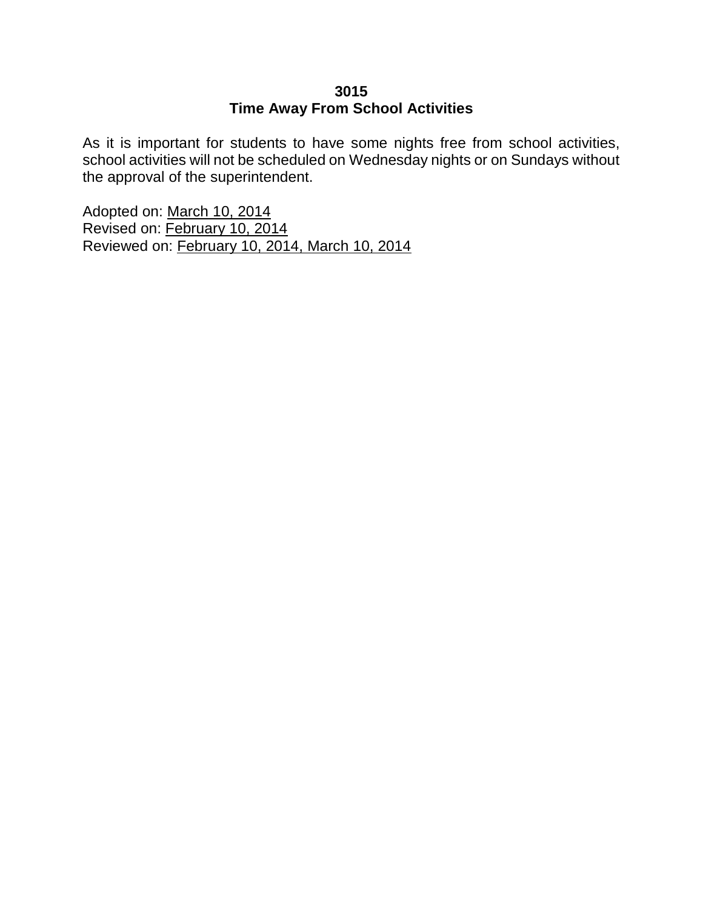# 3015
# Time Away From School Activities

As it is important for students to have some nights free from school activities, school activities will not be scheduled on Wednesday nights or on Sundays without the approval of the superintendent.

Adopted on: March 10, 2014
Revised on: February 10, 2014
Reviewed on: February 10, 2014, March 10, 2014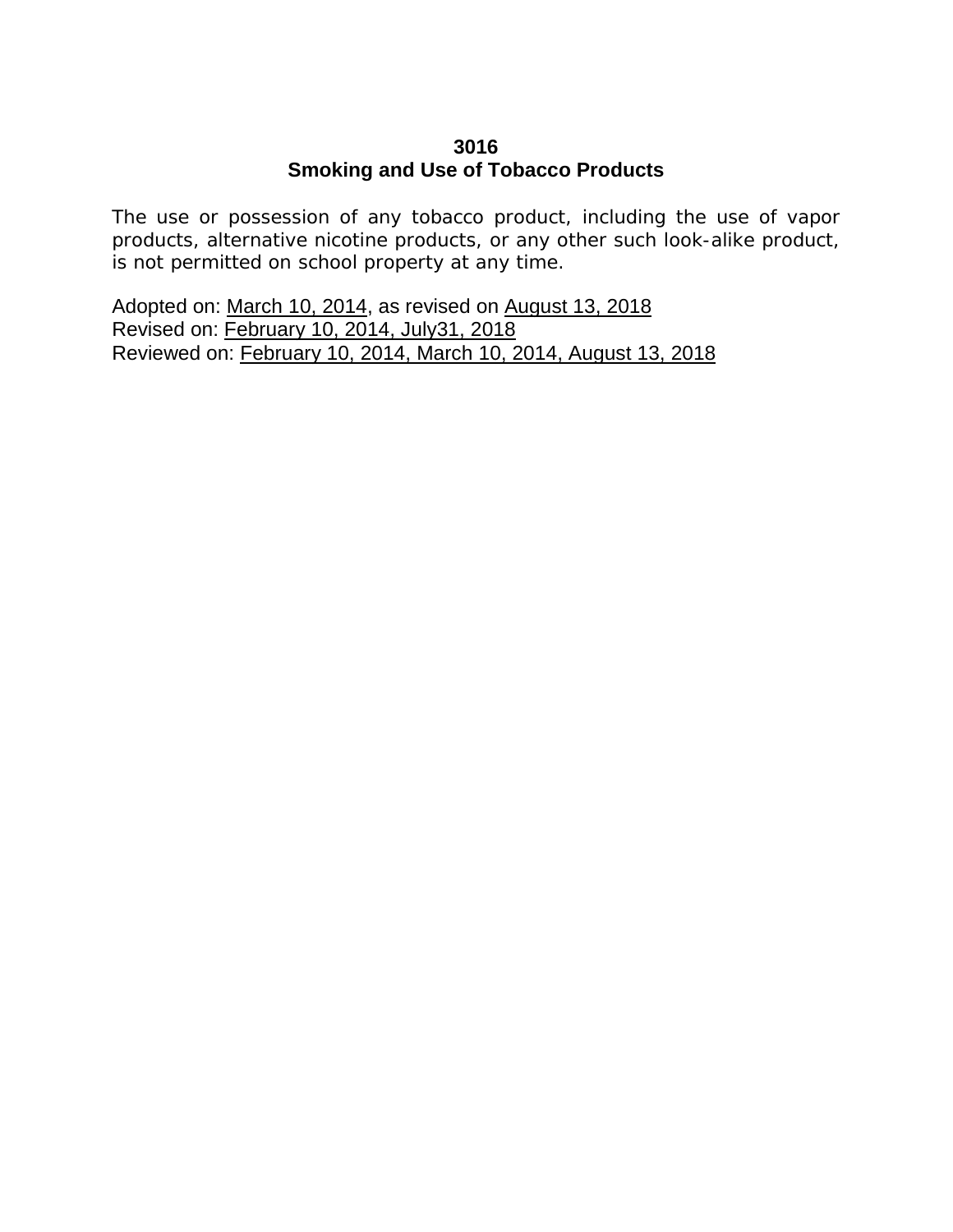# 3016
## Smoking and Use of Tobacco Products

The use or possession of any tobacco product, including the use of vapor products, alternative nicotine products, or any other such look-alike product, is not permitted on school property at any time.

Adopted on: March 10, 2014, as revised on August 13, 2018
Revised on: February 10, 2014, July31, 2018
Reviewed on: February 10, 2014, March 10, 2014, August 13, 2018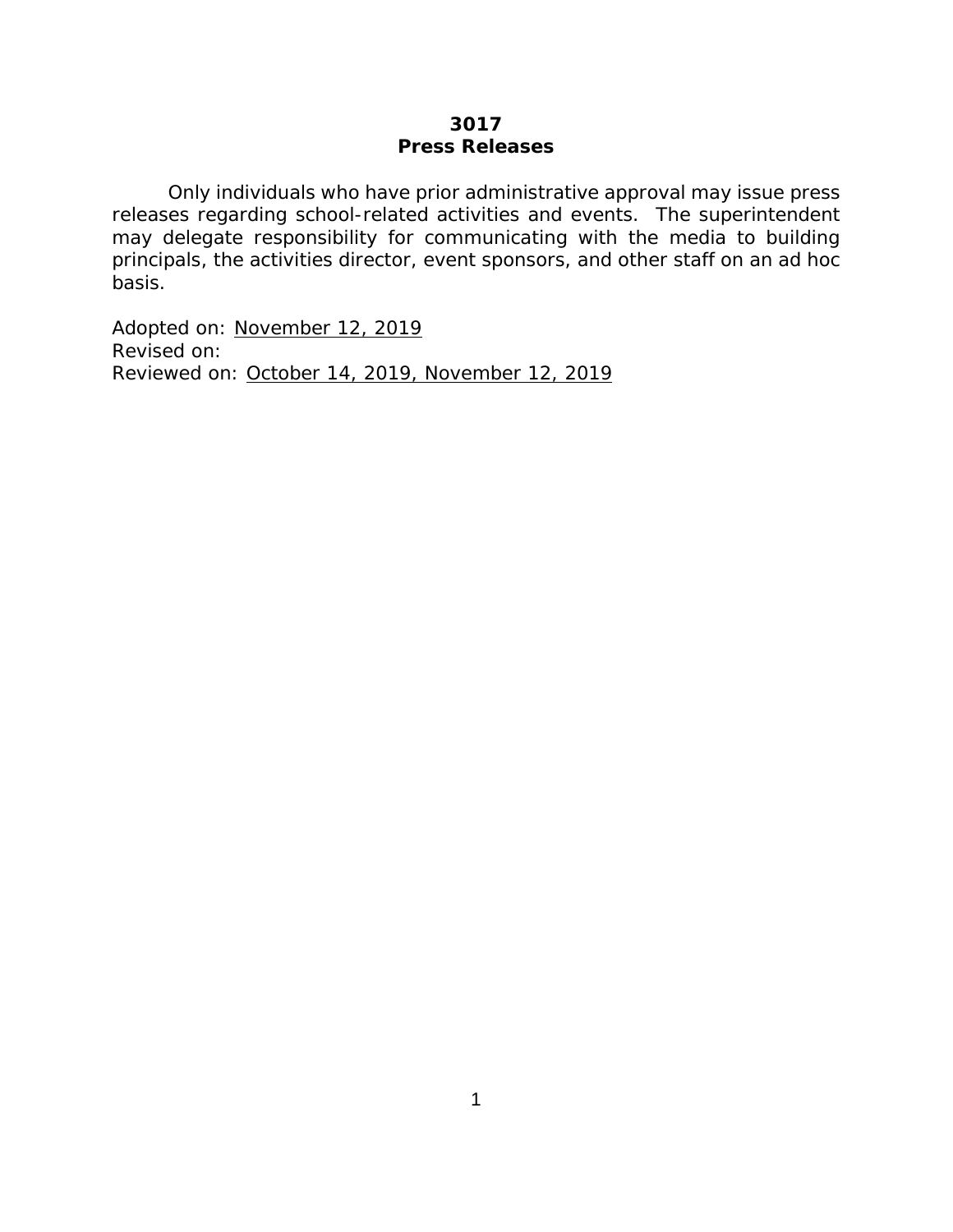# 3017
## Press Releases

Only individuals who have prior administrative approval may issue press releases regarding school-related activities and events. The superintendent may delegate responsibility for communicating with the media to building principals, the activities director, event sponsors, and other staff on an ad hoc basis.

Adopted on: November 12, 2019
Revised on:
Reviewed on: October 14, 2019, November 12, 2019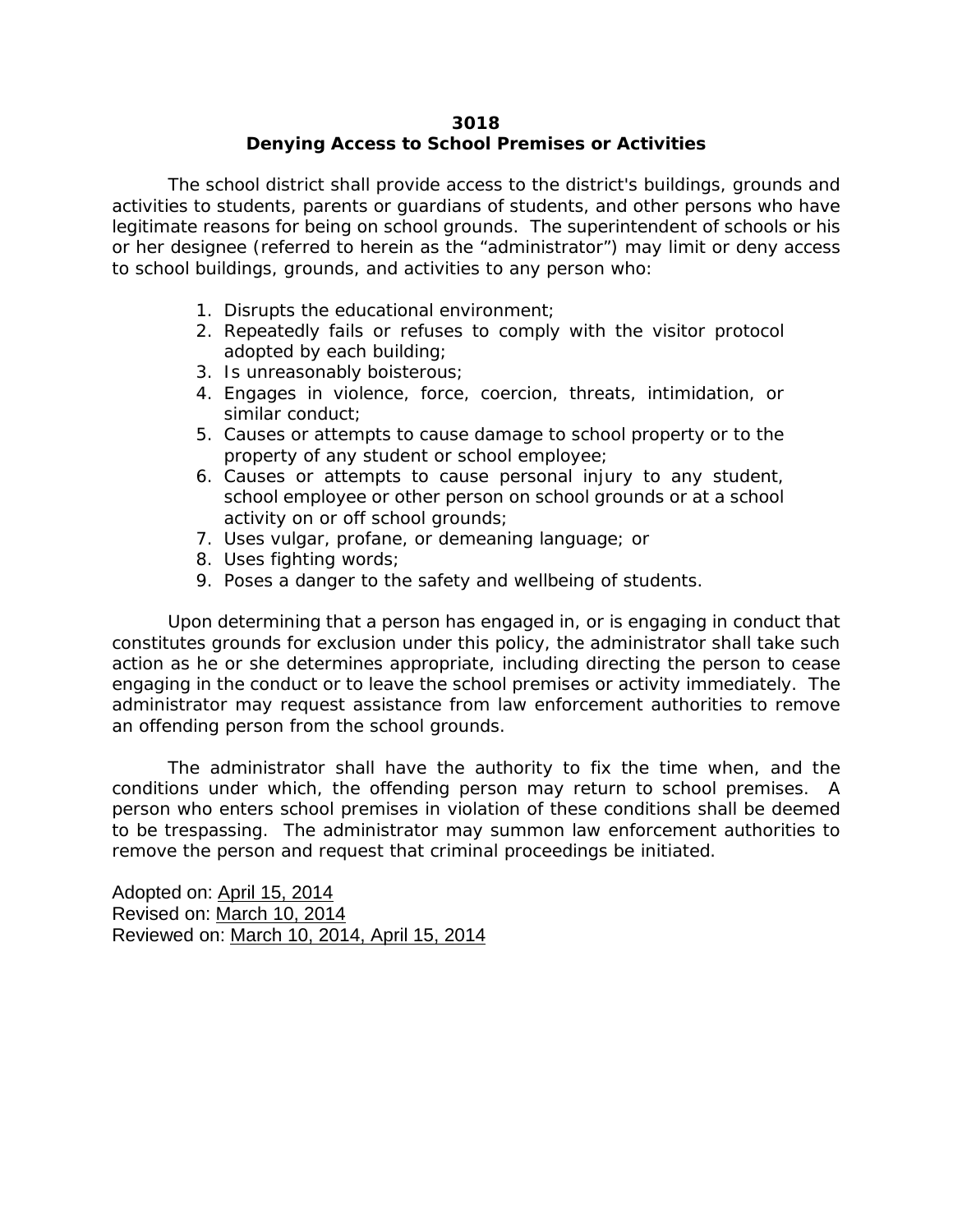# 3018
## Denying Access to School Premises or Activities

The school district shall provide access to the district's buildings, grounds and activities to students, parents or guardians of students, and other persons who have legitimate reasons for being on school grounds. The superintendent of schools or his or her designee (referred to herein as the "administrator") may limit or deny access to school buildings, grounds, and activities to any person who:

1. Disrupts the educational environment;
2. Repeatedly fails or refuses to comply with the visitor protocol adopted by each building;
3. Is unreasonably boisterous;
4. Engages in violence, force, coercion, threats, intimidation, or similar conduct;
5. Causes or attempts to cause damage to school property or to the property of any student or school employee;
6. Causes or attempts to cause personal injury to any student, school employee or other person on school grounds or at a school activity on or off school grounds;
7. Uses vulgar, profane, or demeaning language; or
8. Uses fighting words;
9. Poses a danger to the safety and wellbeing of students.

Upon determining that a person has engaged in, or is engaging in conduct that constitutes grounds for exclusion under this policy, the administrator shall take such action as he or she determines appropriate, including directing the person to cease engaging in the conduct or to leave the school premises or activity immediately. The administrator may request assistance from law enforcement authorities to remove an offending person from the school grounds.

The administrator shall have the authority to fix the time when, and the conditions under which, the offending person may return to school premises. A person who enters school premises in violation of these conditions shall be deemed to be trespassing. The administrator may summon law enforcement authorities to remove the person and request that criminal proceedings be initiated.

Adopted on: April 15, 2014
Revised on: March 10, 2014
Reviewed on: March 10, 2014, April 15, 2014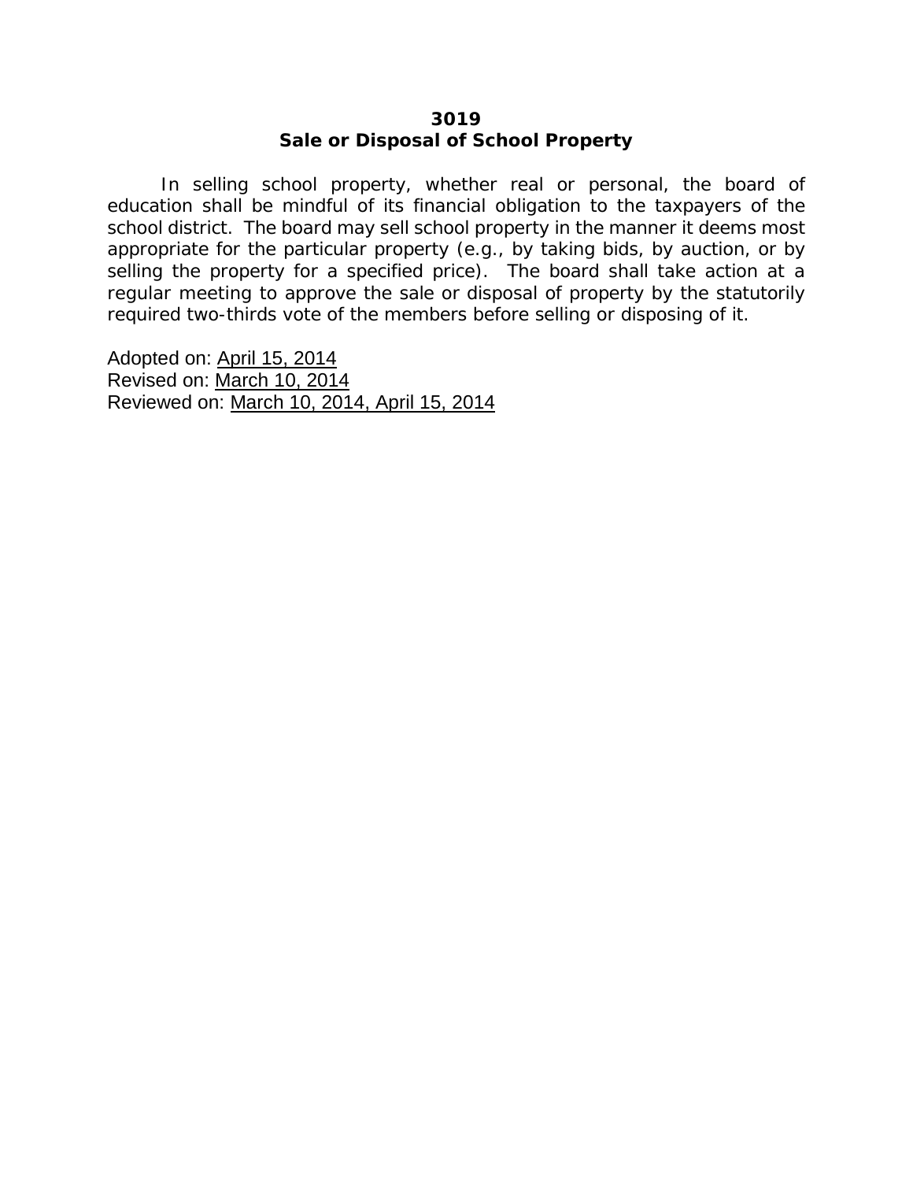# 3019
## Sale or Disposal of School Property

In selling school property, whether real or personal, the board of education shall be mindful of its financial obligation to the taxpayers of the school district. The board may sell school property in the manner it deems most appropriate for the particular property (e.g., by taking bids, by auction, or by selling the property for a specified price). The board shall take action at a regular meeting to approve the sale or disposal of property by the statutorily required two-thirds vote of the members before selling or disposing of it.

Adopted on: April 15, 2014
Revised on: March 10, 2014
Reviewed on: March 10, 2014, April 15, 2014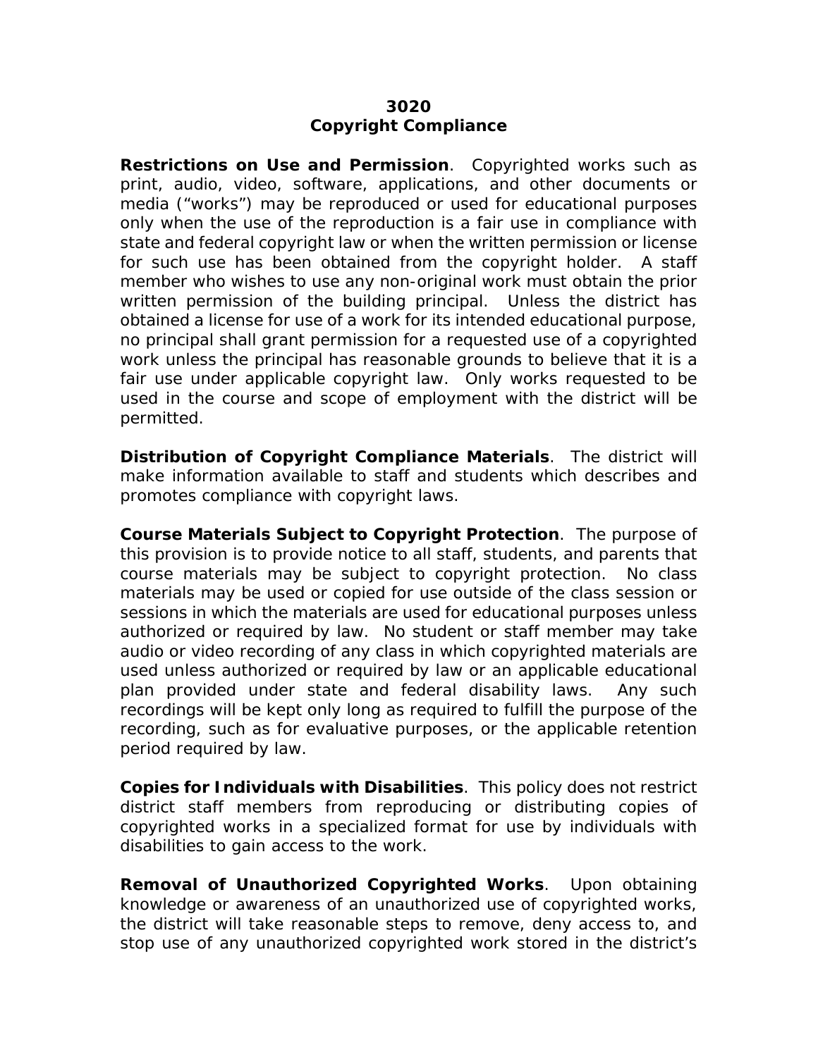# 3020
# Copyright Compliance

**Restrictions on Use and Permission**. Copyrighted works such as print, audio, video, software, applications, and other documents or media ("works") may be reproduced or used for educational purposes only when the use of the reproduction is a fair use in compliance with state and federal copyright law or when the written permission or license for such use has been obtained from the copyright holder. A staff member who wishes to use any non-original work must obtain the prior written permission of the building principal. Unless the district has obtained a license for use of a work for its intended educational purpose, no principal shall grant permission for a requested use of a copyrighted work unless the principal has reasonable grounds to believe that it is a fair use under applicable copyright law. Only works requested to be used in the course and scope of employment with the district will be permitted.

**Distribution of Copyright Compliance Materials**. The district will make information available to staff and students which describes and promotes compliance with copyright laws.

**Course Materials Subject to Copyright Protection**. The purpose of this provision is to provide notice to all staff, students, and parents that course materials may be subject to copyright protection. No class materials may be used or copied for use outside of the class session or sessions in which the materials are used for educational purposes unless authorized or required by law. No student or staff member may take audio or video recording of any class in which copyrighted materials are used unless authorized or required by law or an applicable educational plan provided under state and federal disability laws. Any such recordings will be kept only long as required to fulfill the purpose of the recording, such as for evaluative purposes, or the applicable retention period required by law.

**Copies for Individuals with Disabilities**. This policy does not restrict district staff members from reproducing or distributing copies of copyrighted works in a specialized format for use by individuals with disabilities to gain access to the work.

**Removal of Unauthorized Copyrighted Works**. Upon obtaining knowledge or awareness of an unauthorized use of copyrighted works, the district will take reasonable steps to remove, deny access to, and stop use of any unauthorized copyrighted work stored in the district's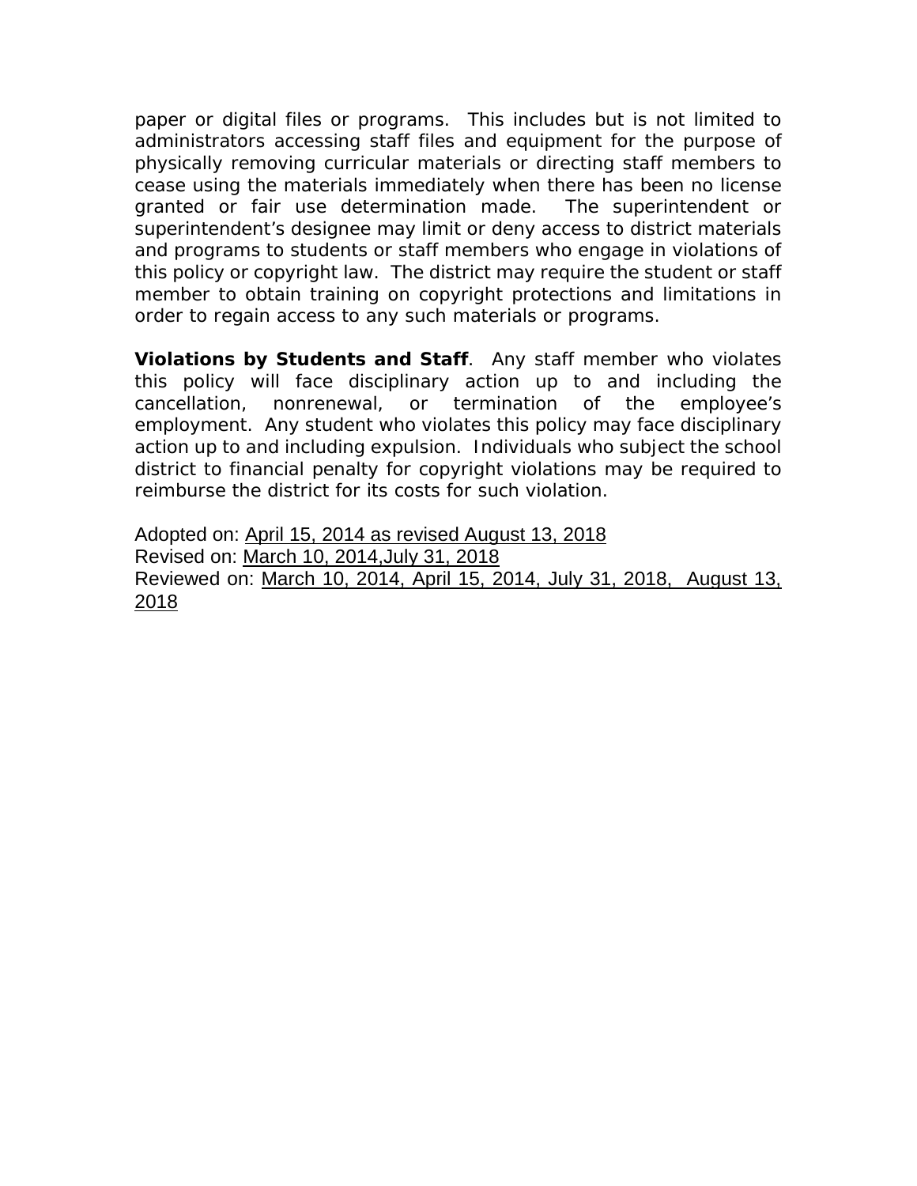paper or digital files or programs. This includes but is not limited to administrators accessing staff files and equipment for the purpose of physically removing curricular materials or directing staff members to cease using the materials immediately when there has been no license granted or fair use determination made. The superintendent or superintendent's designee may limit or deny access to district materials and programs to students or staff members who engage in violations of this policy or copyright law. The district may require the student or staff member to obtain training on copyright protections and limitations in order to regain access to any such materials or programs.

**Violations by Students and Staff**. Any staff member who violates this policy will face disciplinary action up to and including the cancellation, nonrenewal, or termination of the employee's employment. Any student who violates this policy may face disciplinary action up to and including expulsion. Individuals who subject the school district to financial penalty for copyright violations may be required to reimburse the district for its costs for such violation.

Adopted on: April 15, 2014 as revised August 13, 2018
Revised on: March 10, 2014,July 31, 2018
Reviewed on: March 10, 2014, April 15, 2014, July 31, 2018, August 13, 2018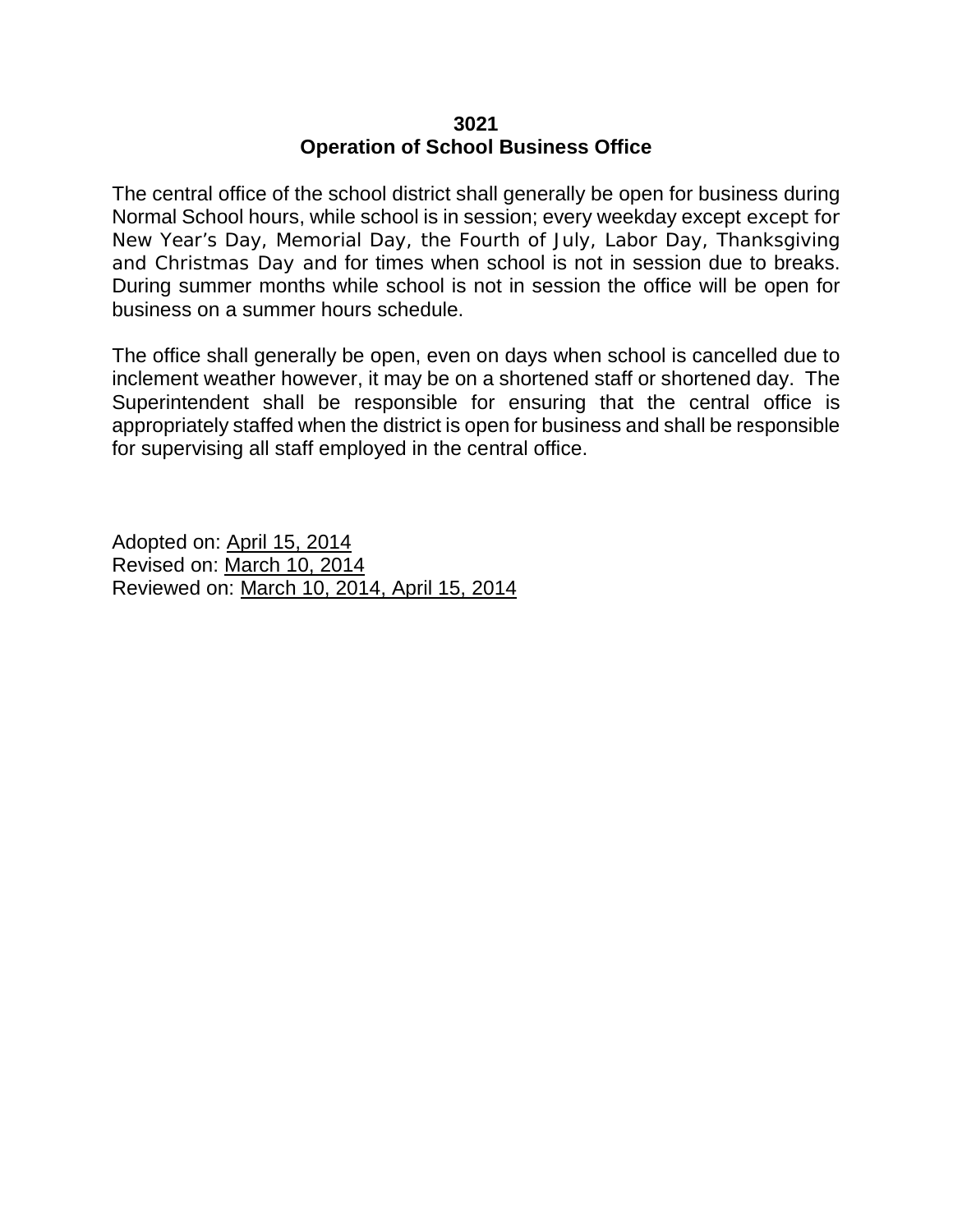# 3021
## Operation of School Business Office

The central office of the school district shall generally be open for business during Normal School hours, while school is in session; every weekday except except for New Year's Day, Memorial Day, the Fourth of July, Labor Day, Thanksgiving and Christmas Day and for times when school is not in session due to breaks. During summer months while school is not in session the office will be open for business on a summer hours schedule.

The office shall generally be open, even on days when school is cancelled due to inclement weather however, it may be on a shortened staff or shortened day. The Superintendent shall be responsible for ensuring that the central office is appropriately staffed when the district is open for business and shall be responsible for supervising all staff employed in the central office.

Adopted on: April 15, 2014
Revised on: March 10, 2014
Reviewed on: March 10, 2014, April 15, 2014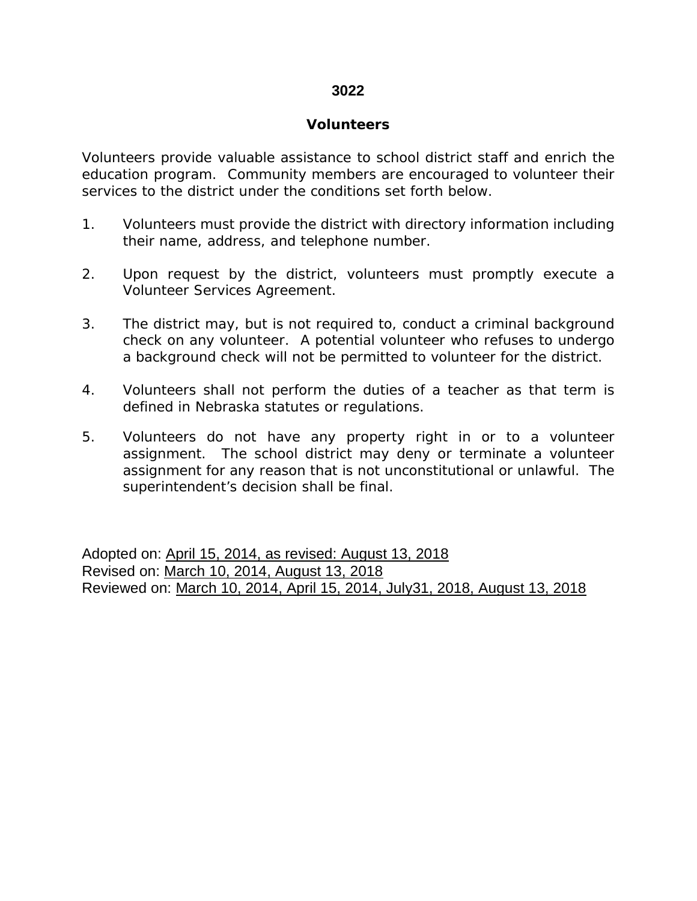# 3022

## Volunteers

Volunteers provide valuable assistance to school district staff and enrich the education program. Community members are encouraged to volunteer their services to the district under the conditions set forth below.

1. Volunteers must provide the district with directory information including their name, address, and telephone number.

2. Upon request by the district, volunteers must promptly execute a Volunteer Services Agreement.

3. The district may, but is not required to, conduct a criminal background check on any volunteer. A potential volunteer who refuses to undergo a background check will not be permitted to volunteer for the district.

4. Volunteers shall not perform the duties of a teacher as that term is defined in Nebraska statutes or regulations.

5. Volunteers do not have any property right in or to a volunteer assignment. The school district may deny or terminate a volunteer assignment for any reason that is not unconstitutional or unlawful. The superintendent's decision shall be final.

Adopted on: April 15, 2014, as revised: August 13, 2018
Revised on: March 10, 2014, August 13, 2018
Reviewed on: March 10, 2014, April 15, 2014, July31, 2018, August 13, 2018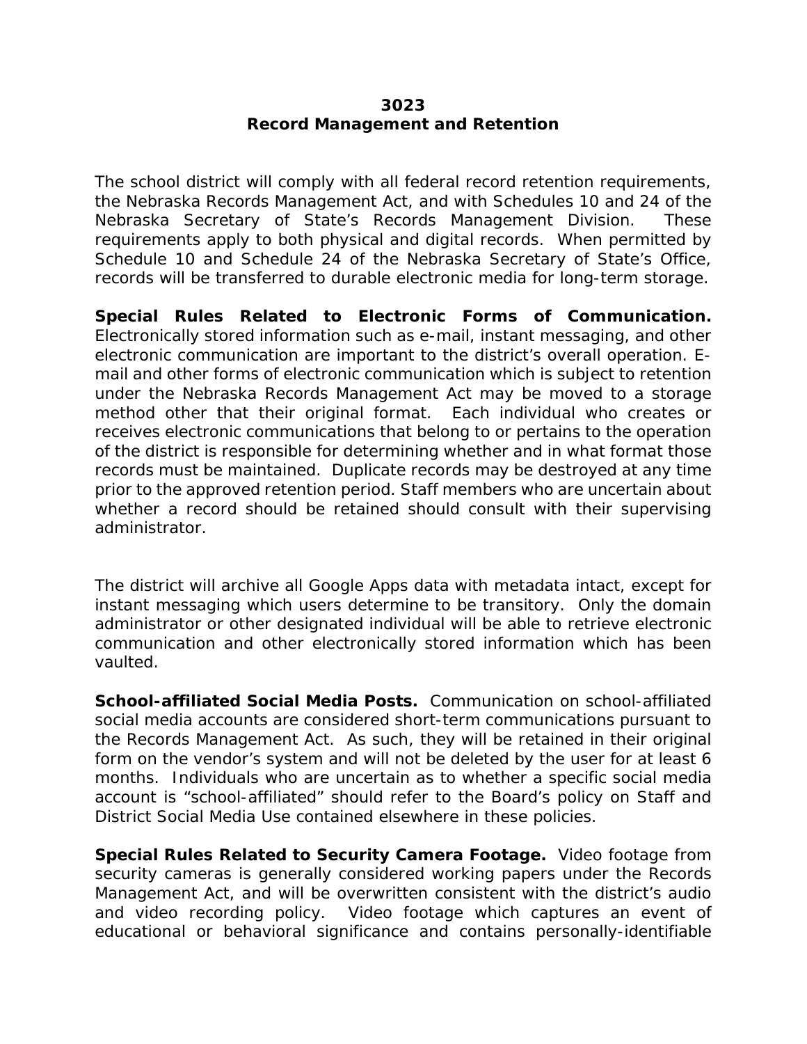# 3023
## Record Management and Retention

The school district will comply with all federal record retention requirements, the Nebraska Records Management Act, and with Schedules 10 and 24 of the Nebraska Secretary of State's Records Management Division. These requirements apply to both physical and digital records. When permitted by Schedule 10 and Schedule 24 of the Nebraska Secretary of State's Office, records will be transferred to durable electronic media for long-term storage.

**Special Rules Related to Electronic Forms of Communication.** Electronically stored information such as e-mail, instant messaging, and other electronic communication are important to the district's overall operation. E-mail and other forms of electronic communication which is subject to retention under the Nebraska Records Management Act may be moved to a storage method other that their original format. Each individual who creates or receives electronic communications that belong to or pertains to the operation of the district is responsible for determining whether and in what format those records must be maintained. Duplicate records may be destroyed at any time prior to the approved retention period. Staff members who are uncertain about whether a record should be retained should consult with their supervising administrator.

The district will archive all Google Apps data with metadata intact, except for instant messaging which users determine to be transitory. Only the domain administrator or other designated individual will be able to retrieve electronic communication and other electronically stored information which has been vaulted.

**School-affiliated Social Media Posts.** Communication on school-affiliated social media accounts are considered short-term communications pursuant to the Records Management Act. As such, they will be retained in their original form on the vendor's system and will not be deleted by the user for at least 6 months. Individuals who are uncertain as to whether a specific social media account is "school-affiliated" should refer to the Board's policy on Staff and District Social Media Use contained elsewhere in these policies.

**Special Rules Related to Security Camera Footage.** Video footage from security cameras is generally considered working papers under the Records Management Act, and will be overwritten consistent with the district's audio and video recording policy. Video footage which captures an event of educational or behavioral significance and contains personally-identifiable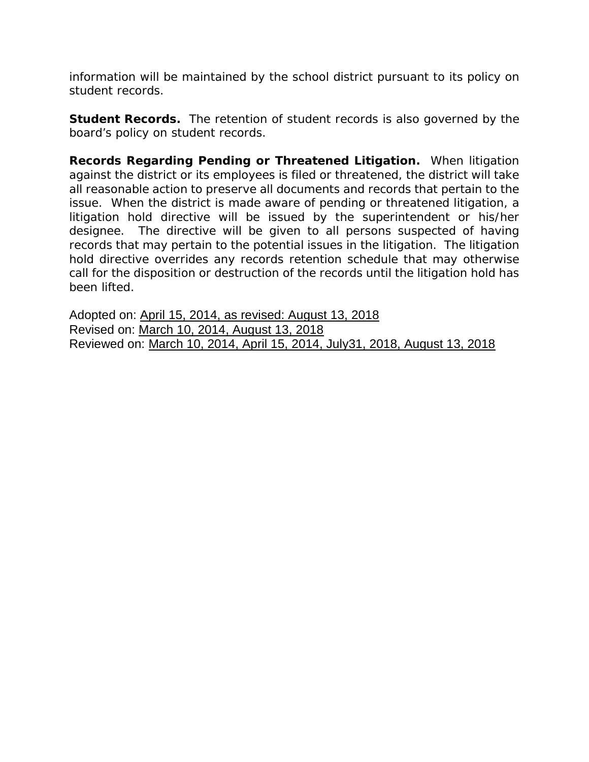information will be maintained by the school district pursuant to its policy on student records.

**Student Records.** The retention of student records is also governed by the board's policy on student records.

**Records Regarding Pending or Threatened Litigation.** When litigation against the district or its employees is filed or threatened, the district will take all reasonable action to preserve all documents and records that pertain to the issue. When the district is made aware of pending or threatened litigation, a litigation hold directive will be issued by the superintendent or his/her designee. The directive will be given to all persons suspected of having records that may pertain to the potential issues in the litigation. The litigation hold directive overrides any records retention schedule that may otherwise call for the disposition or destruction of the records until the litigation hold has been lifted.

Adopted on: April 15, 2014, as revised: August 13, 2018
Revised on: March 10, 2014, August 13, 2018
Reviewed on: March 10, 2014, April 15, 2014, July31, 2018, August 13, 2018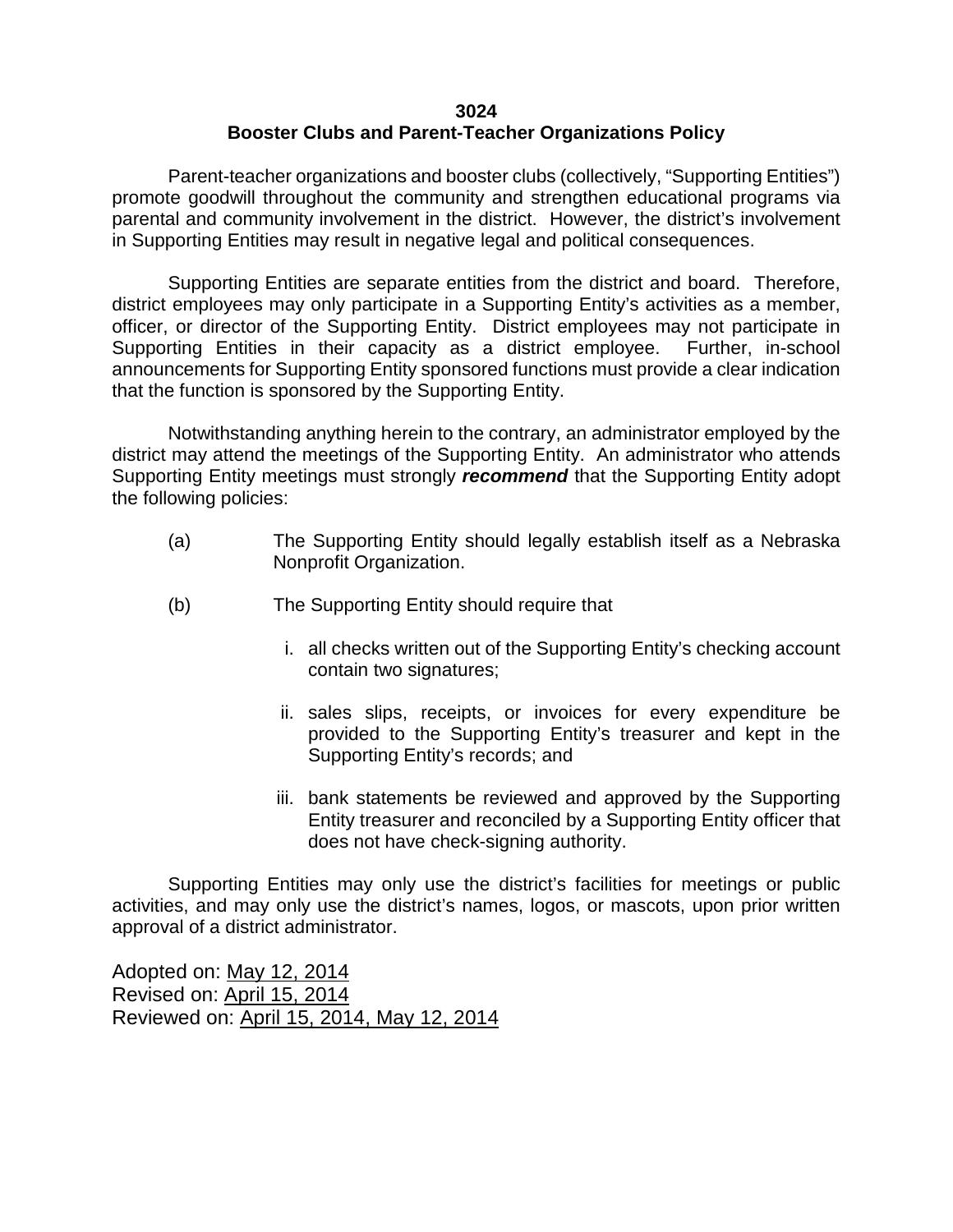# 3024
## Booster Clubs and Parent-Teacher Organizations Policy

Parent-teacher organizations and booster clubs (collectively, "Supporting Entities") promote goodwill throughout the community and strengthen educational programs via parental and community involvement in the district. However, the district's involvement in Supporting Entities may result in negative legal and political consequences.

Supporting Entities are separate entities from the district and board. Therefore, district employees may only participate in a Supporting Entity's activities as a member, officer, or director of the Supporting Entity. District employees may not participate in Supporting Entities in their capacity as a district employee. Further, in-school announcements for Supporting Entity sponsored functions must provide a clear indication that the function is sponsored by the Supporting Entity.

Notwithstanding anything herein to the contrary, an administrator employed by the district may attend the meetings of the Supporting Entity. An administrator who attends Supporting Entity meetings must strongly ***recommend*** that the Supporting Entity adopt the following policies:

(a) The Supporting Entity should legally establish itself as a Nebraska Nonprofit Organization.

(b) The Supporting Entity should require that

  i. all checks written out of the Supporting Entity's checking account contain two signatures;

  ii. sales slips, receipts, or invoices for every expenditure be provided to the Supporting Entity's treasurer and kept in the Supporting Entity's records; and

  iii. bank statements be reviewed and approved by the Supporting Entity treasurer and reconciled by a Supporting Entity officer that does not have check-signing authority.

Supporting Entities may only use the district's facilities for meetings or public activities, and may only use the district's names, logos, or mascots, upon prior written approval of a district administrator.

Adopted on: May 12, 2014
Revised on: April 15, 2014
Reviewed on: April 15, 2014, May 12, 2014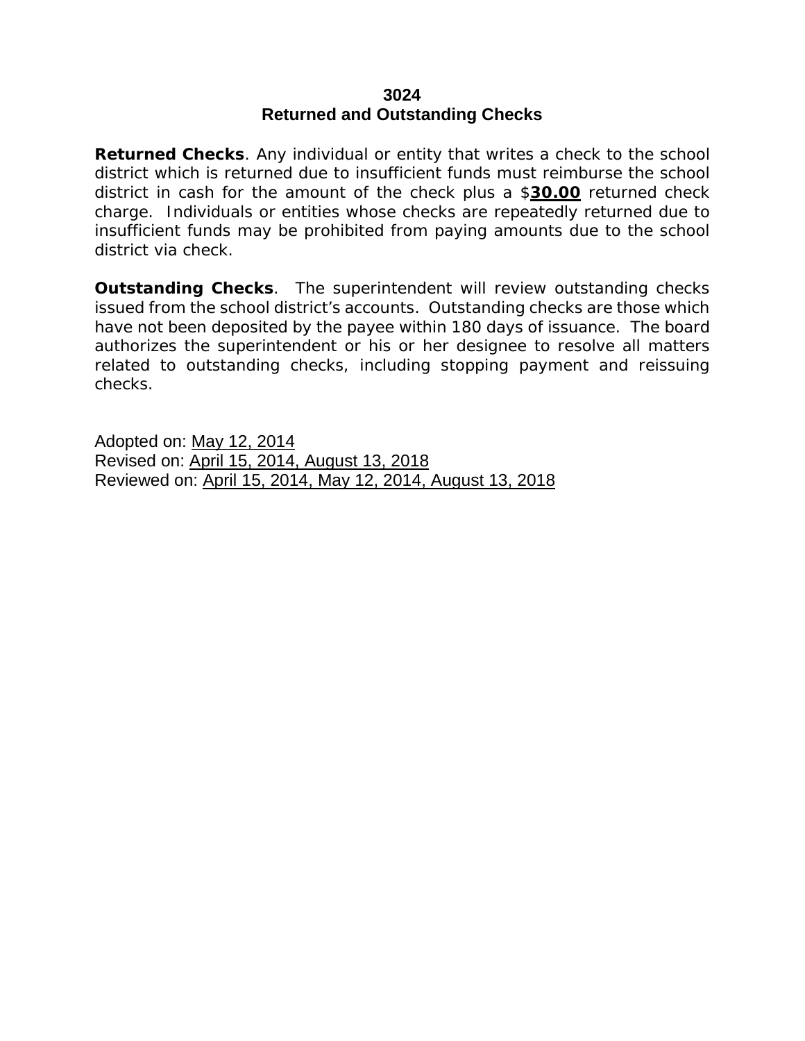# 3024
## Returned and Outstanding Checks

**Returned Checks**. Any individual or entity that writes a check to the school district which is returned due to insufficient funds must reimburse the school district in cash for the amount of the check plus a $**30.00** returned check charge. Individuals or entities whose checks are repeatedly returned due to insufficient funds may be prohibited from paying amounts due to the school district via check.

**Outstanding Checks**. The superintendent will review outstanding checks issued from the school district's accounts. Outstanding checks are those which have not been deposited by the payee within 180 days of issuance. The board authorizes the superintendent or his or her designee to resolve all matters related to outstanding checks, including stopping payment and reissuing checks.

Adopted on: May 12, 2014
Revised on: April 15, 2014, August 13, 2018
Reviewed on: April 15, 2014, May 12, 2014, August 13, 2018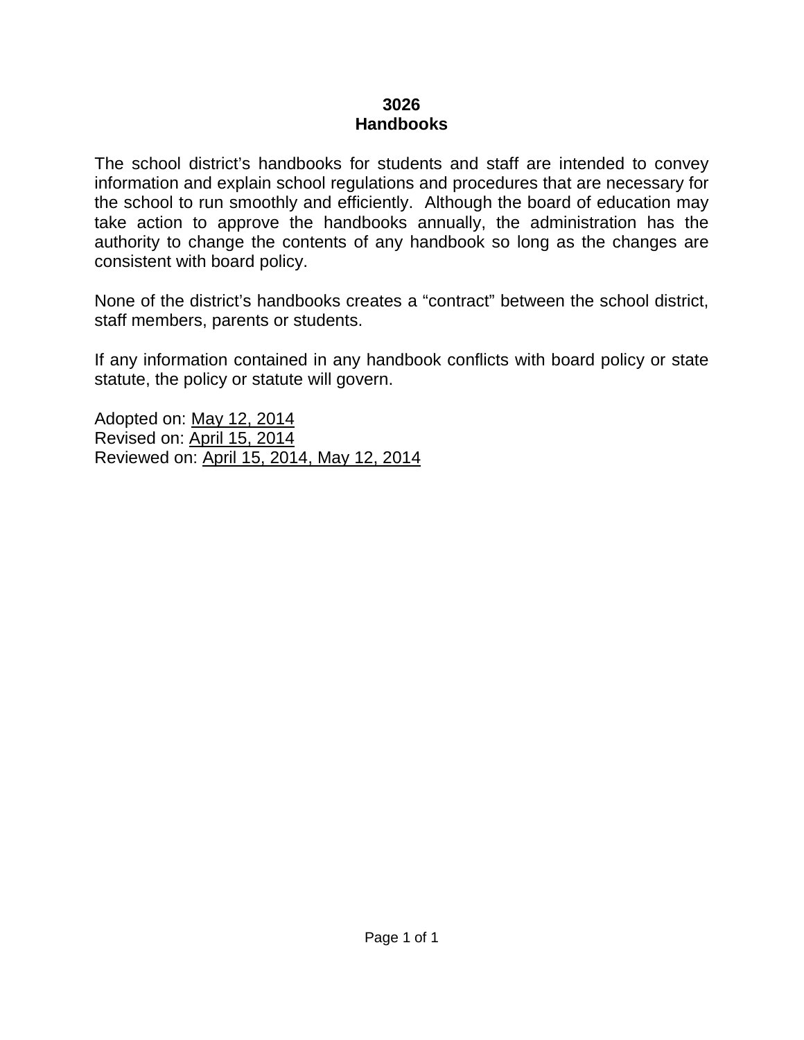# 3026
## Handbooks

The school district's handbooks for students and staff are intended to convey information and explain school regulations and procedures that are necessary for the school to run smoothly and efficiently. Although the board of education may take action to approve the handbooks annually, the administration has the authority to change the contents of any handbook so long as the changes are consistent with board policy.

None of the district's handbooks creates a "contract" between the school district, staff members, parents or students.

If any information contained in any handbook conflicts with board policy or state statute, the policy or statute will govern.

Adopted on: May 12, 2014
Revised on: April 15, 2014
Reviewed on: April 15, 2014, May 12, 2014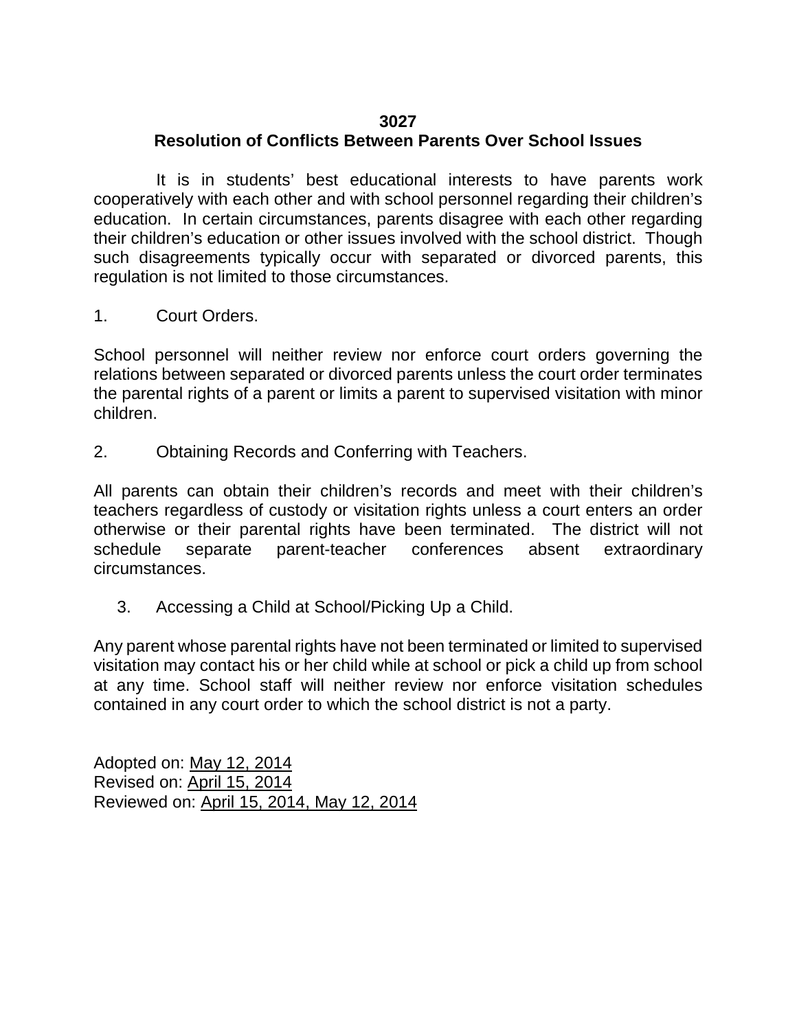# 3027
## Resolution of Conflicts Between Parents Over School Issues

It is in students' best educational interests to have parents work cooperatively with each other and with school personnel regarding their children's education. In certain circumstances, parents disagree with each other regarding their children's education or other issues involved with the school district. Though such disagreements typically occur with separated or divorced parents, this regulation is not limited to those circumstances.

1. Court Orders.

School personnel will neither review nor enforce court orders governing the relations between separated or divorced parents unless the court order terminates the parental rights of a parent or limits a parent to supervised visitation with minor children.

2. Obtaining Records and Conferring with Teachers.

All parents can obtain their children's records and meet with their children's teachers regardless of custody or visitation rights unless a court enters an order otherwise or their parental rights have been terminated. The district will not schedule separate parent-teacher conferences absent extraordinary circumstances.

3. Accessing a Child at School/Picking Up a Child.

Any parent whose parental rights have not been terminated or limited to supervised visitation may contact his or her child while at school or pick a child up from school at any time. School staff will neither review nor enforce visitation schedules contained in any court order to which the school district is not a party.

Adopted on: May 12, 2014
Revised on: April 15, 2014
Reviewed on: April 15, 2014, May 12, 2014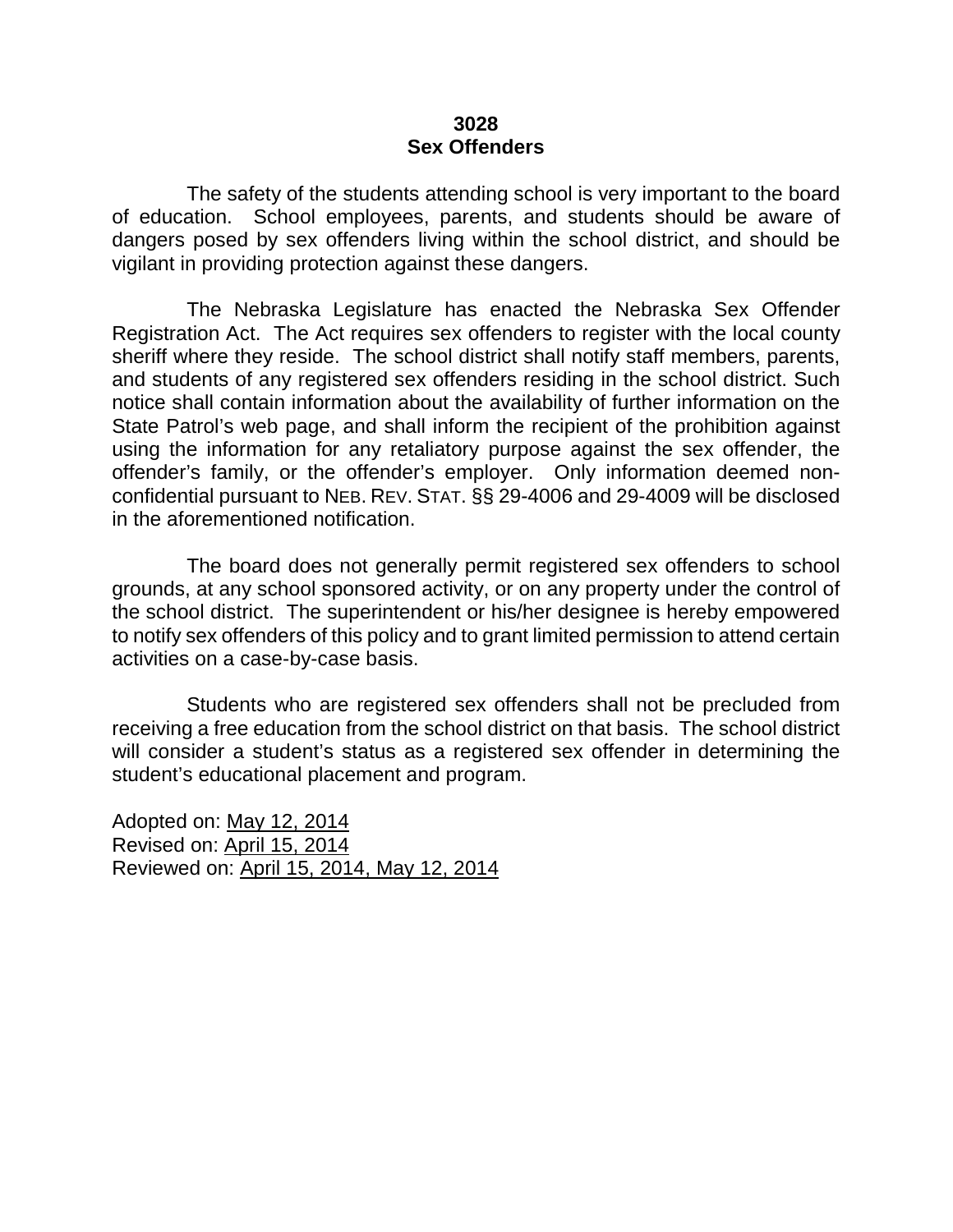# 3028
# Sex Offenders

The safety of the students attending school is very important to the board of education. School employees, parents, and students should be aware of dangers posed by sex offenders living within the school district, and should be vigilant in providing protection against these dangers.

The Nebraska Legislature has enacted the Nebraska Sex Offender Registration Act. The Act requires sex offenders to register with the local county sheriff where they reside. The school district shall notify staff members, parents, and students of any registered sex offenders residing in the school district. Such notice shall contain information about the availability of further information on the State Patrol's web page, and shall inform the recipient of the prohibition against using the information for any retaliatory purpose against the sex offender, the offender's family, or the offender's employer. Only information deemed non-confidential pursuant to NEB. REV. STAT. §§ 29-4006 and 29-4009 will be disclosed in the aforementioned notification.

The board does not generally permit registered sex offenders to school grounds, at any school sponsored activity, or on any property under the control of the school district. The superintendent or his/her designee is hereby empowered to notify sex offenders of this policy and to grant limited permission to attend certain activities on a case-by-case basis.

Students who are registered sex offenders shall not be precluded from receiving a free education from the school district on that basis. The school district will consider a student's status as a registered sex offender in determining the student's educational placement and program.

Adopted on: May 12, 2014
Revised on: April 15, 2014
Reviewed on: April 15, 2014, May 12, 2014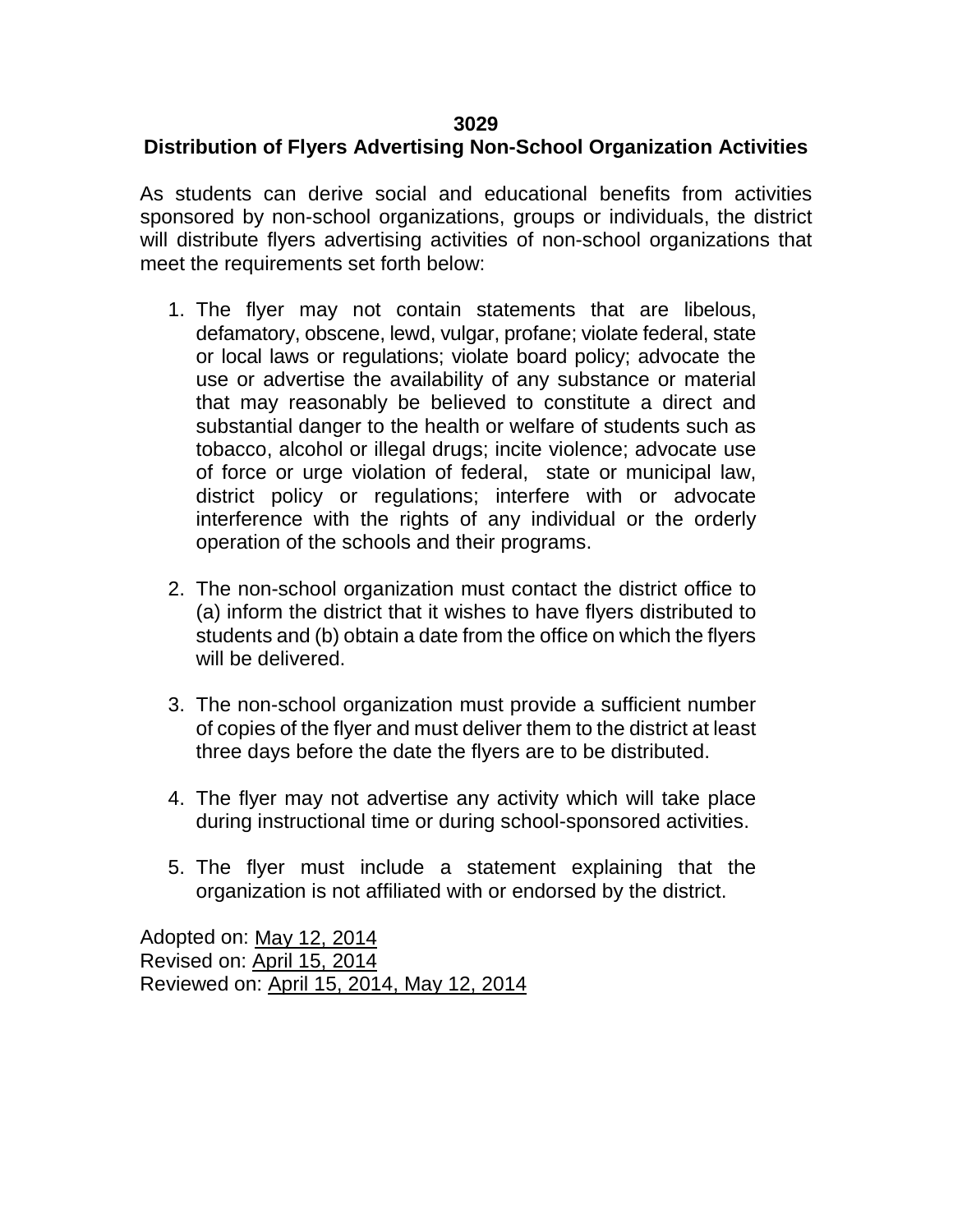# 3029

## Distribution of Flyers Advertising Non-School Organization Activities

As students can derive social and educational benefits from activities sponsored by non-school organizations, groups or individuals, the district will distribute flyers advertising activities of non-school organizations that meet the requirements set forth below:

1. The flyer may not contain statements that are libelous, defamatory, obscene, lewd, vulgar, profane; violate federal, state or local laws or regulations; violate board policy; advocate the use or advertise the availability of any substance or material that may reasonably be believed to constitute a direct and substantial danger to the health or welfare of students such as tobacco, alcohol or illegal drugs; incite violence; advocate use of force or urge violation of federal, state or municipal law, district policy or regulations; interfere with or advocate interference with the rights of any individual or the orderly operation of the schools and their programs.

2. The non-school organization must contact the district office to (a) inform the district that it wishes to have flyers distributed to students and (b) obtain a date from the office on which the flyers will be delivered.

3. The non-school organization must provide a sufficient number of copies of the flyer and must deliver them to the district at least three days before the date the flyers are to be distributed.

4. The flyer may not advertise any activity which will take place during instructional time or during school-sponsored activities.

5. The flyer must include a statement explaining that the organization is not affiliated with or endorsed by the district.

Adopted on: May 12, 2014
Revised on: April 15, 2014
Reviewed on: April 15, 2014, May 12, 2014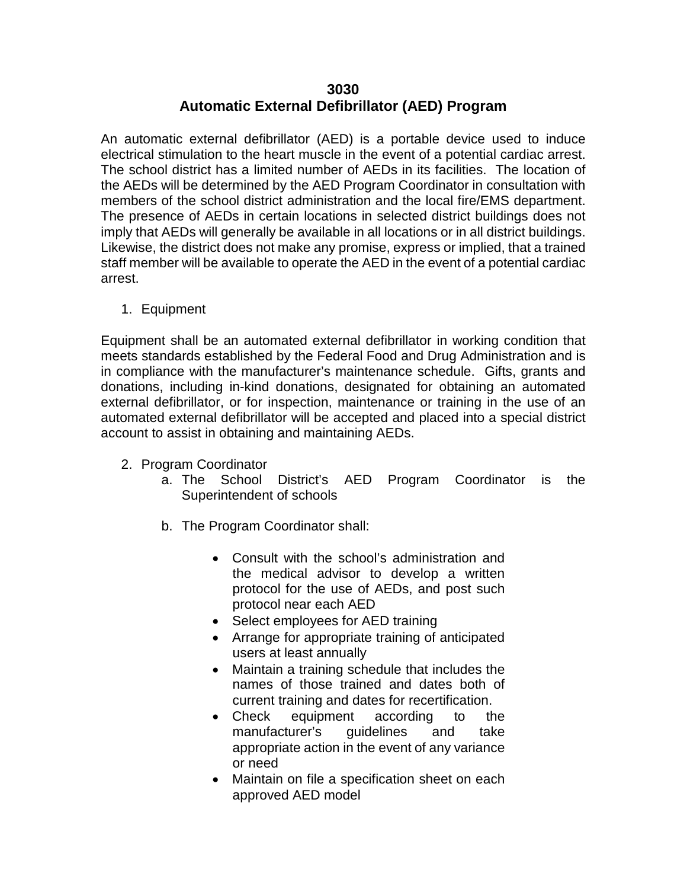# 3030
# Automatic External Defibrillator (AED) Program

An automatic external defibrillator (AED) is a portable device used to induce electrical stimulation to the heart muscle in the event of a potential cardiac arrest. The school district has a limited number of AEDs in its facilities. The location of the AEDs will be determined by the AED Program Coordinator in consultation with members of the school district administration and the local fire/EMS department. The presence of AEDs in certain locations in selected district buildings does not imply that AEDs will generally be available in all locations or in all district buildings. Likewise, the district does not make any promise, express or implied, that a trained staff member will be available to operate the AED in the event of a potential cardiac arrest.

1. Equipment

Equipment shall be an automated external defibrillator in working condition that meets standards established by the Federal Food and Drug Administration and is in compliance with the manufacturer's maintenance schedule. Gifts, grants and donations, including in-kind donations, designated for obtaining an automated external defibrillator, or for inspection, maintenance or training in the use of an automated external defibrillator will be accepted and placed into a special district account to assist in obtaining and maintaining AEDs.

2. Program Coordinator
   a. The School District's AED Program Coordinator is the Superintendent of schools

   b. The Program Coordinator shall:

      - Consult with the school's administration and the medical advisor to develop a written protocol for the use of AEDs, and post such protocol near each AED
      - Select employees for AED training
      - Arrange for appropriate training of anticipated users at least annually
      - Maintain a training schedule that includes the names of those trained and dates both of current training and dates for recertification.
      - Check equipment according to the manufacturer's guidelines and take appropriate action in the event of any variance or need
      - Maintain on file a specification sheet on each approved AED model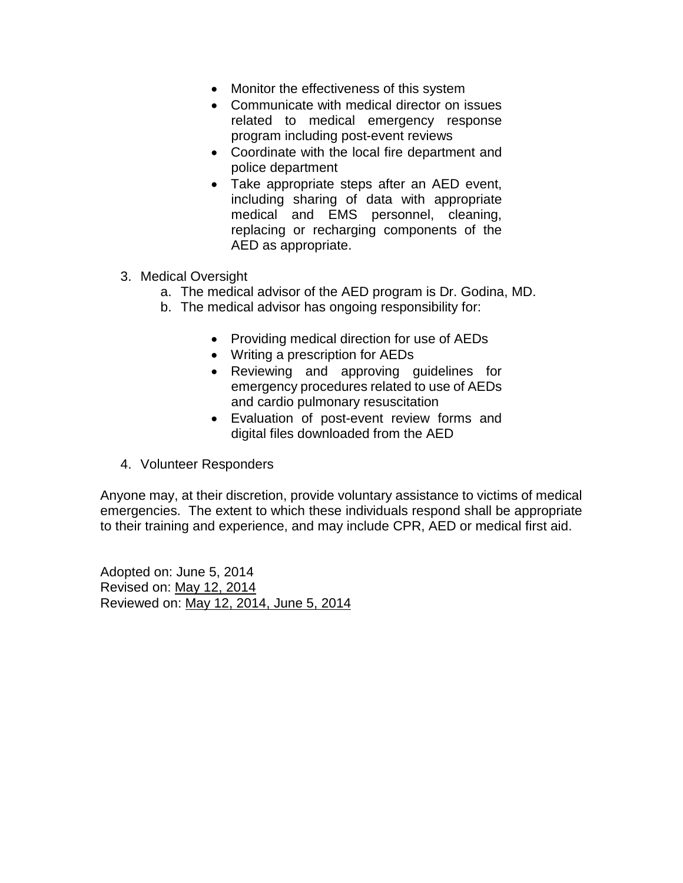- Monitor the effectiveness of this system
- Communicate with medical director on issues related to medical emergency response program including post-event reviews
- Coordinate with the local fire department and police department
- Take appropriate steps after an AED event, including sharing of data with appropriate medical and EMS personnel, cleaning, replacing or recharging components of the AED as appropriate.

3. Medical Oversight
   a. The medical advisor of the AED program is Dr. Godina, MD.
   b. The medical advisor has ongoing responsibility for:
      - Providing medical direction for use of AEDs
      - Writing a prescription for AEDs
      - Reviewing and approving guidelines for emergency procedures related to use of AEDs and cardio pulmonary resuscitation
      - Evaluation of post-event review forms and digital files downloaded from the AED

4. Volunteer Responders

Anyone may, at their discretion, provide voluntary assistance to victims of medical emergencies. The extent to which these individuals respond shall be appropriate to their training and experience, and may include CPR, AED or medical first aid.

Adopted on: June 5, 2014
Revised on: May 12, 2014
Reviewed on: May 12, 2014, June 5, 2014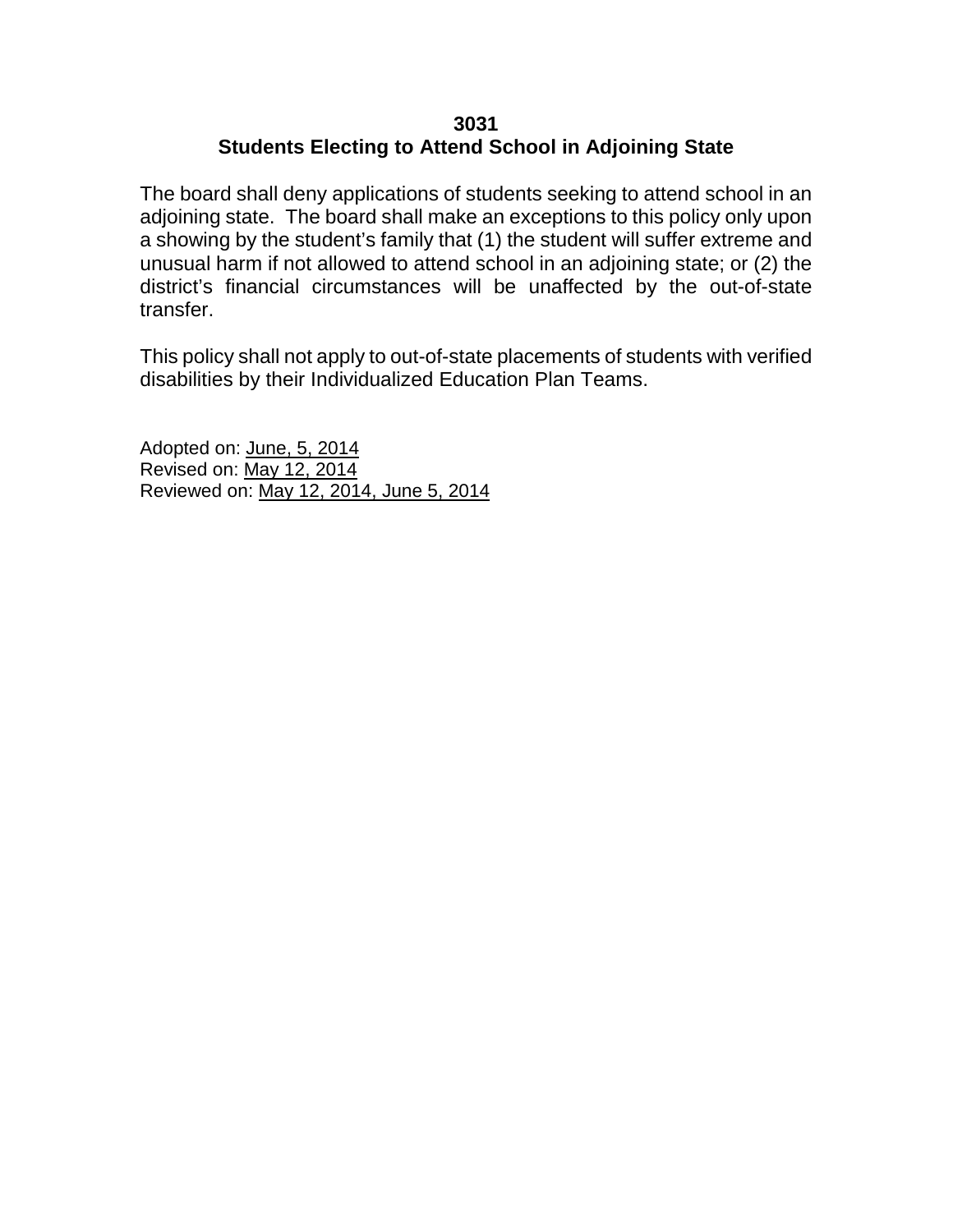# 3031
## Students Electing to Attend School in Adjoining State

The board shall deny applications of students seeking to attend school in an adjoining state. The board shall make an exceptions to this policy only upon a showing by the student's family that (1) the student will suffer extreme and unusual harm if not allowed to attend school in an adjoining state; or (2) the district's financial circumstances will be unaffected by the out-of-state transfer.

This policy shall not apply to out-of-state placements of students with verified disabilities by their Individualized Education Plan Teams.

Adopted on: June, 5, 2014
Revised on: May 12, 2014
Reviewed on: May 12, 2014, June 5, 2014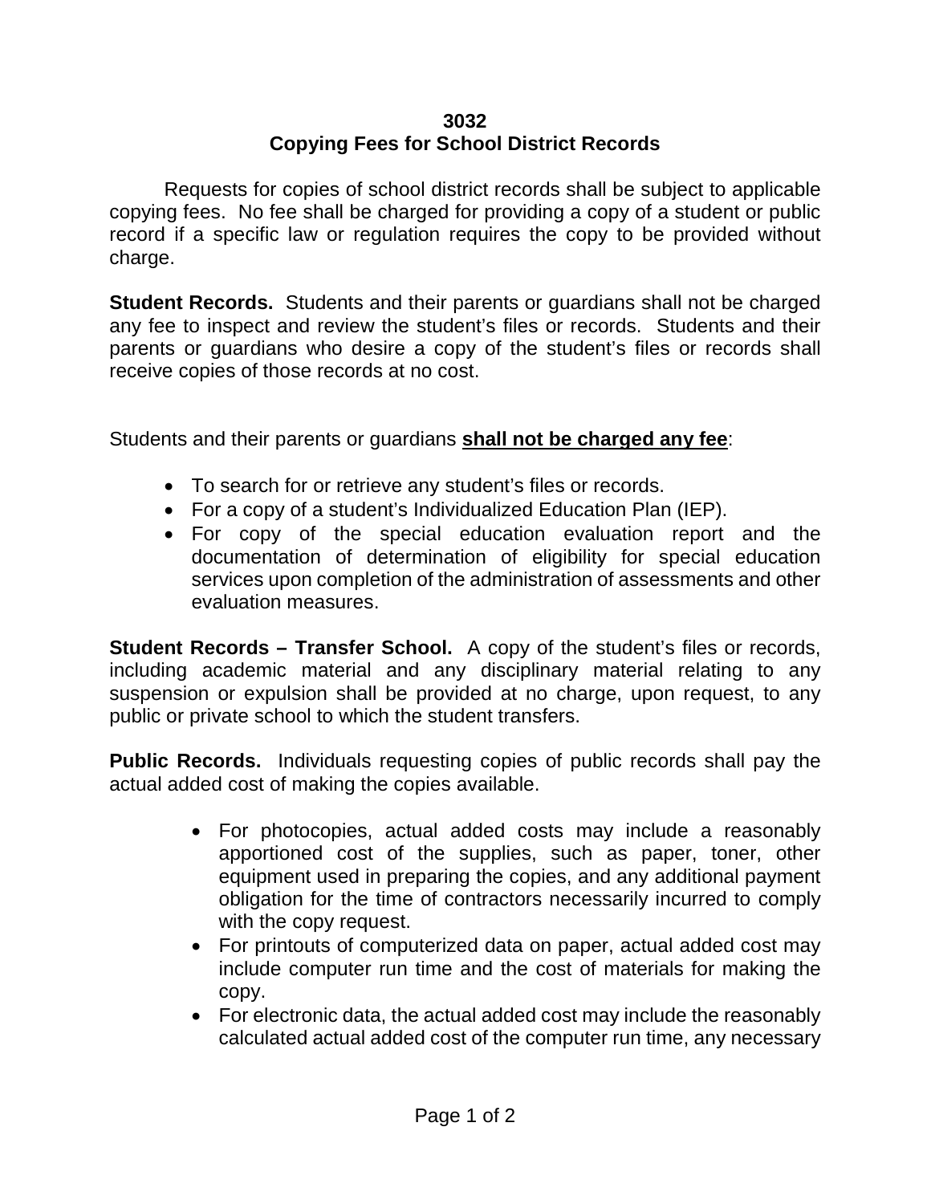# 3032
## Copying Fees for School District Records

Requests for copies of school district records shall be subject to applicable copying fees. No fee shall be charged for providing a copy of a student or public record if a specific law or regulation requires the copy to be provided without charge.

**Student Records.** Students and their parents or guardians shall not be charged any fee to inspect and review the student's files or records. Students and their parents or guardians who desire a copy of the student's files or records shall receive copies of those records at no cost.

Students and their parents or guardians **shall not be charged any fee**:

- To search for or retrieve any student's files or records.
- For a copy of a student's Individualized Education Plan (IEP).
- For copy of the special education evaluation report and the documentation of determination of eligibility for special education services upon completion of the administration of assessments and other evaluation measures.

**Student Records – Transfer School.** A copy of the student's files or records, including academic material and any disciplinary material relating to any suspension or expulsion shall be provided at no charge, upon request, to any public or private school to which the student transfers.

**Public Records.** Individuals requesting copies of public records shall pay the actual added cost of making the copies available.

- For photocopies, actual added costs may include a reasonably apportioned cost of the supplies, such as paper, toner, other equipment used in preparing the copies, and any additional payment obligation for the time of contractors necessarily incurred to comply with the copy request.
- For printouts of computerized data on paper, actual added cost may include computer run time and the cost of materials for making the copy.
- For electronic data, the actual added cost may include the reasonably calculated actual added cost of the computer run time, any necessary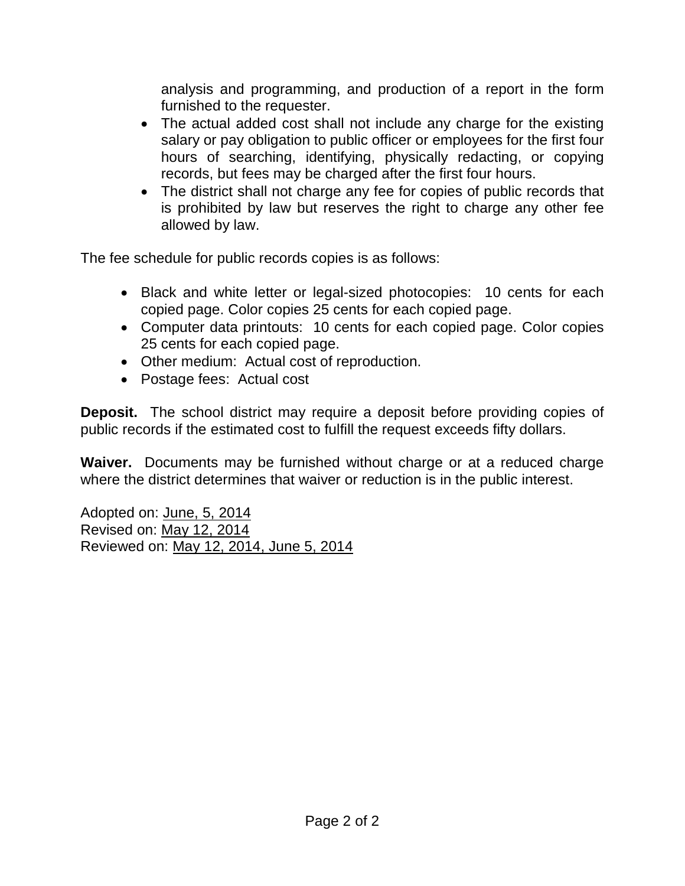analysis and programming, and production of a report in the form furnished to the requester.

- The actual added cost shall not include any charge for the existing salary or pay obligation to public officer or employees for the first four hours of searching, identifying, physically redacting, or copying records, but fees may be charged after the first four hours.
- The district shall not charge any fee for copies of public records that is prohibited by law but reserves the right to charge any other fee allowed by law.

The fee schedule for public records copies is as follows:

- Black and white letter or legal-sized photocopies: 10 cents for each copied page. Color copies 25 cents for each copied page.
- Computer data printouts: 10 cents for each copied page. Color copies 25 cents for each copied page.
- Other medium: Actual cost of reproduction.
- Postage fees: Actual cost

**Deposit.** The school district may require a deposit before providing copies of public records if the estimated cost to fulfill the request exceeds fifty dollars.

**Waiver.** Documents may be furnished without charge or at a reduced charge where the district determines that waiver or reduction is in the public interest.

Adopted on: June, 5, 2014
Revised on: May 12, 2014
Reviewed on: May 12, 2014, June 5, 2014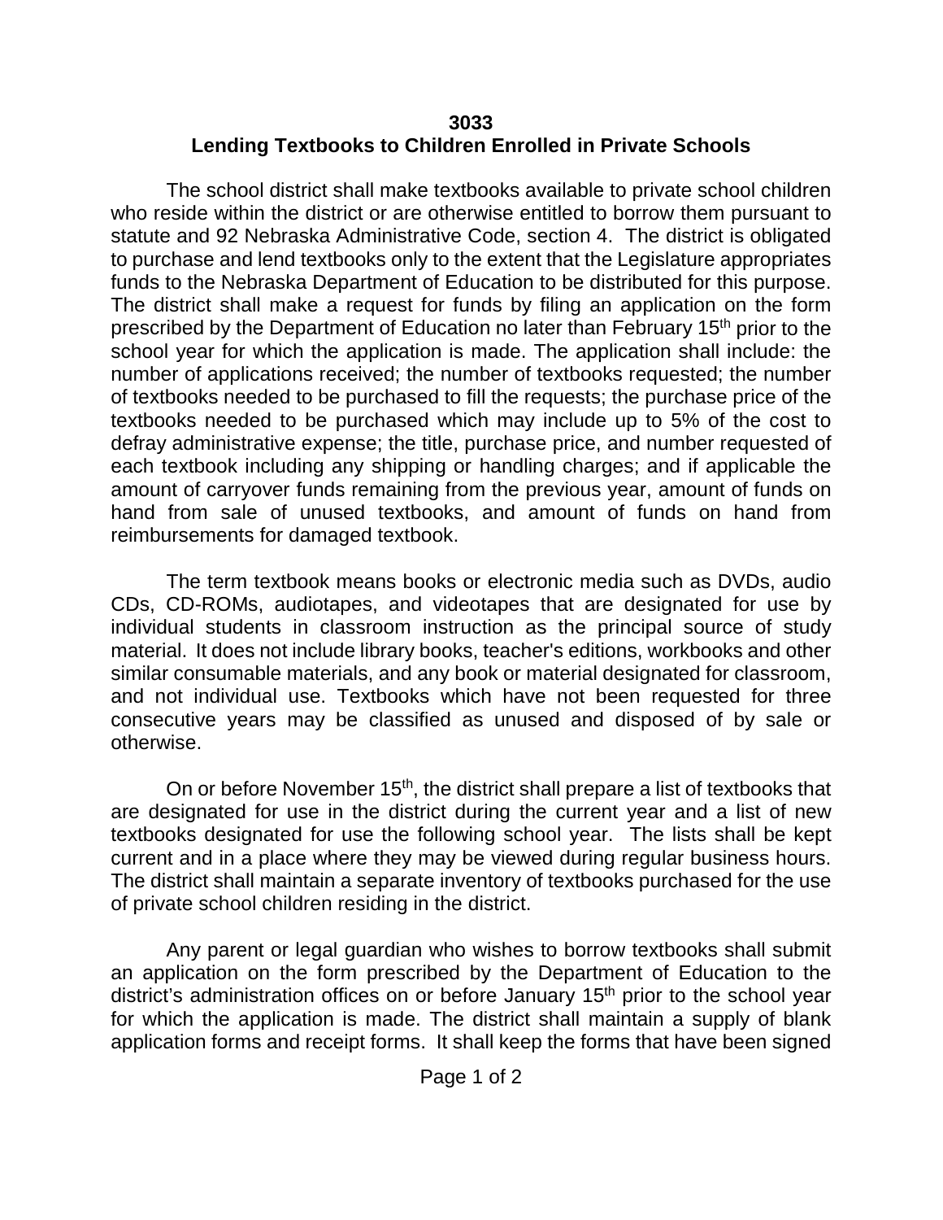# 3033
# Lending Textbooks to Children Enrolled in Private Schools

The school district shall make textbooks available to private school children who reside within the district or are otherwise entitled to borrow them pursuant to statute and 92 Nebraska Administrative Code, section 4. The district is obligated to purchase and lend textbooks only to the extent that the Legislature appropriates funds to the Nebraska Department of Education to be distributed for this purpose. The district shall make a request for funds by filing an application on the form prescribed by the Department of Education no later than February 15th prior to the school year for which the application is made. The application shall include: the number of applications received; the number of textbooks requested; the number of textbooks needed to be purchased to fill the requests; the purchase price of the textbooks needed to be purchased which may include up to 5% of the cost to defray administrative expense; the title, purchase price, and number requested of each textbook including any shipping or handling charges; and if applicable the amount of carryover funds remaining from the previous year, amount of funds on hand from sale of unused textbooks, and amount of funds on hand from reimbursements for damaged textbook.

The term textbook means books or electronic media such as DVDs, audio CDs, CD-ROMs, audiotapes, and videotapes that are designated for use by individual students in classroom instruction as the principal source of study material. It does not include library books, teacher's editions, workbooks and other similar consumable materials, and any book or material designated for classroom, and not individual use. Textbooks which have not been requested for three consecutive years may be classified as unused and disposed of by sale or otherwise.

On or before November 15th, the district shall prepare a list of textbooks that are designated for use in the district during the current year and a list of new textbooks designated for use the following school year. The lists shall be kept current and in a place where they may be viewed during regular business hours. The district shall maintain a separate inventory of textbooks purchased for the use of private school children residing in the district.

Any parent or legal guardian who wishes to borrow textbooks shall submit an application on the form prescribed by the Department of Education to the district's administration offices on or before January 15th prior to the school year for which the application is made. The district shall maintain a supply of blank application forms and receipt forms. It shall keep the forms that have been signed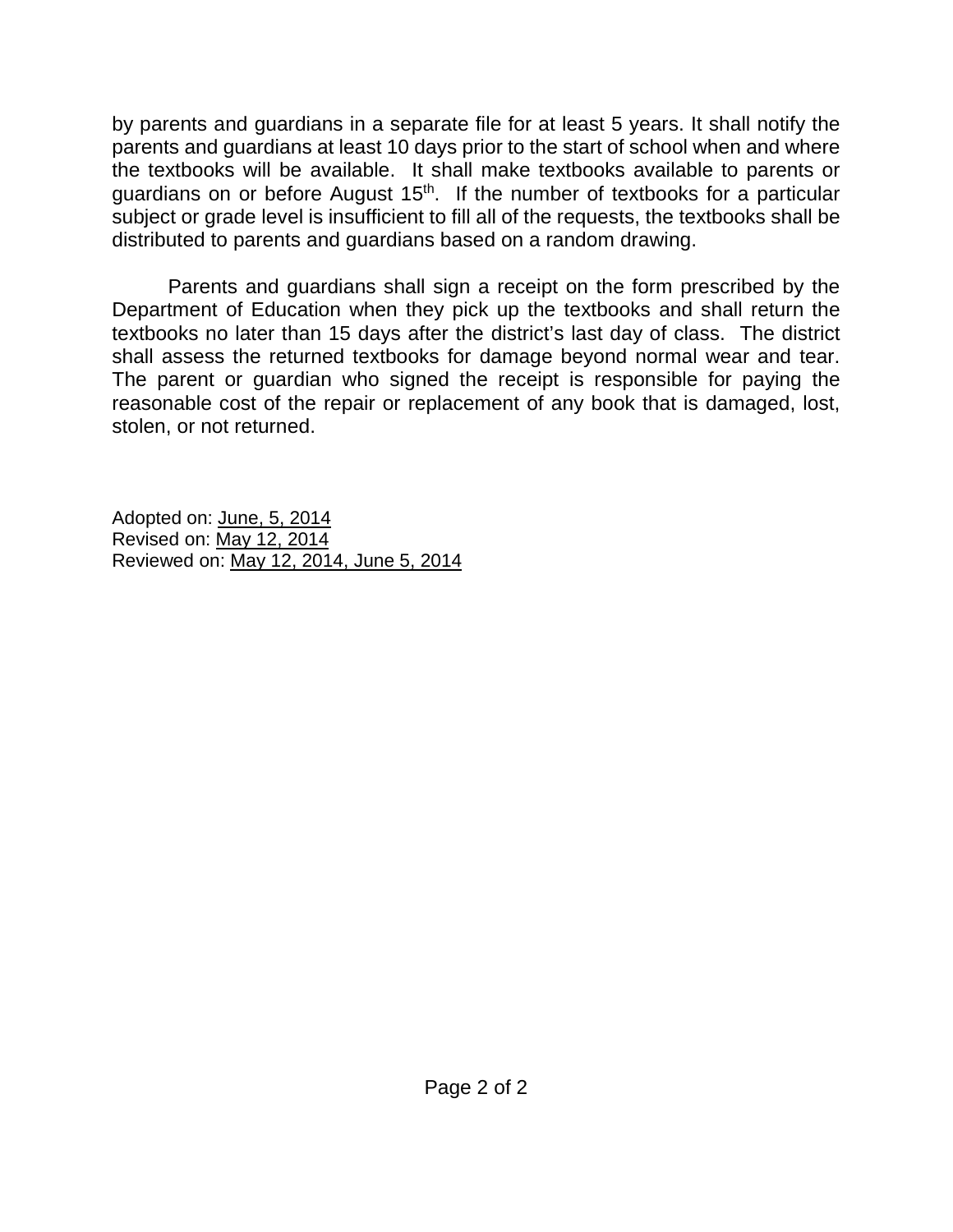by parents and guardians in a separate file for at least 5 years. It shall notify the parents and guardians at least 10 days prior to the start of school when and where the textbooks will be available. It shall make textbooks available to parents or guardians on or before August 15th. If the number of textbooks for a particular subject or grade level is insufficient to fill all of the requests, the textbooks shall be distributed to parents and guardians based on a random drawing.

Parents and guardians shall sign a receipt on the form prescribed by the Department of Education when they pick up the textbooks and shall return the textbooks no later than 15 days after the district's last day of class. The district shall assess the returned textbooks for damage beyond normal wear and tear. The parent or guardian who signed the receipt is responsible for paying the reasonable cost of the repair or replacement of any book that is damaged, lost, stolen, or not returned.

Adopted on: June, 5, 2014
Revised on: May 12, 2014
Reviewed on: May 12, 2014, June 5, 2014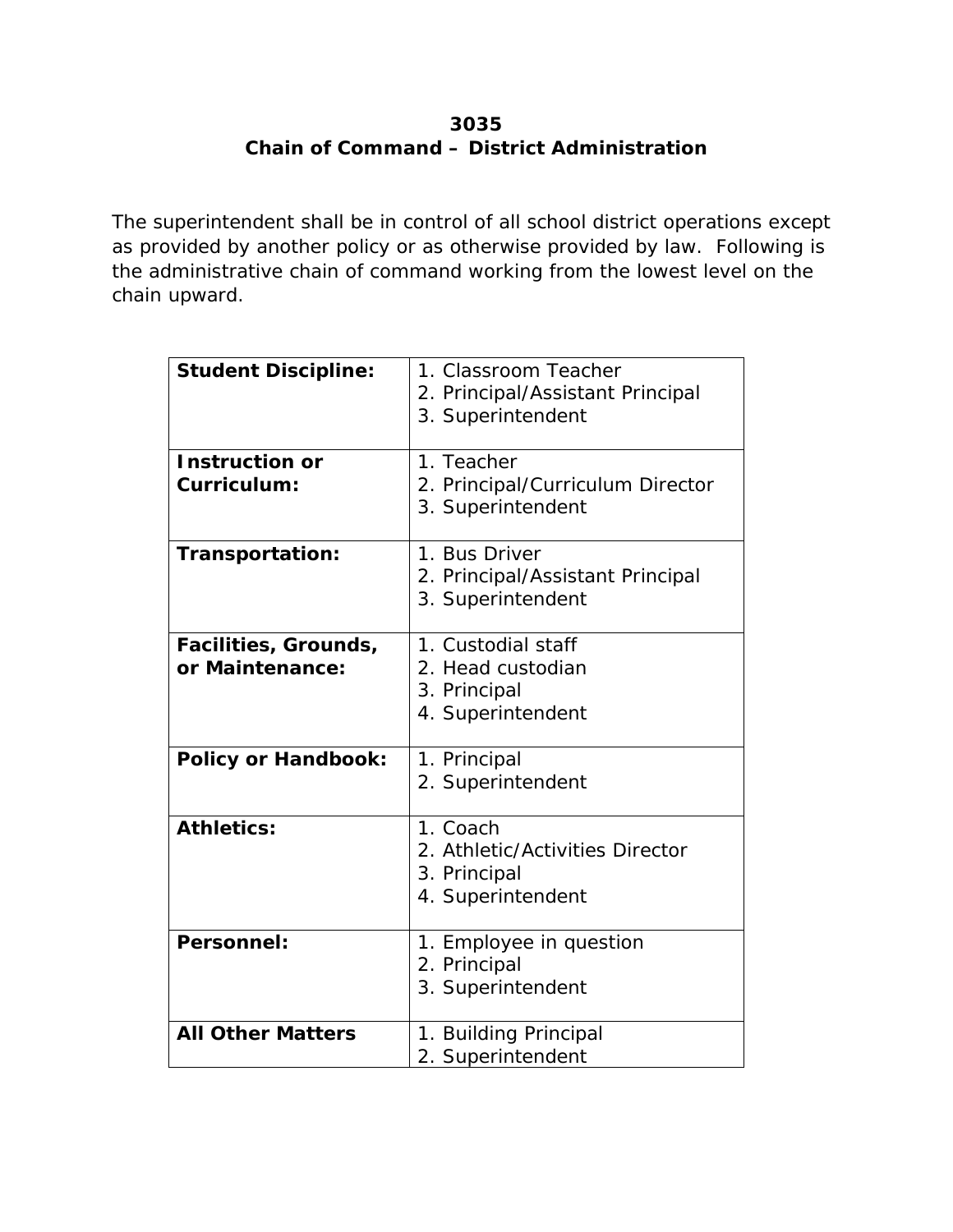# 3035
## Chain of Command – District Administration

The superintendent shall be in control of all school district operations except as provided by another policy or as otherwise provided by law. Following is the administrative chain of command working from the lowest level on the chain upward.

| | |
|---|---|
| **Student Discipline:** | 1. Classroom Teacher<br>2. Principal/Assistant Principal<br>3. Superintendent |
| **Instruction or Curriculum:** | 1. Teacher<br>2. Principal/Curriculum Director<br>3. Superintendent |
| **Transportation:** | 1. Bus Driver<br>2. Principal/Assistant Principal<br>3. Superintendent |
| **Facilities, Grounds, or Maintenance:** | 1. Custodial staff<br>2. Head custodian<br>3. Principal<br>4. Superintendent |
| **Policy or Handbook:** | 1. Principal<br>2. Superintendent |
| **Athletics:** | 1. Coach<br>2. Athletic/Activities Director<br>3. Principal<br>4. Superintendent |
| **Personnel:** | 1. Employee in question<br>2. Principal<br>3. Superintendent |
| **All Other Matters** | 1. Building Principal<br>2. Superintendent |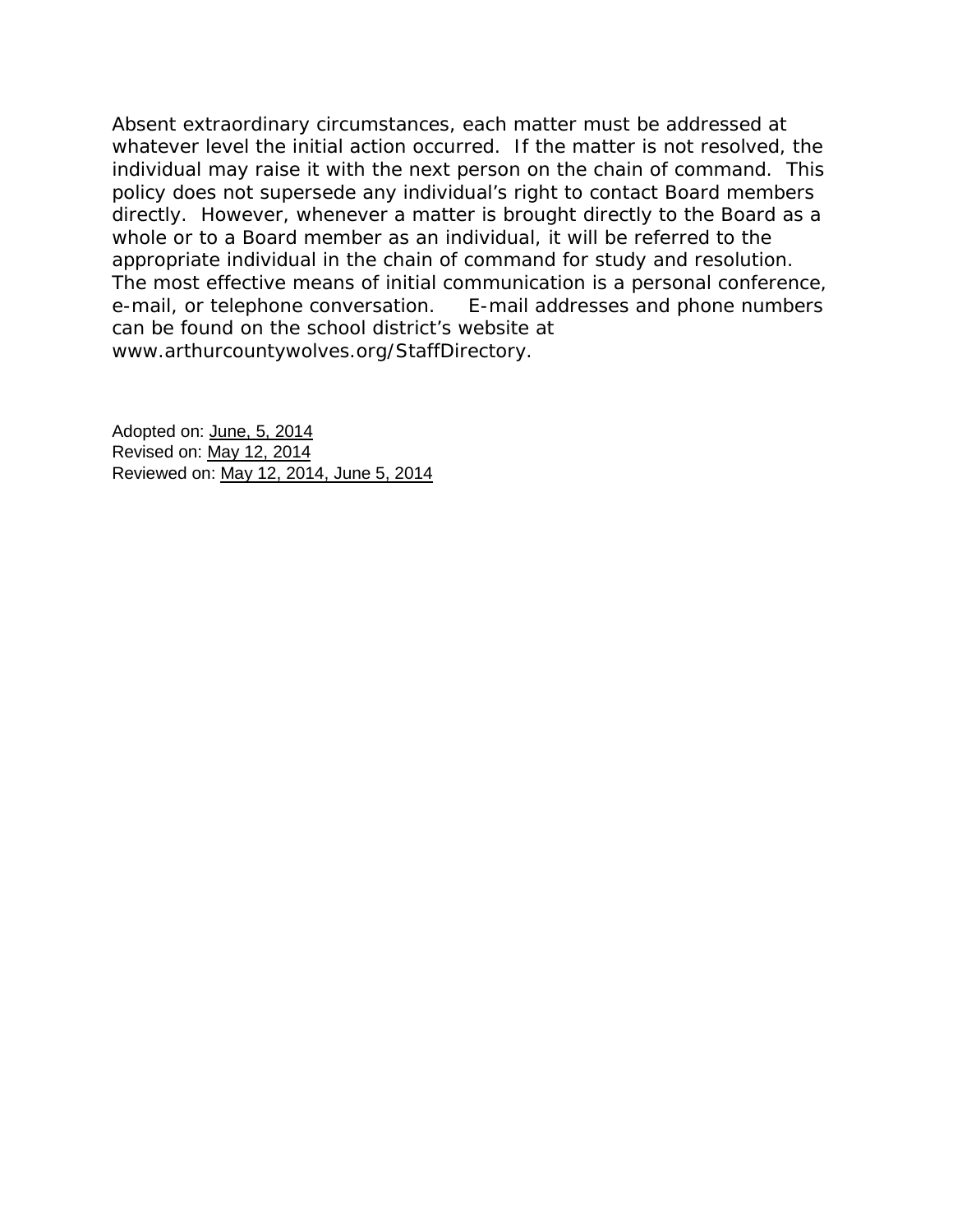Absent extraordinary circumstances, each matter must be addressed at whatever level the initial action occurred. If the matter is not resolved, the individual may raise it with the next person on the chain of command. This policy does not supersede any individual's right to contact Board members directly. However, whenever a matter is brought directly to the Board as a whole or to a Board member as an individual, it will be referred to the appropriate individual in the chain of command for study and resolution. The most effective means of initial communication is a personal conference, e-mail, or telephone conversation. E-mail addresses and phone numbers can be found on the school district's website at www.arthurcountywolves.org/StaffDirectory.

Adopted on: June, 5, 2014
Revised on: May 12, 2014
Reviewed on: May 12, 2014, June 5, 2014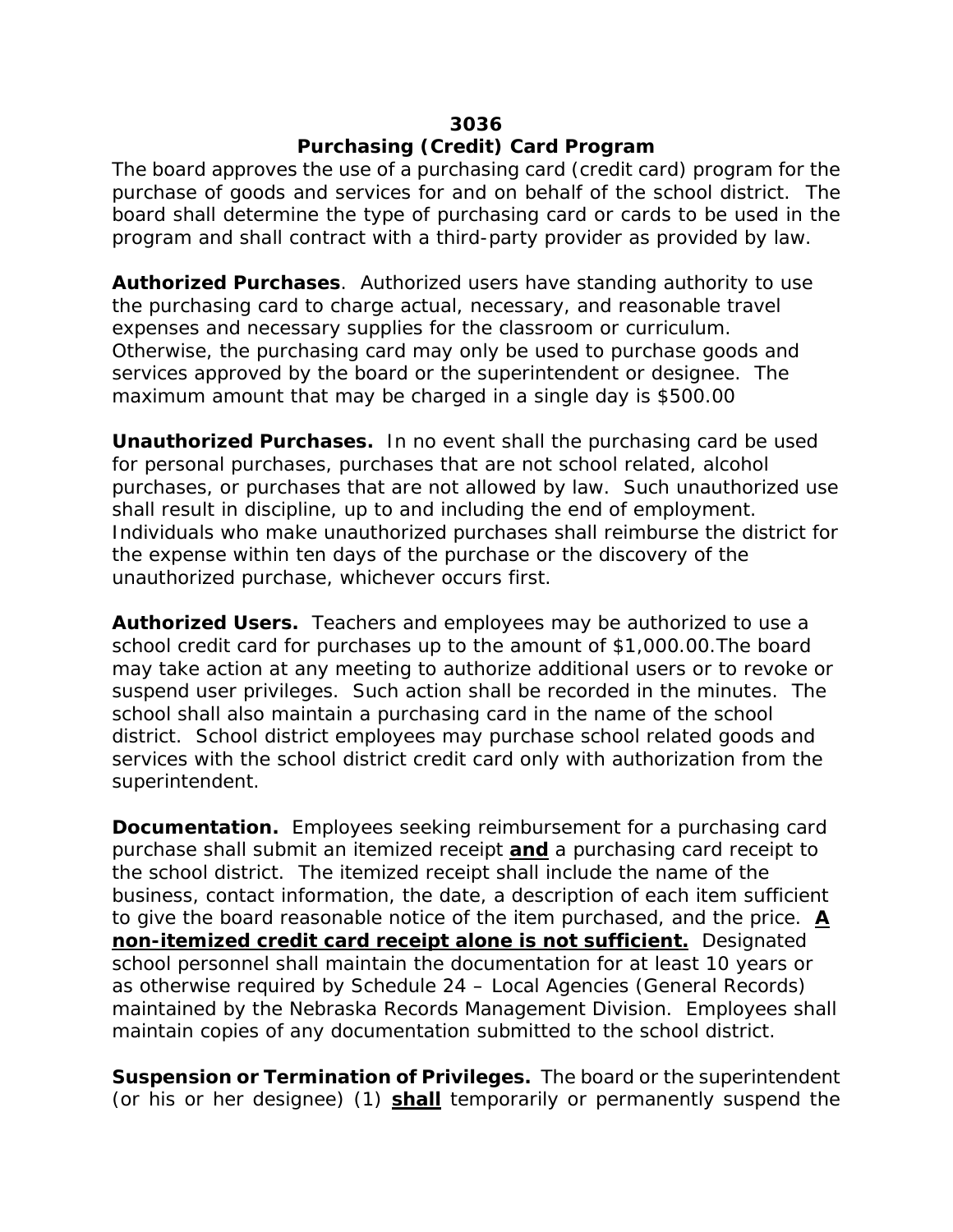# 3036

## Purchasing (Credit) Card Program

The board approves the use of a purchasing card (credit card) program for the purchase of goods and services for and on behalf of the school district. The board shall determine the type of purchasing card or cards to be used in the program and shall contract with a third-party provider as provided by law.

**Authorized Purchases**. Authorized users have standing authority to use the purchasing card to charge actual, necessary, and reasonable travel expenses and necessary supplies for the classroom or curriculum. Otherwise, the purchasing card may only be used to purchase goods and services approved by the board or the superintendent or designee. The maximum amount that may be charged in a single day is $500.00

**Unauthorized Purchases.** In no event shall the purchasing card be used for personal purchases, purchases that are not school related, alcohol purchases, or purchases that are not allowed by law. Such unauthorized use shall result in discipline, up to and including the end of employment. Individuals who make unauthorized purchases shall reimburse the district for the expense within ten days of the purchase or the discovery of the unauthorized purchase, whichever occurs first.

**Authorized Users.** Teachers and employees may be authorized to use a school credit card for purchases up to the amount of $1,000.00.The board may take action at any meeting to authorize additional users or to revoke or suspend user privileges. Such action shall be recorded in the minutes. The school shall also maintain a purchasing card in the name of the school district. School district employees may purchase school related goods and services with the school district credit card only with authorization from the superintendent.

**Documentation.** Employees seeking reimbursement for a purchasing card purchase shall submit an itemized receipt <u>**and**</u> a purchasing card receipt to the school district. The itemized receipt shall include the name of the business, contact information, the date, a description of each item sufficient to give the board reasonable notice of the item purchased, and the price. <u>**A non-itemized credit card receipt alone is not sufficient.**</u> Designated school personnel shall maintain the documentation for at least 10 years or as otherwise required by Schedule 24 – Local Agencies (General Records) maintained by the Nebraska Records Management Division. Employees shall maintain copies of any documentation submitted to the school district.

**Suspension or Termination of Privileges.** The board or the superintendent (or his or her designee) (1) <u>**shall**</u> temporarily or permanently suspend the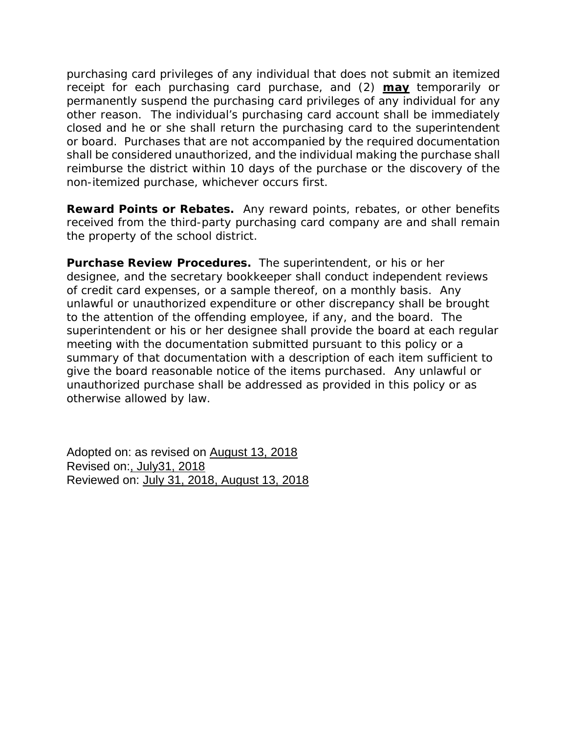purchasing card privileges of any individual that does not submit an itemized receipt for each purchasing card purchase, and (2) **<u>may</u>** temporarily or permanently suspend the purchasing card privileges of any individual for any other reason. The individual's purchasing card account shall be immediately closed and he or she shall return the purchasing card to the superintendent or board. Purchases that are not accompanied by the required documentation shall be considered unauthorized, and the individual making the purchase shall reimburse the district within 10 days of the purchase or the discovery of the non-itemized purchase, whichever occurs first.

**Reward Points or Rebates.** Any reward points, rebates, or other benefits received from the third-party purchasing card company are and shall remain the property of the school district.

**Purchase Review Procedures.** The superintendent, or his or her designee, and the secretary bookkeeper shall conduct independent reviews of credit card expenses, or a sample thereof, on a monthly basis. Any unlawful or unauthorized expenditure or other discrepancy shall be brought to the attention of the offending employee, if any, and the board. The superintendent or his or her designee shall provide the board at each regular meeting with the documentation submitted pursuant to this policy or a summary of that documentation with a description of each item sufficient to give the board reasonable notice of the items purchased. Any unlawful or unauthorized purchase shall be addressed as provided in this policy or as otherwise allowed by law.

Adopted on: as revised on <u>August 13, 2018</u>
Revised on:<u>, July31, 2018</u>
Reviewed on: <u>July 31, 2018, August 13, 2018</u>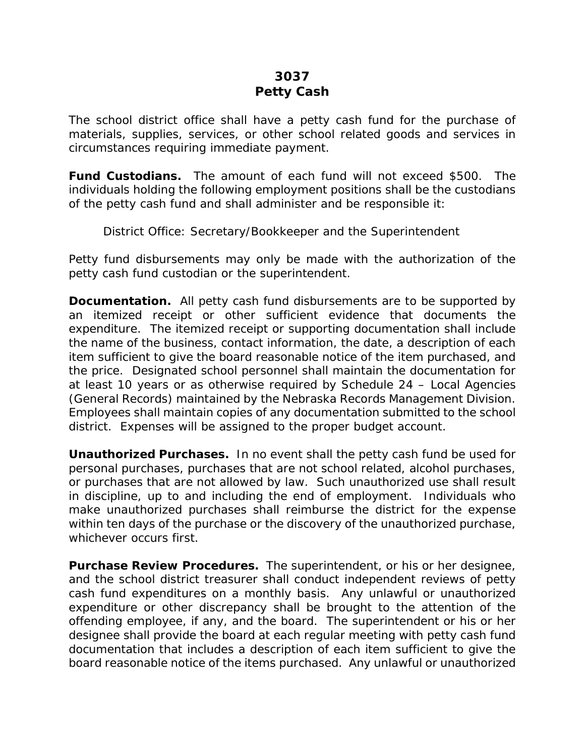# 3037
# Petty Cash

The school district office shall have a petty cash fund for the purchase of materials, supplies, services, or other school related goods and services in circumstances requiring immediate payment.

**Fund Custodians.** The amount of each fund will not exceed $500. The individuals holding the following employment positions shall be the custodians of the petty cash fund and shall administer and be responsible it:

District Office: Secretary/Bookkeeper and the Superintendent

Petty fund disbursements may only be made with the authorization of the petty cash fund custodian or the superintendent.

**Documentation.** All petty cash fund disbursements are to be supported by an itemized receipt or other sufficient evidence that documents the expenditure. The itemized receipt or supporting documentation shall include the name of the business, contact information, the date, a description of each item sufficient to give the board reasonable notice of the item purchased, and the price. Designated school personnel shall maintain the documentation for at least 10 years or as otherwise required by Schedule 24 – Local Agencies (General Records) maintained by the Nebraska Records Management Division. Employees shall maintain copies of any documentation submitted to the school district. Expenses will be assigned to the proper budget account.

**Unauthorized Purchases.** In no event shall the petty cash fund be used for personal purchases, purchases that are not school related, alcohol purchases, or purchases that are not allowed by law. Such unauthorized use shall result in discipline, up to and including the end of employment. Individuals who make unauthorized purchases shall reimburse the district for the expense within ten days of the purchase or the discovery of the unauthorized purchase, whichever occurs first.

**Purchase Review Procedures.** The superintendent, or his or her designee, and the school district treasurer shall conduct independent reviews of petty cash fund expenditures on a monthly basis. Any unlawful or unauthorized expenditure or other discrepancy shall be brought to the attention of the offending employee, if any, and the board. The superintendent or his or her designee shall provide the board at each regular meeting with petty cash fund documentation that includes a description of each item sufficient to give the board reasonable notice of the items purchased. Any unlawful or unauthorized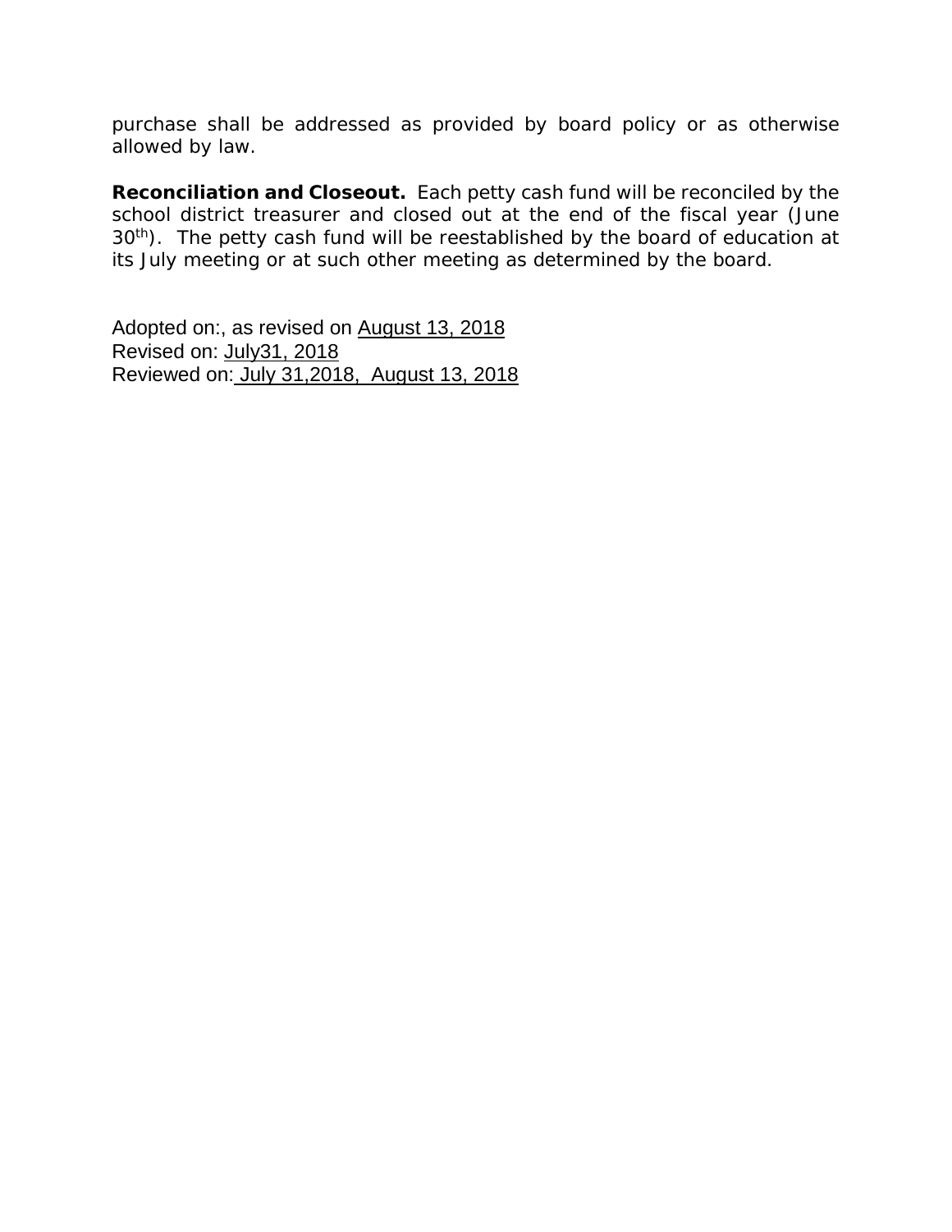purchase shall be addressed as provided by board policy or as otherwise allowed by law.

**Reconciliation and Closeout.** Each petty cash fund will be reconciled by the school district treasurer and closed out at the end of the fiscal year (June 30$^{th}$). The petty cash fund will be reestablished by the board of education at its July meeting or at such other meeting as determined by the board.

Adopted on:, as revised on August 13, 2018
Revised on: July31, 2018
Reviewed on: July 31,2018, August 13, 2018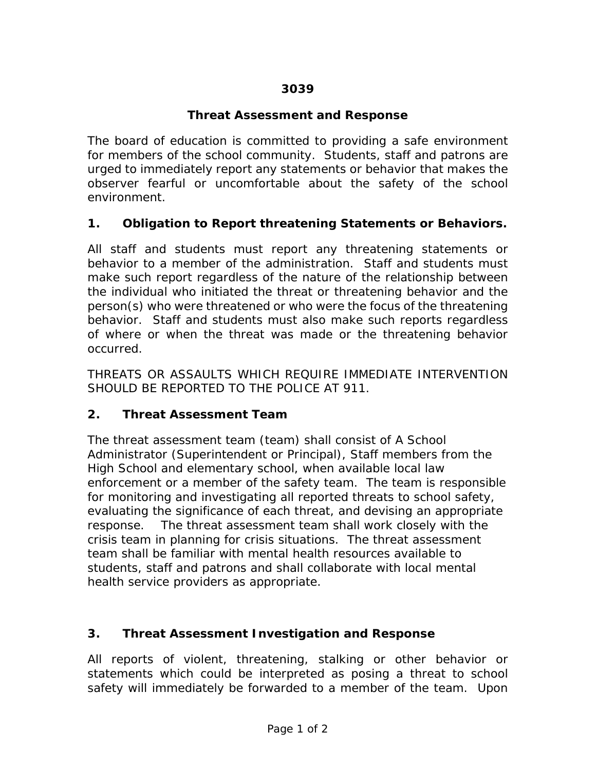# 3039

## Threat Assessment and Response

The board of education is committed to providing a safe environment for members of the school community. Students, staff and patrons are urged to immediately report any statements or behavior that makes the observer fearful or uncomfortable about the safety of the school environment.

### 1. Obligation to Report threatening Statements or Behaviors.

All staff and students must report any threatening statements or behavior to a member of the administration. Staff and students must make such report regardless of the nature of the relationship between the individual who initiated the threat or threatening behavior and the person(s) who were threatened or who were the focus of the threatening behavior. Staff and students must also make such reports regardless of where or when the threat was made or the threatening behavior occurred.

THREATS OR ASSAULTS WHICH REQUIRE IMMEDIATE INTERVENTION SHOULD BE REPORTED TO THE POLICE AT 911.

### 2. Threat Assessment Team

The threat assessment team (team) shall consist of A School Administrator (Superintendent or Principal), Staff members from the High School and elementary school, when available local law enforcement or a member of the safety team. The team is responsible for monitoring and investigating all reported threats to school safety, evaluating the significance of each threat, and devising an appropriate response. The threat assessment team shall work closely with the crisis team in planning for crisis situations. The threat assessment team shall be familiar with mental health resources available to students, staff and patrons and shall collaborate with local mental health service providers as appropriate.

### 3. Threat Assessment Investigation and Response

All reports of violent, threatening, stalking or other behavior or statements which could be interpreted as posing a threat to school safety will immediately be forwarded to a member of the team. Upon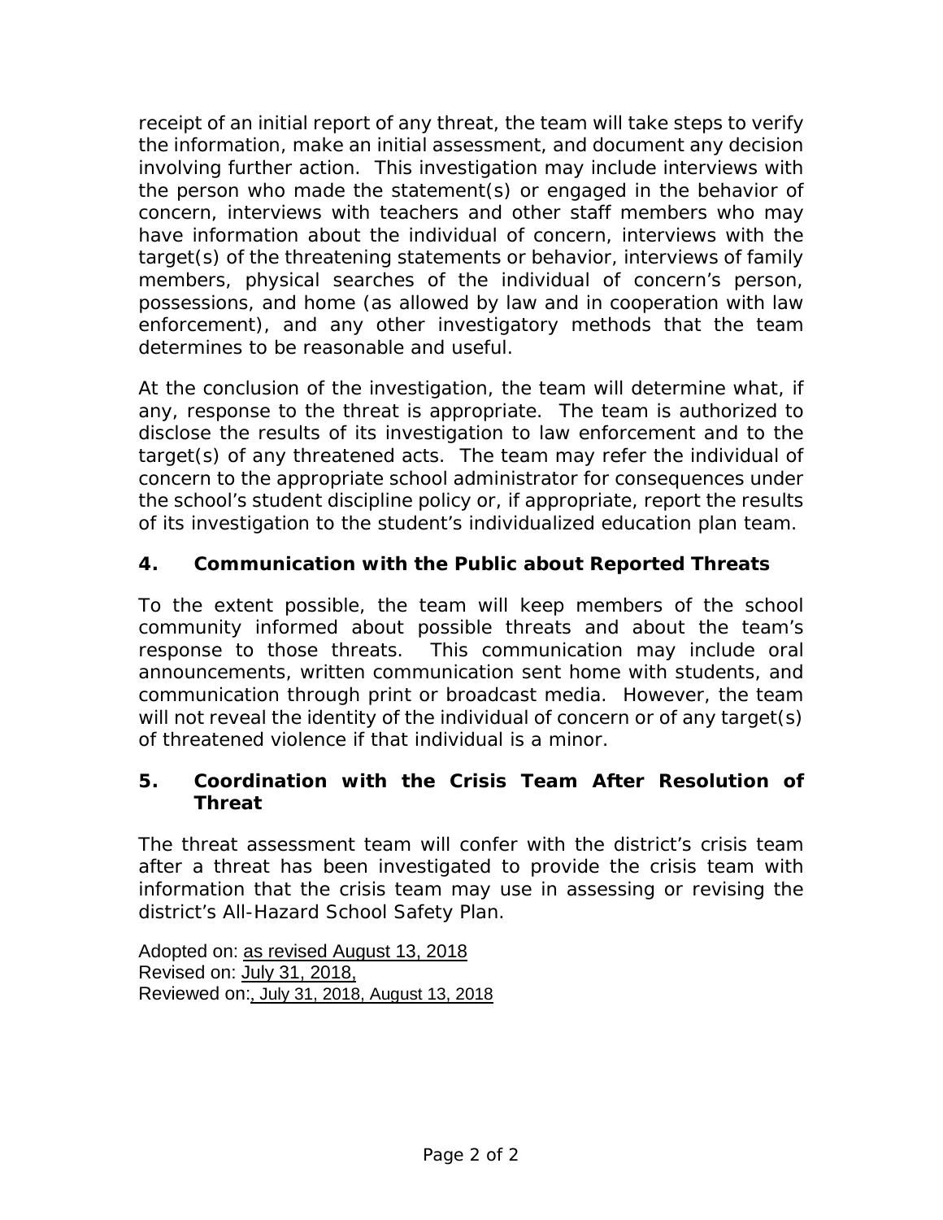receipt of an initial report of any threat, the team will take steps to verify the information, make an initial assessment, and document any decision involving further action. This investigation may include interviews with the person who made the statement(s) or engaged in the behavior of concern, interviews with teachers and other staff members who may have information about the individual of concern, interviews with the target(s) of the threatening statements or behavior, interviews of family members, physical searches of the individual of concern's person, possessions, and home (as allowed by law and in cooperation with law enforcement), and any other investigatory methods that the team determines to be reasonable and useful.

At the conclusion of the investigation, the team will determine what, if any, response to the threat is appropriate. The team is authorized to disclose the results of its investigation to law enforcement and to the target(s) of any threatened acts. The team may refer the individual of concern to the appropriate school administrator for consequences under the school's student discipline policy or, if appropriate, report the results of its investigation to the student's individualized education plan team.

### 4. Communication with the Public about Reported Threats

To the extent possible, the team will keep members of the school community informed about possible threats and about the team's response to those threats. This communication may include oral announcements, written communication sent home with students, and communication through print or broadcast media. However, the team will not reveal the identity of the individual of concern or of any target(s) of threatened violence if that individual is a minor.

### 5. Coordination with the Crisis Team After Resolution of Threat

The threat assessment team will confer with the district's crisis team after a threat has been investigated to provide the crisis team with information that the crisis team may use in assessing or revising the district's All-Hazard School Safety Plan.

Adopted on: as revised August 13, 2018
Revised on: July 31, 2018,
Reviewed on:, July 31, 2018, August 13, 2018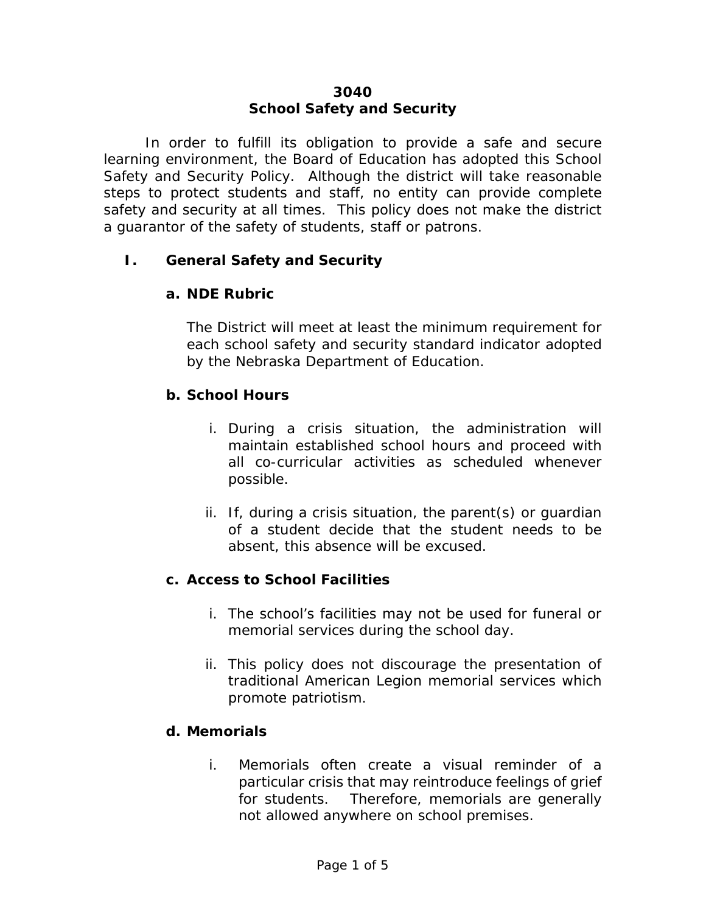# 3040
# School Safety and Security

In order to fulfill its obligation to provide a safe and secure learning environment, the Board of Education has adopted this School Safety and Security Policy. Although the district will take reasonable steps to protect students and staff, no entity can provide complete safety and security at all times. This policy does not make the district a guarantor of the safety of students, staff or patrons.

## I. General Safety and Security

### a. NDE Rubric

The District will meet at least the minimum requirement for each school safety and security standard indicator adopted by the Nebraska Department of Education.

### b. School Hours

i. During a crisis situation, the administration will maintain established school hours and proceed with all co-curricular activities as scheduled whenever possible.

ii. If, during a crisis situation, the parent(s) or guardian of a student decide that the student needs to be absent, this absence will be excused.

### c. Access to School Facilities

i. The school's facilities may not be used for funeral or memorial services during the school day.

ii. This policy does not discourage the presentation of traditional American Legion memorial services which promote patriotism.

### d. Memorials

i. Memorials often create a visual reminder of a particular crisis that may reintroduce feelings of grief for students. Therefore, memorials are generally not allowed anywhere on school premises.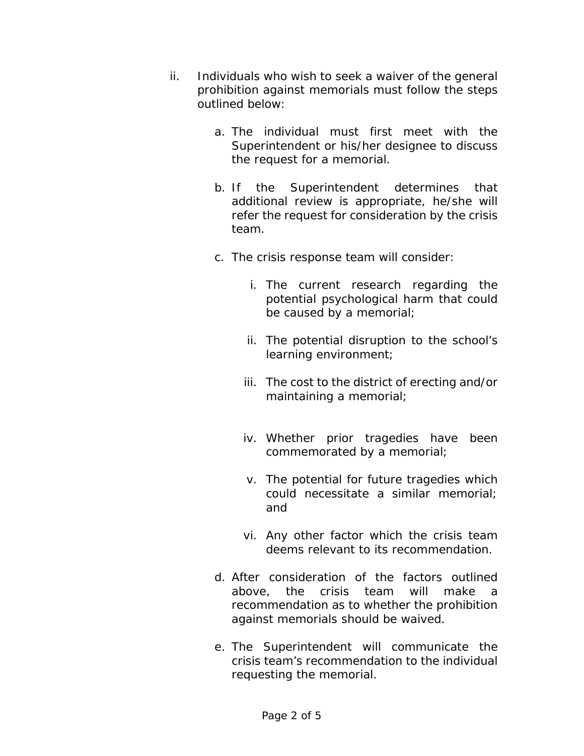ii. Individuals who wish to seek a waiver of the general prohibition against memorials must follow the steps outlined below:

   a. The individual must first meet with the Superintendent or his/her designee to discuss the request for a memorial.

   b. If the Superintendent determines that additional review is appropriate, he/she will refer the request for consideration by the crisis team.

   c. The crisis response team will consider:

      i. The current research regarding the potential psychological harm that could be caused by a memorial;

      ii. The potential disruption to the school's learning environment;

      iii. The cost to the district of erecting and/or maintaining a memorial;

      iv. Whether prior tragedies have been commemorated by a memorial;

      v. The potential for future tragedies which could necessitate a similar memorial; and

      vi. Any other factor which the crisis team deems relevant to its recommendation.

   d. After consideration of the factors outlined above, the crisis team will make a recommendation as to whether the prohibition against memorials should be waived.

   e. The Superintendent will communicate the crisis team's recommendation to the individual requesting the memorial.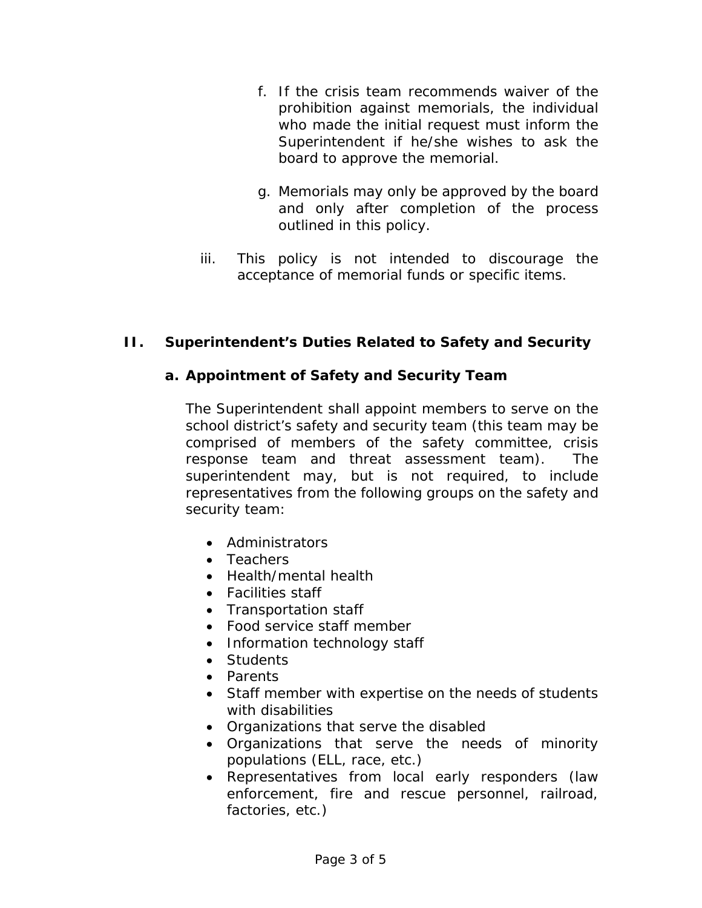f. If the crisis team recommends waiver of the prohibition against memorials, the individual who made the initial request must inform the Superintendent if he/she wishes to ask the board to approve the memorial.

g. Memorials may only be approved by the board and only after completion of the process outlined in this policy.

iii. This policy is not intended to discourage the acceptance of memorial funds or specific items.

## II. Superintendent's Duties Related to Safety and Security

### a. Appointment of Safety and Security Team

The Superintendent shall appoint members to serve on the school district's safety and security team (this team may be comprised of members of the safety committee, crisis response team and threat assessment team). The superintendent may, but is not required, to include representatives from the following groups on the safety and security team:

- Administrators
- Teachers
- Health/mental health
- Facilities staff
- Transportation staff
- Food service staff member
- Information technology staff
- Students
- Parents
- Staff member with expertise on the needs of students with disabilities
- Organizations that serve the disabled
- Organizations that serve the needs of minority populations (ELL, race, etc.)
- Representatives from local early responders (law enforcement, fire and rescue personnel, railroad, factories, etc.)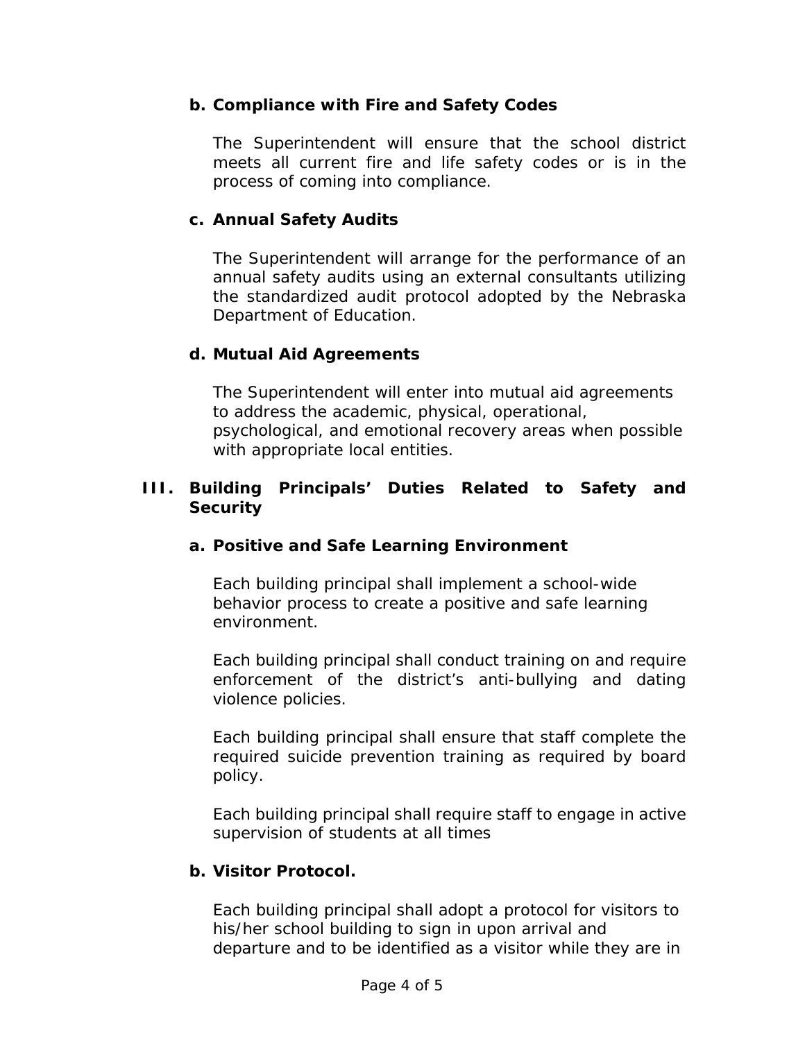**b. Compliance with Fire and Safety Codes**

The Superintendent will ensure that the school district meets all current fire and life safety codes or is in the process of coming into compliance.

**c. Annual Safety Audits**

The Superintendent will arrange for the performance of an annual safety audits using an external consultants utilizing the standardized audit protocol adopted by the Nebraska Department of Education.

**d. Mutual Aid Agreements**

The Superintendent will enter into mutual aid agreements to address the academic, physical, operational, psychological, and emotional recovery areas when possible with appropriate local entities.

**III. Building Principals' Duties Related to Safety and Security**

**a. Positive and Safe Learning Environment**

Each building principal shall implement a school-wide behavior process to create a positive and safe learning environment.

Each building principal shall conduct training on and require enforcement of the district's anti-bullying and dating violence policies.

Each building principal shall ensure that staff complete the required suicide prevention training as required by board policy.

Each building principal shall require staff to engage in active supervision of students at all times

**b. Visitor Protocol.**

Each building principal shall adopt a protocol for visitors to his/her school building to sign in upon arrival and departure and to be identified as a visitor while they are in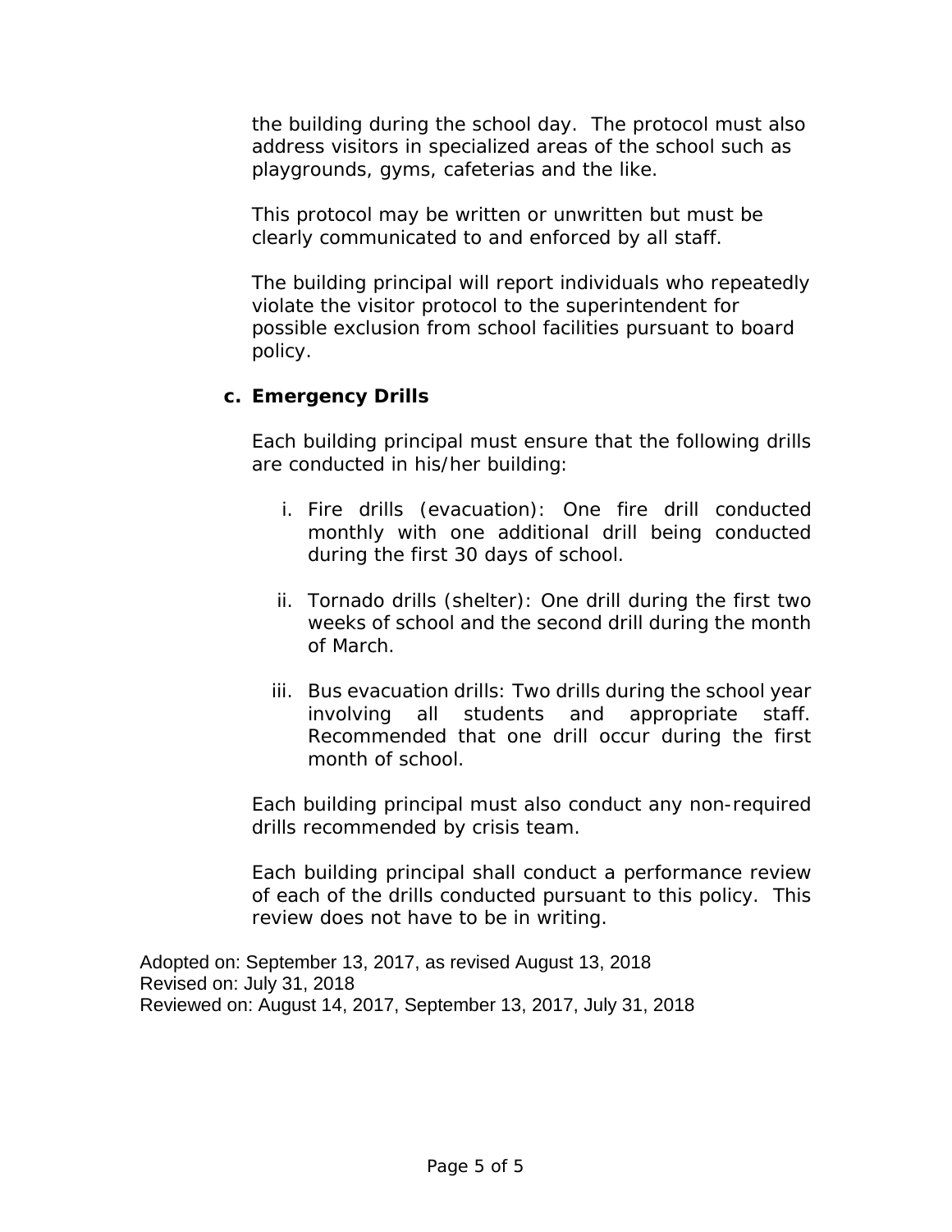the building during the school day. The protocol must also address visitors in specialized areas of the school such as playgrounds, gyms, cafeterias and the like.

This protocol may be written or unwritten but must be clearly communicated to and enforced by all staff.

The building principal will report individuals who repeatedly violate the visitor protocol to the superintendent for possible exclusion from school facilities pursuant to board policy.

**c. Emergency Drills**

Each building principal must ensure that the following drills are conducted in his/her building:

i. Fire drills (evacuation): One fire drill conducted monthly with one additional drill being conducted during the first 30 days of school.

ii. Tornado drills (shelter): One drill during the first two weeks of school and the second drill during the month of March.

iii. Bus evacuation drills: Two drills during the school year involving all students and appropriate staff. Recommended that one drill occur during the first month of school.

Each building principal must also conduct any non-required drills recommended by crisis team.

Each building principal shall conduct a performance review of each of the drills conducted pursuant to this policy. This review does not have to be in writing.

Adopted on: September 13, 2017, as revised August 13, 2018
Revised on: July 31, 2018
Reviewed on: August 14, 2017, September 13, 2017, July 31, 2018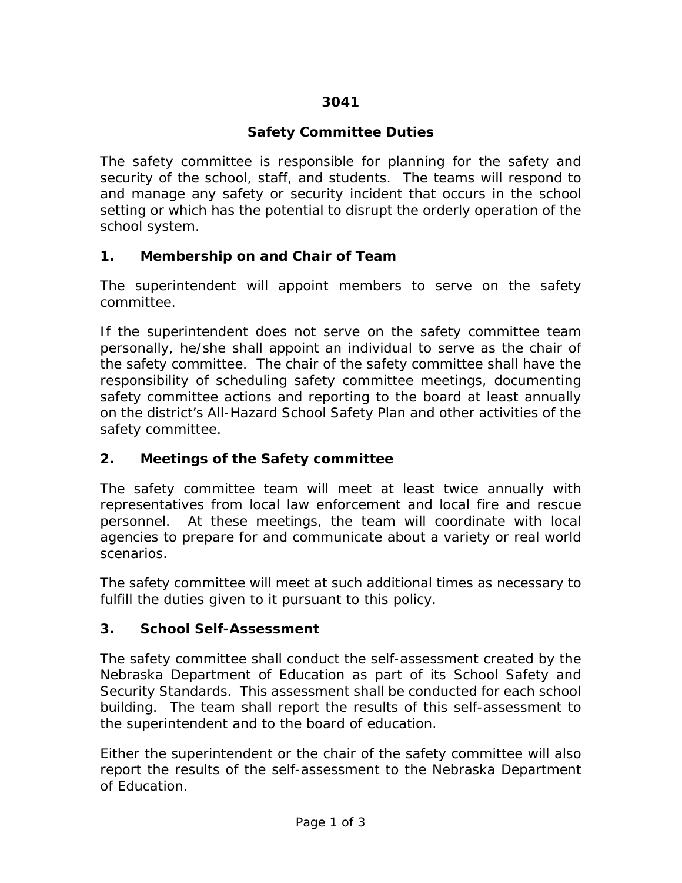# 3041

## Safety Committee Duties

The safety committee is responsible for planning for the safety and security of the school, staff, and students. The teams will respond to and manage any safety or security incident that occurs in the school setting or which has the potential to disrupt the orderly operation of the school system.

### 1. Membership on and Chair of Team

The superintendent will appoint members to serve on the safety committee.

If the superintendent does not serve on the safety committee team personally, he/she shall appoint an individual to serve as the chair of the safety committee. The chair of the safety committee shall have the responsibility of scheduling safety committee meetings, documenting safety committee actions and reporting to the board at least annually on the district's All-Hazard School Safety Plan and other activities of the safety committee.

### 2. Meetings of the Safety committee

The safety committee team will meet at least twice annually with representatives from local law enforcement and local fire and rescue personnel. At these meetings, the team will coordinate with local agencies to prepare for and communicate about a variety or real world scenarios.

The safety committee will meet at such additional times as necessary to fulfill the duties given to it pursuant to this policy.

### 3. School Self-Assessment

The safety committee shall conduct the self-assessment created by the Nebraska Department of Education as part of its School Safety and Security Standards. This assessment shall be conducted for each school building. The team shall report the results of this self-assessment to the superintendent and to the board of education.

Either the superintendent or the chair of the safety committee will also report the results of the self-assessment to the Nebraska Department of Education.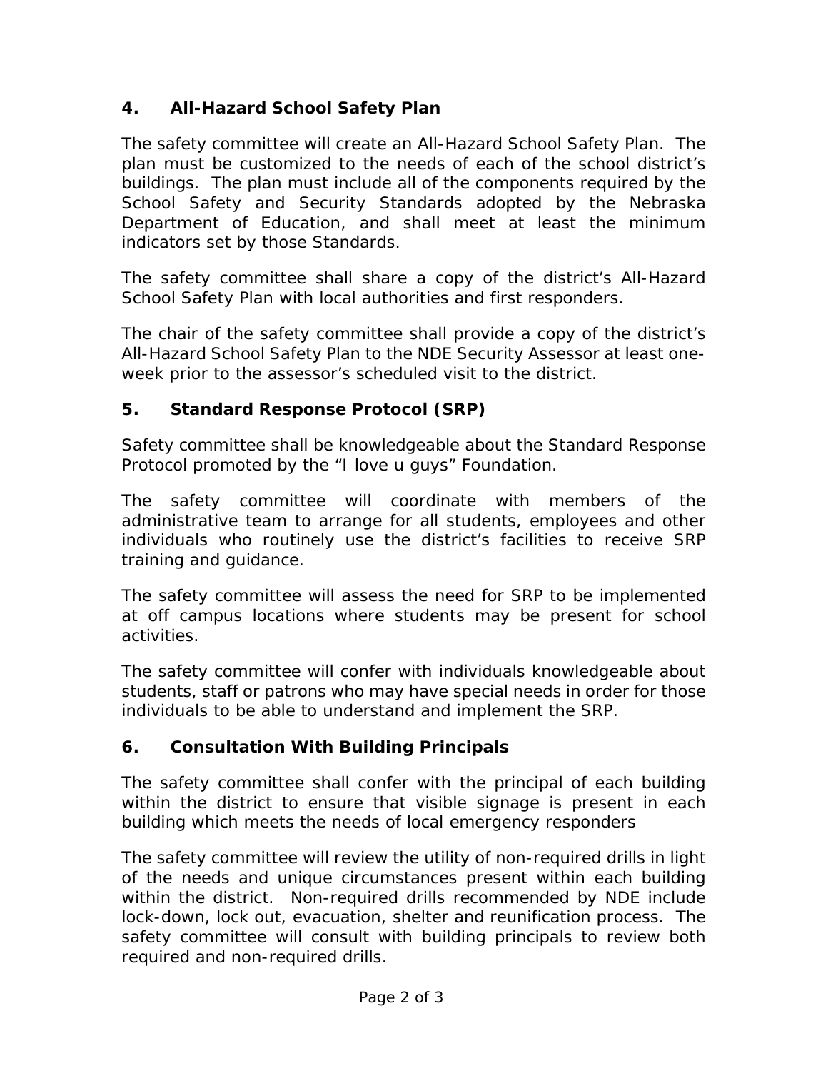## 4. All-Hazard School Safety Plan

The safety committee will create an All-Hazard School Safety Plan. The plan must be customized to the needs of each of the school district's buildings. The plan must include all of the components required by the School Safety and Security Standards adopted by the Nebraska Department of Education, and shall meet at least the minimum indicators set by those Standards.

The safety committee shall share a copy of the district's All-Hazard School Safety Plan with local authorities and first responders.

The chair of the safety committee shall provide a copy of the district's All-Hazard School Safety Plan to the NDE Security Assessor at least one-week prior to the assessor's scheduled visit to the district.

## 5. Standard Response Protocol (SRP)

Safety committee shall be knowledgeable about the Standard Response Protocol promoted by the "I love u guys" Foundation.

The safety committee will coordinate with members of the administrative team to arrange for all students, employees and other individuals who routinely use the district's facilities to receive SRP training and guidance.

The safety committee will assess the need for SRP to be implemented at off campus locations where students may be present for school activities.

The safety committee will confer with individuals knowledgeable about students, staff or patrons who may have special needs in order for those individuals to be able to understand and implement the SRP.

## 6. Consultation With Building Principals

The safety committee shall confer with the principal of each building within the district to ensure that visible signage is present in each building which meets the needs of local emergency responders

The safety committee will review the utility of non-required drills in light of the needs and unique circumstances present within each building within the district. Non-required drills recommended by NDE include lock-down, lock out, evacuation, shelter and reunification process. The safety committee will consult with building principals to review both required and non-required drills.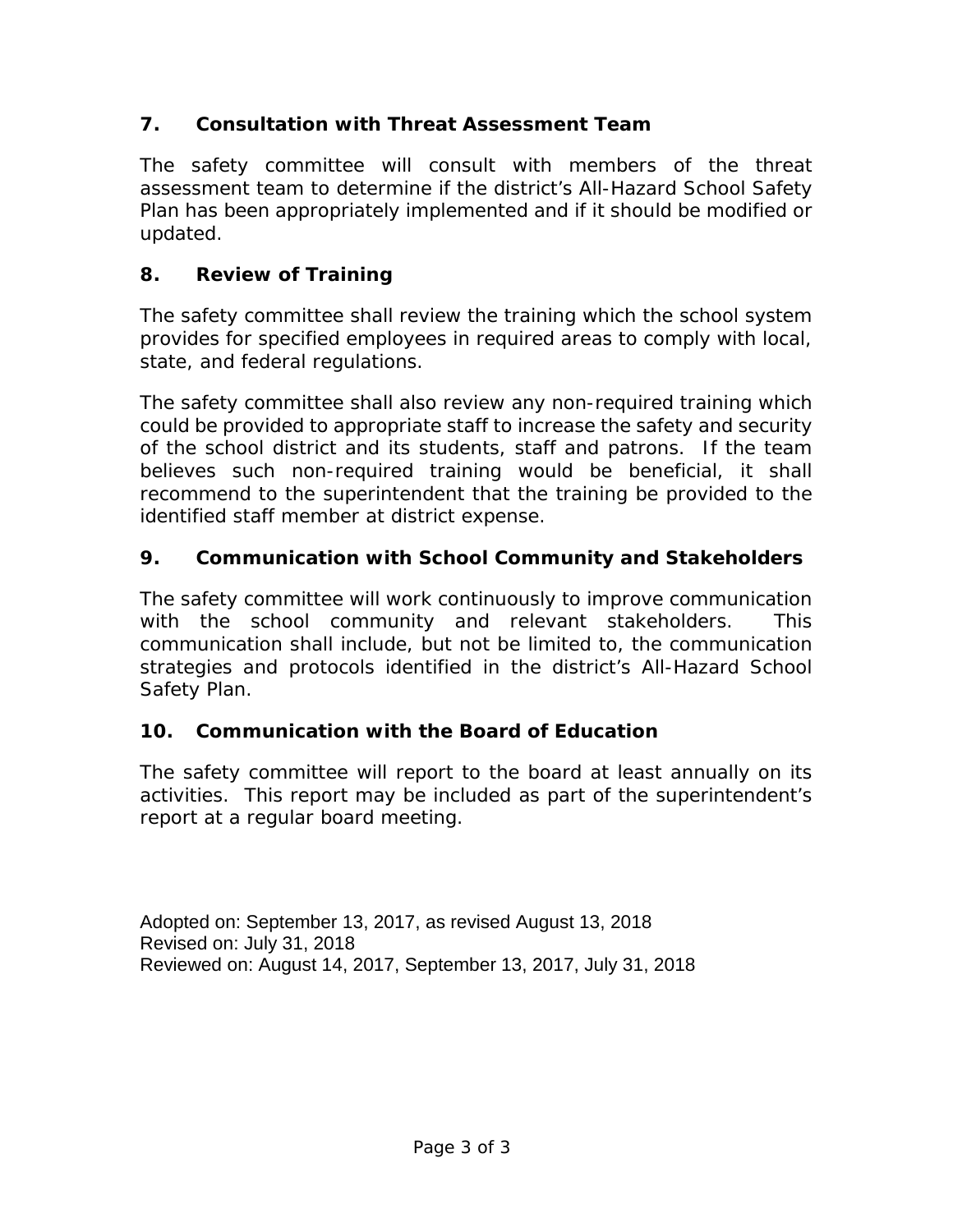## 7. Consultation with Threat Assessment Team

The safety committee will consult with members of the threat assessment team to determine if the district's All-Hazard School Safety Plan has been appropriately implemented and if it should be modified or updated.

## 8. Review of Training

The safety committee shall review the training which the school system provides for specified employees in required areas to comply with local, state, and federal regulations.

The safety committee shall also review any non-required training which could be provided to appropriate staff to increase the safety and security of the school district and its students, staff and patrons. If the team believes such non-required training would be beneficial, it shall recommend to the superintendent that the training be provided to the identified staff member at district expense.

## 9. Communication with School Community and Stakeholders

The safety committee will work continuously to improve communication with the school community and relevant stakeholders. This communication shall include, but not be limited to, the communication strategies and protocols identified in the district's All-Hazard School Safety Plan.

## 10. Communication with the Board of Education

The safety committee will report to the board at least annually on its activities. This report may be included as part of the superintendent's report at a regular board meeting.

Adopted on: September 13, 2017, as revised August 13, 2018
Revised on: July 31, 2018
Reviewed on: August 14, 2017, September 13, 2017, July 31, 2018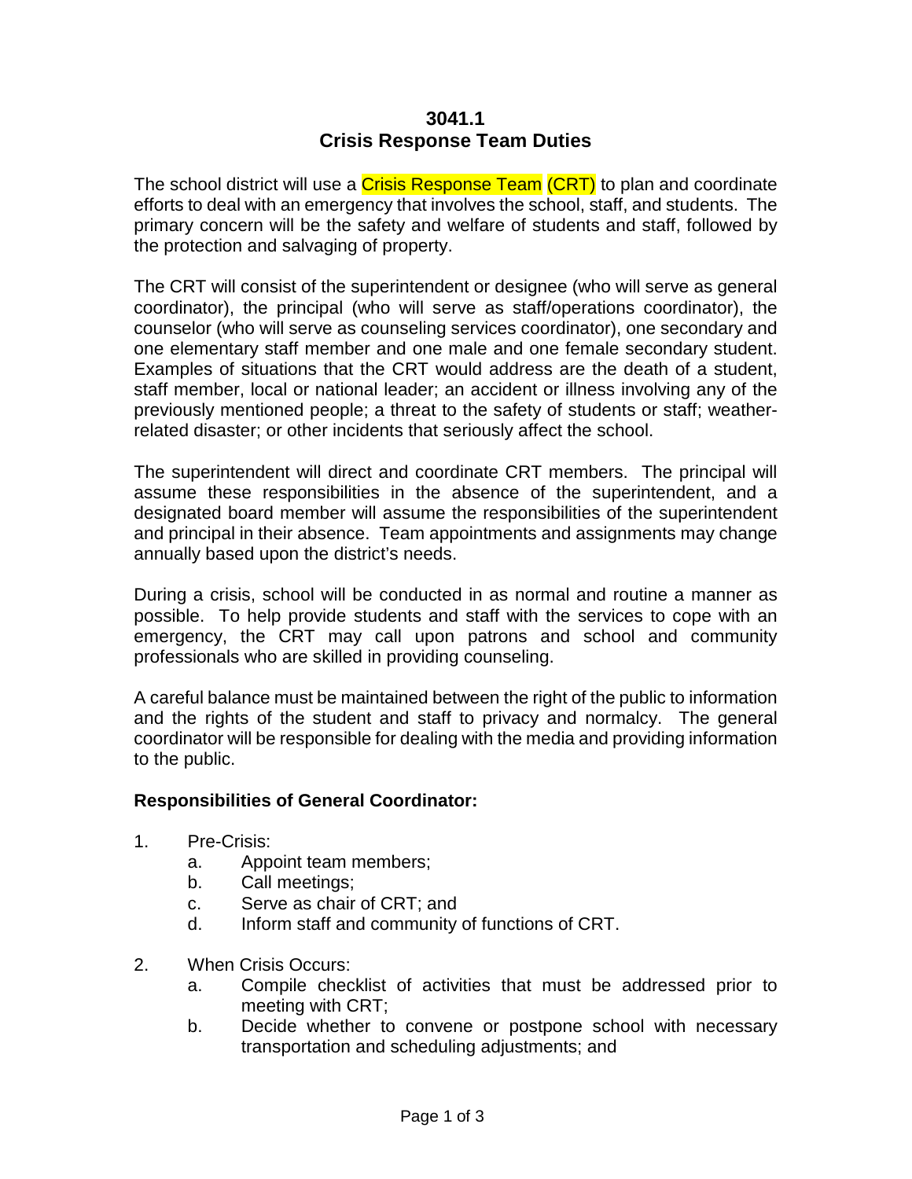# 3041.1
# Crisis Response Team Duties

The school district will use a Crisis Response Team (CRT) to plan and coordinate efforts to deal with an emergency that involves the school, staff, and students. The primary concern will be the safety and welfare of students and staff, followed by the protection and salvaging of property.

The CRT will consist of the superintendent or designee (who will serve as general coordinator), the principal (who will serve as staff/operations coordinator), the counselor (who will serve as counseling services coordinator), one secondary and one elementary staff member and one male and one female secondary student. Examples of situations that the CRT would address are the death of a student, staff member, local or national leader; an accident or illness involving any of the previously mentioned people; a threat to the safety of students or staff; weather-related disaster; or other incidents that seriously affect the school.

The superintendent will direct and coordinate CRT members. The principal will assume these responsibilities in the absence of the superintendent, and a designated board member will assume the responsibilities of the superintendent and principal in their absence. Team appointments and assignments may change annually based upon the district's needs.

During a crisis, school will be conducted in as normal and routine a manner as possible. To help provide students and staff with the services to cope with an emergency, the CRT may call upon patrons and school and community professionals who are skilled in providing counseling.

A careful balance must be maintained between the right of the public to information and the rights of the student and staff to privacy and normalcy. The general coordinator will be responsible for dealing with the media and providing information to the public.

**Responsibilities of General Coordinator:**

1. Pre-Crisis:
   a. Appoint team members;
   b. Call meetings;
   c. Serve as chair of CRT; and
   d. Inform staff and community of functions of CRT.

2. When Crisis Occurs:
   a. Compile checklist of activities that must be addressed prior to meeting with CRT;
   b. Decide whether to convene or postpone school with necessary transportation and scheduling adjustments; and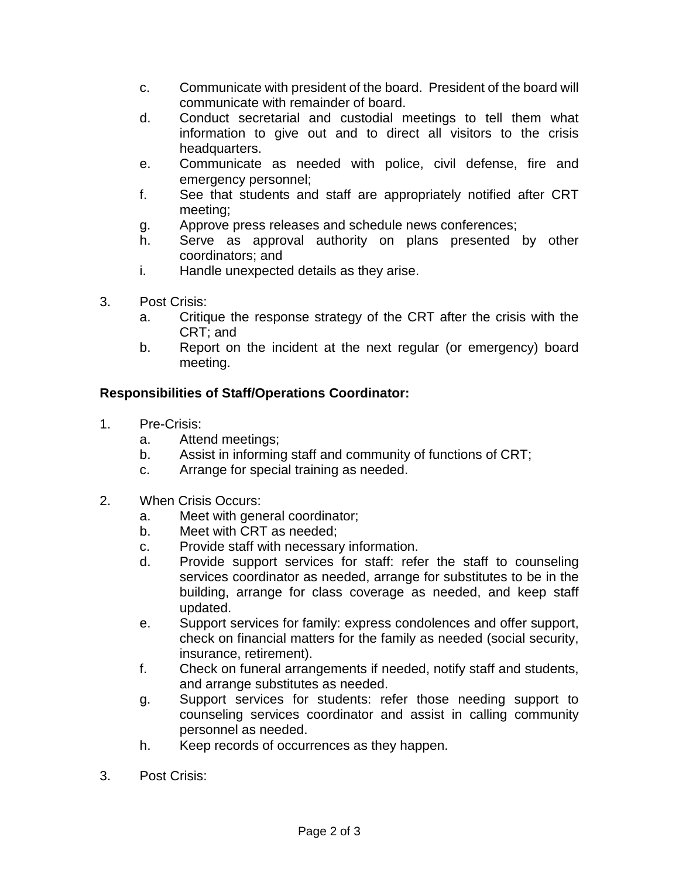c. Communicate with president of the board. President of the board will communicate with remainder of board.
   d. Conduct secretarial and custodial meetings to tell them what information to give out and to direct all visitors to the crisis headquarters.
   e. Communicate as needed with police, civil defense, fire and emergency personnel;
   f. See that students and staff are appropriately notified after CRT meeting;
   g. Approve press releases and schedule news conferences;
   h. Serve as approval authority on plans presented by other coordinators; and
   i. Handle unexpected details as they arise.

3. Post Crisis:
   a. Critique the response strategy of the CRT after the crisis with the CRT; and
   b. Report on the incident at the next regular (or emergency) board meeting.

**Responsibilities of Staff/Operations Coordinator:**

1. Pre-Crisis:
   a. Attend meetings;
   b. Assist in informing staff and community of functions of CRT;
   c. Arrange for special training as needed.

2. When Crisis Occurs:
   a. Meet with general coordinator;
   b. Meet with CRT as needed;
   c. Provide staff with necessary information.
   d. Provide support services for staff: refer the staff to counseling services coordinator as needed, arrange for substitutes to be in the building, arrange for class coverage as needed, and keep staff updated.
   e. Support services for family: express condolences and offer support, check on financial matters for the family as needed (social security, insurance, retirement).
   f. Check on funeral arrangements if needed, notify staff and students, and arrange substitutes as needed.
   g. Support services for students: refer those needing support to counseling services coordinator and assist in calling community personnel as needed.
   h. Keep records of occurrences as they happen.

3. Post Crisis: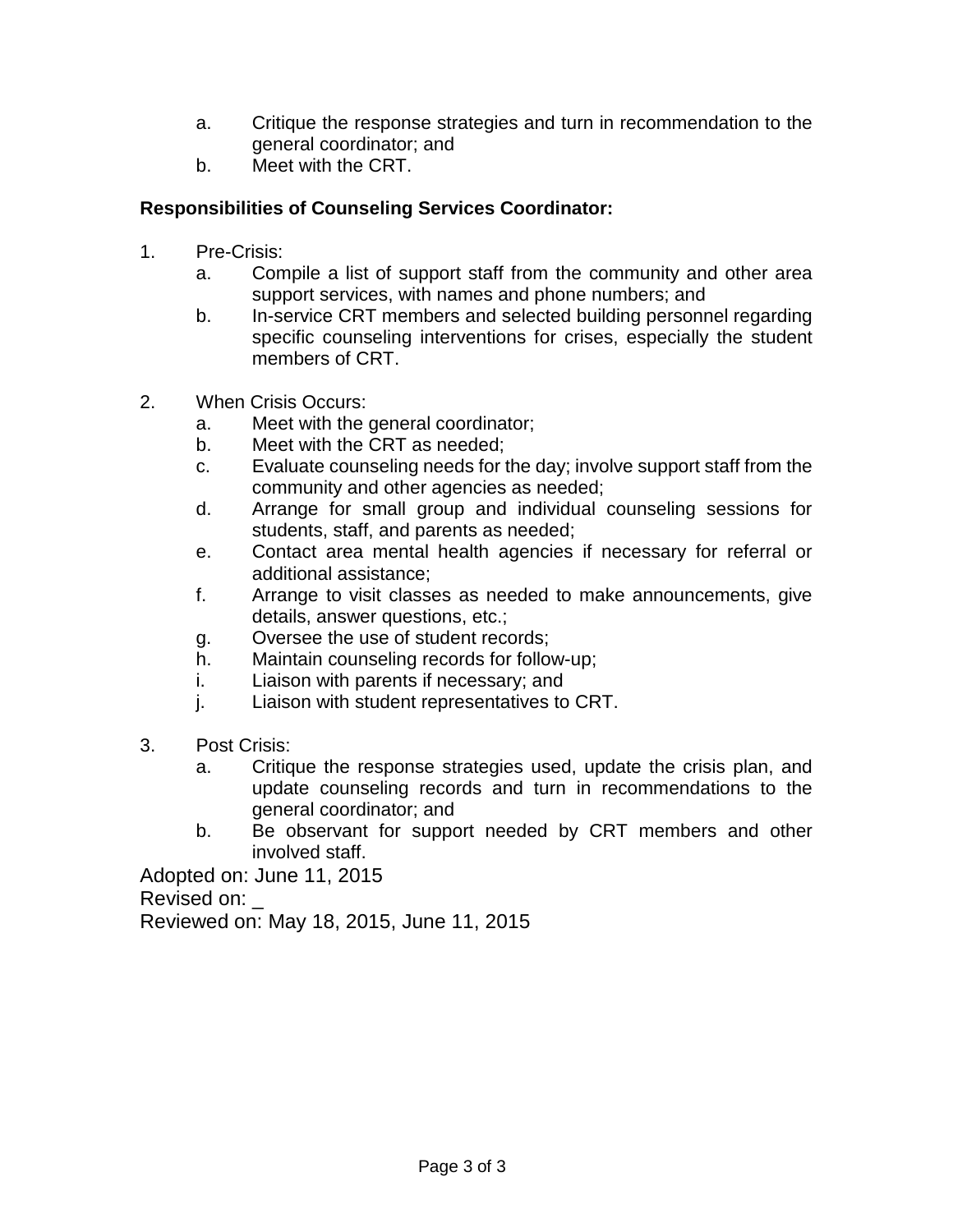a. Critique the response strategies and turn in recommendation to the general coordinator; and
   b. Meet with the CRT.

**Responsibilities of Counseling Services Coordinator:**

1. Pre-Crisis:
   a. Compile a list of support staff from the community and other area support services, with names and phone numbers; and
   b. In-service CRT members and selected building personnel regarding specific counseling interventions for crises, especially the student members of CRT.

2. When Crisis Occurs:
   a. Meet with the general coordinator;
   b. Meet with the CRT as needed;
   c. Evaluate counseling needs for the day; involve support staff from the community and other agencies as needed;
   d. Arrange for small group and individual counseling sessions for students, staff, and parents as needed;
   e. Contact area mental health agencies if necessary for referral or additional assistance;
   f. Arrange to visit classes as needed to make announcements, give details, answer questions, etc.;
   g. Oversee the use of student records;
   h. Maintain counseling records for follow-up;
   i. Liaison with parents if necessary; and
   j. Liaison with student representatives to CRT.

3. Post Crisis:
   a. Critique the response strategies used, update the crisis plan, and update counseling records and turn in recommendations to the general coordinator; and
   b. Be observant for support needed by CRT members and other involved staff.

Adopted on: June 11, 2015
Revised on: _
Reviewed on: May 18, 2015, June 11, 2015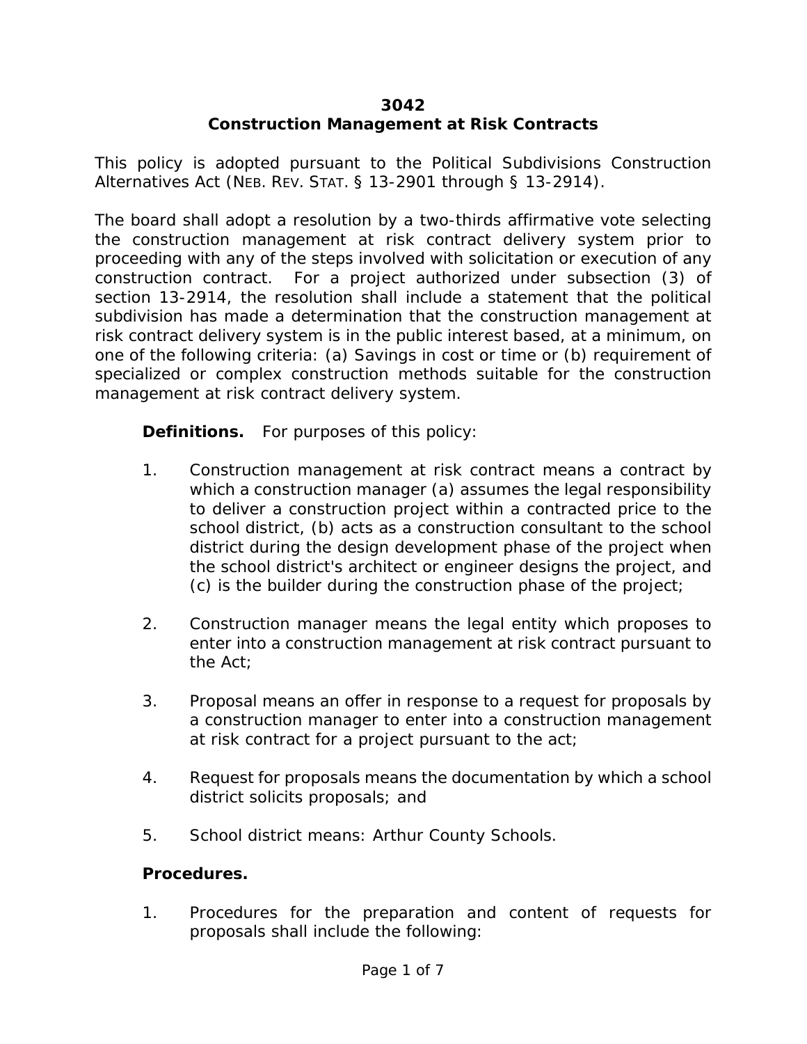# 3042
# Construction Management at Risk Contracts

This policy is adopted pursuant to the Political Subdivisions Construction Alternatives Act (NEB. REV. STAT. § 13-2901 through § 13-2914).

The board shall adopt a resolution by a two-thirds affirmative vote selecting the construction management at risk contract delivery system prior to proceeding with any of the steps involved with solicitation or execution of any construction contract. For a project authorized under subsection (3) of section 13-2914, the resolution shall include a statement that the political subdivision has made a determination that the construction management at risk contract delivery system is in the public interest based, at a minimum, on one of the following criteria: (a) Savings in cost or time or (b) requirement of specialized or complex construction methods suitable for the construction management at risk contract delivery system.

**Definitions.** For purposes of this policy:

1. Construction management at risk contract means a contract by which a construction manager (a) assumes the legal responsibility to deliver a construction project within a contracted price to the school district, (b) acts as a construction consultant to the school district during the design development phase of the project when the school district's architect or engineer designs the project, and (c) is the builder during the construction phase of the project;

2. Construction manager means the legal entity which proposes to enter into a construction management at risk contract pursuant to the Act;

3. Proposal means an offer in response to a request for proposals by a construction manager to enter into a construction management at risk contract for a project pursuant to the act;

4. Request for proposals means the documentation by which a school district solicits proposals; and

5. School district means: Arthur County Schools.

**Procedures.**

1. Procedures for the preparation and content of requests for proposals shall include the following: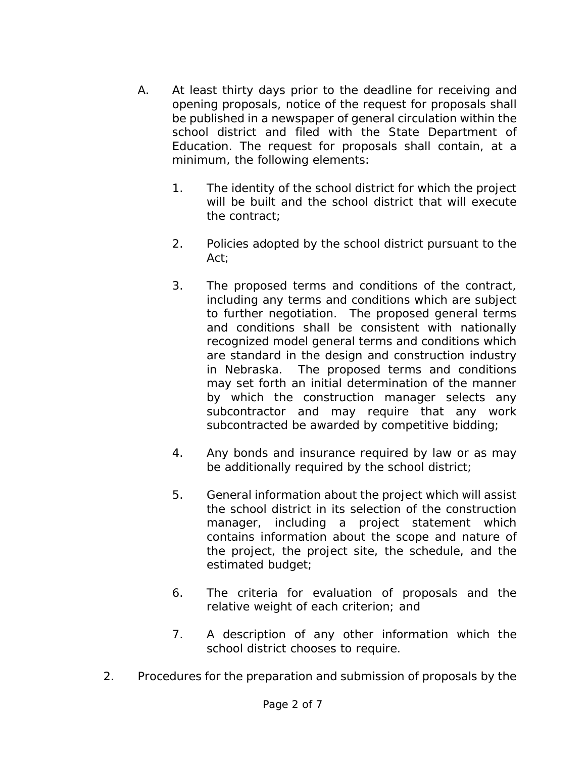A. At least thirty days prior to the deadline for receiving and opening proposals, notice of the request for proposals shall be published in a newspaper of general circulation within the school district and filed with the State Department of Education. The request for proposals shall contain, at a minimum, the following elements:

   1. The identity of the school district for which the project will be built and the school district that will execute the contract;

   2. Policies adopted by the school district pursuant to the Act;

   3. The proposed terms and conditions of the contract, including any terms and conditions which are subject to further negotiation. The proposed general terms and conditions shall be consistent with nationally recognized model general terms and conditions which are standard in the design and construction industry in Nebraska. The proposed terms and conditions may set forth an initial determination of the manner by which the construction manager selects any subcontractor and may require that any work subcontracted be awarded by competitive bidding;

   4. Any bonds and insurance required by law or as may be additionally required by the school district;

   5. General information about the project which will assist the school district in its selection of the construction manager, including a project statement which contains information about the scope and nature of the project, the project site, the schedule, and the estimated budget;

   6. The criteria for evaluation of proposals and the relative weight of each criterion; and

   7. A description of any other information which the school district chooses to require.

2. Procedures for the preparation and submission of proposals by the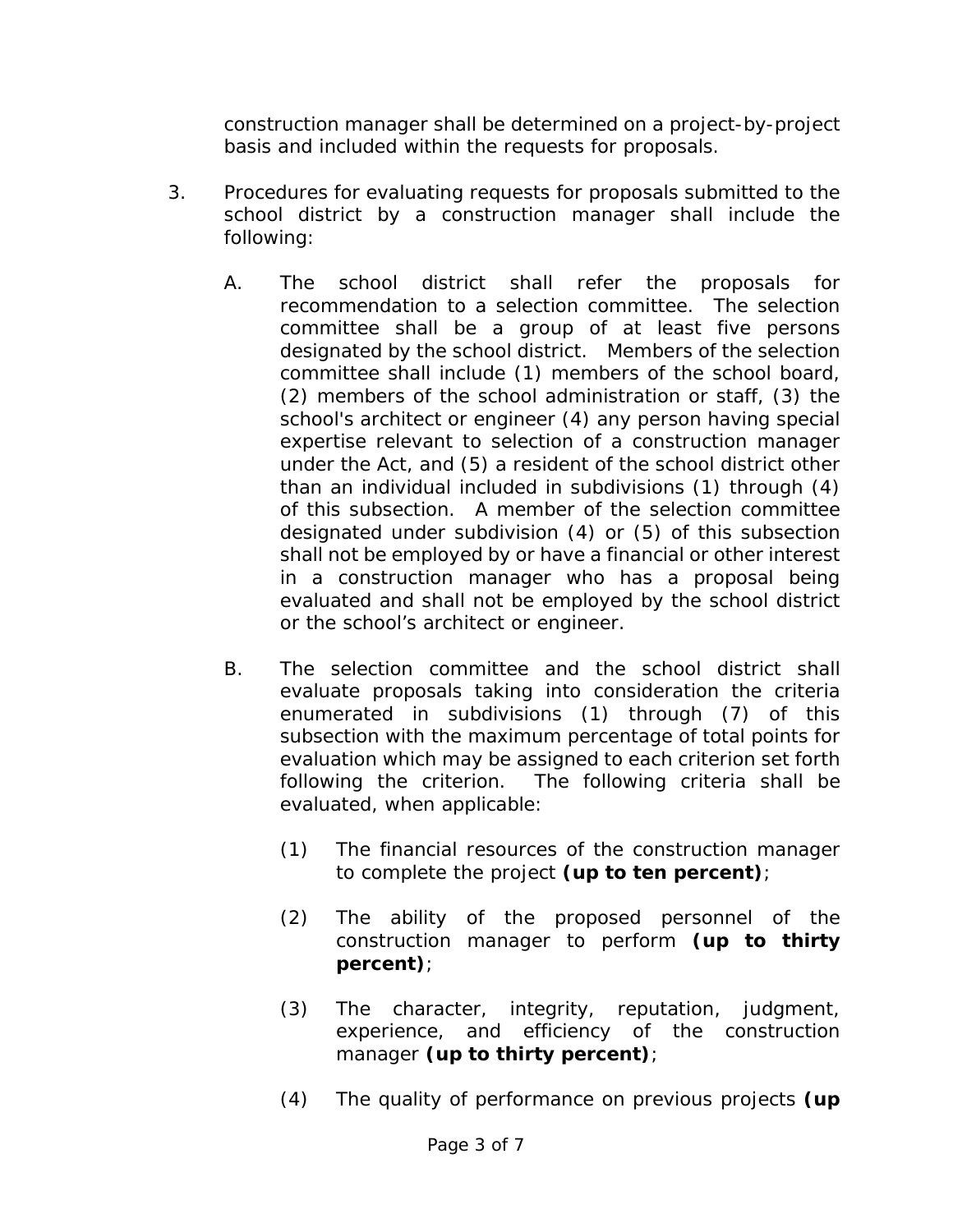construction manager shall be determined on a project-by-project basis and included within the requests for proposals.

3. Procedures for evaluating requests for proposals submitted to the school district by a construction manager shall include the following:

   A. The school district shall refer the proposals for recommendation to a selection committee. The selection committee shall be a group of at least five persons designated by the school district. Members of the selection committee shall include (1) members of the school board, (2) members of the school administration or staff, (3) the school's architect or engineer (4) any person having special expertise relevant to selection of a construction manager under the Act, and (5) a resident of the school district other than an individual included in subdivisions (1) through (4) of this subsection. A member of the selection committee designated under subdivision (4) or (5) of this subsection shall not be employed by or have a financial or other interest in a construction manager who has a proposal being evaluated and shall not be employed by the school district or the school’s architect or engineer.

   B. The selection committee and the school district shall evaluate proposals taking into consideration the criteria enumerated in subdivisions (1) through (7) of this subsection with the maximum percentage of total points for evaluation which may be assigned to each criterion set forth following the criterion. The following criteria shall be evaluated, when applicable:

      (1) The financial resources of the construction manager to complete the project **(up to ten percent)**;

      (2) The ability of the proposed personnel of the construction manager to perform **(up to thirty percent)**;

      (3) The character, integrity, reputation, judgment, experience, and efficiency of the construction manager **(up to thirty percent)**;

      (4) The quality of performance on previous projects **(up**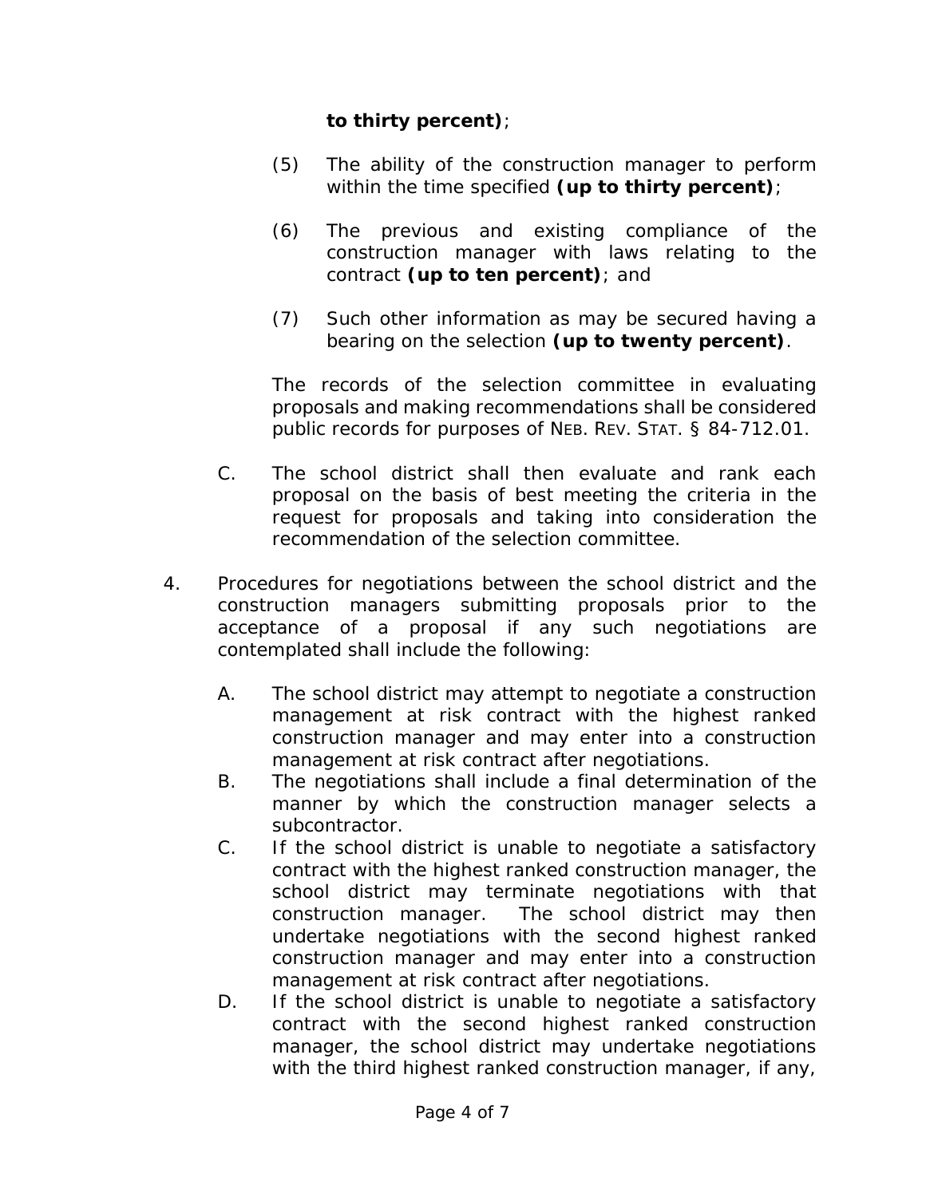**to thirty percent)**;

(5) The ability of the construction manager to perform within the time specified **(up to thirty percent)**;

(6) The previous and existing compliance of the construction manager with laws relating to the contract **(up to ten percent)**; and

(7) Such other information as may be secured having a bearing on the selection **(up to twenty percent)**.

The records of the selection committee in evaluating proposals and making recommendations shall be considered public records for purposes of NEB. REV. STAT. § 84-712.01.

C. The school district shall then evaluate and rank each proposal on the basis of best meeting the criteria in the request for proposals and taking into consideration the recommendation of the selection committee.

4. Procedures for negotiations between the school district and the construction managers submitting proposals prior to the acceptance of a proposal if any such negotiations are contemplated shall include the following:

A. The school district may attempt to negotiate a construction management at risk contract with the highest ranked construction manager and may enter into a construction management at risk contract after negotiations.

B. The negotiations shall include a final determination of the manner by which the construction manager selects a subcontractor.

C. If the school district is unable to negotiate a satisfactory contract with the highest ranked construction manager, the school district may terminate negotiations with that construction manager. The school district may then undertake negotiations with the second highest ranked construction manager and may enter into a construction management at risk contract after negotiations.

D. If the school district is unable to negotiate a satisfactory contract with the second highest ranked construction manager, the school district may undertake negotiations with the third highest ranked construction manager, if any,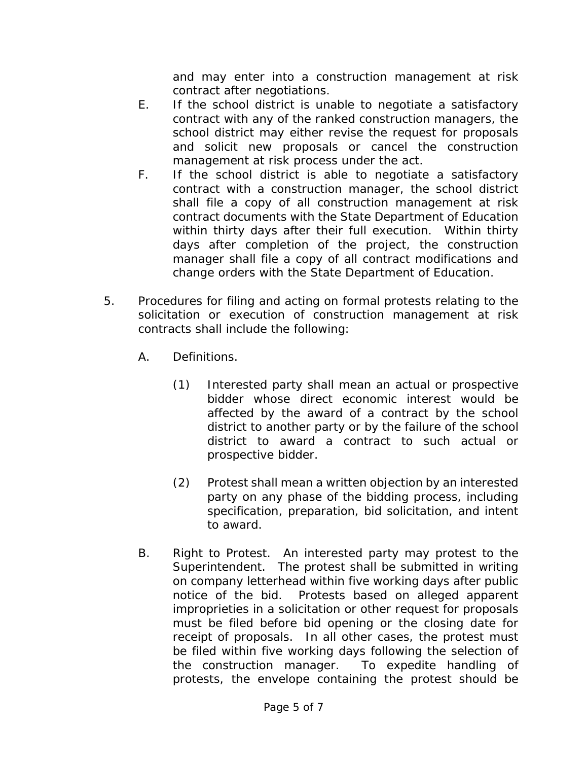and may enter into a construction management at risk contract after negotiations.

E. If the school district is unable to negotiate a satisfactory contract with any of the ranked construction managers, the school district may either revise the request for proposals and solicit new proposals or cancel the construction management at risk process under the act.

F. If the school district is able to negotiate a satisfactory contract with a construction manager, the school district shall file a copy of all construction management at risk contract documents with the State Department of Education within thirty days after their full execution. Within thirty days after completion of the project, the construction manager shall file a copy of all contract modifications and change orders with the State Department of Education.

5. Procedures for filing and acting on formal protests relating to the solicitation or execution of construction management at risk contracts shall include the following:

   A. Definitions.

      (1) Interested party shall mean an actual or prospective bidder whose direct economic interest would be affected by the award of a contract by the school district to another party or by the failure of the school district to award a contract to such actual or prospective bidder.

      (2) Protest shall mean a written objection by an interested party on any phase of the bidding process, including specification, preparation, bid solicitation, and intent to award.

   B. Right to Protest. An interested party may protest to the Superintendent. The protest shall be submitted in writing on company letterhead within five working days after public notice of the bid. Protests based on alleged apparent improprieties in a solicitation or other request for proposals must be filed before bid opening or the closing date for receipt of proposals. In all other cases, the protest must be filed within five working days following the selection of the construction manager. To expedite handling of protests, the envelope containing the protest should be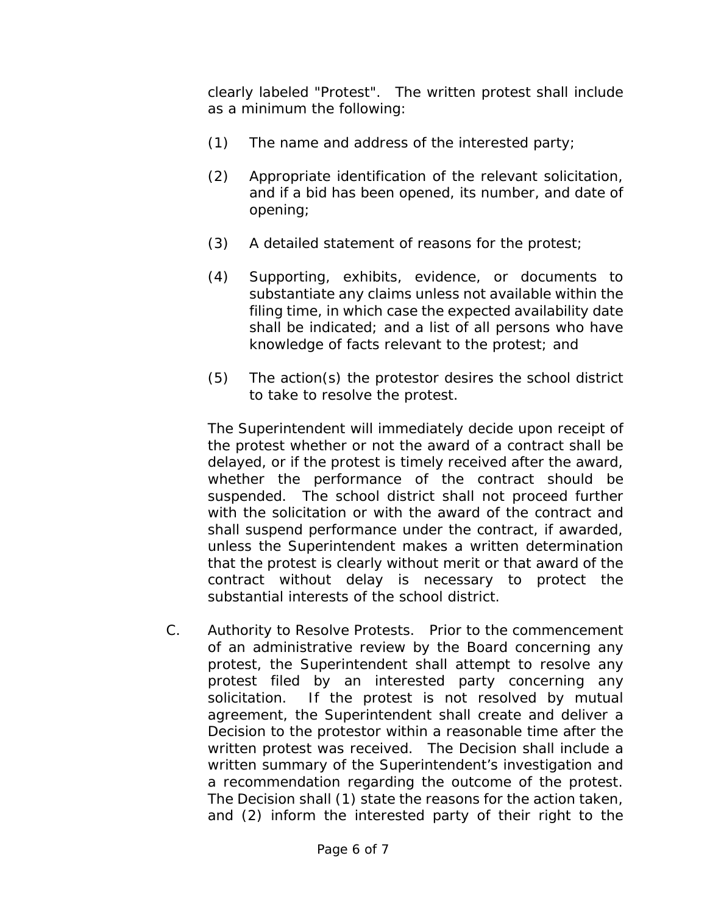clearly labeled "Protest". The written protest shall include as a minimum the following:

(1) The name and address of the interested party;

(2) Appropriate identification of the relevant solicitation, and if a bid has been opened, its number, and date of opening;

(3) A detailed statement of reasons for the protest;

(4) Supporting, exhibits, evidence, or documents to substantiate any claims unless not available within the filing time, in which case the expected availability date shall be indicated; and a list of all persons who have knowledge of facts relevant to the protest; and

(5) The action(s) the protestor desires the school district to take to resolve the protest.

The Superintendent will immediately decide upon receipt of the protest whether or not the award of a contract shall be delayed, or if the protest is timely received after the award, whether the performance of the contract should be suspended. The school district shall not proceed further with the solicitation or with the award of the contract and shall suspend performance under the contract, if awarded, unless the Superintendent makes a written determination that the protest is clearly without merit or that award of the contract without delay is necessary to protect the substantial interests of the school district.

C. Authority to Resolve Protests. Prior to the commencement of an administrative review by the Board concerning any protest, the Superintendent shall attempt to resolve any protest filed by an interested party concerning any solicitation. If the protest is not resolved by mutual agreement, the Superintendent shall create and deliver a Decision to the protestor within a reasonable time after the written protest was received. The Decision shall include a written summary of the Superintendent's investigation and a recommendation regarding the outcome of the protest. The Decision shall (1) state the reasons for the action taken, and (2) inform the interested party of their right to the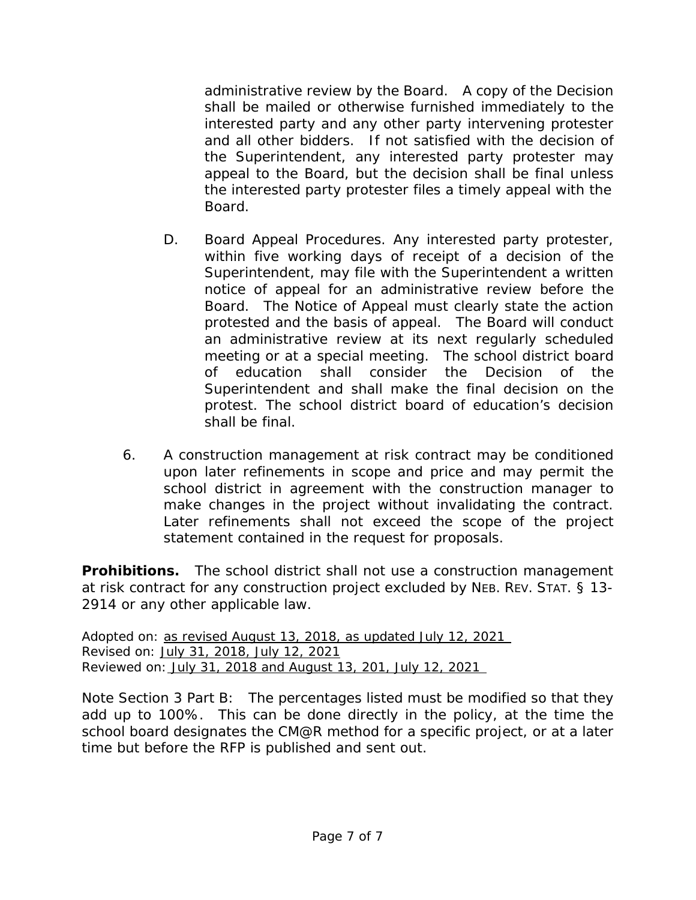administrative review by the Board. A copy of the Decision shall be mailed or otherwise furnished immediately to the interested party and any other party intervening protester and all other bidders. If not satisfied with the decision of the Superintendent, any interested party protester may appeal to the Board, but the decision shall be final unless the interested party protester files a timely appeal with the Board.

D. Board Appeal Procedures. Any interested party protester, within five working days of receipt of a decision of the Superintendent, may file with the Superintendent a written notice of appeal for an administrative review before the Board. The Notice of Appeal must clearly state the action protested and the basis of appeal. The Board will conduct an administrative review at its next regularly scheduled meeting or at a special meeting. The school district board of education shall consider the Decision of the Superintendent and shall make the final decision on the protest. The school district board of education's decision shall be final.

6. A construction management at risk contract may be conditioned upon later refinements in scope and price and may permit the school district in agreement with the construction manager to make changes in the project without invalidating the contract. Later refinements shall not exceed the scope of the project statement contained in the request for proposals.

**Prohibitions.** The school district shall not use a construction management at risk contract for any construction project excluded by NEB. REV. STAT. § 13-2914 or any other applicable law.

Adopted on: as revised August 13, 2018, as updated July 12, 2021
Revised on: July 31, 2018, July 12, 2021
Reviewed on: July 31, 2018 and August 13, 201, July 12, 2021

Note Section 3 Part B: The percentages listed must be modified so that they add up to 100%. This can be done directly in the policy, at the time the school board designates the CM@R method for a specific project, or at a later time but before the RFP is published and sent out.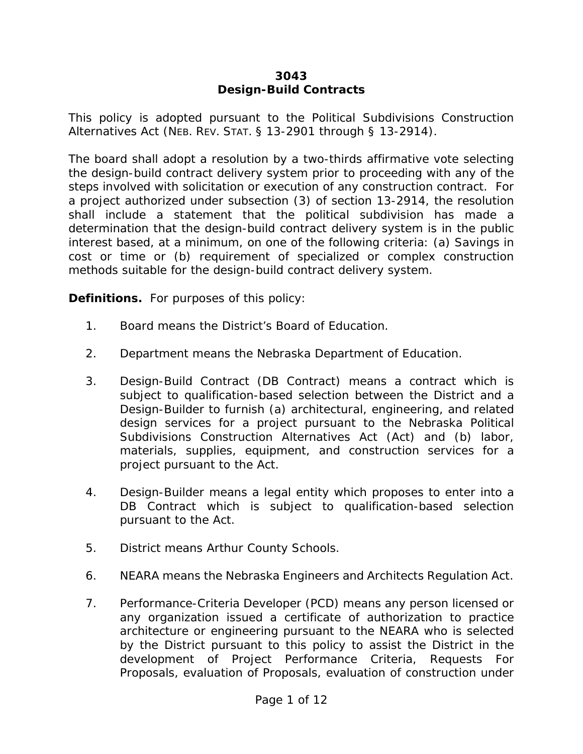# 3043
# Design-Build Contracts

This policy is adopted pursuant to the Political Subdivisions Construction Alternatives Act (NEB. REV. STAT. § 13-2901 through § 13-2914).

The board shall adopt a resolution by a two-thirds affirmative vote selecting the design-build contract delivery system prior to proceeding with any of the steps involved with solicitation or execution of any construction contract. For a project authorized under subsection (3) of section 13-2914, the resolution shall include a statement that the political subdivision has made a determination that the design-build contract delivery system is in the public interest based, at a minimum, on one of the following criteria: (a) Savings in cost or time or (b) requirement of specialized or complex construction methods suitable for the design-build contract delivery system.

**Definitions.** For purposes of this policy:

1. Board means the District's Board of Education.

2. Department means the Nebraska Department of Education.

3. Design-Build Contract (DB Contract) means a contract which is subject to qualification-based selection between the District and a Design-Builder to furnish (a) architectural, engineering, and related design services for a project pursuant to the Nebraska Political Subdivisions Construction Alternatives Act (Act) and (b) labor, materials, supplies, equipment, and construction services for a project pursuant to the Act.

4. Design-Builder means a legal entity which proposes to enter into a DB Contract which is subject to qualification-based selection pursuant to the Act.

5. District means Arthur County Schools.

6. NEARA means the Nebraska Engineers and Architects Regulation Act.

7. Performance-Criteria Developer (PCD) means any person licensed or any organization issued a certificate of authorization to practice architecture or engineering pursuant to the NEARA who is selected by the District pursuant to this policy to assist the District in the development of Project Performance Criteria, Requests For Proposals, evaluation of Proposals, evaluation of construction under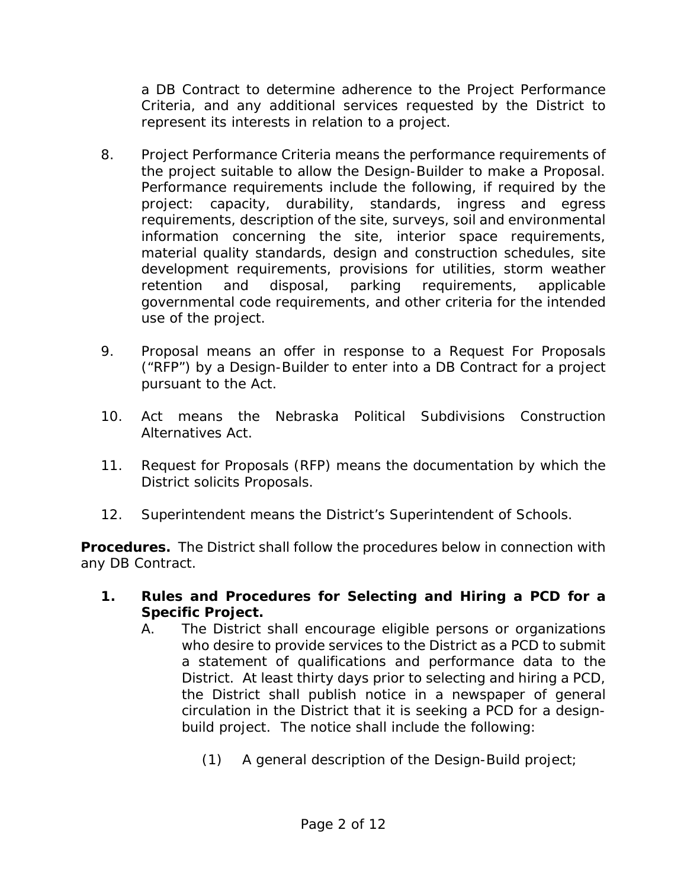a DB Contract to determine adherence to the Project Performance Criteria, and any additional services requested by the District to represent its interests in relation to a project.

8. Project Performance Criteria means the performance requirements of the project suitable to allow the Design-Builder to make a Proposal. Performance requirements include the following, if required by the project: capacity, durability, standards, ingress and egress requirements, description of the site, surveys, soil and environmental information concerning the site, interior space requirements, material quality standards, design and construction schedules, site development requirements, provisions for utilities, storm weather retention and disposal, parking requirements, applicable governmental code requirements, and other criteria for the intended use of the project.

9. Proposal means an offer in response to a Request For Proposals ("RFP") by a Design-Builder to enter into a DB Contract for a project pursuant to the Act.

10. Act means the Nebraska Political Subdivisions Construction Alternatives Act.

11. Request for Proposals (RFP) means the documentation by which the District solicits Proposals.

12. Superintendent means the District's Superintendent of Schools.

**Procedures.** The District shall follow the procedures below in connection with any DB Contract.

1. **Rules and Procedures for Selecting and Hiring a PCD for a Specific Project.**
   A. The District shall encourage eligible persons or organizations who desire to provide services to the District as a PCD to submit a statement of qualifications and performance data to the District. At least thirty days prior to selecting and hiring a PCD, the District shall publish notice in a newspaper of general circulation in the District that it is seeking a PCD for a design-build project. The notice shall include the following:

      (1) A general description of the Design-Build project;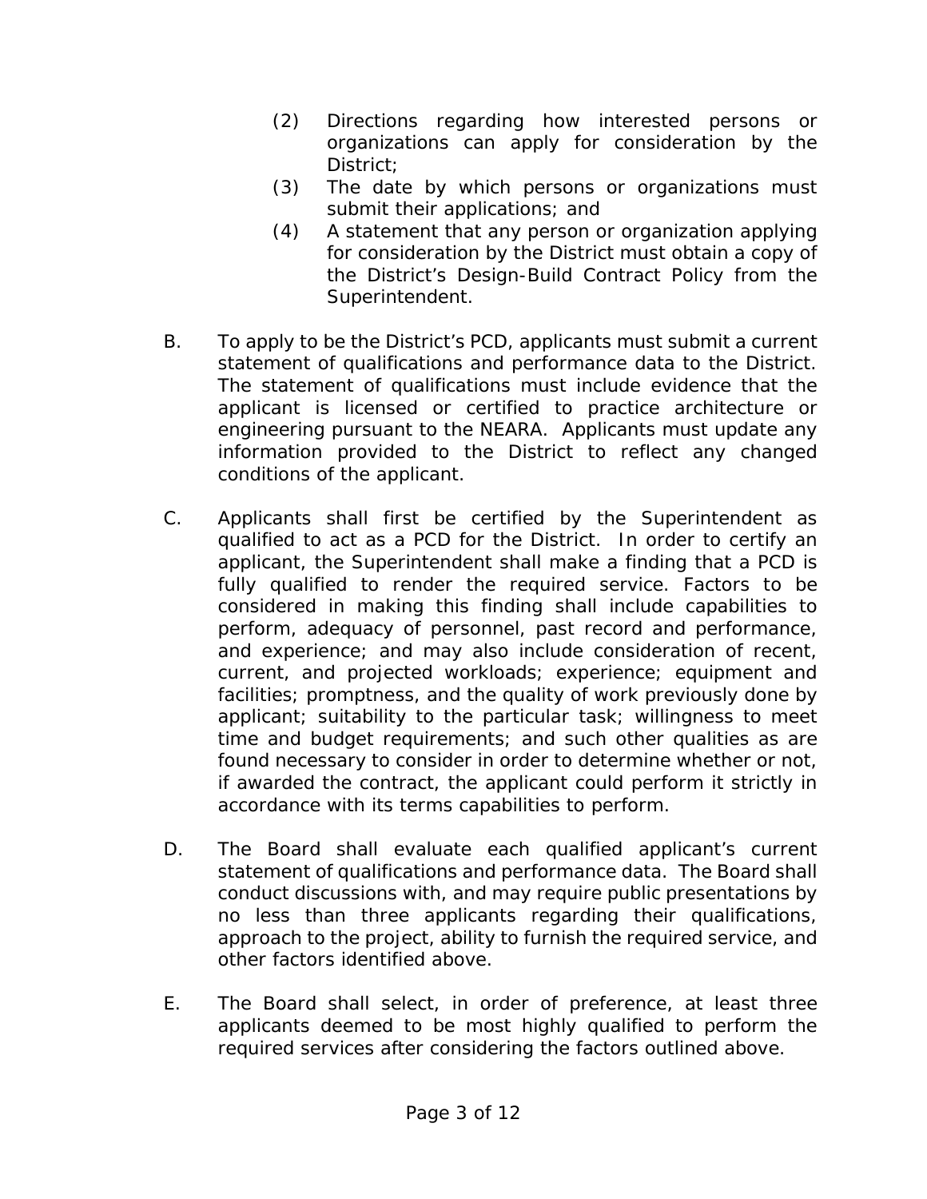(2) Directions regarding how interested persons or organizations can apply for consideration by the District;

(3) The date by which persons or organizations must submit their applications; and

(4) A statement that any person or organization applying for consideration by the District must obtain a copy of the District's Design-Build Contract Policy from the Superintendent.

B. To apply to be the District's PCD, applicants must submit a current statement of qualifications and performance data to the District. The statement of qualifications must include evidence that the applicant is licensed or certified to practice architecture or engineering pursuant to the NEARA. Applicants must update any information provided to the District to reflect any changed conditions of the applicant.

C. Applicants shall first be certified by the Superintendent as qualified to act as a PCD for the District. In order to certify an applicant, the Superintendent shall make a finding that a PCD is fully qualified to render the required service. Factors to be considered in making this finding shall include capabilities to perform, adequacy of personnel, past record and performance, and experience; and may also include consideration of recent, current, and projected workloads; experience; equipment and facilities; promptness, and the quality of work previously done by applicant; suitability to the particular task; willingness to meet time and budget requirements; and such other qualities as are found necessary to consider in order to determine whether or not, if awarded the contract, the applicant could perform it strictly in accordance with its terms capabilities to perform.

D. The Board shall evaluate each qualified applicant's current statement of qualifications and performance data. The Board shall conduct discussions with, and may require public presentations by no less than three applicants regarding their qualifications, approach to the project, ability to furnish the required service, and other factors identified above.

E. The Board shall select, in order of preference, at least three applicants deemed to be most highly qualified to perform the required services after considering the factors outlined above.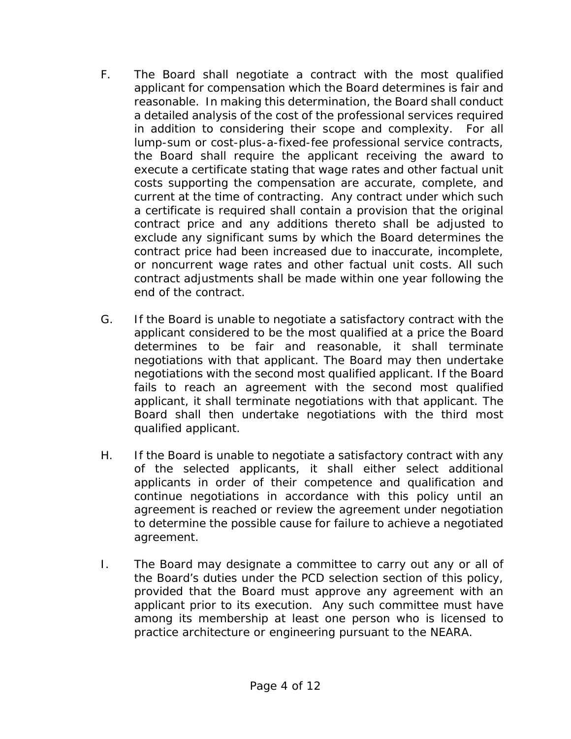F. The Board shall negotiate a contract with the most qualified applicant for compensation which the Board determines is fair and reasonable. In making this determination, the Board shall conduct a detailed analysis of the cost of the professional services required in addition to considering their scope and complexity. For all lump-sum or cost-plus-a-fixed-fee professional service contracts, the Board shall require the applicant receiving the award to execute a certificate stating that wage rates and other factual unit costs supporting the compensation are accurate, complete, and current at the time of contracting. Any contract under which such a certificate is required shall contain a provision that the original contract price and any additions thereto shall be adjusted to exclude any significant sums by which the Board determines the contract price had been increased due to inaccurate, incomplete, or noncurrent wage rates and other factual unit costs. All such contract adjustments shall be made within one year following the end of the contract.

G. If the Board is unable to negotiate a satisfactory contract with the applicant considered to be the most qualified at a price the Board determines to be fair and reasonable, it shall terminate negotiations with that applicant. The Board may then undertake negotiations with the second most qualified applicant. If the Board fails to reach an agreement with the second most qualified applicant, it shall terminate negotiations with that applicant. The Board shall then undertake negotiations with the third most qualified applicant.

H. If the Board is unable to negotiate a satisfactory contract with any of the selected applicants, it shall either select additional applicants in order of their competence and qualification and continue negotiations in accordance with this policy until an agreement is reached or review the agreement under negotiation to determine the possible cause for failure to achieve a negotiated agreement.

I. The Board may designate a committee to carry out any or all of the Board's duties under the PCD selection section of this policy, provided that the Board must approve any agreement with an applicant prior to its execution. Any such committee must have among its membership at least one person who is licensed to practice architecture or engineering pursuant to the NEARA.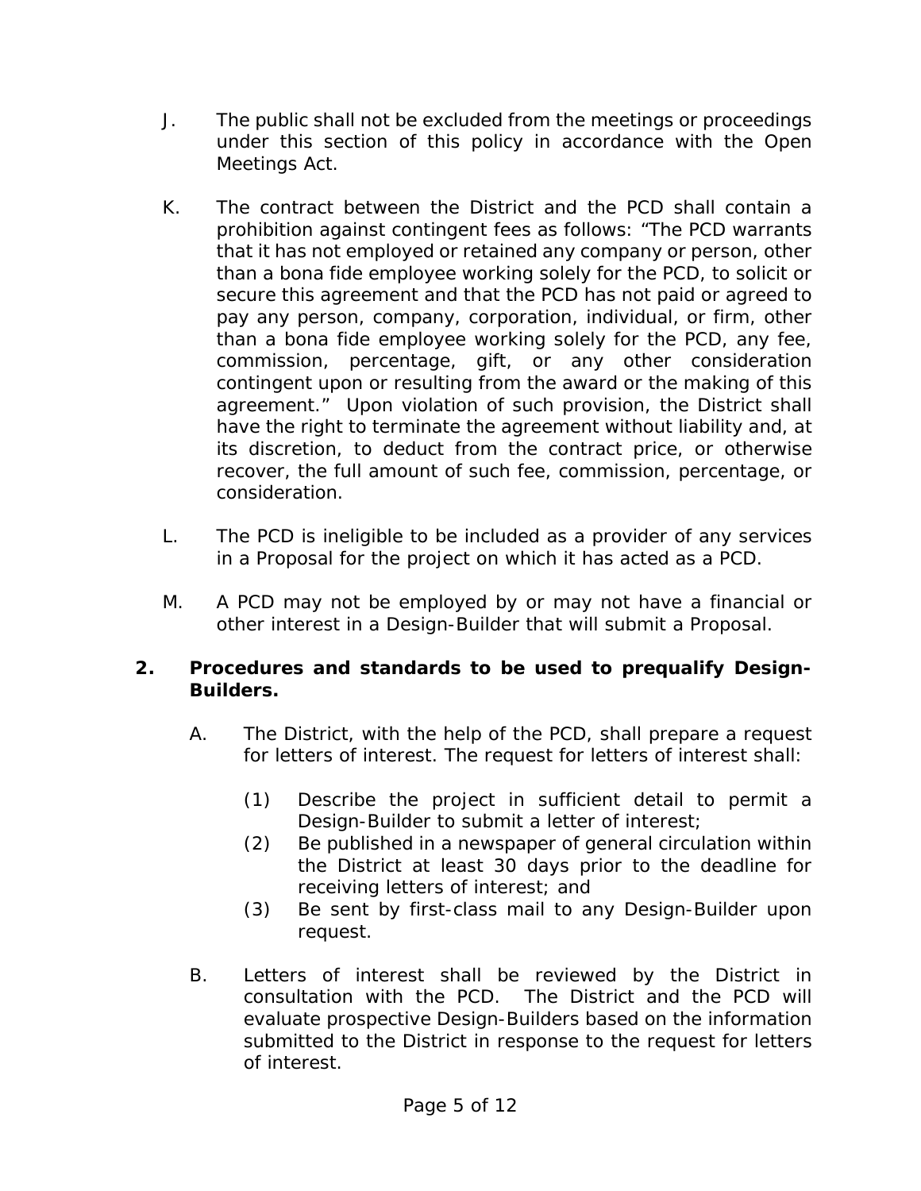J. The public shall not be excluded from the meetings or proceedings under this section of this policy in accordance with the Open Meetings Act.

K. The contract between the District and the PCD shall contain a prohibition against contingent fees as follows: "The PCD warrants that it has not employed or retained any company or person, other than a bona fide employee working solely for the PCD, to solicit or secure this agreement and that the PCD has not paid or agreed to pay any person, company, corporation, individual, or firm, other than a bona fide employee working solely for the PCD, any fee, commission, percentage, gift, or any other consideration contingent upon or resulting from the award or the making of this agreement." Upon violation of such provision, the District shall have the right to terminate the agreement without liability and, at its discretion, to deduct from the contract price, or otherwise recover, the full amount of such fee, commission, percentage, or consideration.

L. The PCD is ineligible to be included as a provider of any services in a Proposal for the project on which it has acted as a PCD.

M. A PCD may not be employed by or may not have a financial or other interest in a Design-Builder that will submit a Proposal.

**2. Procedures and standards to be used to prequalify Design-Builders.**

A. The District, with the help of the PCD, shall prepare a request for letters of interest. The request for letters of interest shall:

(1) Describe the project in sufficient detail to permit a Design-Builder to submit a letter of interest;
(2) Be published in a newspaper of general circulation within the District at least 30 days prior to the deadline for receiving letters of interest; and
(3) Be sent by first-class mail to any Design-Builder upon request.

B. Letters of interest shall be reviewed by the District in consultation with the PCD. The District and the PCD will evaluate prospective Design-Builders based on the information submitted to the District in response to the request for letters of interest.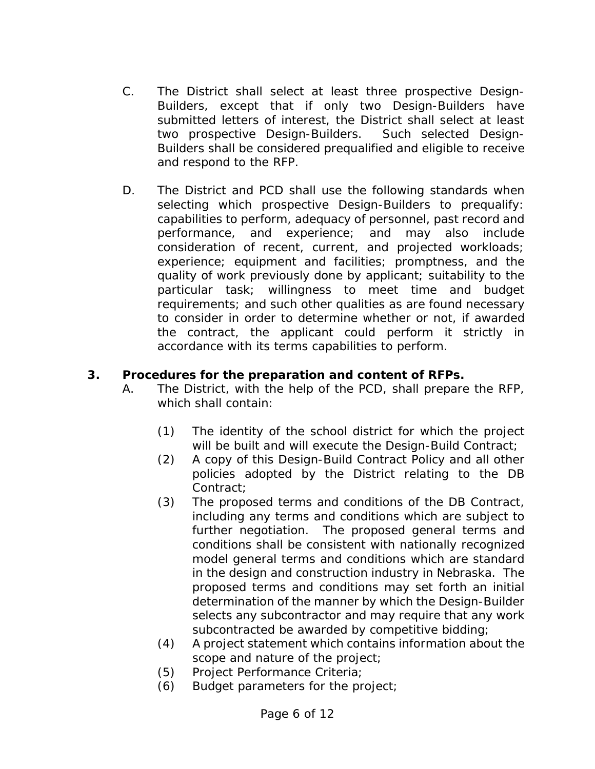C. The District shall select at least three prospective Design-Builders, except that if only two Design-Builders have submitted letters of interest, the District shall select at least two prospective Design-Builders. Such selected Design-Builders shall be considered prequalified and eligible to receive and respond to the RFP.

D. The District and PCD shall use the following standards when selecting which prospective Design-Builders to prequalify: capabilities to perform, adequacy of personnel, past record and performance, and experience; and may also include consideration of recent, current, and projected workloads; experience; equipment and facilities; promptness, and the quality of work previously done by applicant; suitability to the particular task; willingness to meet time and budget requirements; and such other qualities as are found necessary to consider in order to determine whether or not, if awarded the contract, the applicant could perform it strictly in accordance with its terms capabilities to perform.

**3. Procedures for the preparation and content of RFPs.**

A. The District, with the help of the PCD, shall prepare the RFP, which shall contain:

(1) The identity of the school district for which the project will be built and will execute the Design-Build Contract;

(2) A copy of this Design-Build Contract Policy and all other policies adopted by the District relating to the DB Contract;

(3) The proposed terms and conditions of the DB Contract, including any terms and conditions which are subject to further negotiation. The proposed general terms and conditions shall be consistent with nationally recognized model general terms and conditions which are standard in the design and construction industry in Nebraska. The proposed terms and conditions may set forth an initial determination of the manner by which the Design-Builder selects any subcontractor and may require that any work subcontracted be awarded by competitive bidding;

(4) A project statement which contains information about the scope and nature of the project;

(5) Project Performance Criteria;

(6) Budget parameters for the project;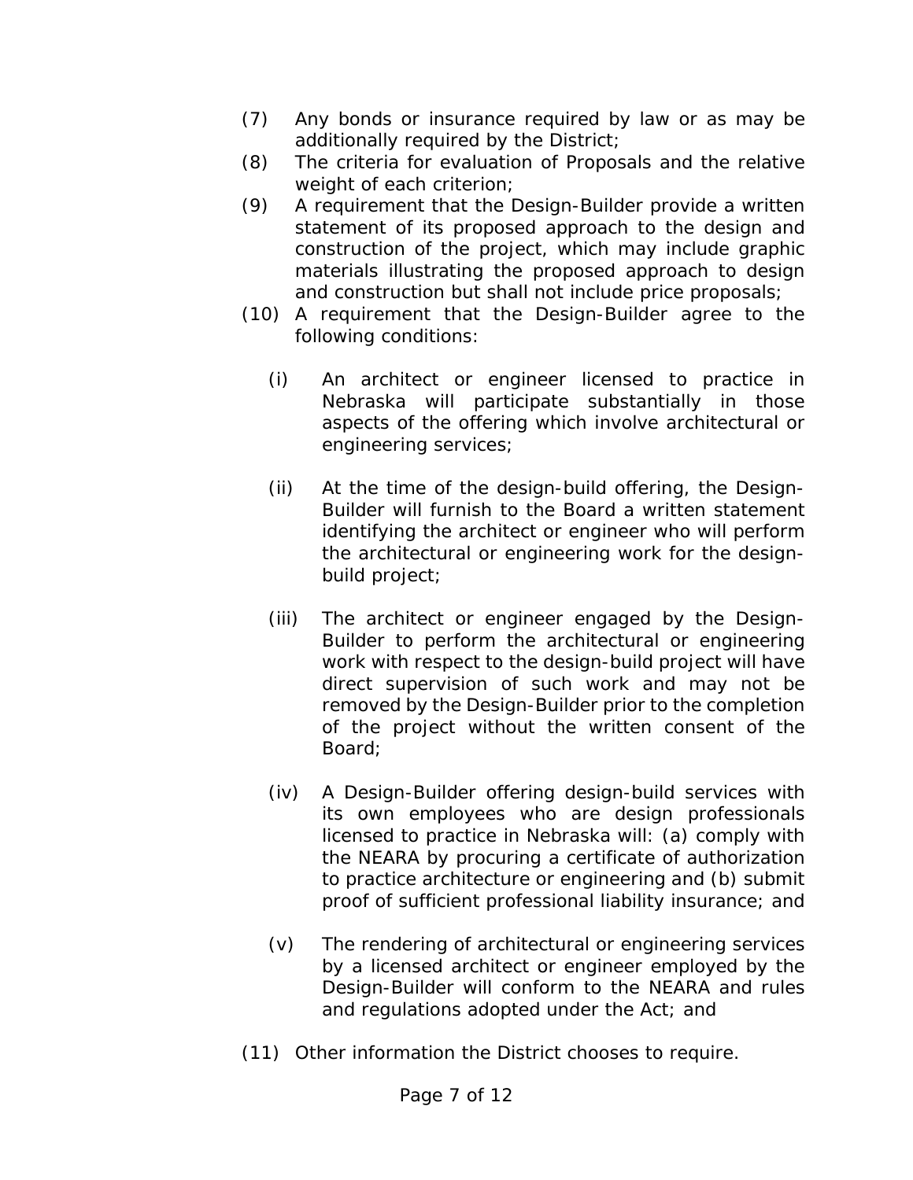(7) Any bonds or insurance required by law or as may be additionally required by the District;

(8) The criteria for evaluation of Proposals and the relative weight of each criterion;

(9) A requirement that the Design-Builder provide a written statement of its proposed approach to the design and construction of the project, which may include graphic materials illustrating the proposed approach to design and construction but shall not include price proposals;

(10) A requirement that the Design-Builder agree to the following conditions:

   (i) An architect or engineer licensed to practice in Nebraska will participate substantially in those aspects of the offering which involve architectural or engineering services;

   (ii) At the time of the design-build offering, the Design-Builder will furnish to the Board a written statement identifying the architect or engineer who will perform the architectural or engineering work for the design-build project;

   (iii) The architect or engineer engaged by the Design-Builder to perform the architectural or engineering work with respect to the design-build project will have direct supervision of such work and may not be removed by the Design-Builder prior to the completion of the project without the written consent of the Board;

   (iv) A Design-Builder offering design-build services with its own employees who are design professionals licensed to practice in Nebraska will: (a) comply with the NEARA by procuring a certificate of authorization to practice architecture or engineering and (b) submit proof of sufficient professional liability insurance; and

   (v) The rendering of architectural or engineering services by a licensed architect or engineer employed by the Design-Builder will conform to the NEARA and rules and regulations adopted under the Act; and

(11) Other information the District chooses to require.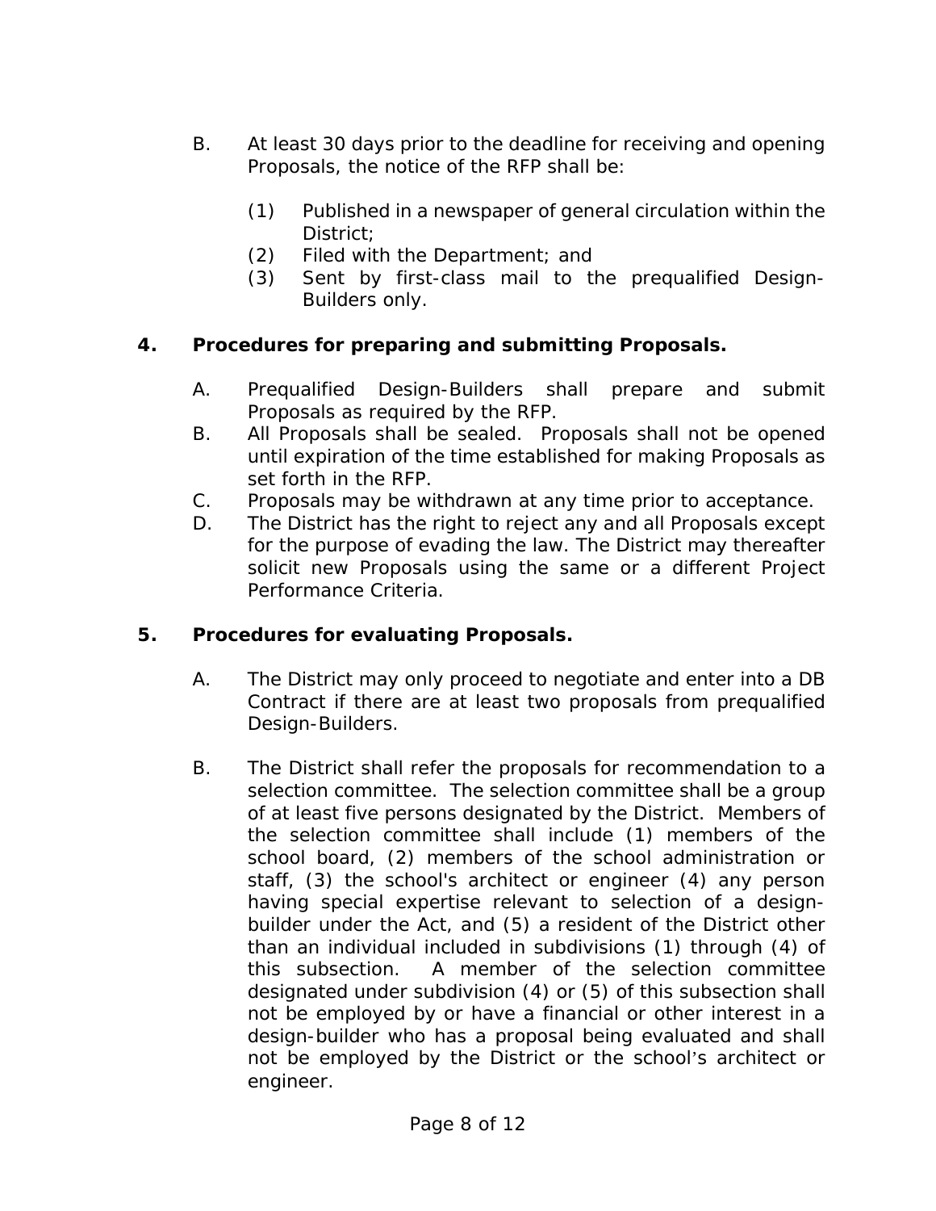B. At least 30 days prior to the deadline for receiving and opening Proposals, the notice of the RFP shall be:

   (1) Published in a newspaper of general circulation within the District;
   (2) Filed with the Department; and
   (3) Sent by first-class mail to the prequalified Design-Builders only.

**4. Procedures for preparing and submitting Proposals.**

A. Prequalified Design-Builders shall prepare and submit Proposals as required by the RFP.
B. All Proposals shall be sealed. Proposals shall not be opened until expiration of the time established for making Proposals as set forth in the RFP.
C. Proposals may be withdrawn at any time prior to acceptance.
D. The District has the right to reject any and all Proposals except for the purpose of evading the law. The District may thereafter solicit new Proposals using the same or a different Project Performance Criteria.

**5. Procedures for evaluating Proposals.**

A. The District may only proceed to negotiate and enter into a DB Contract if there are at least two proposals from prequalified Design-Builders.

B. The District shall refer the proposals for recommendation to a selection committee. The selection committee shall be a group of at least five persons designated by the District. Members of the selection committee shall include (1) members of the school board, (2) members of the school administration or staff, (3) the school's architect or engineer (4) any person having special expertise relevant to selection of a design-builder under the Act, and (5) a resident of the District other than an individual included in subdivisions (1) through (4) of this subsection. A member of the selection committee designated under subdivision (4) or (5) of this subsection shall not be employed by or have a financial or other interest in a design-builder who has a proposal being evaluated and shall not be employed by the District or the school's architect or engineer.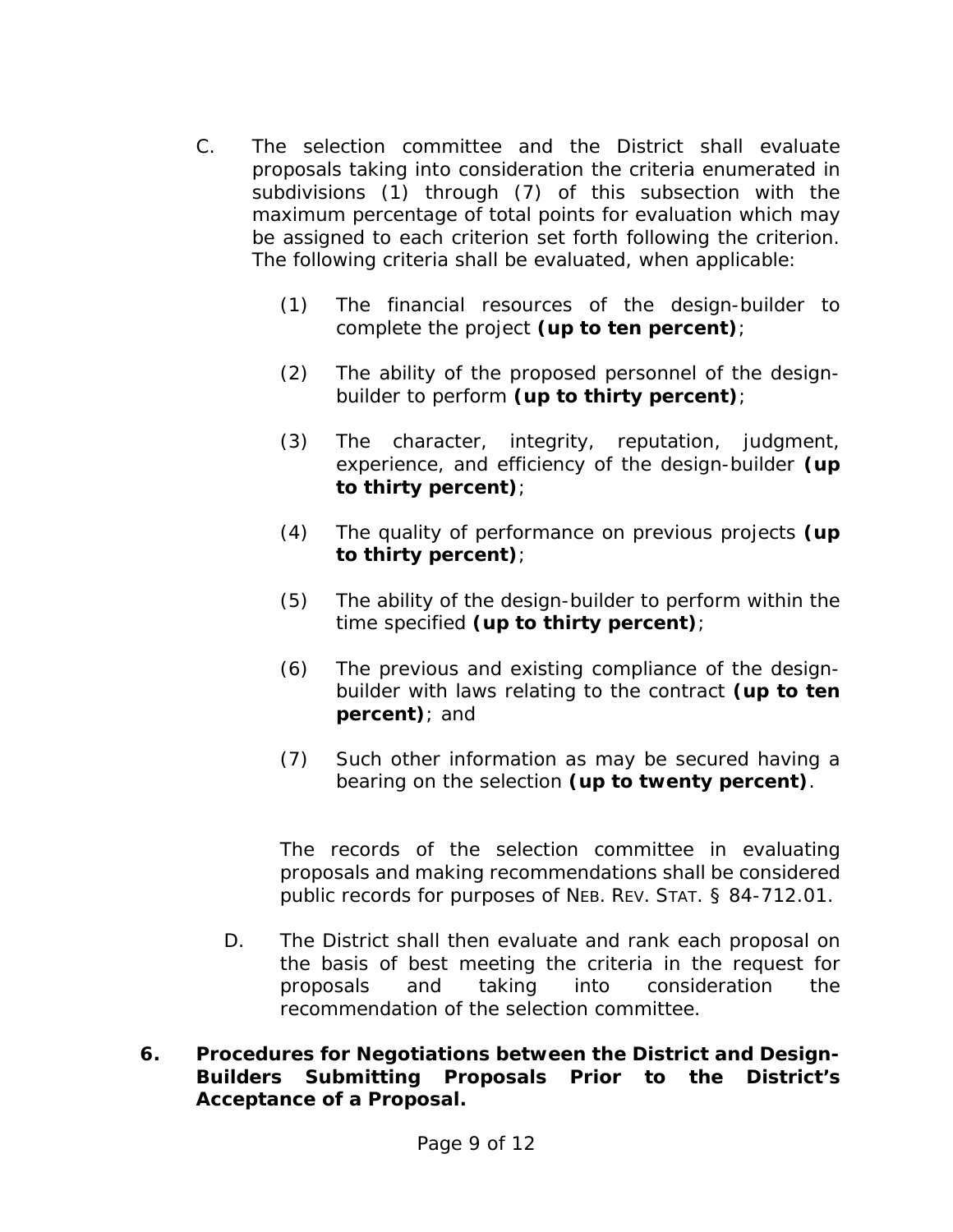C. The selection committee and the District shall evaluate proposals taking into consideration the criteria enumerated in subdivisions (1) through (7) of this subsection with the maximum percentage of total points for evaluation which may be assigned to each criterion set forth following the criterion. The following criteria shall be evaluated, when applicable:

   (1) The financial resources of the design-builder to complete the project **(up to ten percent)**;

   (2) The ability of the proposed personnel of the design-builder to perform **(up to thirty percent)**;

   (3) The character, integrity, reputation, judgment, experience, and efficiency of the design-builder **(up to thirty percent)**;

   (4) The quality of performance on previous projects **(up to thirty percent)**;

   (5) The ability of the design-builder to perform within the time specified **(up to thirty percent)**;

   (6) The previous and existing compliance of the design-builder with laws relating to the contract **(up to ten percent)**; and

   (7) Such other information as may be secured having a bearing on the selection **(up to twenty percent)**.

   The records of the selection committee in evaluating proposals and making recommendations shall be considered public records for purposes of NEB. REV. STAT. § 84-712.01.

D. The District shall then evaluate and rank each proposal on the basis of best meeting the criteria in the request for proposals and taking into consideration the recommendation of the selection committee.

**6. Procedures for Negotiations between the District and Design-Builders Submitting Proposals Prior to the District's Acceptance of a Proposal.**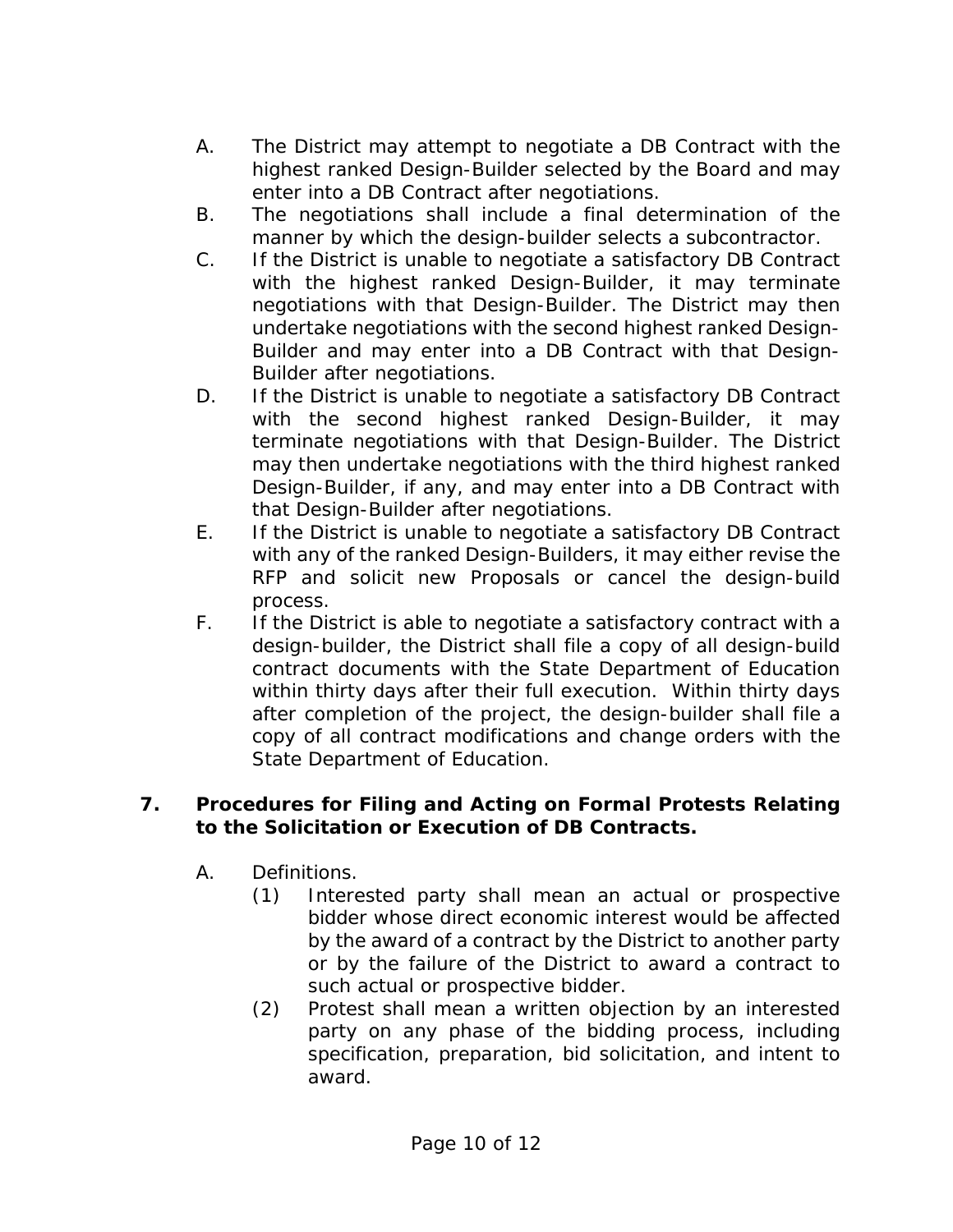A. The District may attempt to negotiate a DB Contract with the highest ranked Design-Builder selected by the Board and may enter into a DB Contract after negotiations.

B. The negotiations shall include a final determination of the manner by which the design-builder selects a subcontractor.

C. If the District is unable to negotiate a satisfactory DB Contract with the highest ranked Design-Builder, it may terminate negotiations with that Design-Builder. The District may then undertake negotiations with the second highest ranked Design-Builder and may enter into a DB Contract with that Design-Builder after negotiations.

D. If the District is unable to negotiate a satisfactory DB Contract with the second highest ranked Design-Builder, it may terminate negotiations with that Design-Builder. The District may then undertake negotiations with the third highest ranked Design-Builder, if any, and may enter into a DB Contract with that Design-Builder after negotiations.

E. If the District is unable to negotiate a satisfactory DB Contract with any of the ranked Design-Builders, it may either revise the RFP and solicit new Proposals or cancel the design-build process.

F. If the District is able to negotiate a satisfactory contract with a design-builder, the District shall file a copy of all design-build contract documents with the State Department of Education within thirty days after their full execution. Within thirty days after completion of the project, the design-builder shall file a copy of all contract modifications and change orders with the State Department of Education.

## 7. Procedures for Filing and Acting on Formal Protests Relating to the Solicitation or Execution of DB Contracts.

A. Definitions.

(1) Interested party shall mean an actual or prospective bidder whose direct economic interest would be affected by the award of a contract by the District to another party or by the failure of the District to award a contract to such actual or prospective bidder.

(2) Protest shall mean a written objection by an interested party on any phase of the bidding process, including specification, preparation, bid solicitation, and intent to award.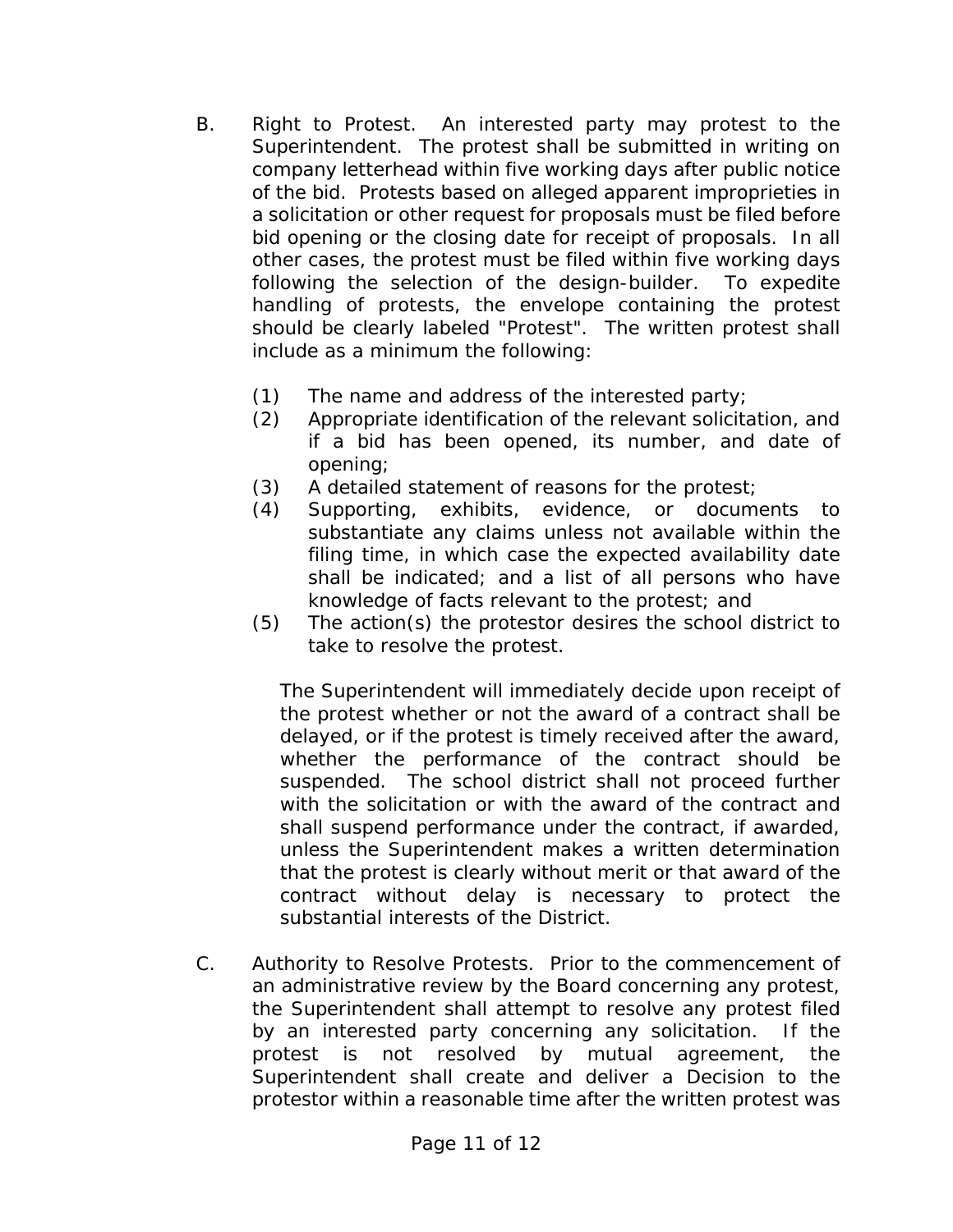B. Right to Protest. An interested party may protest to the Superintendent. The protest shall be submitted in writing on company letterhead within five working days after public notice of the bid. Protests based on alleged apparent improprieties in a solicitation or other request for proposals must be filed before bid opening or the closing date for receipt of proposals. In all other cases, the protest must be filed within five working days following the selection of the design-builder. To expedite handling of protests, the envelope containing the protest should be clearly labeled "Protest". The written protest shall include as a minimum the following:

   (1) The name and address of the interested party;
   (2) Appropriate identification of the relevant solicitation, and if a bid has been opened, its number, and date of opening;
   (3) A detailed statement of reasons for the protest;
   (4) Supporting, exhibits, evidence, or documents to substantiate any claims unless not available within the filing time, in which case the expected availability date shall be indicated; and a list of all persons who have knowledge of facts relevant to the protest; and
   (5) The action(s) the protestor desires the school district to take to resolve the protest.

   The Superintendent will immediately decide upon receipt of the protest whether or not the award of a contract shall be delayed, or if the protest is timely received after the award, whether the performance of the contract should be suspended. The school district shall not proceed further with the solicitation or with the award of the contract and shall suspend performance under the contract, if awarded, unless the Superintendent makes a written determination that the protest is clearly without merit or that award of the contract without delay is necessary to protect the substantial interests of the District.

C. Authority to Resolve Protests. Prior to the commencement of an administrative review by the Board concerning any protest, the Superintendent shall attempt to resolve any protest filed by an interested party concerning any solicitation. If the protest is not resolved by mutual agreement, the Superintendent shall create and deliver a Decision to the protestor within a reasonable time after the written protest was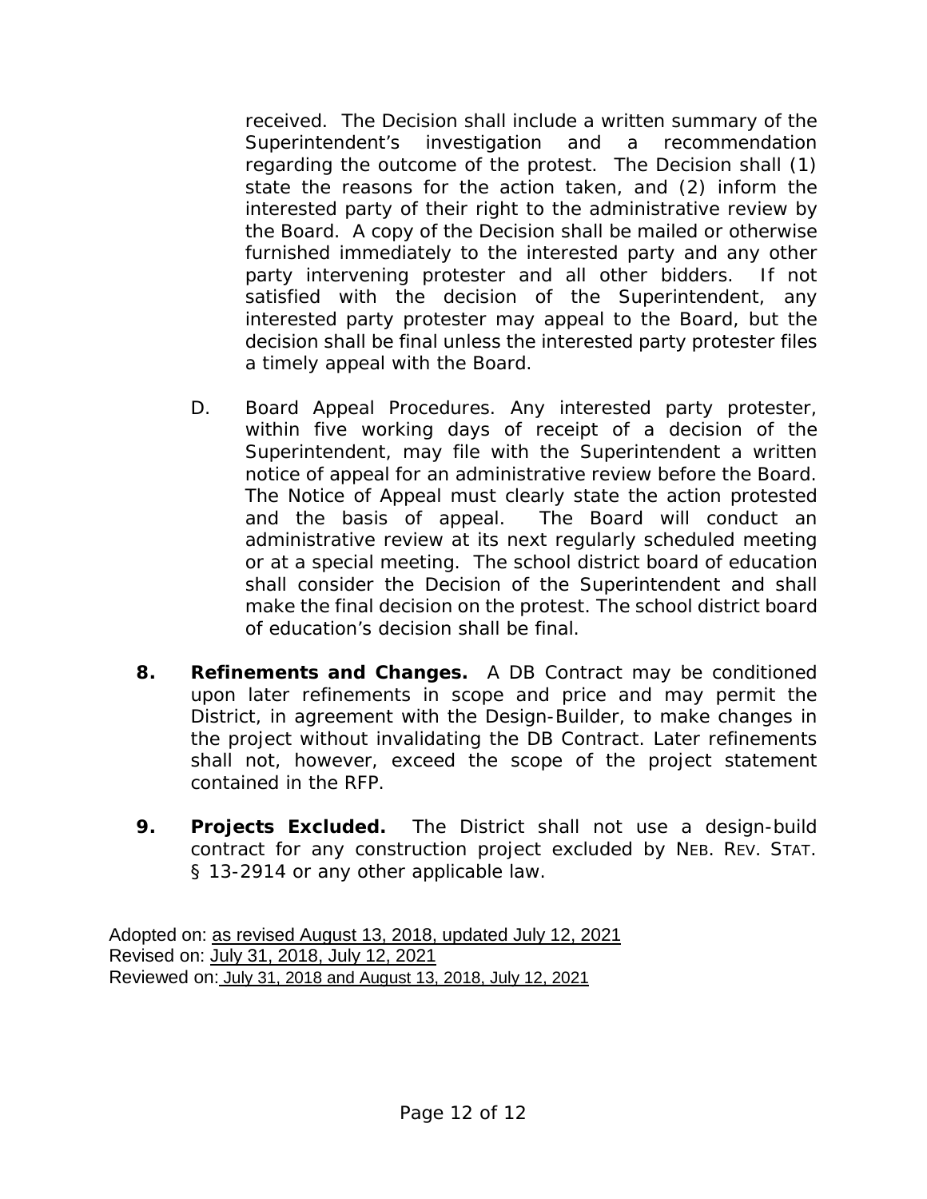received. The Decision shall include a written summary of the Superintendent's investigation and a recommendation regarding the outcome of the protest. The Decision shall (1) state the reasons for the action taken, and (2) inform the interested party of their right to the administrative review by the Board. A copy of the Decision shall be mailed or otherwise furnished immediately to the interested party and any other party intervening protester and all other bidders. If not satisfied with the decision of the Superintendent, any interested party protester may appeal to the Board, but the decision shall be final unless the interested party protester files a timely appeal with the Board.

D. Board Appeal Procedures. Any interested party protester, within five working days of receipt of a decision of the Superintendent, may file with the Superintendent a written notice of appeal for an administrative review before the Board. The Notice of Appeal must clearly state the action protested and the basis of appeal. The Board will conduct an administrative review at its next regularly scheduled meeting or at a special meeting. The school district board of education shall consider the Decision of the Superintendent and shall make the final decision on the protest. The school district board of education's decision shall be final.

**8. Refinements and Changes.** A DB Contract may be conditioned upon later refinements in scope and price and may permit the District, in agreement with the Design-Builder, to make changes in the project without invalidating the DB Contract. Later refinements shall not, however, exceed the scope of the project statement contained in the RFP.

**9. Projects Excluded.** The District shall not use a design-build contract for any construction project excluded by NEB. REV. STAT. § 13-2914 or any other applicable law.

Adopted on: as revised August 13, 2018, updated July 12, 2021
Revised on: July 31, 2018, July 12, 2021
Reviewed on: July 31, 2018 and August 13, 2018, July 12, 2021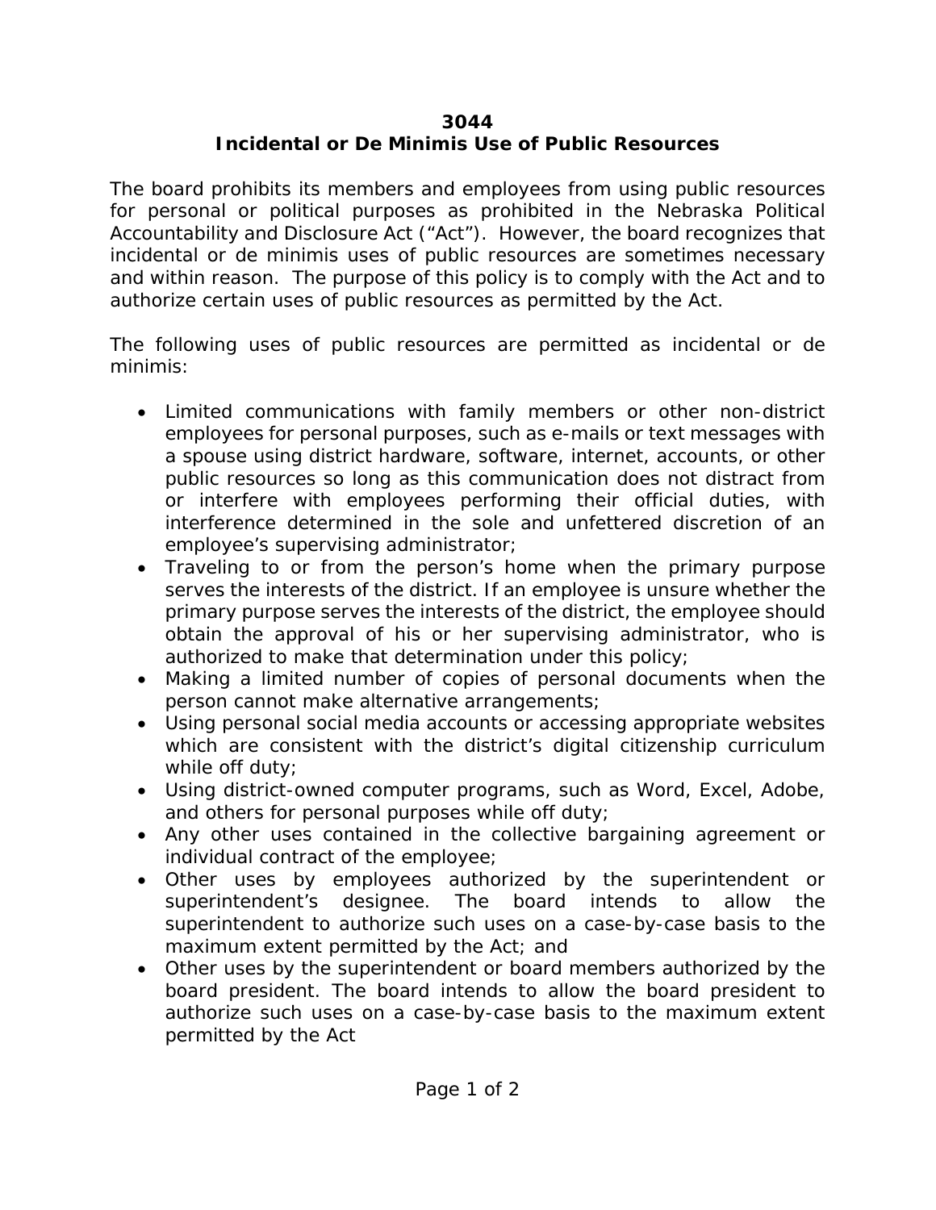# 3044
## Incidental or De Minimis Use of Public Resources

The board prohibits its members and employees from using public resources for personal or political purposes as prohibited in the Nebraska Political Accountability and Disclosure Act ("Act"). However, the board recognizes that incidental or de minimis uses of public resources are sometimes necessary and within reason. The purpose of this policy is to comply with the Act and to authorize certain uses of public resources as permitted by the Act.

The following uses of public resources are permitted as incidental or de minimis:

- Limited communications with family members or other non-district employees for personal purposes, such as e-mails or text messages with a spouse using district hardware, software, internet, accounts, or other public resources so long as this communication does not distract from or interfere with employees performing their official duties, with interference determined in the sole and unfettered discretion of an employee's supervising administrator;
- Traveling to or from the person's home when the primary purpose serves the interests of the district. If an employee is unsure whether the primary purpose serves the interests of the district, the employee should obtain the approval of his or her supervising administrator, who is authorized to make that determination under this policy;
- Making a limited number of copies of personal documents when the person cannot make alternative arrangements;
- Using personal social media accounts or accessing appropriate websites which are consistent with the district's digital citizenship curriculum while off duty;
- Using district-owned computer programs, such as Word, Excel, Adobe, and others for personal purposes while off duty;
- Any other uses contained in the collective bargaining agreement or individual contract of the employee;
- Other uses by employees authorized by the superintendent or superintendent's designee. The board intends to allow the superintendent to authorize such uses on a case-by-case basis to the maximum extent permitted by the Act; and
- Other uses by the superintendent or board members authorized by the board president. The board intends to allow the board president to authorize such uses on a case-by-case basis to the maximum extent permitted by the Act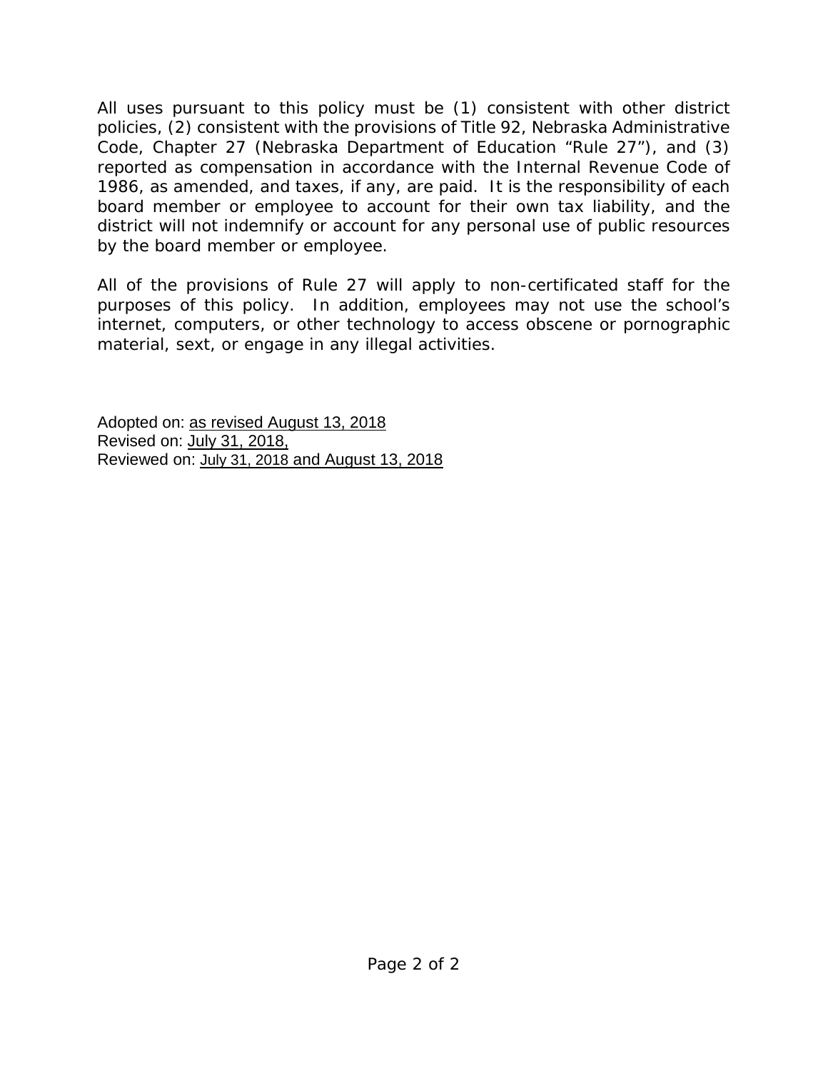All uses pursuant to this policy must be (1) consistent with other district policies, (2) consistent with the provisions of Title 92, Nebraska Administrative Code, Chapter 27 (Nebraska Department of Education "Rule 27"), and (3) reported as compensation in accordance with the Internal Revenue Code of 1986, as amended, and taxes, if any, are paid. It is the responsibility of each board member or employee to account for their own tax liability, and the district will not indemnify or account for any personal use of public resources by the board member or employee.

All of the provisions of Rule 27 will apply to non-certificated staff for the purposes of this policy. In addition, employees may not use the school's internet, computers, or other technology to access obscene or pornographic material, sext, or engage in any illegal activities.

Adopted on: as revised August 13, 2018  
Revised on: July 31, 2018,  
Reviewed on: July 31, 2018 and August 13, 2018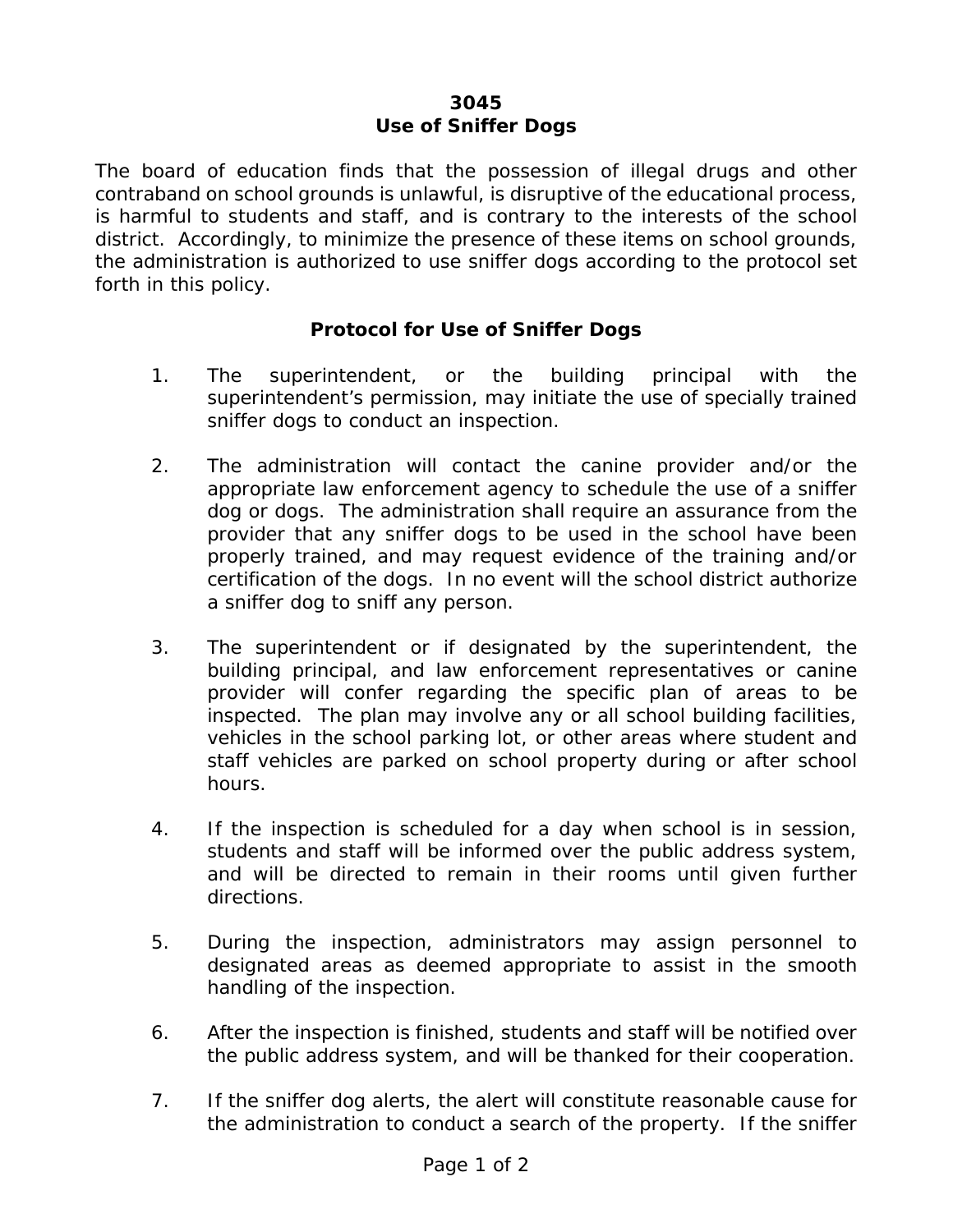# 3045
# Use of Sniffer Dogs

The board of education finds that the possession of illegal drugs and other contraband on school grounds is unlawful, is disruptive of the educational process, is harmful to students and staff, and is contrary to the interests of the school district. Accordingly, to minimize the presence of these items on school grounds, the administration is authorized to use sniffer dogs according to the protocol set forth in this policy.

## Protocol for Use of Sniffer Dogs

1. The superintendent, or the building principal with the superintendent's permission, may initiate the use of specially trained sniffer dogs to conduct an inspection.

2. The administration will contact the canine provider and/or the appropriate law enforcement agency to schedule the use of a sniffer dog or dogs. The administration shall require an assurance from the provider that any sniffer dogs to be used in the school have been properly trained, and may request evidence of the training and/or certification of the dogs. In no event will the school district authorize a sniffer dog to sniff any person.

3. The superintendent or if designated by the superintendent, the building principal, and law enforcement representatives or canine provider will confer regarding the specific plan of areas to be inspected. The plan may involve any or all school building facilities, vehicles in the school parking lot, or other areas where student and staff vehicles are parked on school property during or after school hours.

4. If the inspection is scheduled for a day when school is in session, students and staff will be informed over the public address system, and will be directed to remain in their rooms until given further directions.

5. During the inspection, administrators may assign personnel to designated areas as deemed appropriate to assist in the smooth handling of the inspection.

6. After the inspection is finished, students and staff will be notified over the public address system, and will be thanked for their cooperation.

7. If the sniffer dog alerts, the alert will constitute reasonable cause for the administration to conduct a search of the property. If the sniffer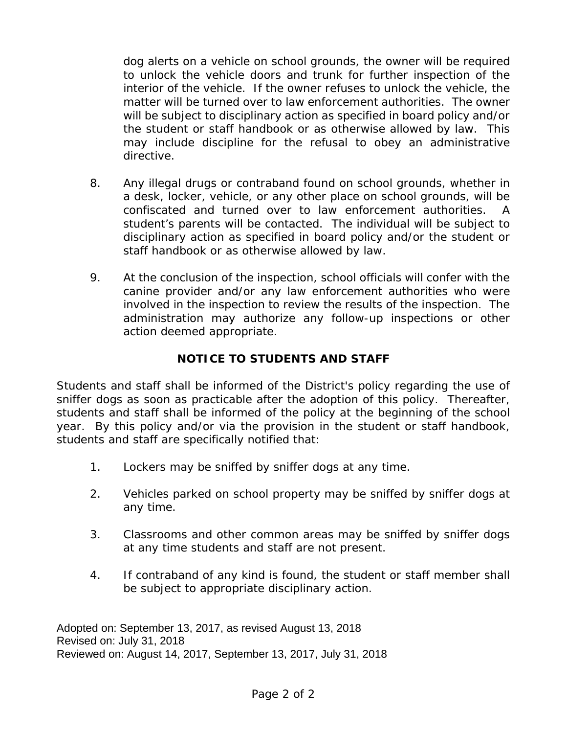dog alerts on a vehicle on school grounds, the owner will be required to unlock the vehicle doors and trunk for further inspection of the interior of the vehicle. If the owner refuses to unlock the vehicle, the matter will be turned over to law enforcement authorities. The owner will be subject to disciplinary action as specified in board policy and/or the student or staff handbook or as otherwise allowed by law. This may include discipline for the refusal to obey an administrative directive.

8. Any illegal drugs or contraband found on school grounds, whether in a desk, locker, vehicle, or any other place on school grounds, will be confiscated and turned over to law enforcement authorities. A student's parents will be contacted. The individual will be subject to disciplinary action as specified in board policy and/or the student or staff handbook or as otherwise allowed by law.

9. At the conclusion of the inspection, school officials will confer with the canine provider and/or any law enforcement authorities who were involved in the inspection to review the results of the inspection. The administration may authorize any follow-up inspections or other action deemed appropriate.

## NOTICE TO STUDENTS AND STAFF

Students and staff shall be informed of the District's policy regarding the use of sniffer dogs as soon as practicable after the adoption of this policy. Thereafter, students and staff shall be informed of the policy at the beginning of the school year. By this policy and/or via the provision in the student or staff handbook, students and staff are specifically notified that:

1. Lockers may be sniffed by sniffer dogs at any time.

2. Vehicles parked on school property may be sniffed by sniffer dogs at any time.

3. Classrooms and other common areas may be sniffed by sniffer dogs at any time students and staff are not present.

4. If contraband of any kind is found, the student or staff member shall be subject to appropriate disciplinary action.

Adopted on: September 13, 2017, as revised August 13, 2018
Revised on: July 31, 2018
Reviewed on: August 14, 2017, September 13, 2017, July 31, 2018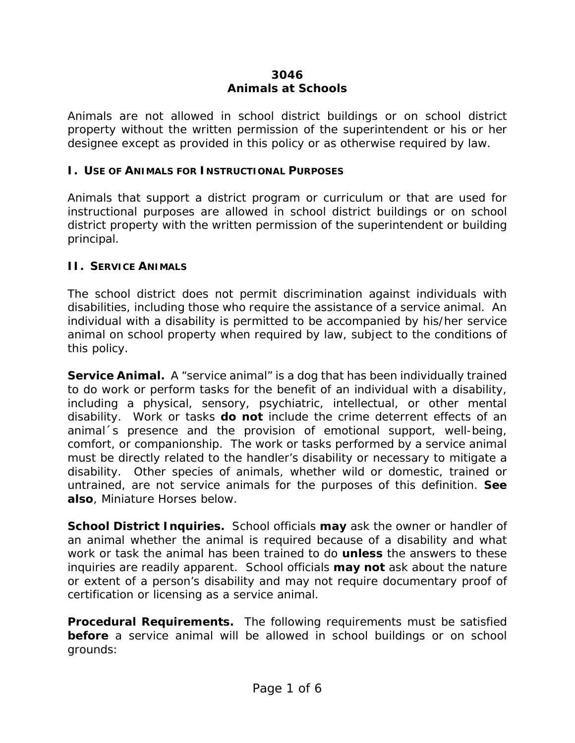# 3046
# Animals at Schools

Animals are not allowed in school district buildings or on school district property without the written permission of the superintendent or his or her designee except as provided in this policy or as otherwise required by law.

## I. USE OF ANIMALS FOR INSTRUCTIONAL PURPOSES

Animals that support a district program or curriculum or that are used for instructional purposes are allowed in school district buildings or on school district property with the written permission of the superintendent or building principal.

## II. SERVICE ANIMALS

The school district does not permit discrimination against individuals with disabilities, including those who require the assistance of a service animal. An individual with a disability is permitted to be accompanied by his/her service animal on school property when required by law, subject to the conditions of this policy.

**Service Animal.** A "service animal" is a dog that has been individually trained to do work or perform tasks for the benefit of an individual with a disability, including a physical, sensory, psychiatric, intellectual, or other mental disability. Work or tasks **do not** include the crime deterrent effects of an animal´s presence and the provision of emotional support, well-being, comfort, or companionship. The work or tasks performed by a service animal must be directly related to the handler's disability or necessary to mitigate a disability. Other species of animals, whether wild or domestic, trained or untrained, are not service animals for the purposes of this definition. **See also**, Miniature Horses below.

**School District Inquiries.** School officials **may** ask the owner or handler of an animal whether the animal is required because of a disability and what work or task the animal has been trained to do **unless** the answers to these inquiries are readily apparent. School officials **may not** ask about the nature or extent of a person's disability and may not require documentary proof of certification or licensing as a service animal.

**Procedural Requirements.** The following requirements must be satisfied **before** a service animal will be allowed in school buildings or on school grounds: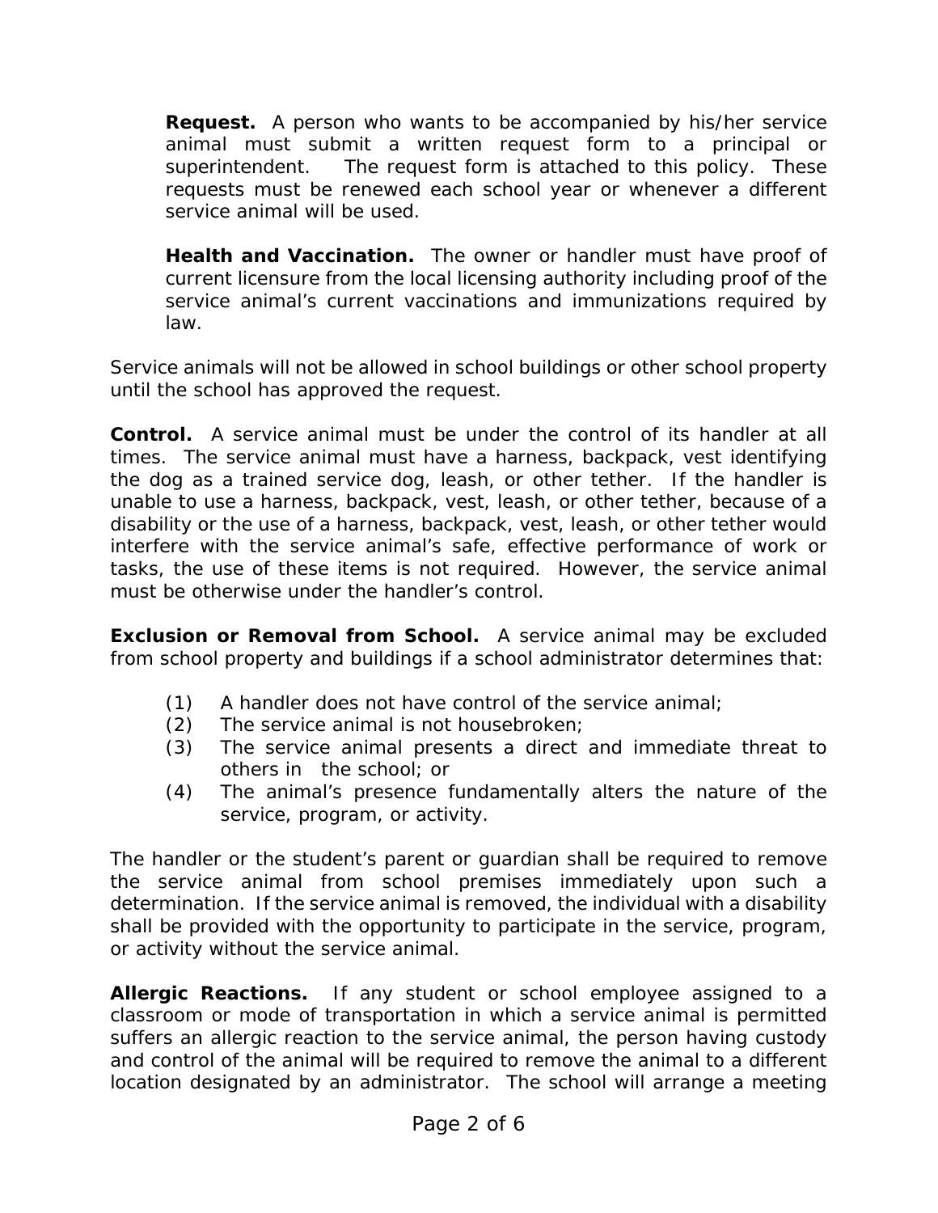**Request.** A person who wants to be accompanied by his/her service animal must submit a written request form to a principal or superintendent. The request form is attached to this policy. These requests must be renewed each school year or whenever a different service animal will be used.

**Health and Vaccination.** The owner or handler must have proof of current licensure from the local licensing authority including proof of the service animal's current vaccinations and immunizations required by law.

Service animals will not be allowed in school buildings or other school property until the school has approved the request.

**Control.** A service animal must be under the control of its handler at all times. The service animal must have a harness, backpack, vest identifying the dog as a trained service dog, leash, or other tether. If the handler is unable to use a harness, backpack, vest, leash, or other tether, because of a disability or the use of a harness, backpack, vest, leash, or other tether would interfere with the service animal's safe, effective performance of work or tasks, the use of these items is not required. However, the service animal must be otherwise under the handler's control.

**Exclusion or Removal from School.** A service animal may be excluded from school property and buildings if a school administrator determines that:

(1) A handler does not have control of the service animal;
(2) The service animal is not housebroken;
(3) The service animal presents a direct and immediate threat to others in the school; or
(4) The animal's presence fundamentally alters the nature of the service, program, or activity.

The handler or the student's parent or guardian shall be required to remove the service animal from school premises immediately upon such a determination. If the service animal is removed, the individual with a disability shall be provided with the opportunity to participate in the service, program, or activity without the service animal.

**Allergic Reactions.** If any student or school employee assigned to a classroom or mode of transportation in which a service animal is permitted suffers an allergic reaction to the service animal, the person having custody and control of the animal will be required to remove the animal to a different location designated by an administrator. The school will arrange a meeting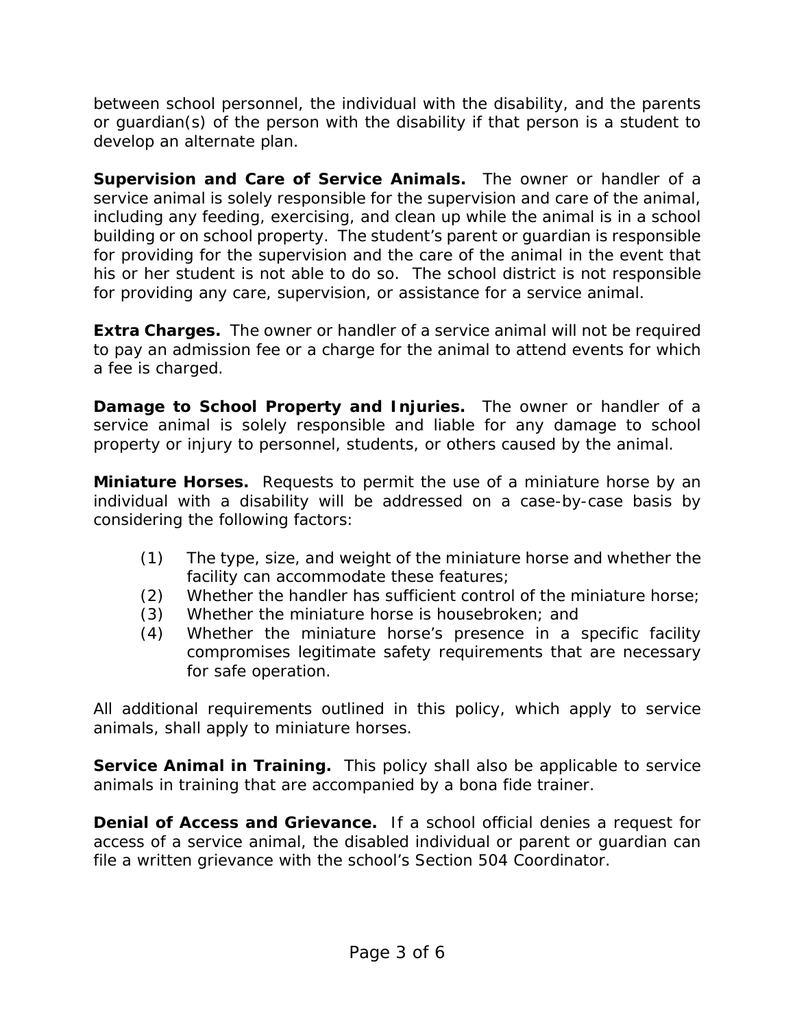between school personnel, the individual with the disability, and the parents or guardian(s) of the person with the disability if that person is a student to develop an alternate plan.

**Supervision and Care of Service Animals.** The owner or handler of a service animal is solely responsible for the supervision and care of the animal, including any feeding, exercising, and clean up while the animal is in a school building or on school property. The student's parent or guardian is responsible for providing for the supervision and the care of the animal in the event that his or her student is not able to do so. The school district is not responsible for providing any care, supervision, or assistance for a service animal.

**Extra Charges.** The owner or handler of a service animal will not be required to pay an admission fee or a charge for the animal to attend events for which a fee is charged.

**Damage to School Property and Injuries.** The owner or handler of a service animal is solely responsible and liable for any damage to school property or injury to personnel, students, or others caused by the animal.

**Miniature Horses.** Requests to permit the use of a miniature horse by an individual with a disability will be addressed on a case-by-case basis by considering the following factors:

(1) The type, size, and weight of the miniature horse and whether the facility can accommodate these features;
(2) Whether the handler has sufficient control of the miniature horse;
(3) Whether the miniature horse is housebroken; and
(4) Whether the miniature horse's presence in a specific facility compromises legitimate safety requirements that are necessary for safe operation.

All additional requirements outlined in this policy, which apply to service animals, shall apply to miniature horses.

**Service Animal in Training.** This policy shall also be applicable to service animals in training that are accompanied by a bona fide trainer.

**Denial of Access and Grievance.** If a school official denies a request for access of a service animal, the disabled individual or parent or guardian can file a written grievance with the school's Section 504 Coordinator.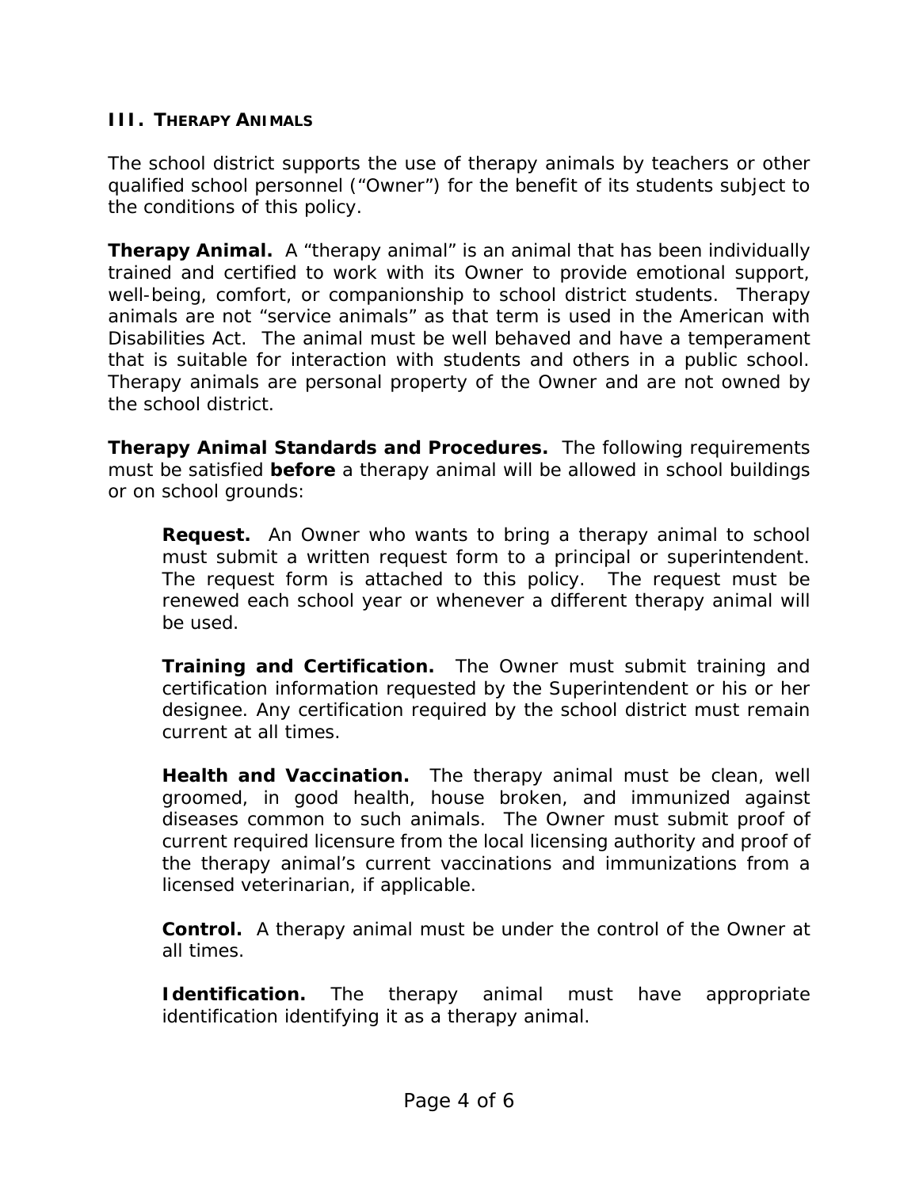### III. THERAPY ANIMALS

The school district supports the use of therapy animals by teachers or other qualified school personnel ("Owner") for the benefit of its students subject to the conditions of this policy.

**Therapy Animal.** A "therapy animal" is an animal that has been individually trained and certified to work with its Owner to provide emotional support, well-being, comfort, or companionship to school district students. Therapy animals are not "service animals" as that term is used in the American with Disabilities Act. The animal must be well behaved and have a temperament that is suitable for interaction with students and others in a public school. Therapy animals are personal property of the Owner and are not owned by the school district.

**Therapy Animal Standards and Procedures.** The following requirements must be satisfied **before** a therapy animal will be allowed in school buildings or on school grounds:

**Request.** An Owner who wants to bring a therapy animal to school must submit a written request form to a principal or superintendent. The request form is attached to this policy. The request must be renewed each school year or whenever a different therapy animal will be used.

**Training and Certification.** The Owner must submit training and certification information requested by the Superintendent or his or her designee. Any certification required by the school district must remain current at all times.

**Health and Vaccination.** The therapy animal must be clean, well groomed, in good health, house broken, and immunized against diseases common to such animals. The Owner must submit proof of current required licensure from the local licensing authority and proof of the therapy animal's current vaccinations and immunizations from a licensed veterinarian, if applicable.

**Control.** A therapy animal must be under the control of the Owner at all times.

**Identification.** The therapy animal must have appropriate identification identifying it as a therapy animal.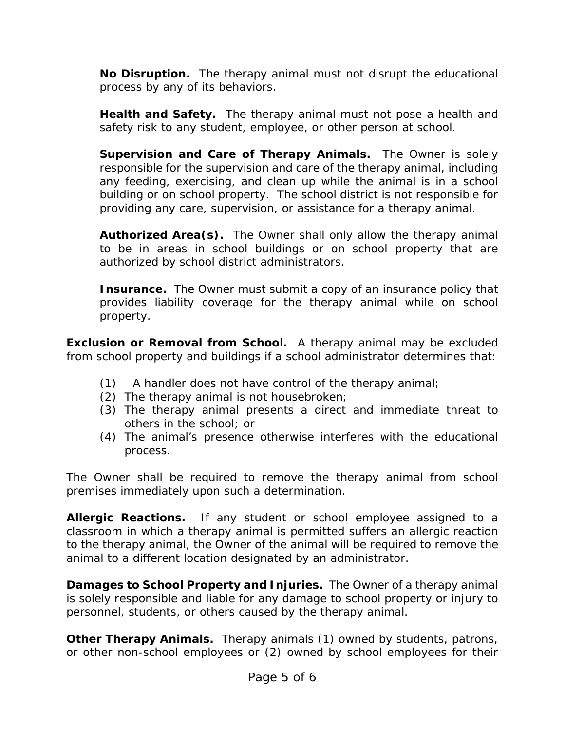**No Disruption.** The therapy animal must not disrupt the educational process by any of its behaviors.

**Health and Safety.** The therapy animal must not pose a health and safety risk to any student, employee, or other person at school.

**Supervision and Care of Therapy Animals.** The Owner is solely responsible for the supervision and care of the therapy animal, including any feeding, exercising, and clean up while the animal is in a school building or on school property. The school district is not responsible for providing any care, supervision, or assistance for a therapy animal.

**Authorized Area(s).** The Owner shall only allow the therapy animal to be in areas in school buildings or on school property that are authorized by school district administrators.

**Insurance.** The Owner must submit a copy of an insurance policy that provides liability coverage for the therapy animal while on school property.

**Exclusion or Removal from School.** A therapy animal may be excluded from school property and buildings if a school administrator determines that:

(1) A handler does not have control of the therapy animal;
(2) The therapy animal is not housebroken;
(3) The therapy animal presents a direct and immediate threat to others in the school; or
(4) The animal's presence otherwise interferes with the educational process.

The Owner shall be required to remove the therapy animal from school premises immediately upon such a determination.

**Allergic Reactions.** If any student or school employee assigned to a classroom in which a therapy animal is permitted suffers an allergic reaction to the therapy animal, the Owner of the animal will be required to remove the animal to a different location designated by an administrator.

**Damages to School Property and Injuries.** The Owner of a therapy animal is solely responsible and liable for any damage to school property or injury to personnel, students, or others caused by the therapy animal.

**Other Therapy Animals.** Therapy animals (1) owned by students, patrons, or other non-school employees or (2) owned by school employees for their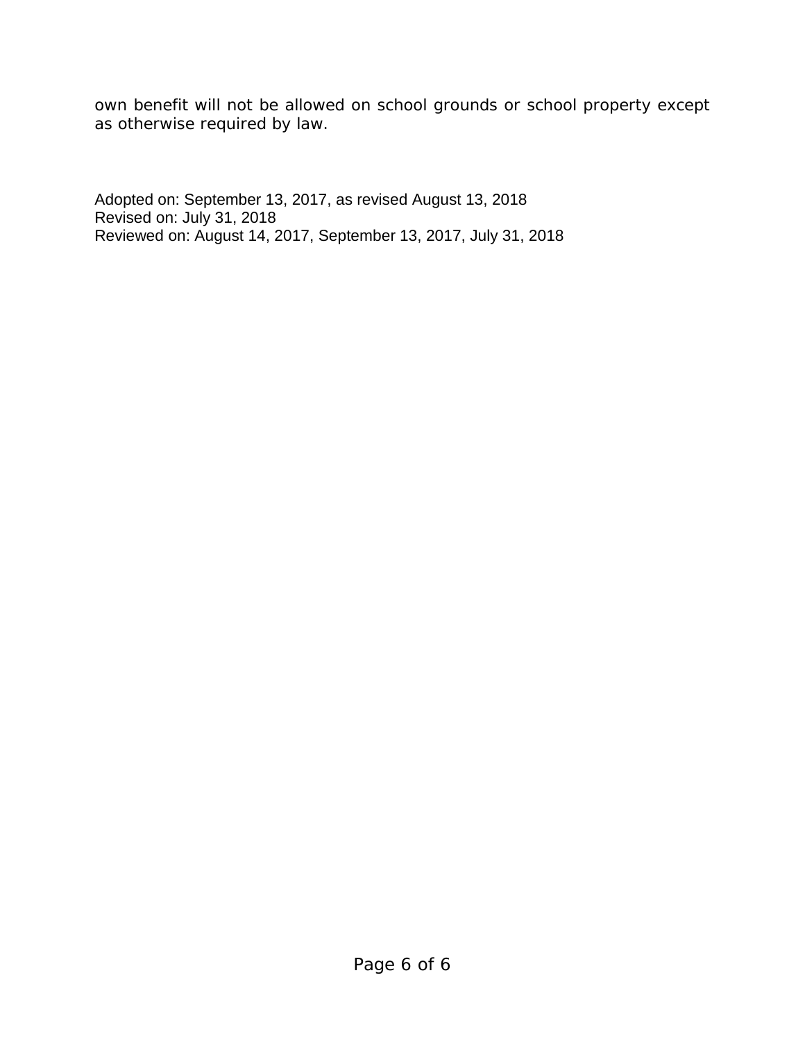own benefit will not be allowed on school grounds or school property except as otherwise required by law.

Adopted on: September 13, 2017, as revised August 13, 2018
Revised on: July 31, 2018
Reviewed on: August 14, 2017, September 13, 2017, July 31, 2018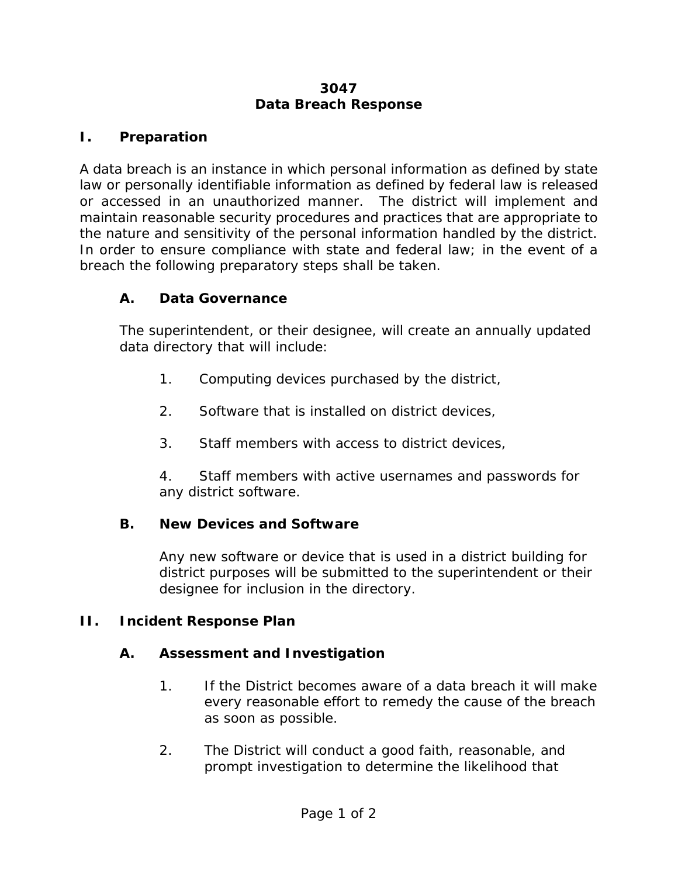# 3047
# Data Breach Response

## I. Preparation

A data breach is an instance in which personal information as defined by state law or personally identifiable information as defined by federal law is released or accessed in an unauthorized manner. The district will implement and maintain reasonable security procedures and practices that are appropriate to the nature and sensitivity of the personal information handled by the district. In order to ensure compliance with state and federal law; in the event of a breach the following preparatory steps shall be taken.

### A. Data Governance

The superintendent, or their designee, will create an annually updated data directory that will include:

1. Computing devices purchased by the district,
2. Software that is installed on district devices,
3. Staff members with access to district devices,
4. Staff members with active usernames and passwords for any district software.

### B. New Devices and Software

Any new software or device that is used in a district building for district purposes will be submitted to the superintendent or their designee for inclusion in the directory.

## II. Incident Response Plan

### A. Assessment and Investigation

1. If the District becomes aware of a data breach it will make every reasonable effort to remedy the cause of the breach as soon as possible.
2. The District will conduct a good faith, reasonable, and prompt investigation to determine the likelihood that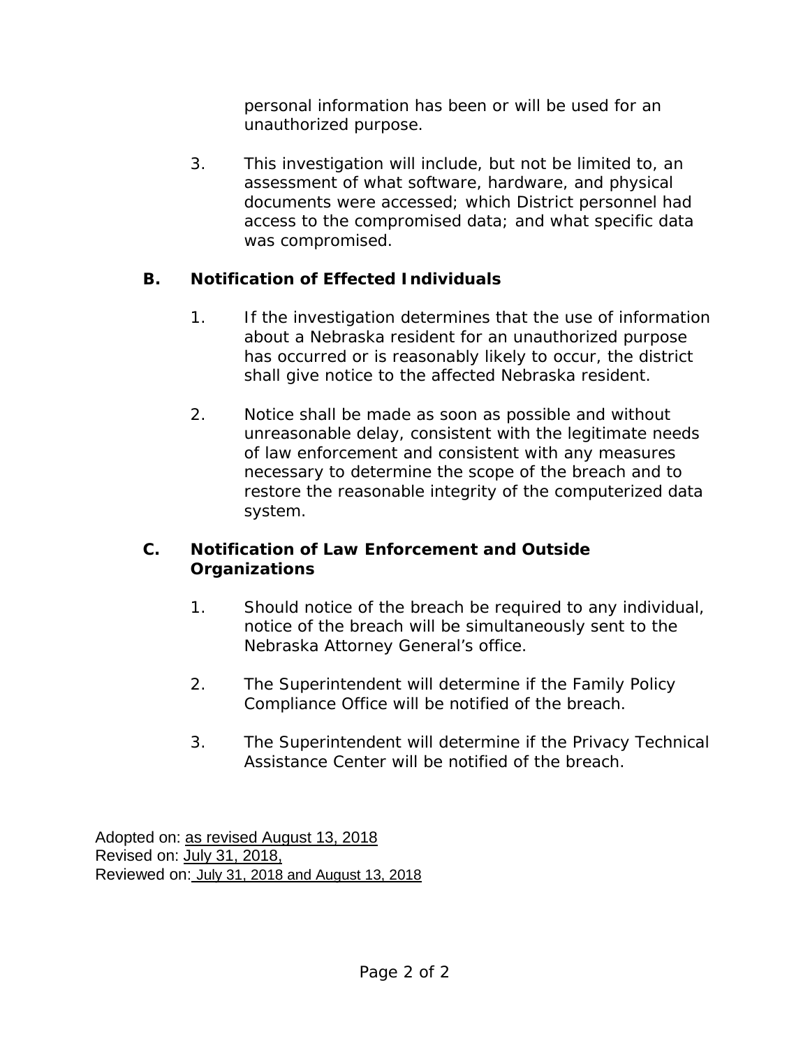personal information has been or will be used for an unauthorized purpose.

3. This investigation will include, but not be limited to, an assessment of what software, hardware, and physical documents were accessed; which District personnel had access to the compromised data; and what specific data was compromised.

**B. Notification of Effected Individuals**

1. If the investigation determines that the use of information about a Nebraska resident for an unauthorized purpose has occurred or is reasonably likely to occur, the district shall give notice to the affected Nebraska resident.

2. Notice shall be made as soon as possible and without unreasonable delay, consistent with the legitimate needs of law enforcement and consistent with any measures necessary to determine the scope of the breach and to restore the reasonable integrity of the computerized data system.

**C. Notification of Law Enforcement and Outside Organizations**

1. Should notice of the breach be required to any individual, notice of the breach will be simultaneously sent to the Nebraska Attorney General's office.

2. The Superintendent will determine if the Family Policy Compliance Office will be notified of the breach.

3. The Superintendent will determine if the Privacy Technical Assistance Center will be notified of the breach.

Adopted on: as revised August 13, 2018
Revised on: July 31, 2018,
Reviewed on: July 31, 2018 and August 13, 2018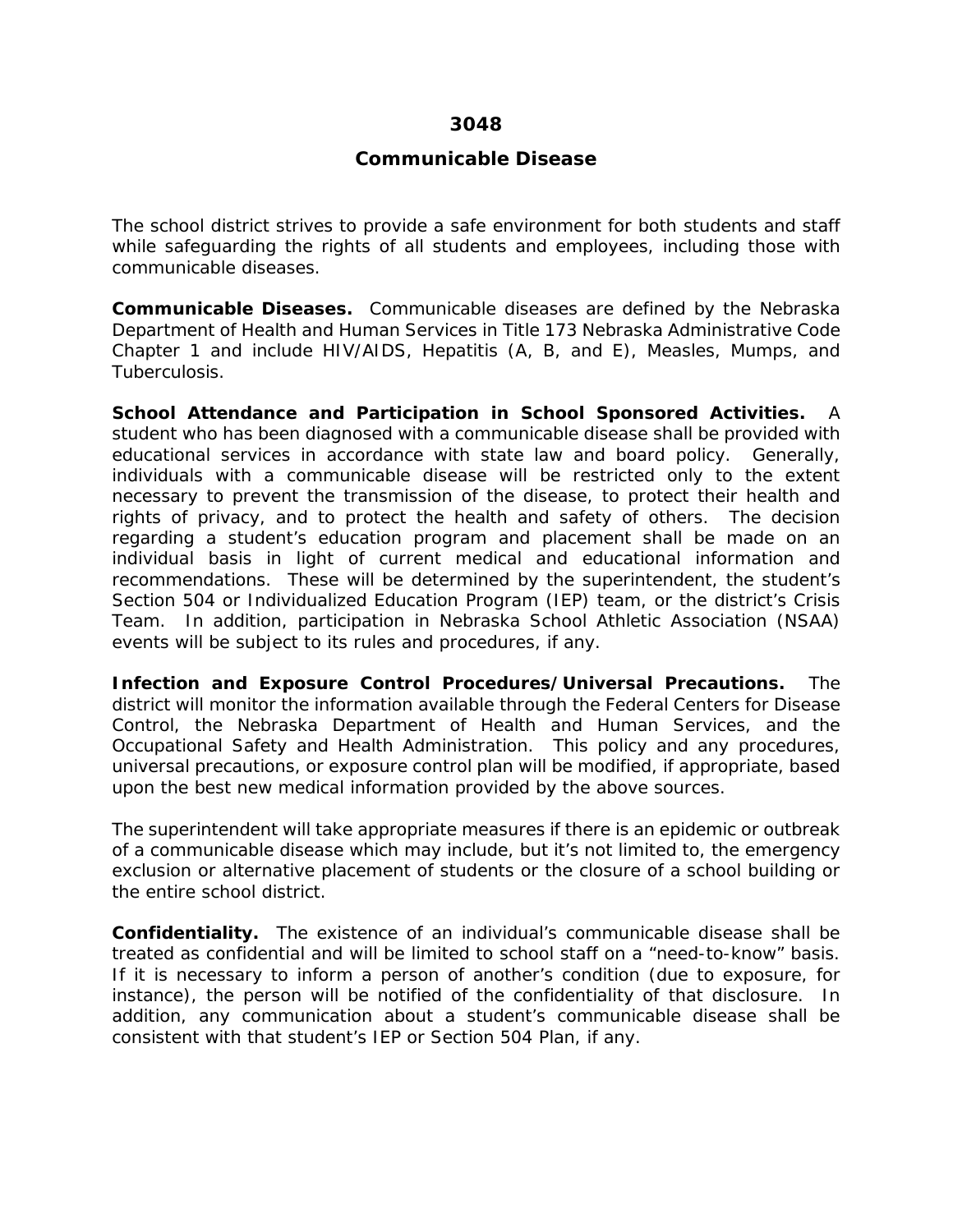# 3048

## Communicable Disease

The school district strives to provide a safe environment for both students and staff while safeguarding the rights of all students and employees, including those with communicable diseases.

**Communicable Diseases.** Communicable diseases are defined by the Nebraska Department of Health and Human Services in Title 173 Nebraska Administrative Code Chapter 1 and include HIV/AIDS, Hepatitis (A, B, and E), Measles, Mumps, and Tuberculosis.

**School Attendance and Participation in School Sponsored Activities.** A student who has been diagnosed with a communicable disease shall be provided with educational services in accordance with state law and board policy. Generally, individuals with a communicable disease will be restricted only to the extent necessary to prevent the transmission of the disease, to protect their health and rights of privacy, and to protect the health and safety of others. The decision regarding a student's education program and placement shall be made on an individual basis in light of current medical and educational information and recommendations. These will be determined by the superintendent, the student's Section 504 or Individualized Education Program (IEP) team, or the district's Crisis Team. In addition, participation in Nebraska School Athletic Association (NSAA) events will be subject to its rules and procedures, if any.

**Infection and Exposure Control Procedures/Universal Precautions.** The district will monitor the information available through the Federal Centers for Disease Control, the Nebraska Department of Health and Human Services, and the Occupational Safety and Health Administration. This policy and any procedures, universal precautions, or exposure control plan will be modified, if appropriate, based upon the best new medical information provided by the above sources.

The superintendent will take appropriate measures if there is an epidemic or outbreak of a communicable disease which may include, but it's not limited to, the emergency exclusion or alternative placement of students or the closure of a school building or the entire school district.

**Confidentiality.** The existence of an individual's communicable disease shall be treated as confidential and will be limited to school staff on a "need-to-know" basis. If it is necessary to inform a person of another's condition (due to exposure, for instance), the person will be notified of the confidentiality of that disclosure. In addition, any communication about a student's communicable disease shall be consistent with that student's IEP or Section 504 Plan, if any.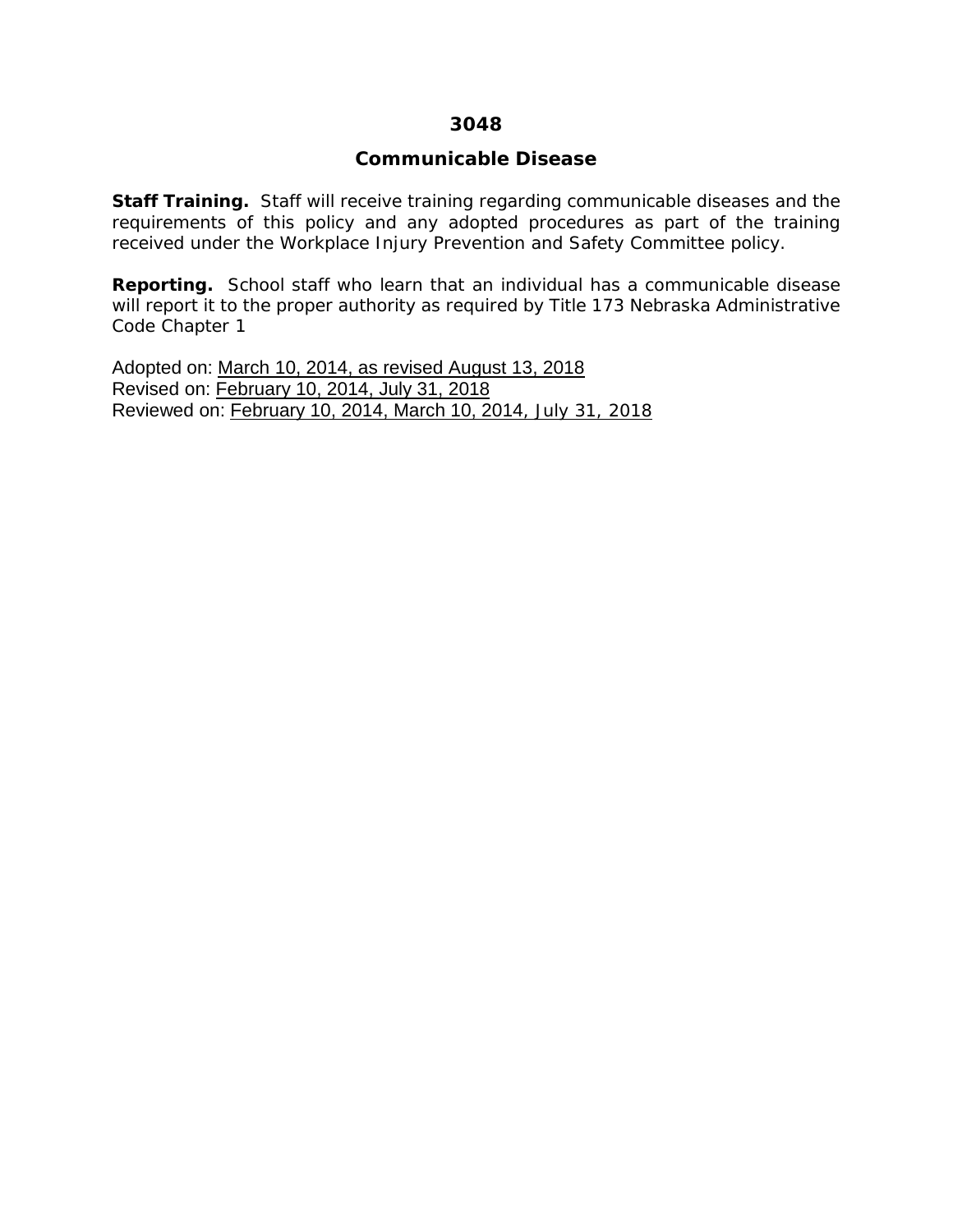# 3048

## Communicable Disease

**Staff Training.** Staff will receive training regarding communicable diseases and the requirements of this policy and any adopted procedures as part of the training received under the Workplace Injury Prevention and Safety Committee policy.

**Reporting.** School staff who learn that an individual has a communicable disease will report it to the proper authority as required by Title 173 Nebraska Administrative Code Chapter 1

Adopted on: March 10, 2014, as revised August 13, 2018
Revised on: February 10, 2014, July 31, 2018
Reviewed on: February 10, 2014, March 10, 2014, July 31, 2018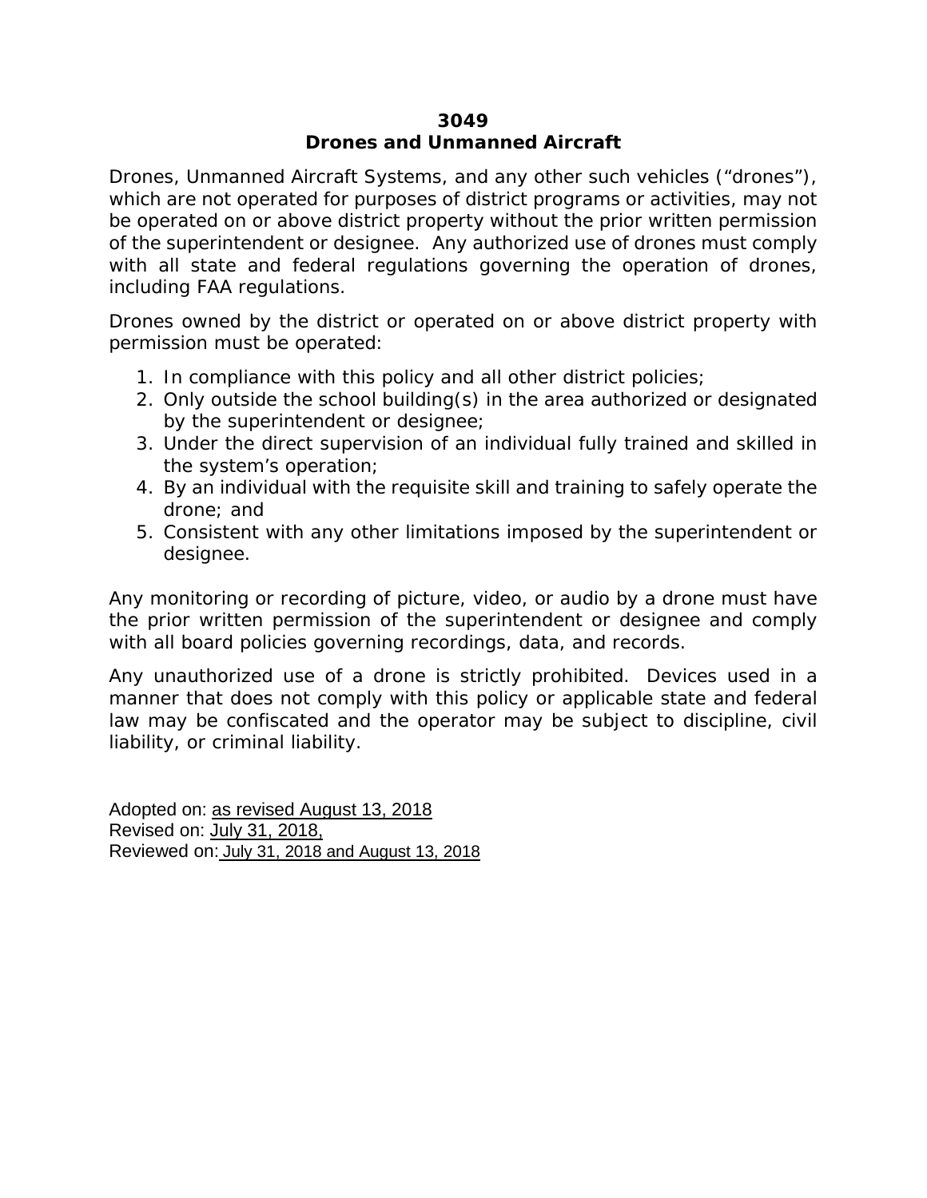# 3049
# Drones and Unmanned Aircraft

Drones, Unmanned Aircraft Systems, and any other such vehicles ("drones"), which are not operated for purposes of district programs or activities, may not be operated on or above district property without the prior written permission of the superintendent or designee. Any authorized use of drones must comply with all state and federal regulations governing the operation of drones, including FAA regulations.

Drones owned by the district or operated on or above district property with permission must be operated:

1. In compliance with this policy and all other district policies;
2. Only outside the school building(s) in the area authorized or designated by the superintendent or designee;
3. Under the direct supervision of an individual fully trained and skilled in the system's operation;
4. By an individual with the requisite skill and training to safely operate the drone; and
5. Consistent with any other limitations imposed by the superintendent or designee.

Any monitoring or recording of picture, video, or audio by a drone must have the prior written permission of the superintendent or designee and comply with all board policies governing recordings, data, and records.

Any unauthorized use of a drone is strictly prohibited. Devices used in a manner that does not comply with this policy or applicable state and federal law may be confiscated and the operator may be subject to discipline, civil liability, or criminal liability.

Adopted on: as revised August 13, 2018
Revised on: July 31, 2018,
Reviewed on: July 31, 2018 and August 13, 2018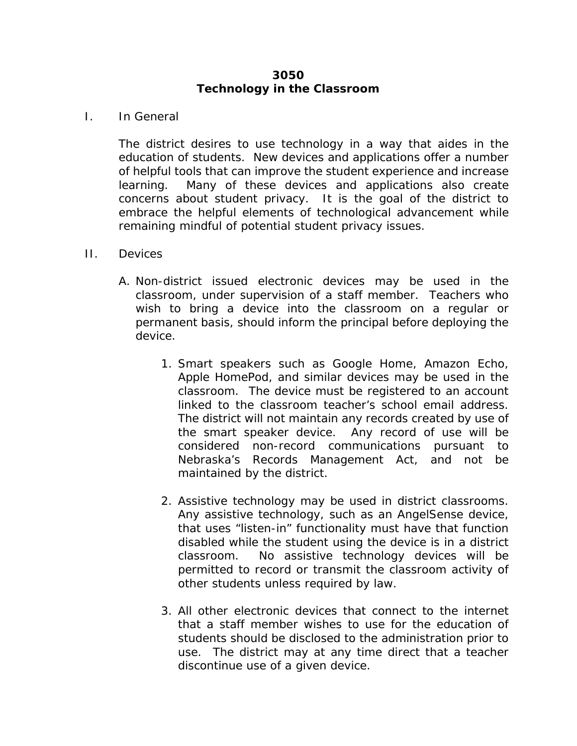# 3050
# Technology in the Classroom

I. In General

The district desires to use technology in a way that aides in the education of students. New devices and applications offer a number of helpful tools that can improve the student experience and increase learning. Many of these devices and applications also create concerns about student privacy. It is the goal of the district to embrace the helpful elements of technological advancement while remaining mindful of potential student privacy issues.

II. Devices

A. Non-district issued electronic devices may be used in the classroom, under supervision of a staff member. Teachers who wish to bring a device into the classroom on a regular or permanent basis, should inform the principal before deploying the device.

1. Smart speakers such as Google Home, Amazon Echo, Apple HomePod, and similar devices may be used in the classroom. The device must be registered to an account linked to the classroom teacher's school email address. The district will not maintain any records created by use of the smart speaker device. Any record of use will be considered non-record communications pursuant to Nebraska's Records Management Act, and not be maintained by the district.

2. Assistive technology may be used in district classrooms. Any assistive technology, such as an AngelSense device, that uses "listen-in" functionality must have that function disabled while the student using the device is in a district classroom. No assistive technology devices will be permitted to record or transmit the classroom activity of other students unless required by law.

3. All other electronic devices that connect to the internet that a staff member wishes to use for the education of students should be disclosed to the administration prior to use. The district may at any time direct that a teacher discontinue use of a given device.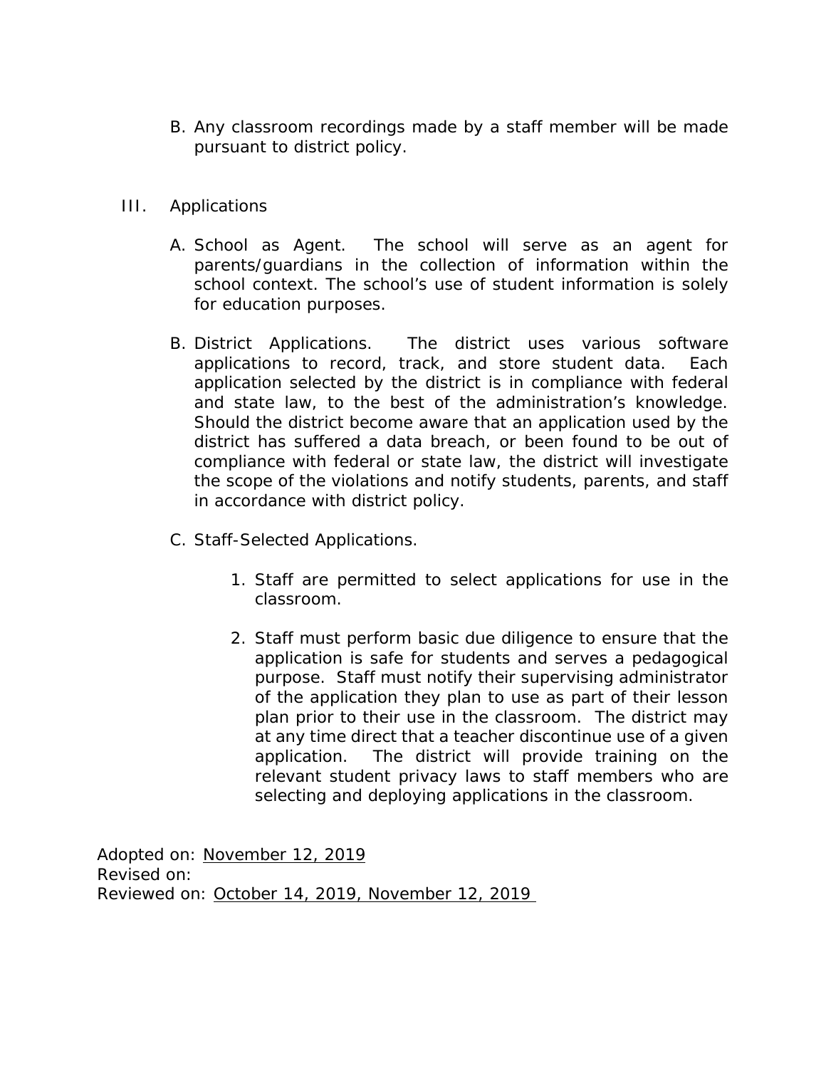B. Any classroom recordings made by a staff member will be made pursuant to district policy.

III. Applications

A. School as Agent. The school will serve as an agent for parents/guardians in the collection of information within the school context. The school's use of student information is solely for education purposes.

B. District Applications. The district uses various software applications to record, track, and store student data. Each application selected by the district is in compliance with federal and state law, to the best of the administration's knowledge. Should the district become aware that an application used by the district has suffered a data breach, or been found to be out of compliance with federal or state law, the district will investigate the scope of the violations and notify students, parents, and staff in accordance with district policy.

C. Staff-Selected Applications.

1. Staff are permitted to select applications for use in the classroom.

2. Staff must perform basic due diligence to ensure that the application is safe for students and serves a pedagogical purpose. Staff must notify their supervising administrator of the application they plan to use as part of their lesson plan prior to their use in the classroom. The district may at any time direct that a teacher discontinue use of a given application. The district will provide training on the relevant student privacy laws to staff members who are selecting and deploying applications in the classroom.

Adopted on: November 12, 2019
Revised on:
Reviewed on: October 14, 2019, November 12, 2019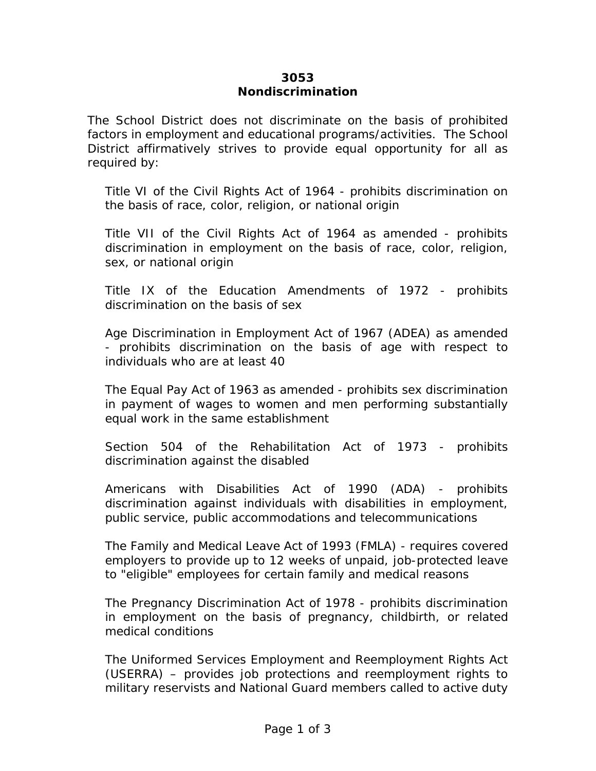# 3053
# Nondiscrimination

The School District does not discriminate on the basis of prohibited factors in employment and educational programs/activities. The School District affirmatively strives to provide equal opportunity for all as required by:

Title VI of the Civil Rights Act of 1964 - prohibits discrimination on the basis of race, color, religion, or national origin

Title VII of the Civil Rights Act of 1964 as amended - prohibits discrimination in employment on the basis of race, color, religion, sex, or national origin

Title IX of the Education Amendments of 1972 - prohibits discrimination on the basis of sex

Age Discrimination in Employment Act of 1967 (ADEA) as amended - prohibits discrimination on the basis of age with respect to individuals who are at least 40

The Equal Pay Act of 1963 as amended - prohibits sex discrimination in payment of wages to women and men performing substantially equal work in the same establishment

Section 504 of the Rehabilitation Act of 1973 - prohibits discrimination against the disabled

Americans with Disabilities Act of 1990 (ADA) - prohibits discrimination against individuals with disabilities in employment, public service, public accommodations and telecommunications

The Family and Medical Leave Act of 1993 (FMLA) - requires covered employers to provide up to 12 weeks of unpaid, job-protected leave to "eligible" employees for certain family and medical reasons

The Pregnancy Discrimination Act of 1978 - prohibits discrimination in employment on the basis of pregnancy, childbirth, or related medical conditions

The Uniformed Services Employment and Reemployment Rights Act (USERRA) – provides job protections and reemployment rights to military reservists and National Guard members called to active duty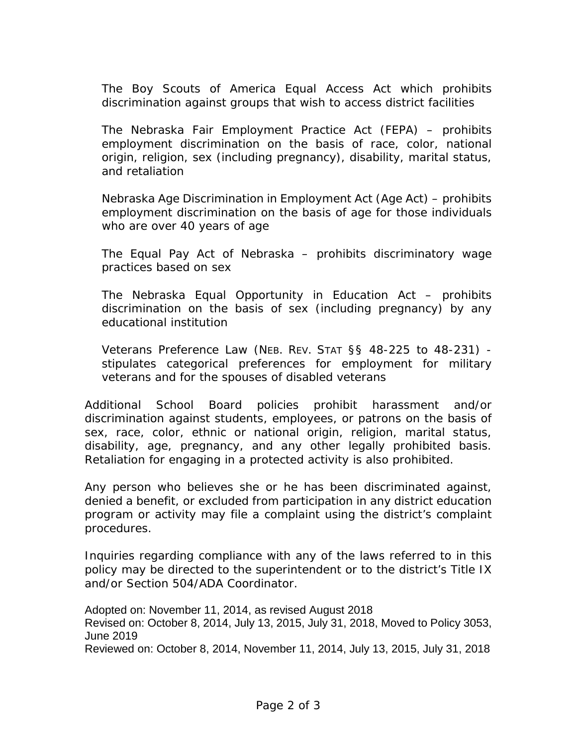The Boy Scouts of America Equal Access Act which prohibits discrimination against groups that wish to access district facilities

The Nebraska Fair Employment Practice Act (FEPA) – prohibits employment discrimination on the basis of race, color, national origin, religion, sex (including pregnancy), disability, marital status, and retaliation

Nebraska Age Discrimination in Employment Act (Age Act) – prohibits employment discrimination on the basis of age for those individuals who are over 40 years of age

The Equal Pay Act of Nebraska – prohibits discriminatory wage practices based on sex

The Nebraska Equal Opportunity in Education Act – prohibits discrimination on the basis of sex (including pregnancy) by any educational institution

Veterans Preference Law (NEB. REV. STAT §§ 48-225 to 48-231) - stipulates categorical preferences for employment for military veterans and for the spouses of disabled veterans

Additional School Board policies prohibit harassment and/or discrimination against students, employees, or patrons on the basis of sex, race, color, ethnic or national origin, religion, marital status, disability, age, pregnancy, and any other legally prohibited basis. Retaliation for engaging in a protected activity is also prohibited.

Any person who believes she or he has been discriminated against, denied a benefit, or excluded from participation in any district education program or activity may file a complaint using the district's complaint procedures.

Inquiries regarding compliance with any of the laws referred to in this policy may be directed to the superintendent or to the district's Title IX and/or Section 504/ADA Coordinator.

Adopted on: November 11, 2014, as revised August 2018
Revised on: October 8, 2014, July 13, 2015, July 31, 2018, Moved to Policy 3053, June 2019
Reviewed on: October 8, 2014, November 11, 2014, July 13, 2015, July 31, 2018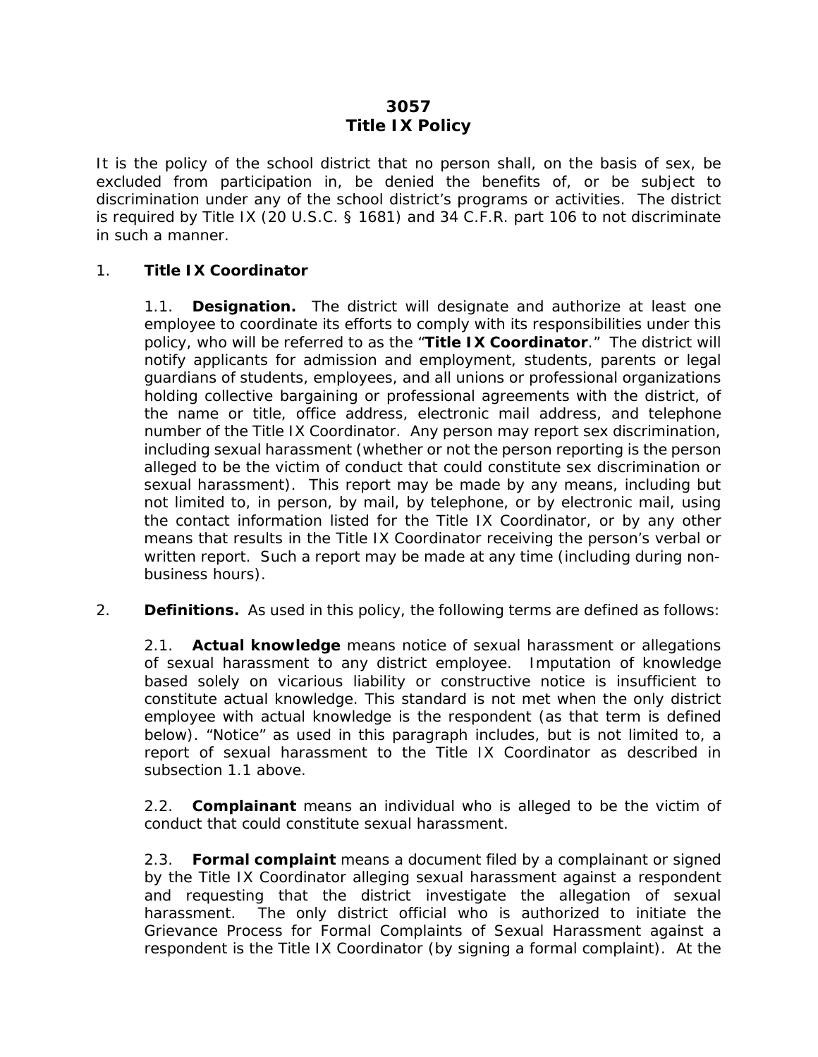# 3057
# Title IX Policy

It is the policy of the school district that no person shall, on the basis of sex, be excluded from participation in, be denied the benefits of, or be subject to discrimination under any of the school district's programs or activities. The district is required by Title IX (20 U.S.C. § 1681) and 34 C.F.R. part 106 to not discriminate in such a manner.

1. **Title IX Coordinator**

   1.1. **Designation.** The district will designate and authorize at least one employee to coordinate its efforts to comply with its responsibilities under this policy, who will be referred to as the "**Title IX Coordinator**." The district will notify applicants for admission and employment, students, parents or legal guardians of students, employees, and all unions or professional organizations holding collective bargaining or professional agreements with the district, of the name or title, office address, electronic mail address, and telephone number of the Title IX Coordinator. Any person may report sex discrimination, including sexual harassment (whether or not the person reporting is the person alleged to be the victim of conduct that could constitute sex discrimination or sexual harassment). This report may be made by any means, including but not limited to, in person, by mail, by telephone, or by electronic mail, using the contact information listed for the Title IX Coordinator, or by any other means that results in the Title IX Coordinator receiving the person's verbal or written report. Such a report may be made at any time (including during non-business hours).

2. **Definitions.** As used in this policy, the following terms are defined as follows:

   2.1. **Actual knowledge** means notice of sexual harassment or allegations of sexual harassment to any district employee. Imputation of knowledge based solely on vicarious liability or constructive notice is insufficient to constitute actual knowledge. This standard is not met when the only district employee with actual knowledge is the respondent (as that term is defined below). "Notice" as used in this paragraph includes, but is not limited to, a report of sexual harassment to the Title IX Coordinator as described in subsection 1.1 above.

   2.2. **Complainant** means an individual who is alleged to be the victim of conduct that could constitute sexual harassment.

   2.3. **Formal complaint** means a document filed by a complainant or signed by the Title IX Coordinator alleging sexual harassment against a respondent and requesting that the district investigate the allegation of sexual harassment. The only district official who is authorized to initiate the Grievance Process for Formal Complaints of Sexual Harassment against a respondent is the Title IX Coordinator (by signing a formal complaint). At the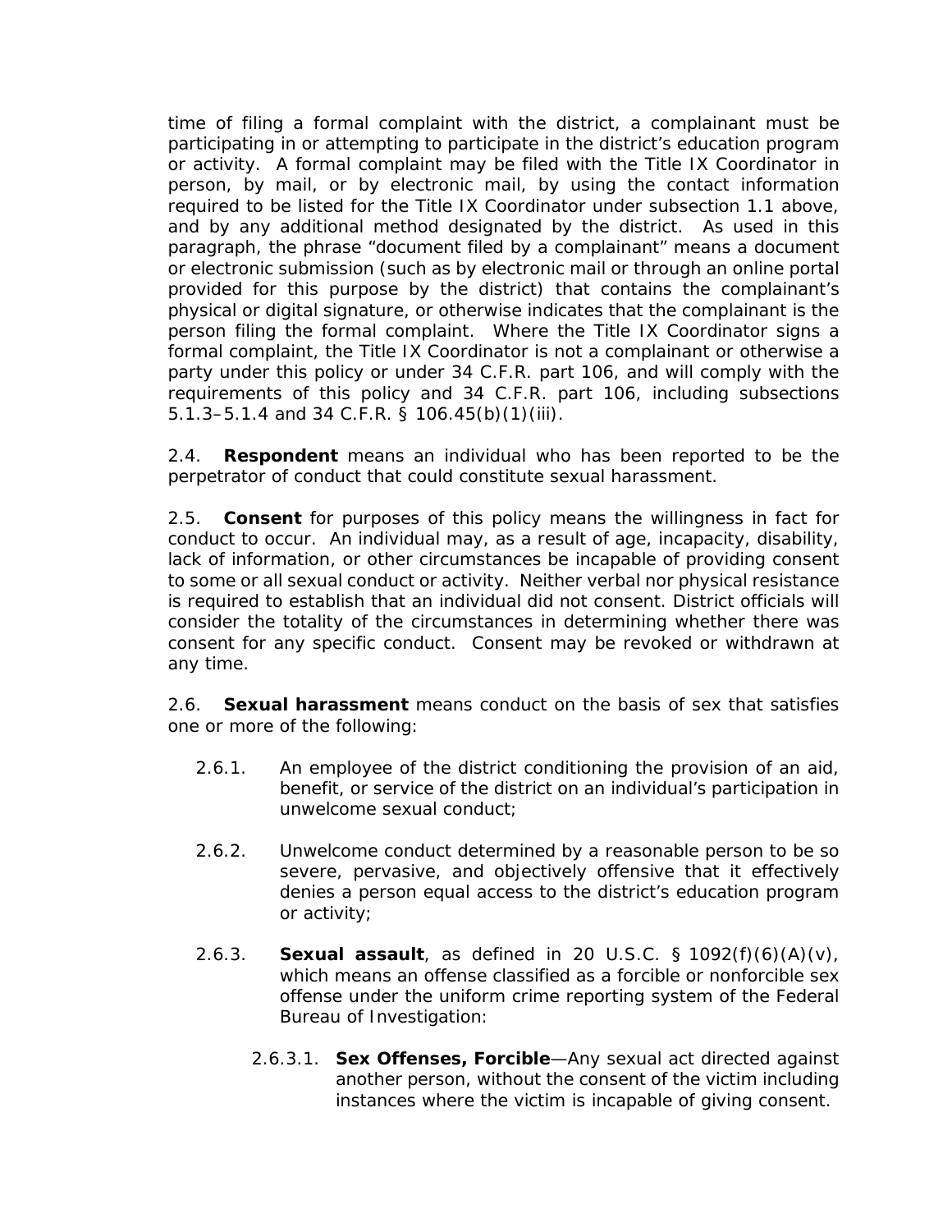time of filing a formal complaint with the district, a complainant must be participating in or attempting to participate in the district's education program or activity. A formal complaint may be filed with the Title IX Coordinator in person, by mail, or by electronic mail, by using the contact information required to be listed for the Title IX Coordinator under subsection 1.1 above, and by any additional method designated by the district. As used in this paragraph, the phrase "document filed by a complainant" means a document or electronic submission (such as by electronic mail or through an online portal provided for this purpose by the district) that contains the complainant's physical or digital signature, or otherwise indicates that the complainant is the person filing the formal complaint. Where the Title IX Coordinator signs a formal complaint, the Title IX Coordinator is not a complainant or otherwise a party under this policy or under 34 C.F.R. part 106, and will comply with the requirements of this policy and 34 C.F.R. part 106, including subsections 5.1.3–5.1.4 and 34 C.F.R. § 106.45(b)(1)(iii).

2.4. **Respondent** means an individual who has been reported to be the perpetrator of conduct that could constitute sexual harassment.

2.5. **Consent** for purposes of this policy means the willingness in fact for conduct to occur. An individual may, as a result of age, incapacity, disability, lack of information, or other circumstances be incapable of providing consent to some or all sexual conduct or activity. Neither verbal nor physical resistance is required to establish that an individual did not consent. District officials will consider the totality of the circumstances in determining whether there was consent for any specific conduct. Consent may be revoked or withdrawn at any time.

2.6. **Sexual harassment** means conduct on the basis of sex that satisfies one or more of the following:

- 2.6.1. An employee of the district conditioning the provision of an aid, benefit, or service of the district on an individual's participation in unwelcome sexual conduct;

- 2.6.2. Unwelcome conduct determined by a reasonable person to be so severe, pervasive, and objectively offensive that it effectively denies a person equal access to the district's education program or activity;

- 2.6.3. **Sexual assault**, as defined in 20 U.S.C. § 1092(f)(6)(A)(v), which means an offense classified as a forcible or nonforcible sex offense under the uniform crime reporting system of the Federal Bureau of Investigation:

  - 2.6.3.1. **Sex Offenses, Forcible**—Any sexual act directed against another person, without the consent of the victim including instances where the victim is incapable of giving consent.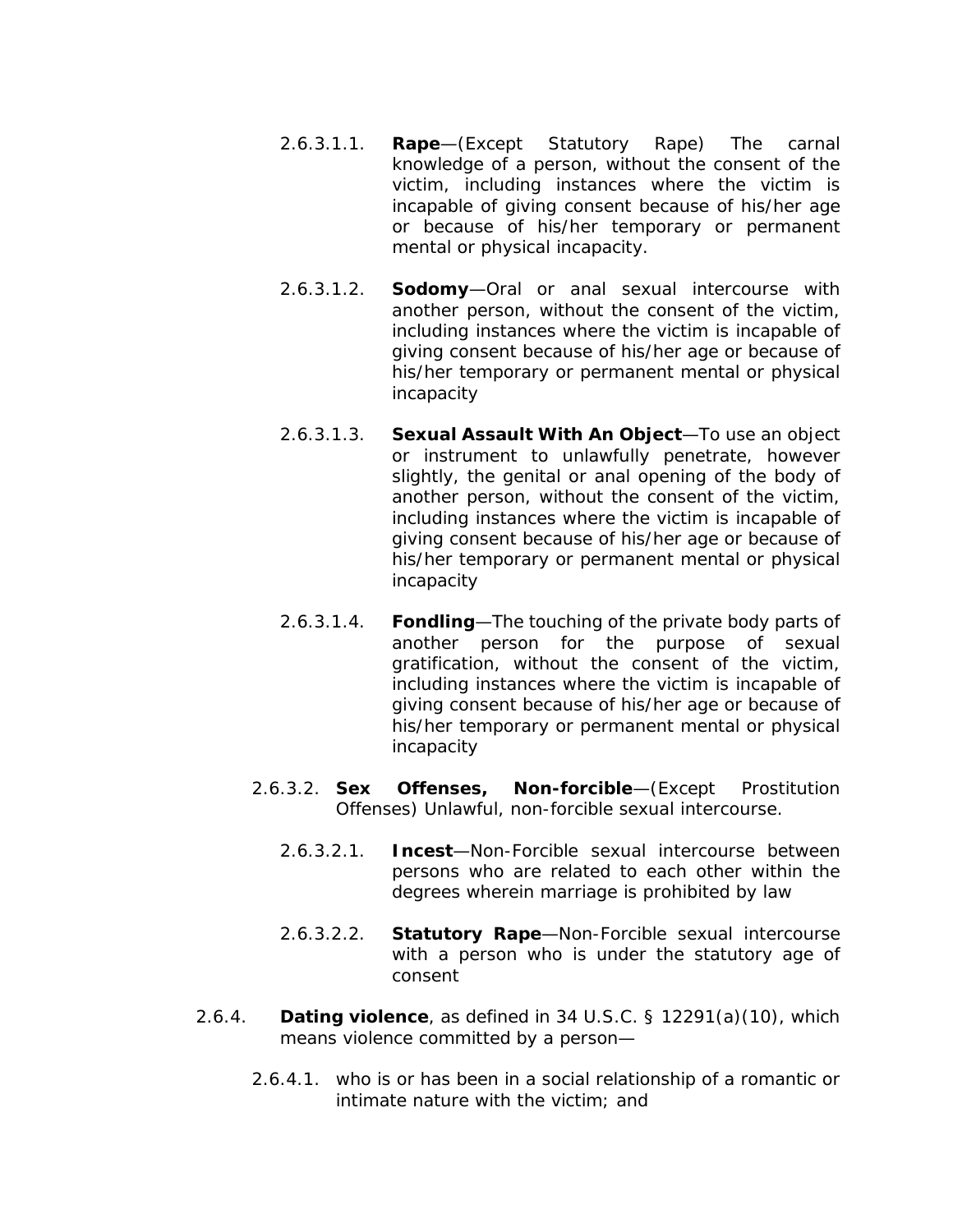2.6.3.1.1. **Rape**—(Except Statutory Rape) The carnal knowledge of a person, without the consent of the victim, including instances where the victim is incapable of giving consent because of his/her age or because of his/her temporary or permanent mental or physical incapacity.

2.6.3.1.2. **Sodomy**—Oral or anal sexual intercourse with another person, without the consent of the victim, including instances where the victim is incapable of giving consent because of his/her age or because of his/her temporary or permanent mental or physical incapacity

2.6.3.1.3. **Sexual Assault With An Object**—To use an object or instrument to unlawfully penetrate, however slightly, the genital or anal opening of the body of another person, without the consent of the victim, including instances where the victim is incapable of giving consent because of his/her age or because of his/her temporary or permanent mental or physical incapacity

2.6.3.1.4. **Fondling**—The touching of the private body parts of another person for the purpose of sexual gratification, without the consent of the victim, including instances where the victim is incapable of giving consent because of his/her age or because of his/her temporary or permanent mental or physical incapacity

2.6.3.2. **Sex Offenses, Non-forcible**—(Except Prostitution Offenses) Unlawful, non-forcible sexual intercourse.

2.6.3.2.1. **Incest**—Non-Forcible sexual intercourse between persons who are related to each other within the degrees wherein marriage is prohibited by law

2.6.3.2.2. **Statutory Rape**—Non-Forcible sexual intercourse with a person who is under the statutory age of consent

2.6.4. **Dating violence**, as defined in 34 U.S.C. § 12291(a)(10), which means violence committed by a person—

2.6.4.1. who is or has been in a social relationship of a romantic or intimate nature with the victim; and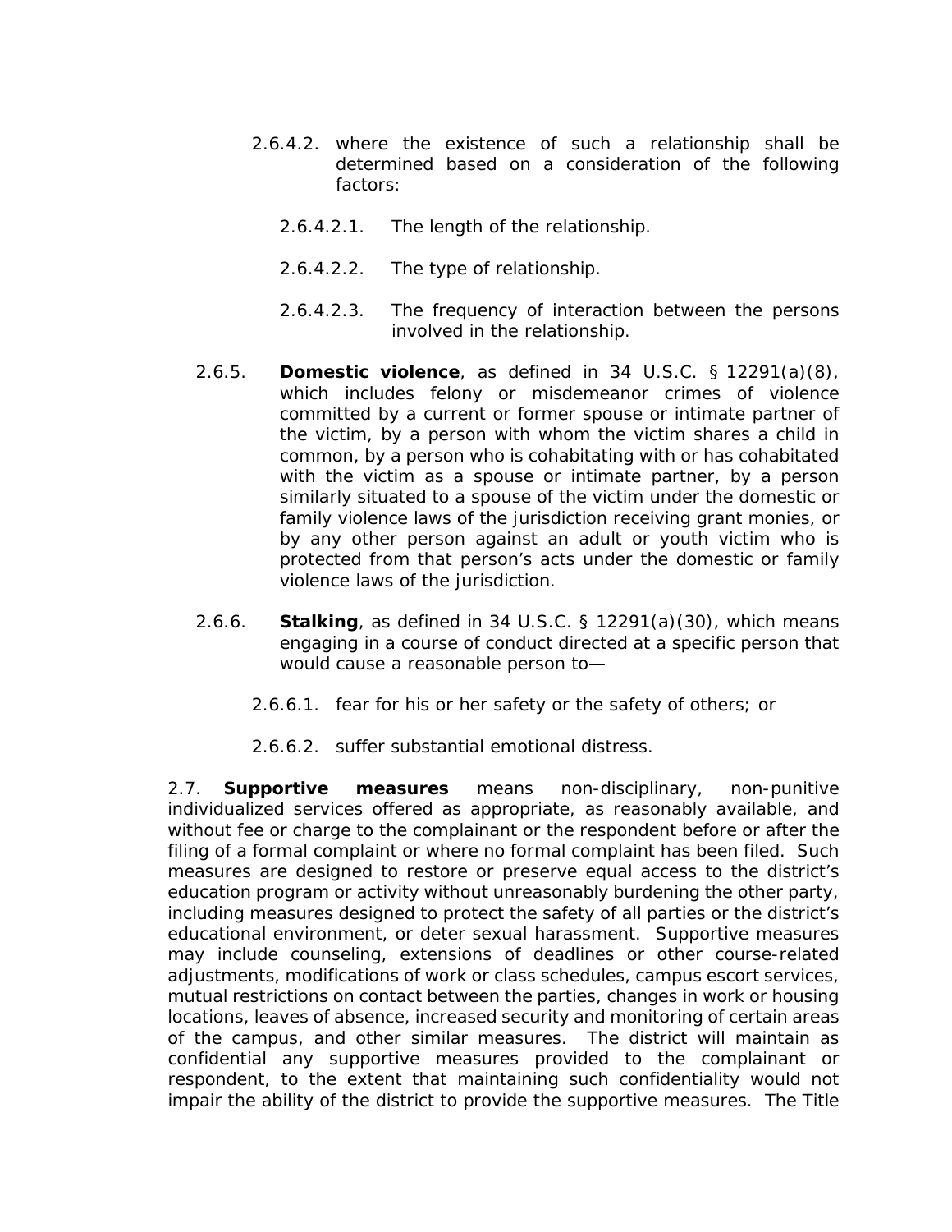2.6.4.2. where the existence of such a relationship shall be determined based on a consideration of the following factors:

2.6.4.2.1. The length of the relationship.

2.6.4.2.2. The type of relationship.

2.6.4.2.3. The frequency of interaction between the persons involved in the relationship.

2.6.5. **Domestic violence**, as defined in 34 U.S.C. § 12291(a)(8), which includes felony or misdemeanor crimes of violence committed by a current or former spouse or intimate partner of the victim, by a person with whom the victim shares a child in common, by a person who is cohabitating with or has cohabitated with the victim as a spouse or intimate partner, by a person similarly situated to a spouse of the victim under the domestic or family violence laws of the jurisdiction receiving grant monies, or by any other person against an adult or youth victim who is protected from that person's acts under the domestic or family violence laws of the jurisdiction.

2.6.6. **Stalking**, as defined in 34 U.S.C. § 12291(a)(30), which means engaging in a course of conduct directed at a specific person that would cause a reasonable person to—

2.6.6.1. fear for his or her safety or the safety of others; or

2.6.6.2. suffer substantial emotional distress.

2.7. **Supportive measures** means non-disciplinary, non-punitive individualized services offered as appropriate, as reasonably available, and without fee or charge to the complainant or the respondent before or after the filing of a formal complaint or where no formal complaint has been filed. Such measures are designed to restore or preserve equal access to the district's education program or activity without unreasonably burdening the other party, including measures designed to protect the safety of all parties or the district's educational environment, or deter sexual harassment. Supportive measures may include counseling, extensions of deadlines or other course-related adjustments, modifications of work or class schedules, campus escort services, mutual restrictions on contact between the parties, changes in work or housing locations, leaves of absence, increased security and monitoring of certain areas of the campus, and other similar measures. The district will maintain as confidential any supportive measures provided to the complainant or respondent, to the extent that maintaining such confidentiality would not impair the ability of the district to provide the supportive measures. The Title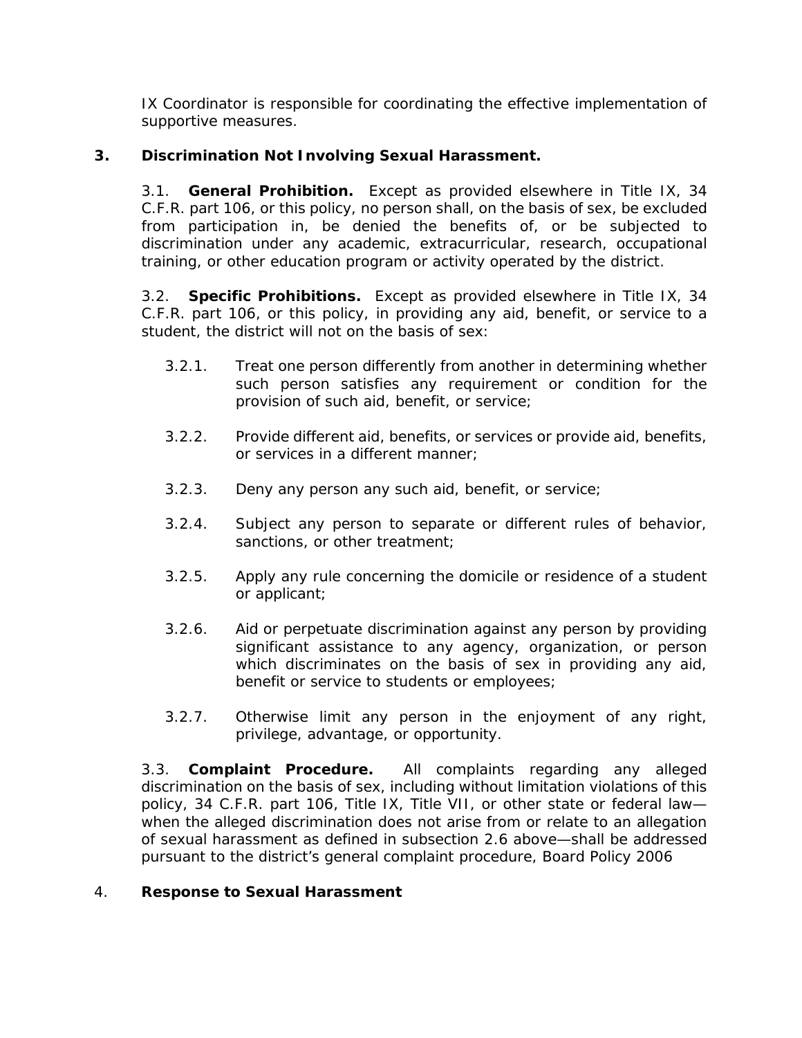IX Coordinator is responsible for coordinating the effective implementation of supportive measures.

## 3. Discrimination Not Involving Sexual Harassment.

3.1. **General Prohibition.** Except as provided elsewhere in Title IX, 34 C.F.R. part 106, or this policy, no person shall, on the basis of sex, be excluded from participation in, be denied the benefits of, or be subjected to discrimination under any academic, extracurricular, research, occupational training, or other education program or activity operated by the district.

3.2. **Specific Prohibitions.** Except as provided elsewhere in Title IX, 34 C.F.R. part 106, or this policy, in providing any aid, benefit, or service to a student, the district will not on the basis of sex:

3.2.1. Treat one person differently from another in determining whether such person satisfies any requirement or condition for the provision of such aid, benefit, or service;

3.2.2. Provide different aid, benefits, or services or provide aid, benefits, or services in a different manner;

3.2.3. Deny any person any such aid, benefit, or service;

3.2.4. Subject any person to separate or different rules of behavior, sanctions, or other treatment;

3.2.5. Apply any rule concerning the domicile or residence of a student or applicant;

3.2.6. Aid or perpetuate discrimination against any person by providing significant assistance to any agency, organization, or person which discriminates on the basis of sex in providing any aid, benefit or service to students or employees;

3.2.7. Otherwise limit any person in the enjoyment of any right, privilege, advantage, or opportunity.

3.3. **Complaint Procedure.** All complaints regarding any alleged discrimination on the basis of sex, including without limitation violations of this policy, 34 C.F.R. part 106, Title IX, Title VII, or other state or federal law—when the alleged discrimination does not arise from or relate to an allegation of sexual harassment as defined in subsection 2.6 above—shall be addressed pursuant to the district's general complaint procedure, Board Policy 2006

## 4. Response to Sexual Harassment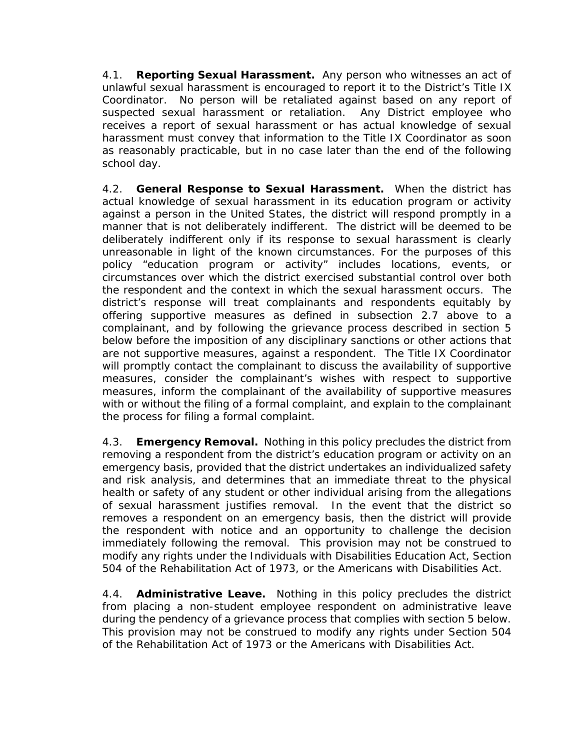4.1. **Reporting Sexual Harassment.** Any person who witnesses an act of unlawful sexual harassment is encouraged to report it to the District's Title IX Coordinator. No person will be retaliated against based on any report of suspected sexual harassment or retaliation. Any District employee who receives a report of sexual harassment or has actual knowledge of sexual harassment must convey that information to the Title IX Coordinator as soon as reasonably practicable, but in no case later than the end of the following school day.

4.2. **General Response to Sexual Harassment.** When the district has actual knowledge of sexual harassment in its education program or activity against a person in the United States, the district will respond promptly in a manner that is not deliberately indifferent. The district will be deemed to be deliberately indifferent only if its response to sexual harassment is clearly unreasonable in light of the known circumstances. For the purposes of this policy "education program or activity" includes locations, events, or circumstances over which the district exercised substantial control over both the respondent and the context in which the sexual harassment occurs. The district's response will treat complainants and respondents equitably by offering supportive measures as defined in subsection 2.7 above to a complainant, and by following the grievance process described in section 5 below before the imposition of any disciplinary sanctions or other actions that are not supportive measures, against a respondent. The Title IX Coordinator will promptly contact the complainant to discuss the availability of supportive measures, consider the complainant's wishes with respect to supportive measures, inform the complainant of the availability of supportive measures with or without the filing of a formal complaint, and explain to the complainant the process for filing a formal complaint.

4.3. **Emergency Removal.** Nothing in this policy precludes the district from removing a respondent from the district's education program or activity on an emergency basis, provided that the district undertakes an individualized safety and risk analysis, and determines that an immediate threat to the physical health or safety of any student or other individual arising from the allegations of sexual harassment justifies removal. In the event that the district so removes a respondent on an emergency basis, then the district will provide the respondent with notice and an opportunity to challenge the decision immediately following the removal. This provision may not be construed to modify any rights under the Individuals with Disabilities Education Act, Section 504 of the Rehabilitation Act of 1973, or the Americans with Disabilities Act.

4.4. **Administrative Leave.** Nothing in this policy precludes the district from placing a non-student employee respondent on administrative leave during the pendency of a grievance process that complies with section 5 below. This provision may not be construed to modify any rights under Section 504 of the Rehabilitation Act of 1973 or the Americans with Disabilities Act.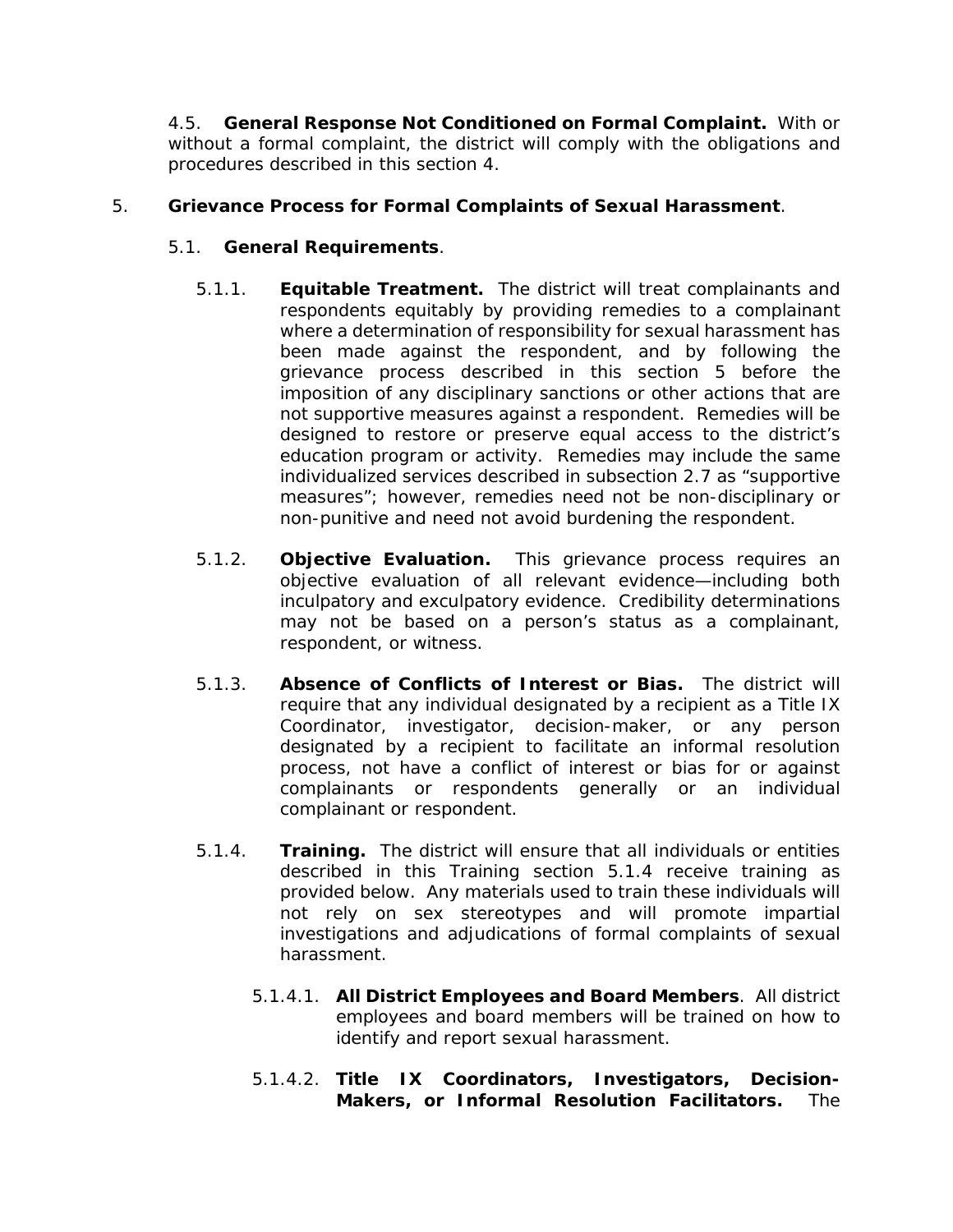4.5. **General Response Not Conditioned on Formal Complaint.** With or without a formal complaint, the district will comply with the obligations and procedures described in this section 4.

5. **Grievance Process for Formal Complaints of Sexual Harassment**.

5.1. **General Requirements**.

5.1.1. **Equitable Treatment.** The district will treat complainants and respondents equitably by providing remedies to a complainant where a determination of responsibility for sexual harassment has been made against the respondent, and by following the grievance process described in this section 5 before the imposition of any disciplinary sanctions or other actions that are not supportive measures against a respondent. Remedies will be designed to restore or preserve equal access to the district's education program or activity. Remedies may include the same individualized services described in subsection 2.7 as "supportive measures"; however, remedies need not be non-disciplinary or non-punitive and need not avoid burdening the respondent.

5.1.2. **Objective Evaluation.** This grievance process requires an objective evaluation of all relevant evidence—including both inculpatory and exculpatory evidence. Credibility determinations may not be based on a person's status as a complainant, respondent, or witness.

5.1.3. **Absence of Conflicts of Interest or Bias.** The district will require that any individual designated by a recipient as a Title IX Coordinator, investigator, decision-maker, or any person designated by a recipient to facilitate an informal resolution process, not have a conflict of interest or bias for or against complainants or respondents generally or an individual complainant or respondent.

5.1.4. **Training.** The district will ensure that all individuals or entities described in this Training section 5.1.4 receive training as provided below. Any materials used to train these individuals will not rely on sex stereotypes and will promote impartial investigations and adjudications of formal complaints of sexual harassment.

5.1.4.1. **All District Employees and Board Members**. All district employees and board members will be trained on how to identify and report sexual harassment.

5.1.4.2. **Title IX Coordinators, Investigators, Decision-Makers, or Informal Resolution Facilitators.** The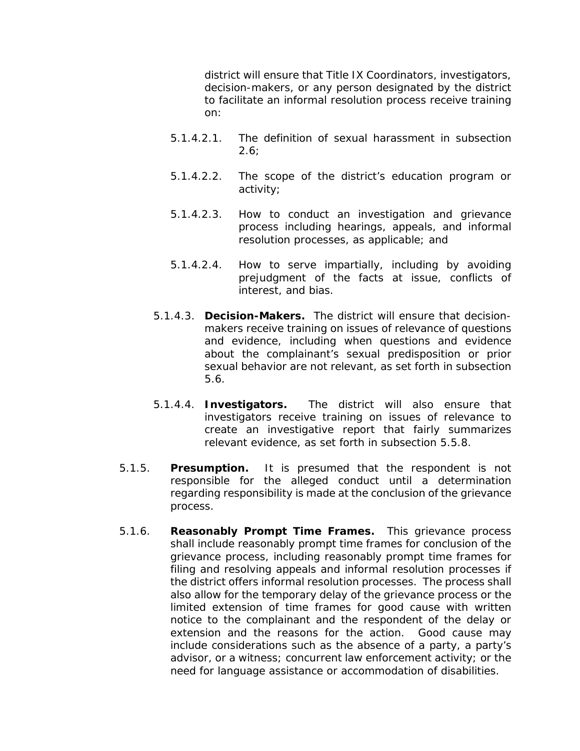district will ensure that Title IX Coordinators, investigators, decision-makers, or any person designated by the district to facilitate an informal resolution process receive training on:

5.1.4.2.1. The definition of sexual harassment in subsection 2.6;

5.1.4.2.2. The scope of the district's education program or activity;

5.1.4.2.3. How to conduct an investigation and grievance process including hearings, appeals, and informal resolution processes, as applicable; and

5.1.4.2.4. How to serve impartially, including by avoiding prejudgment of the facts at issue, conflicts of interest, and bias.

5.1.4.3. **Decision-Makers.** The district will ensure that decision-makers receive training on issues of relevance of questions and evidence, including when questions and evidence about the complainant's sexual predisposition or prior sexual behavior are not relevant, as set forth in subsection 5.6.

5.1.4.4. **Investigators.** The district will also ensure that investigators receive training on issues of relevance to create an investigative report that fairly summarizes relevant evidence, as set forth in subsection 5.5.8.

5.1.5. **Presumption.** It is presumed that the respondent is not responsible for the alleged conduct until a determination regarding responsibility is made at the conclusion of the grievance process.

5.1.6. **Reasonably Prompt Time Frames.** This grievance process shall include reasonably prompt time frames for conclusion of the grievance process, including reasonably prompt time frames for filing and resolving appeals and informal resolution processes if the district offers informal resolution processes. The process shall also allow for the temporary delay of the grievance process or the limited extension of time frames for good cause with written notice to the complainant and the respondent of the delay or extension and the reasons for the action. Good cause may include considerations such as the absence of a party, a party's advisor, or a witness; concurrent law enforcement activity; or the need for language assistance or accommodation of disabilities.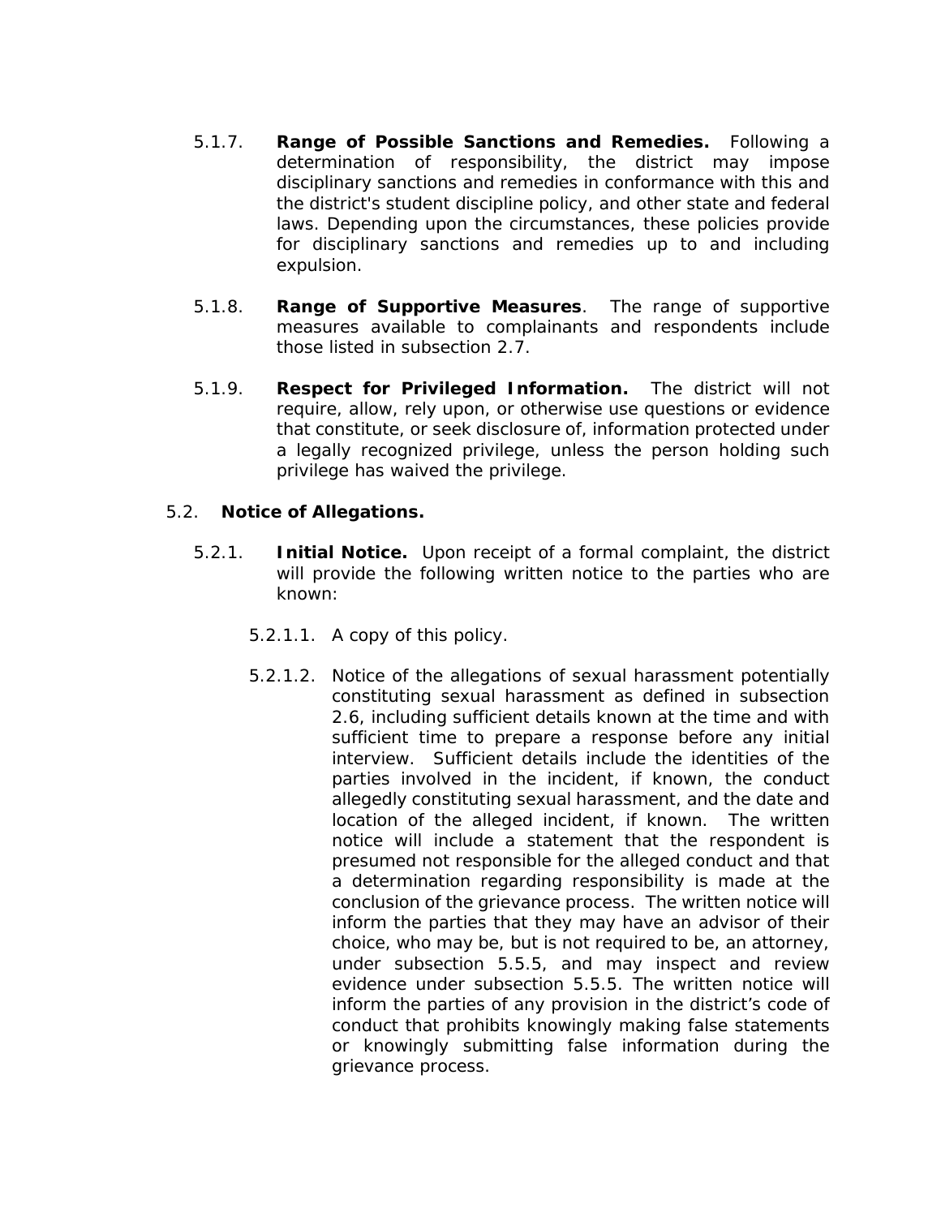5.1.7. **Range of Possible Sanctions and Remedies.** Following a determination of responsibility, the district may impose disciplinary sanctions and remedies in conformance with this and the district's student discipline policy, and other state and federal laws. Depending upon the circumstances, these policies provide for disciplinary sanctions and remedies up to and including expulsion.

5.1.8. **Range of Supportive Measures**. The range of supportive measures available to complainants and respondents include those listed in subsection 2.7.

5.1.9. **Respect for Privileged Information.** The district will not require, allow, rely upon, or otherwise use questions or evidence that constitute, or seek disclosure of, information protected under a legally recognized privilege, unless the person holding such privilege has waived the privilege.

5.2. **Notice of Allegations.**

5.2.1. **Initial Notice.** Upon receipt of a formal complaint, the district will provide the following written notice to the parties who are known:

5.2.1.1. A copy of this policy.

5.2.1.2. Notice of the allegations of sexual harassment potentially constituting sexual harassment as defined in subsection 2.6, including sufficient details known at the time and with sufficient time to prepare a response before any initial interview. Sufficient details include the identities of the parties involved in the incident, if known, the conduct allegedly constituting sexual harassment, and the date and location of the alleged incident, if known. The written notice will include a statement that the respondent is presumed not responsible for the alleged conduct and that a determination regarding responsibility is made at the conclusion of the grievance process. The written notice will inform the parties that they may have an advisor of their choice, who may be, but is not required to be, an attorney, under subsection 5.5.5, and may inspect and review evidence under subsection 5.5.5. The written notice will inform the parties of any provision in the district's code of conduct that prohibits knowingly making false statements or knowingly submitting false information during the grievance process.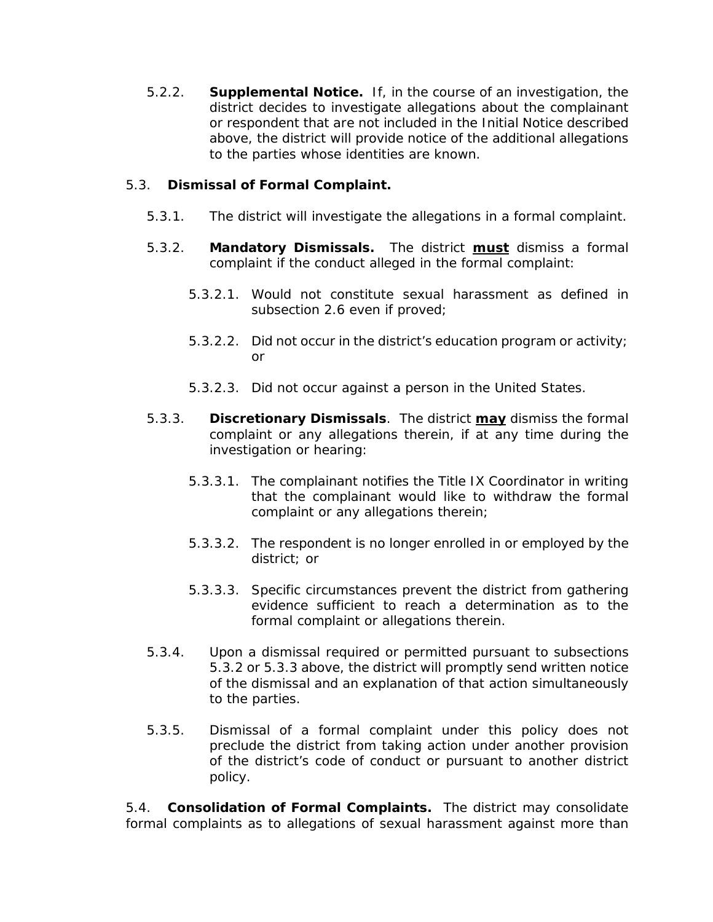5.2.2. **Supplemental Notice.** If, in the course of an investigation, the district decides to investigate allegations about the complainant or respondent that are not included in the Initial Notice described above, the district will provide notice of the additional allegations to the parties whose identities are known.

5.3. **Dismissal of Formal Complaint.**

5.3.1. The district will investigate the allegations in a formal complaint.

5.3.2. **Mandatory Dismissals.** The district <u>**must**</u> dismiss a formal complaint if the conduct alleged in the formal complaint:

5.3.2.1. Would not constitute sexual harassment as defined in subsection 2.6 even if proved;

5.3.2.2. Did not occur in the district's education program or activity; or

5.3.2.3. Did not occur against a person in the United States.

5.3.3. **Discretionary Dismissals**. The district <u>**may**</u> dismiss the formal complaint or any allegations therein, if at any time during the investigation or hearing:

5.3.3.1. The complainant notifies the Title IX Coordinator in writing that the complainant would like to withdraw the formal complaint or any allegations therein;

5.3.3.2. The respondent is no longer enrolled in or employed by the district; or

5.3.3.3. Specific circumstances prevent the district from gathering evidence sufficient to reach a determination as to the formal complaint or allegations therein.

5.3.4. Upon a dismissal required or permitted pursuant to subsections 5.3.2 or 5.3.3 above, the district will promptly send written notice of the dismissal and an explanation of that action simultaneously to the parties.

5.3.5. Dismissal of a formal complaint under this policy does not preclude the district from taking action under another provision of the district's code of conduct or pursuant to another district policy.

5.4. **Consolidation of Formal Complaints.** The district may consolidate formal complaints as to allegations of sexual harassment against more than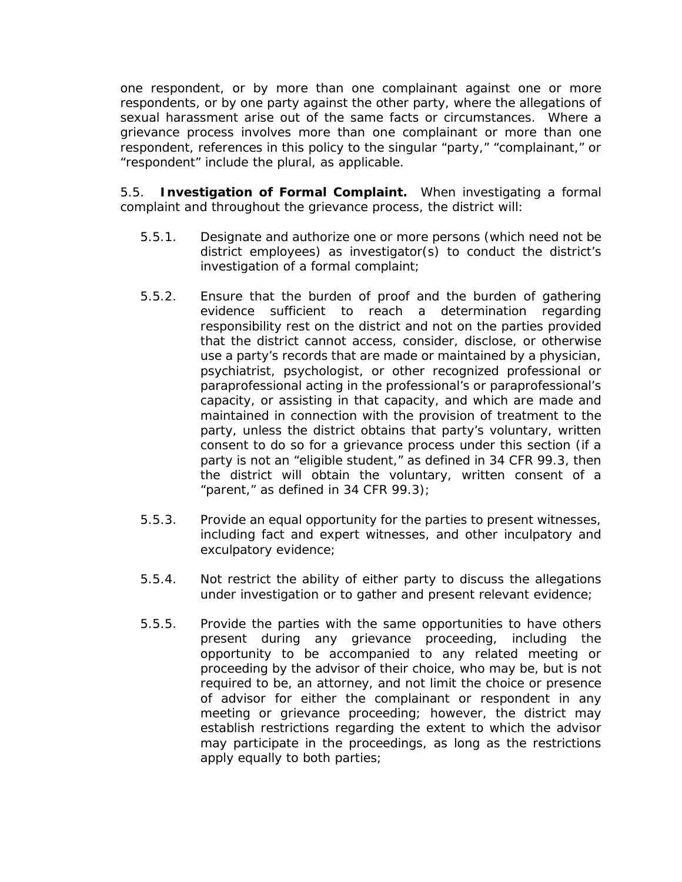one respondent, or by more than one complainant against one or more respondents, or by one party against the other party, where the allegations of sexual harassment arise out of the same facts or circumstances. Where a grievance process involves more than one complainant or more than one respondent, references in this policy to the singular "party," "complainant," or "respondent" include the plural, as applicable.

5.5. **Investigation of Formal Complaint.** When investigating a formal complaint and throughout the grievance process, the district will:

5.5.1. Designate and authorize one or more persons (which need not be district employees) as investigator(s) to conduct the district's investigation of a formal complaint;

5.5.2. Ensure that the burden of proof and the burden of gathering evidence sufficient to reach a determination regarding responsibility rest on the district and not on the parties provided that the district cannot access, consider, disclose, or otherwise use a party's records that are made or maintained by a physician, psychiatrist, psychologist, or other recognized professional or paraprofessional acting in the professional's or paraprofessional's capacity, or assisting in that capacity, and which are made and maintained in connection with the provision of treatment to the party, unless the district obtains that party's voluntary, written consent to do so for a grievance process under this section (if a party is not an "eligible student," as defined in 34 CFR 99.3, then the district will obtain the voluntary, written consent of a "parent," as defined in 34 CFR 99.3);

5.5.3. Provide an equal opportunity for the parties to present witnesses, including fact and expert witnesses, and other inculpatory and exculpatory evidence;

5.5.4. Not restrict the ability of either party to discuss the allegations under investigation or to gather and present relevant evidence;

5.5.5. Provide the parties with the same opportunities to have others present during any grievance proceeding, including the opportunity to be accompanied to any related meeting or proceeding by the advisor of their choice, who may be, but is not required to be, an attorney, and not limit the choice or presence of advisor for either the complainant or respondent in any meeting or grievance proceeding; however, the district may establish restrictions regarding the extent to which the advisor may participate in the proceedings, as long as the restrictions apply equally to both parties;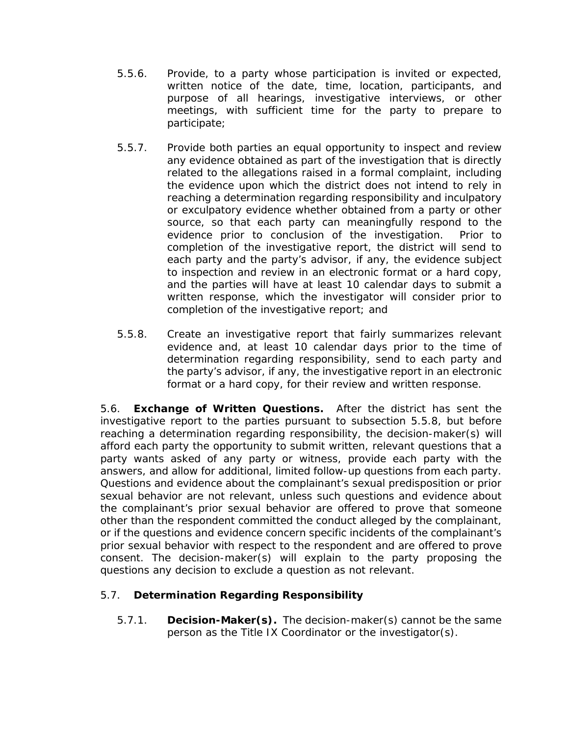5.5.6. Provide, to a party whose participation is invited or expected, written notice of the date, time, location, participants, and purpose of all hearings, investigative interviews, or other meetings, with sufficient time for the party to prepare to participate;

5.5.7. Provide both parties an equal opportunity to inspect and review any evidence obtained as part of the investigation that is directly related to the allegations raised in a formal complaint, including the evidence upon which the district does not intend to rely in reaching a determination regarding responsibility and inculpatory or exculpatory evidence whether obtained from a party or other source, so that each party can meaningfully respond to the evidence prior to conclusion of the investigation. Prior to completion of the investigative report, the district will send to each party and the party's advisor, if any, the evidence subject to inspection and review in an electronic format or a hard copy, and the parties will have at least 10 calendar days to submit a written response, which the investigator will consider prior to completion of the investigative report; and

5.5.8. Create an investigative report that fairly summarizes relevant evidence and, at least 10 calendar days prior to the time of determination regarding responsibility, send to each party and the party's advisor, if any, the investigative report in an electronic format or a hard copy, for their review and written response.

5.6. **Exchange of Written Questions.** After the district has sent the investigative report to the parties pursuant to subsection 5.5.8, but before reaching a determination regarding responsibility, the decision-maker(s) will afford each party the opportunity to submit written, relevant questions that a party wants asked of any party or witness, provide each party with the answers, and allow for additional, limited follow-up questions from each party. Questions and evidence about the complainant's sexual predisposition or prior sexual behavior are not relevant, unless such questions and evidence about the complainant's prior sexual behavior are offered to prove that someone other than the respondent committed the conduct alleged by the complainant, or if the questions and evidence concern specific incidents of the complainant's prior sexual behavior with respect to the respondent and are offered to prove consent. The decision-maker(s) will explain to the party proposing the questions any decision to exclude a question as not relevant.

5.7. **Determination Regarding Responsibility**

5.7.1. **Decision-Maker(s).** The decision-maker(s) cannot be the same person as the Title IX Coordinator or the investigator(s).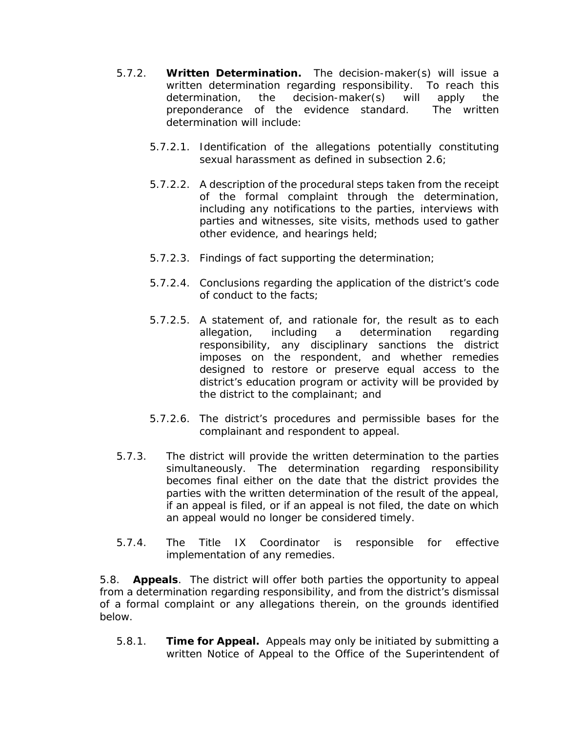5.7.2. **Written Determination.** The decision-maker(s) will issue a written determination regarding responsibility. To reach this determination, the decision-maker(s) will apply the preponderance of the evidence standard. The written determination will include:

5.7.2.1. Identification of the allegations potentially constituting sexual harassment as defined in subsection 2.6;

5.7.2.2. A description of the procedural steps taken from the receipt of the formal complaint through the determination, including any notifications to the parties, interviews with parties and witnesses, site visits, methods used to gather other evidence, and hearings held;

5.7.2.3. Findings of fact supporting the determination;

5.7.2.4. Conclusions regarding the application of the district's code of conduct to the facts;

5.7.2.5. A statement of, and rationale for, the result as to each allegation, including a determination regarding responsibility, any disciplinary sanctions the district imposes on the respondent, and whether remedies designed to restore or preserve equal access to the district's education program or activity will be provided by the district to the complainant; and

5.7.2.6. The district's procedures and permissible bases for the complainant and respondent to appeal.

5.7.3. The district will provide the written determination to the parties simultaneously. The determination regarding responsibility becomes final either on the date that the district provides the parties with the written determination of the result of the appeal, if an appeal is filed, or if an appeal is not filed, the date on which an appeal would no longer be considered timely.

5.7.4. The Title IX Coordinator is responsible for effective implementation of any remedies.

5.8. **Appeals**. The district will offer both parties the opportunity to appeal from a determination regarding responsibility, and from the district's dismissal of a formal complaint or any allegations therein, on the grounds identified below.

5.8.1. **Time for Appeal.** Appeals may only be initiated by submitting a written Notice of Appeal to the Office of the Superintendent of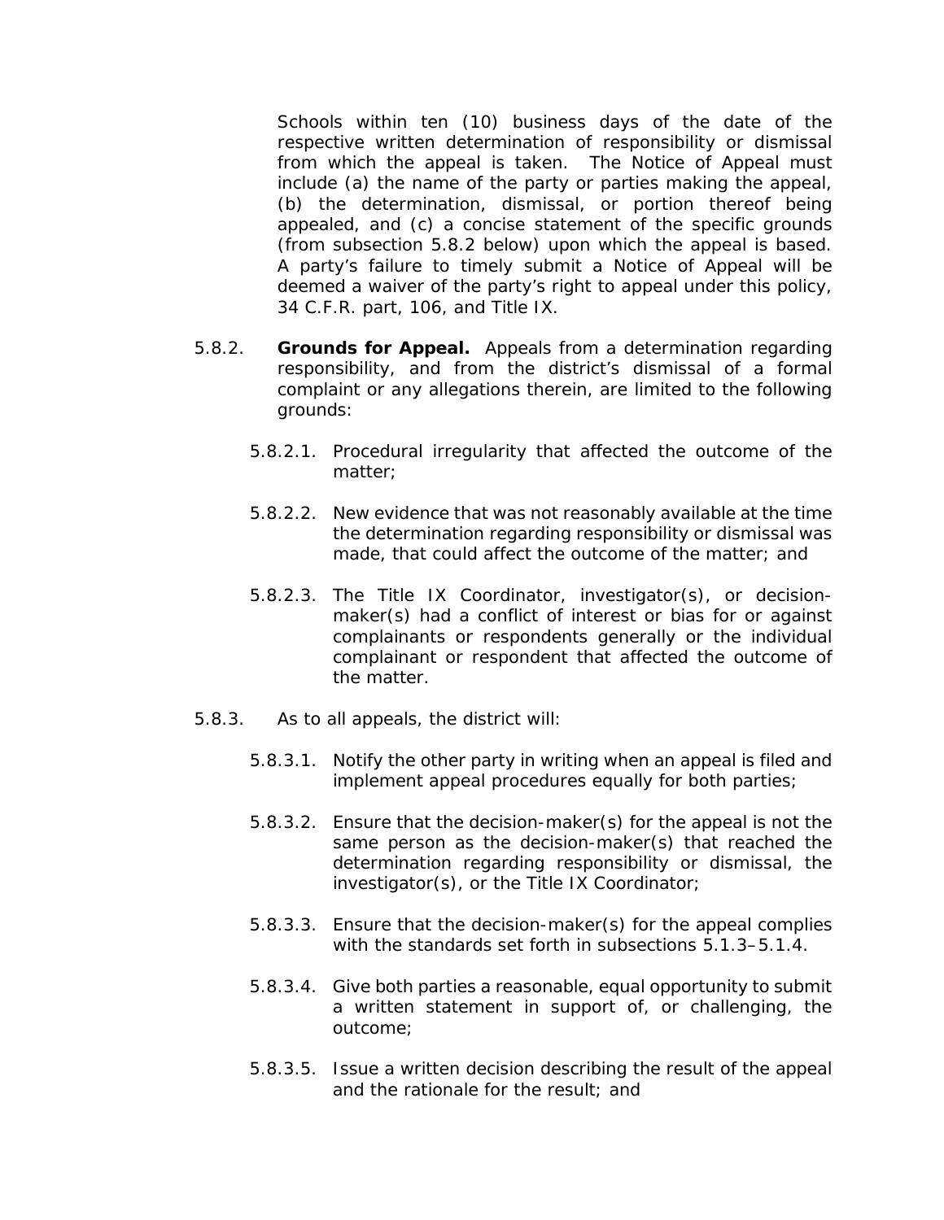Schools within ten (10) business days of the date of the respective written determination of responsibility or dismissal from which the appeal is taken. The Notice of Appeal must include (a) the name of the party or parties making the appeal, (b) the determination, dismissal, or portion thereof being appealed, and (c) a concise statement of the specific grounds (from subsection 5.8.2 below) upon which the appeal is based. A party's failure to timely submit a Notice of Appeal will be deemed a waiver of the party's right to appeal under this policy, 34 C.F.R. part, 106, and Title IX.

5.8.2. **Grounds for Appeal.** Appeals from a determination regarding responsibility, and from the district's dismissal of a formal complaint or any allegations therein, are limited to the following grounds:

5.8.2.1. Procedural irregularity that affected the outcome of the matter;

5.8.2.2. New evidence that was not reasonably available at the time the determination regarding responsibility or dismissal was made, that could affect the outcome of the matter; and

5.8.2.3. The Title IX Coordinator, investigator(s), or decision-maker(s) had a conflict of interest or bias for or against complainants or respondents generally or the individual complainant or respondent that affected the outcome of the matter.

5.8.3. As to all appeals, the district will:

5.8.3.1. Notify the other party in writing when an appeal is filed and implement appeal procedures equally for both parties;

5.8.3.2. Ensure that the decision-maker(s) for the appeal is not the same person as the decision-maker(s) that reached the determination regarding responsibility or dismissal, the investigator(s), or the Title IX Coordinator;

5.8.3.3. Ensure that the decision-maker(s) for the appeal complies with the standards set forth in subsections 5.1.3–5.1.4.

5.8.3.4. Give both parties a reasonable, equal opportunity to submit a written statement in support of, or challenging, the outcome;

5.8.3.5. Issue a written decision describing the result of the appeal and the rationale for the result; and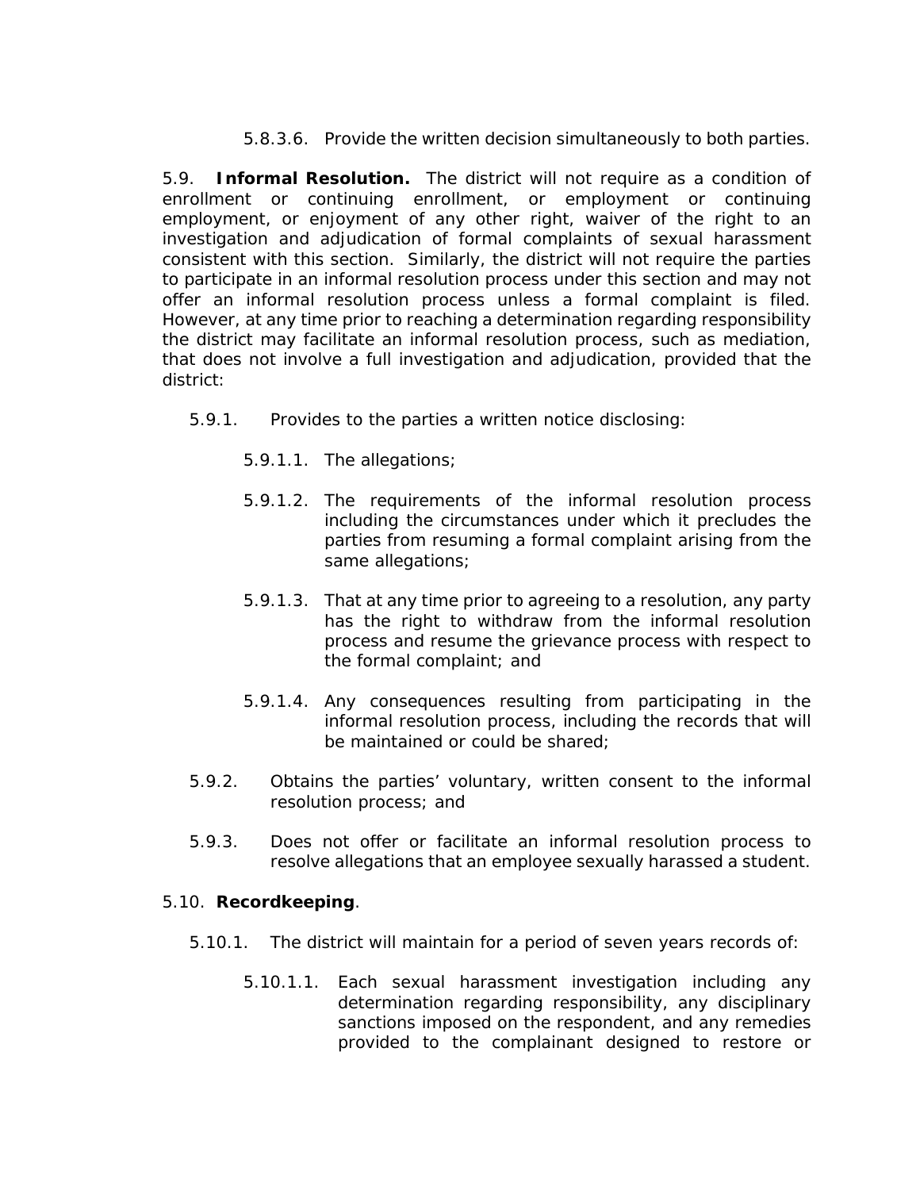5.8.3.6. Provide the written decision simultaneously to both parties.

5.9. **Informal Resolution.** The district will not require as a condition of enrollment or continuing enrollment, or employment or continuing employment, or enjoyment of any other right, waiver of the right to an investigation and adjudication of formal complaints of sexual harassment consistent with this section. Similarly, the district will not require the parties to participate in an informal resolution process under this section and may not offer an informal resolution process unless a formal complaint is filed. However, at any time prior to reaching a determination regarding responsibility the district may facilitate an informal resolution process, such as mediation, that does not involve a full investigation and adjudication, provided that the district:

5.9.1. Provides to the parties a written notice disclosing:

5.9.1.1. The allegations;

5.9.1.2. The requirements of the informal resolution process including the circumstances under which it precludes the parties from resuming a formal complaint arising from the same allegations;

5.9.1.3. That at any time prior to agreeing to a resolution, any party has the right to withdraw from the informal resolution process and resume the grievance process with respect to the formal complaint; and

5.9.1.4. Any consequences resulting from participating in the informal resolution process, including the records that will be maintained or could be shared;

5.9.2. Obtains the parties' voluntary, written consent to the informal resolution process; and

5.9.3. Does not offer or facilitate an informal resolution process to resolve allegations that an employee sexually harassed a student.

5.10. **Recordkeeping**.

5.10.1. The district will maintain for a period of seven years records of:

5.10.1.1. Each sexual harassment investigation including any determination regarding responsibility, any disciplinary sanctions imposed on the respondent, and any remedies provided to the complainant designed to restore or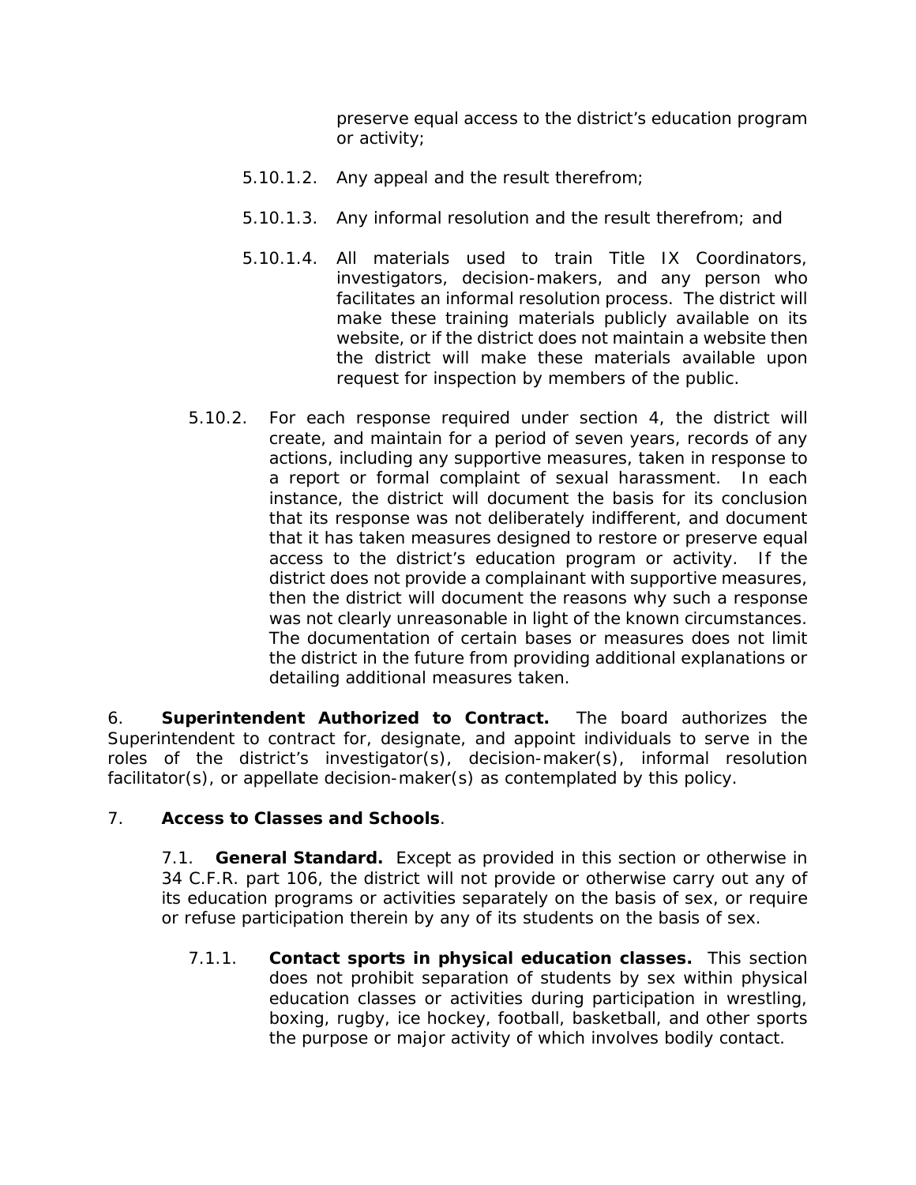preserve equal access to the district's education program or activity;

5.10.1.2. Any appeal and the result therefrom;

5.10.1.3. Any informal resolution and the result therefrom; and

5.10.1.4. All materials used to train Title IX Coordinators, investigators, decision-makers, and any person who facilitates an informal resolution process. The district will make these training materials publicly available on its website, or if the district does not maintain a website then the district will make these materials available upon request for inspection by members of the public.

5.10.2. For each response required under section 4, the district will create, and maintain for a period of seven years, records of any actions, including any supportive measures, taken in response to a report or formal complaint of sexual harassment. In each instance, the district will document the basis for its conclusion that its response was not deliberately indifferent, and document that it has taken measures designed to restore or preserve equal access to the district's education program or activity. If the district does not provide a complainant with supportive measures, then the district will document the reasons why such a response was not clearly unreasonable in light of the known circumstances. The documentation of certain bases or measures does not limit the district in the future from providing additional explanations or detailing additional measures taken.

6. **Superintendent Authorized to Contract.** The board authorizes the Superintendent to contract for, designate, and appoint individuals to serve in the roles of the district's investigator(s), decision-maker(s), informal resolution facilitator(s), or appellate decision-maker(s) as contemplated by this policy.

7. **Access to Classes and Schools**.

7.1. **General Standard.** Except as provided in this section or otherwise in 34 C.F.R. part 106, the district will not provide or otherwise carry out any of its education programs or activities separately on the basis of sex, or require or refuse participation therein by any of its students on the basis of sex.

7.1.1. **Contact sports in physical education classes.** This section does not prohibit separation of students by sex within physical education classes or activities during participation in wrestling, boxing, rugby, ice hockey, football, basketball, and other sports the purpose or major activity of which involves bodily contact.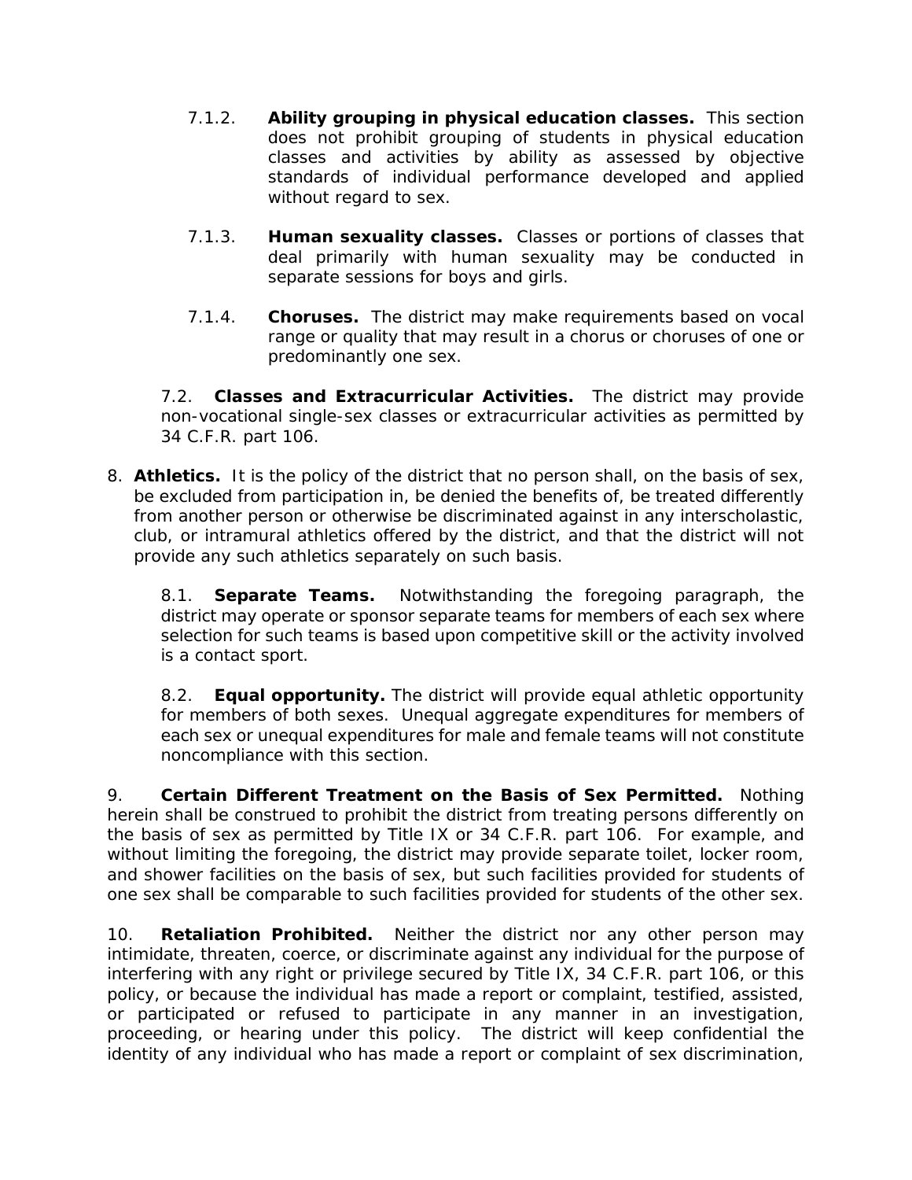7.1.2. **Ability grouping in physical education classes.** This section does not prohibit grouping of students in physical education classes and activities by ability as assessed by objective standards of individual performance developed and applied without regard to sex.

7.1.3. **Human sexuality classes.** Classes or portions of classes that deal primarily with human sexuality may be conducted in separate sessions for boys and girls.

7.1.4. **Choruses.** The district may make requirements based on vocal range or quality that may result in a chorus or choruses of one or predominantly one sex.

7.2. **Classes and Extracurricular Activities.** The district may provide non-vocational single-sex classes or extracurricular activities as permitted by 34 C.F.R. part 106.

8. **Athletics.** It is the policy of the district that no person shall, on the basis of sex, be excluded from participation in, be denied the benefits of, be treated differently from another person or otherwise be discriminated against in any interscholastic, club, or intramural athletics offered by the district, and that the district will not provide any such athletics separately on such basis.

8.1. **Separate Teams.** Notwithstanding the foregoing paragraph, the district may operate or sponsor separate teams for members of each sex where selection for such teams is based upon competitive skill or the activity involved is a contact sport.

8.2. **Equal opportunity.** The district will provide equal athletic opportunity for members of both sexes. Unequal aggregate expenditures for members of each sex or unequal expenditures for male and female teams will not constitute noncompliance with this section.

9. **Certain Different Treatment on the Basis of Sex Permitted.** Nothing herein shall be construed to prohibit the district from treating persons differently on the basis of sex as permitted by Title IX or 34 C.F.R. part 106. For example, and without limiting the foregoing, the district may provide separate toilet, locker room, and shower facilities on the basis of sex, but such facilities provided for students of one sex shall be comparable to such facilities provided for students of the other sex.

10. **Retaliation Prohibited.** Neither the district nor any other person may intimidate, threaten, coerce, or discriminate against any individual for the purpose of interfering with any right or privilege secured by Title IX, 34 C.F.R. part 106, or this policy, or because the individual has made a report or complaint, testified, assisted, or participated or refused to participate in any manner in an investigation, proceeding, or hearing under this policy. The district will keep confidential the identity of any individual who has made a report or complaint of sex discrimination,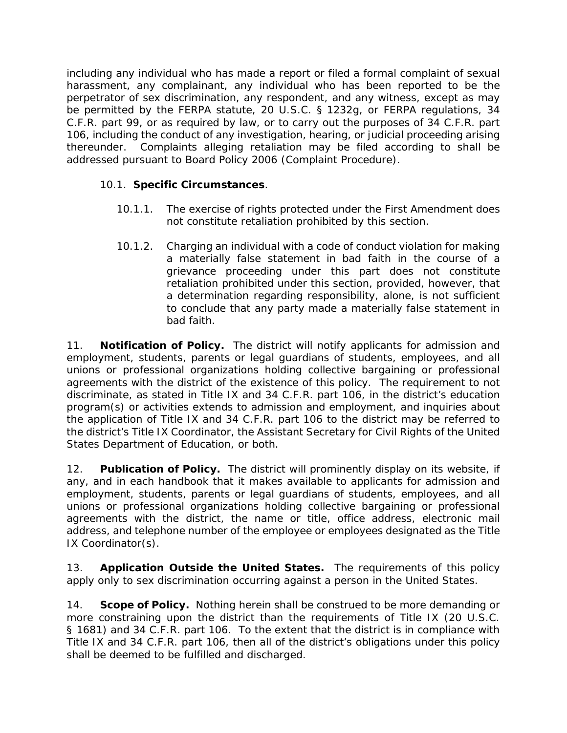including any individual who has made a report or filed a formal complaint of sexual harassment, any complainant, any individual who has been reported to be the perpetrator of sex discrimination, any respondent, and any witness, except as may be permitted by the FERPA statute, 20 U.S.C. § 1232g, or FERPA regulations, 34 C.F.R. part 99, or as required by law, or to carry out the purposes of 34 C.F.R. part 106, including the conduct of any investigation, hearing, or judicial proceeding arising thereunder. Complaints alleging retaliation may be filed according to shall be addressed pursuant to Board Policy 2006 (Complaint Procedure).

10.1. **Specific Circumstances**.

10.1.1. The exercise of rights protected under the First Amendment does not constitute retaliation prohibited by this section.

10.1.2. Charging an individual with a code of conduct violation for making a materially false statement in bad faith in the course of a grievance proceeding under this part does not constitute retaliation prohibited under this section, provided, however, that a determination regarding responsibility, alone, is not sufficient to conclude that any party made a materially false statement in bad faith.

11. **Notification of Policy.** The district will notify applicants for admission and employment, students, parents or legal guardians of students, employees, and all unions or professional organizations holding collective bargaining or professional agreements with the district of the existence of this policy. The requirement to not discriminate, as stated in Title IX and 34 C.F.R. part 106, in the district's education program(s) or activities extends to admission and employment, and inquiries about the application of Title IX and 34 C.F.R. part 106 to the district may be referred to the district's Title IX Coordinator, the Assistant Secretary for Civil Rights of the United States Department of Education, or both.

12. **Publication of Policy.** The district will prominently display on its website, if any, and in each handbook that it makes available to applicants for admission and employment, students, parents or legal guardians of students, employees, and all unions or professional organizations holding collective bargaining or professional agreements with the district, the name or title, office address, electronic mail address, and telephone number of the employee or employees designated as the Title IX Coordinator(s).

13. **Application Outside the United States.** The requirements of this policy apply only to sex discrimination occurring against a person in the United States.

14. **Scope of Policy.** Nothing herein shall be construed to be more demanding or more constraining upon the district than the requirements of Title IX (20 U.S.C. § 1681) and 34 C.F.R. part 106. To the extent that the district is in compliance with Title IX and 34 C.F.R. part 106, then all of the district's obligations under this policy shall be deemed to be fulfilled and discharged.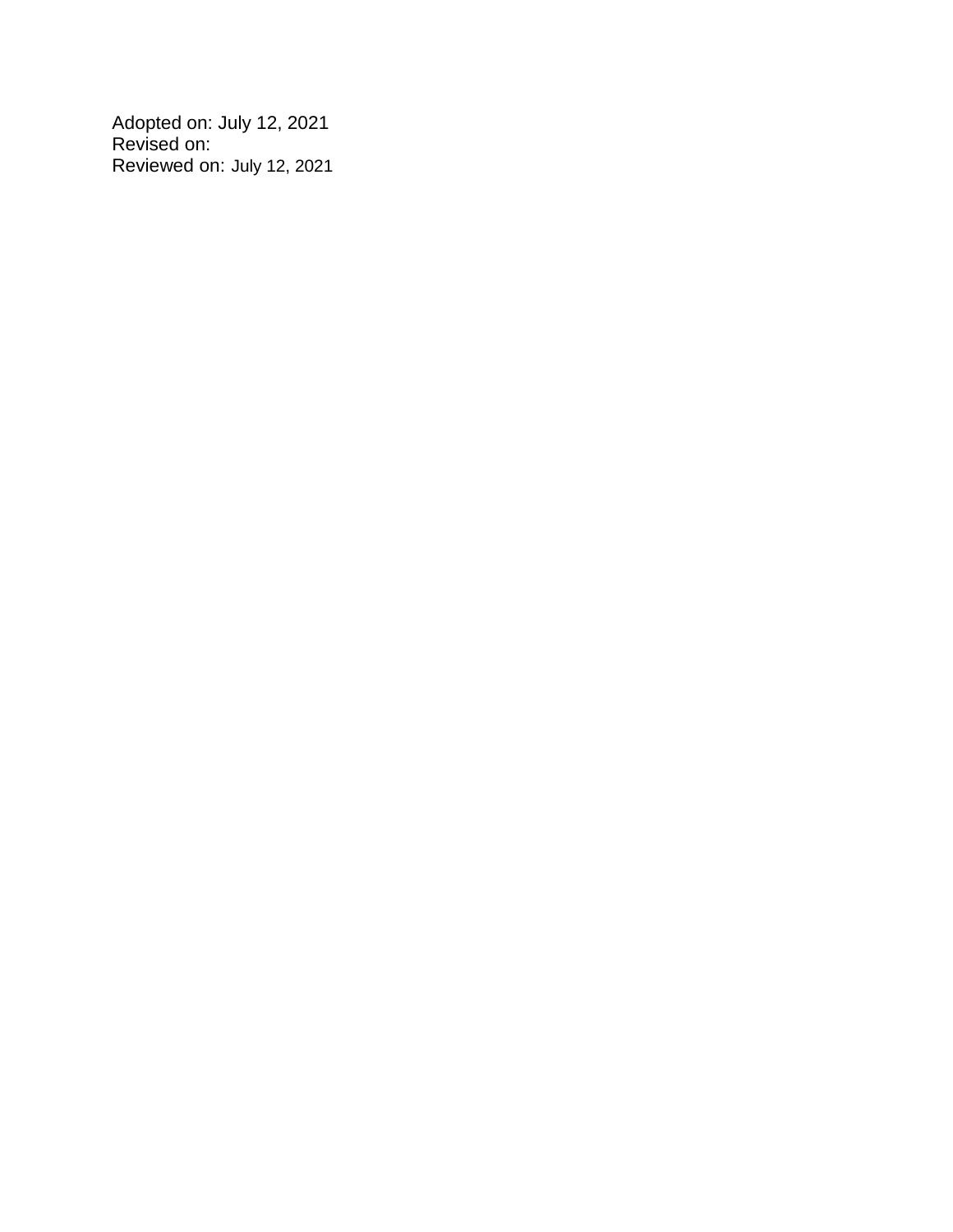Adopted on: July 12, 2021
Revised on:
Reviewed on: July 12, 2021